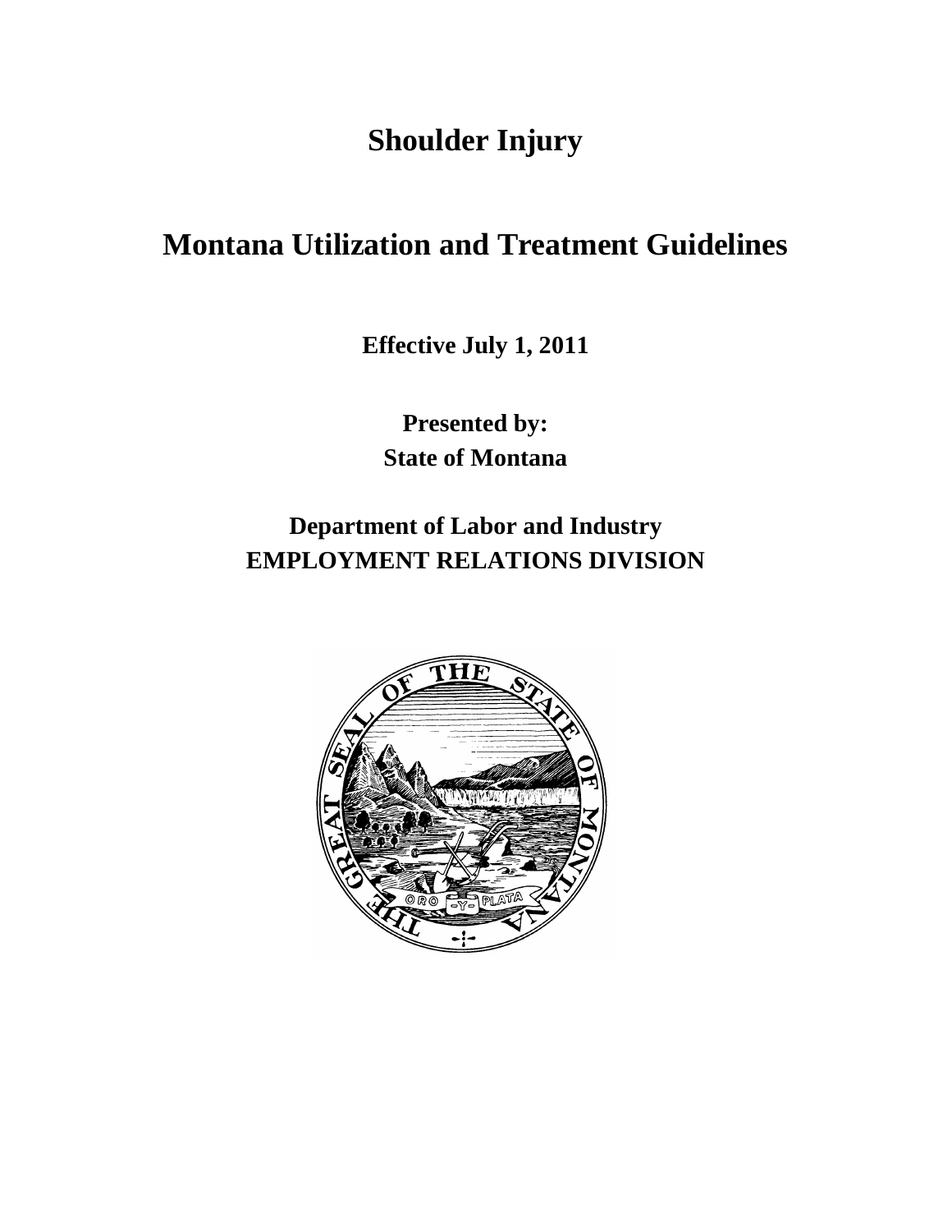# Shoulder Injury

# Montana Utilization and Treatment Guidelines

**Effective July 1, 2011**

**Presented by:**
**State of Montana**

**Department of Labor and Industry**
**EMPLOYMENT RELATIONS DIVISION**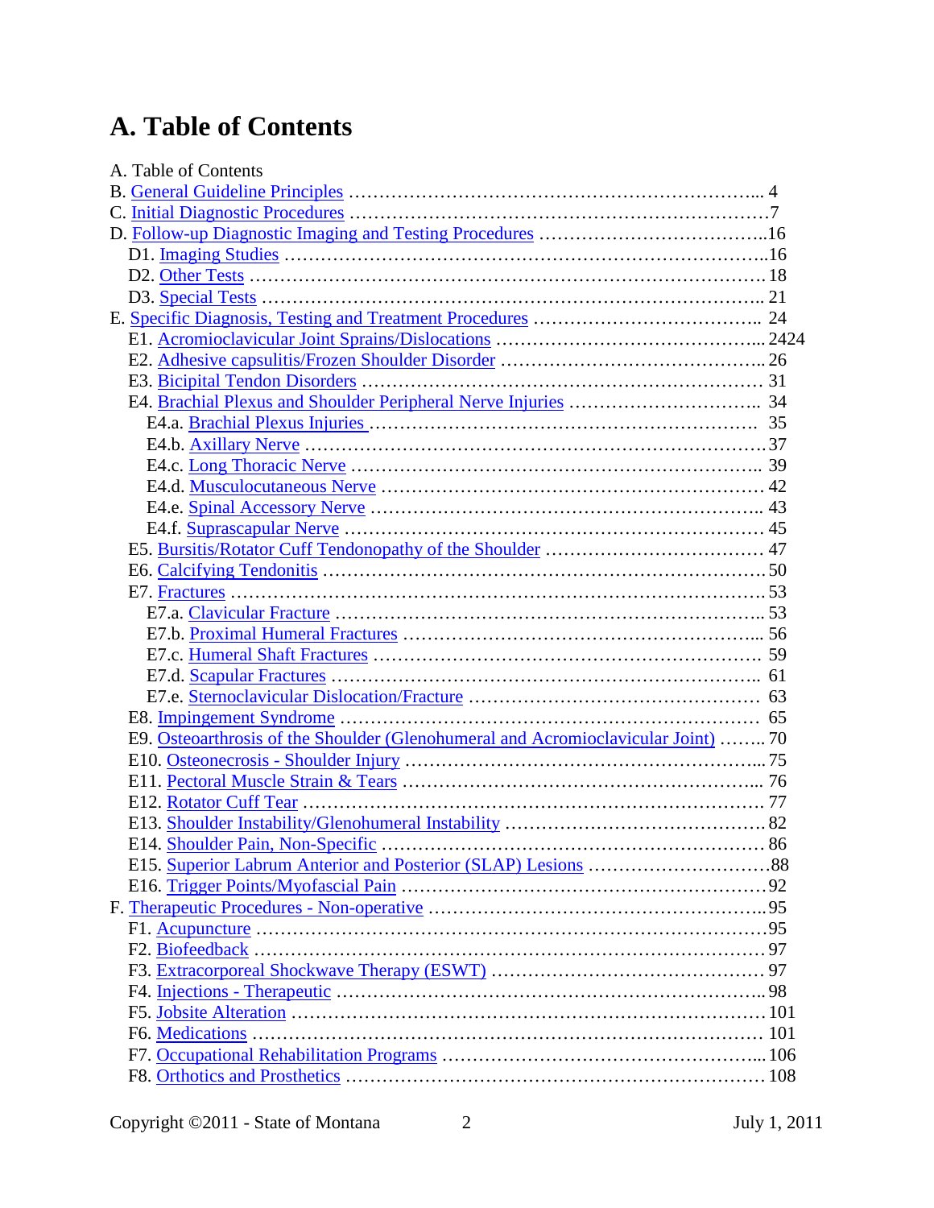# A. Table of Contents

A. Table of Contents
B. General Guideline Principles ………………………………………………………….. 4
C. Initial Diagnostic Procedures ……………………………………………………………7
D. Follow-up Diagnostic Imaging and Testing Procedures ………………………………..16
  D1. Imaging Studies …………………………………………………………………..16
  D2. Other Tests ………………………………………………………………………… 18
  D3. Special Tests ……………………………………………………………………….. 21
E. Specific Diagnosis, Testing and Treatment Procedures ……………………………….. 24
  E1. Acromioclavicular Joint Sprains/Dislocations ……………………………………... 2424
  E2. Adhesive capsulitis/Frozen Shoulder Disorder …………………………………… 26
  E3. Bicipital Tendon Disorders ……………………………………………………….. 31
  E4. Brachial Plexus and Shoulder Peripheral Nerve Injuries ………………………….. 34
    E4.a. Brachial Plexus Injuries ……………………………………………………… 35
    E4.b. Axillary Nerve ………………………………………………………………….37
    E4.c. Long Thoracic Nerve ………………………………………………………... 39
    E4.d. Musculocutaneous Nerve …………………………………………………… 42
    E4.e. Spinal Accessory Nerve ……………………………………………………... 43
    E4.f. Suprascapular Nerve ………………………………………………………… 45
  E5. Bursitis/Rotator Cuff Tendonopathy of the Shoulder ……………………………… 47
  E6. Calcifying Tendonitis ………………………………………………………………50
  E7. Fractures ……………………………………………………………………………53
    E7.a. Clavicular Fracture …………………………………………………………... 53
    E7.b. Proximal Humeral Fractures ………………………………………………... 56
    E7.c. Humeral Shaft Fractures ……………………………………………………… 59
    E7.d. Scapular Fractures …………………………………………………………… 61
    E7.e. Sternoclavicular Dislocation/Fracture ……………………………………… 63
  E8. Impingement Syndrome …………………………………………………………… 65
  E9. Osteoarthrosis of the Shoulder (Glenohumeral and Acromioclavicular Joint) …….. 70
  E10. Osteonecrosis - Shoulder Injury ………………………………………………….... 75
  E11. Pectoral Muscle Strain & Tears …………………………………………………... 76
  E12. Rotator Cuff Tear ………………………………………………………………… 77
  E13. Shoulder Instability/Glenohumeral Instability ……………………………………82
  E14. Shoulder Pain, Non-Specific ……………………………………………………… 86
  E15. Superior Labrum Anterior and Posterior (SLAP) Lesions …………………………88
  E16. Trigger Points/Myofascial Pain ……………………………………………………92
F. Therapeutic Procedures - Non-operative ……………………………………………….95
  F1. Acupuncture ………………………………………………………………………..95
  F2. Biofeedback ……………………………………………………………………….. 97
  F3. Extracorporeal Shockwave Therapy (ESWT) …………………………………….. 97
  F4. Injections - Therapeutic …………………………………………………………….98
  F5. Jobsite Alteration ………………………………………………………………….101
  F6. Medications ……………………………………………………………………….. 101
  F7. Occupational Rehabilitation Programs ……………………………………………...106
  F8. Orthotics and Prosthetics ………………………………………………………… 108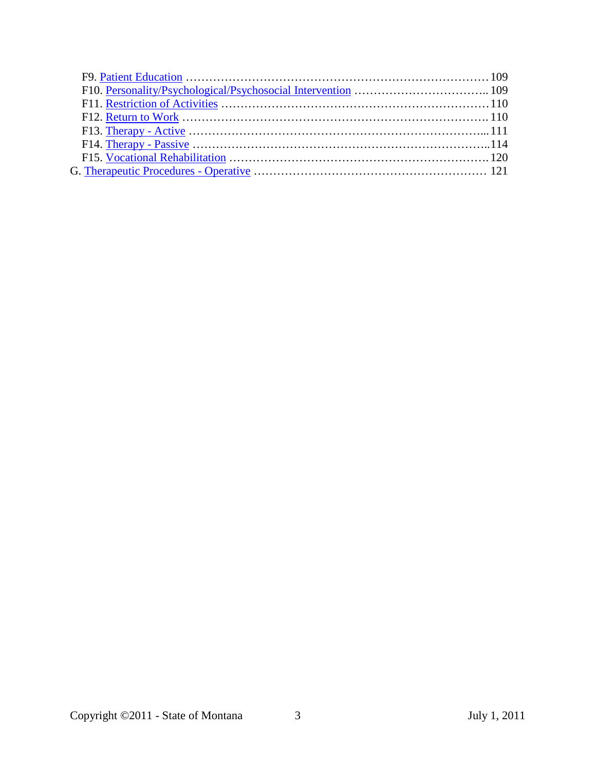F9. Patient Education ………………………………………………………………… 109
F10. Personality/Psychological/Psychosocial Intervention …………………………….. 109
F11. Restriction of Activities …………………………………………………………… 110
F12. Return to Work ……………………………………………………………………. 110
F13. Therapy - Active ……………………………………………………………….... 111
F14. Therapy - Passive ………………………………………………………………..114
F15. Vocational Rehabilitation ………………………………………………………… 120
G. Therapeutic Procedures - Operative ………………………………………………… 121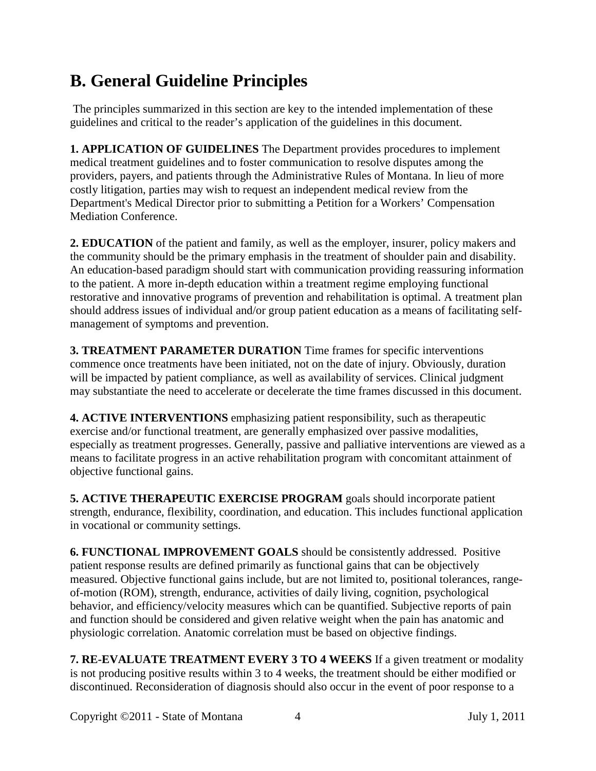# B. General Guideline Principles

The principles summarized in this section are key to the intended implementation of these guidelines and critical to the reader's application of the guidelines in this document.

**1. APPLICATION OF GUIDELINES** The Department provides procedures to implement medical treatment guidelines and to foster communication to resolve disputes among the providers, payers, and patients through the Administrative Rules of Montana. In lieu of more costly litigation, parties may wish to request an independent medical review from the Department's Medical Director prior to submitting a Petition for a Workers' Compensation Mediation Conference.

**2. EDUCATION** of the patient and family, as well as the employer, insurer, policy makers and the community should be the primary emphasis in the treatment of shoulder pain and disability. An education-based paradigm should start with communication providing reassuring information to the patient. A more in-depth education within a treatment regime employing functional restorative and innovative programs of prevention and rehabilitation is optimal. A treatment plan should address issues of individual and/or group patient education as a means of facilitating self-management of symptoms and prevention.

**3. TREATMENT PARAMETER DURATION** Time frames for specific interventions commence once treatments have been initiated, not on the date of injury. Obviously, duration will be impacted by patient compliance, as well as availability of services. Clinical judgment may substantiate the need to accelerate or decelerate the time frames discussed in this document.

**4. ACTIVE INTERVENTIONS** emphasizing patient responsibility, such as therapeutic exercise and/or functional treatment, are generally emphasized over passive modalities, especially as treatment progresses. Generally, passive and palliative interventions are viewed as a means to facilitate progress in an active rehabilitation program with concomitant attainment of objective functional gains.

**5. ACTIVE THERAPEUTIC EXERCISE PROGRAM** goals should incorporate patient strength, endurance, flexibility, coordination, and education. This includes functional application in vocational or community settings.

**6. FUNCTIONAL IMPROVEMENT GOALS** should be consistently addressed. Positive patient response results are defined primarily as functional gains that can be objectively measured. Objective functional gains include, but are not limited to, positional tolerances, range-of-motion (ROM), strength, endurance, activities of daily living, cognition, psychological behavior, and efficiency/velocity measures which can be quantified. Subjective reports of pain and function should be considered and given relative weight when the pain has anatomic and physiologic correlation. Anatomic correlation must be based on objective findings.

**7. RE-EVALUATE TREATMENT EVERY 3 TO 4 WEEKS** If a given treatment or modality is not producing positive results within 3 to 4 weeks, the treatment should be either modified or discontinued. Reconsideration of diagnosis should also occur in the event of poor response to a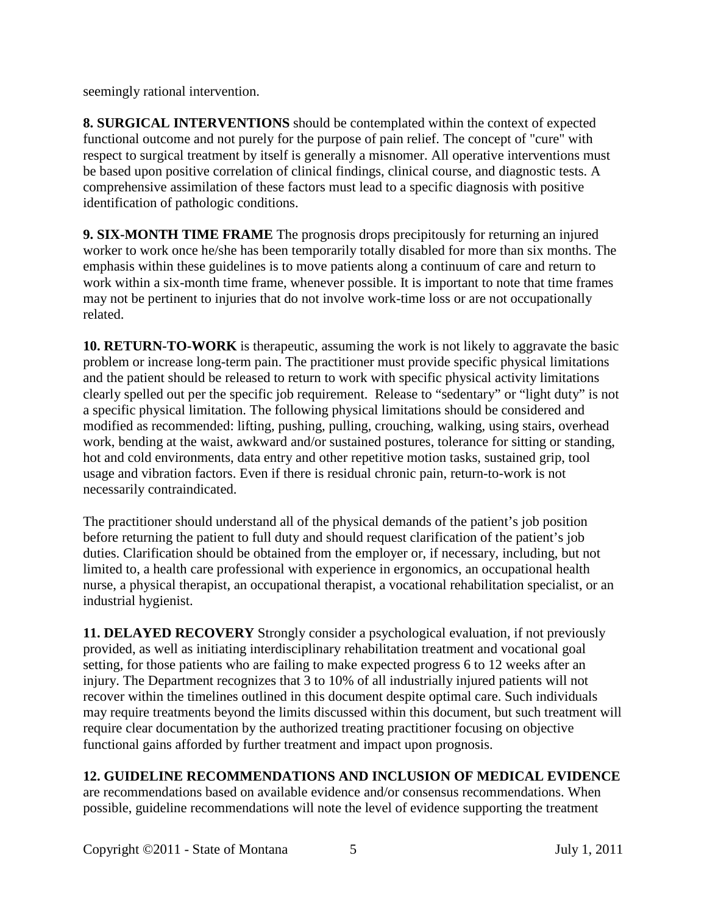seemingly rational intervention.

**8. SURGICAL INTERVENTIONS** should be contemplated within the context of expected functional outcome and not purely for the purpose of pain relief. The concept of "cure" with respect to surgical treatment by itself is generally a misnomer. All operative interventions must be based upon positive correlation of clinical findings, clinical course, and diagnostic tests. A comprehensive assimilation of these factors must lead to a specific diagnosis with positive identification of pathologic conditions.

**9. SIX-MONTH TIME FRAME** The prognosis drops precipitously for returning an injured worker to work once he/she has been temporarily totally disabled for more than six months. The emphasis within these guidelines is to move patients along a continuum of care and return to work within a six-month time frame, whenever possible. It is important to note that time frames may not be pertinent to injuries that do not involve work-time loss or are not occupationally related.

**10. RETURN-TO-WORK** is therapeutic, assuming the work is not likely to aggravate the basic problem or increase long-term pain. The practitioner must provide specific physical limitations and the patient should be released to return to work with specific physical activity limitations clearly spelled out per the specific job requirement. Release to "sedentary" or "light duty" is not a specific physical limitation. The following physical limitations should be considered and modified as recommended: lifting, pushing, pulling, crouching, walking, using stairs, overhead work, bending at the waist, awkward and/or sustained postures, tolerance for sitting or standing, hot and cold environments, data entry and other repetitive motion tasks, sustained grip, tool usage and vibration factors. Even if there is residual chronic pain, return-to-work is not necessarily contraindicated.

The practitioner should understand all of the physical demands of the patient's job position before returning the patient to full duty and should request clarification of the patient's job duties. Clarification should be obtained from the employer or, if necessary, including, but not limited to, a health care professional with experience in ergonomics, an occupational health nurse, a physical therapist, an occupational therapist, a vocational rehabilitation specialist, or an industrial hygienist.

**11. DELAYED RECOVERY** Strongly consider a psychological evaluation, if not previously provided, as well as initiating interdisciplinary rehabilitation treatment and vocational goal setting, for those patients who are failing to make expected progress 6 to 12 weeks after an injury. The Department recognizes that 3 to 10% of all industrially injured patients will not recover within the timelines outlined in this document despite optimal care. Such individuals may require treatments beyond the limits discussed within this document, but such treatment will require clear documentation by the authorized treating practitioner focusing on objective functional gains afforded by further treatment and impact upon prognosis.

**12. GUIDELINE RECOMMENDATIONS AND INCLUSION OF MEDICAL EVIDENCE** are recommendations based on available evidence and/or consensus recommendations. When possible, guideline recommendations will note the level of evidence supporting the treatment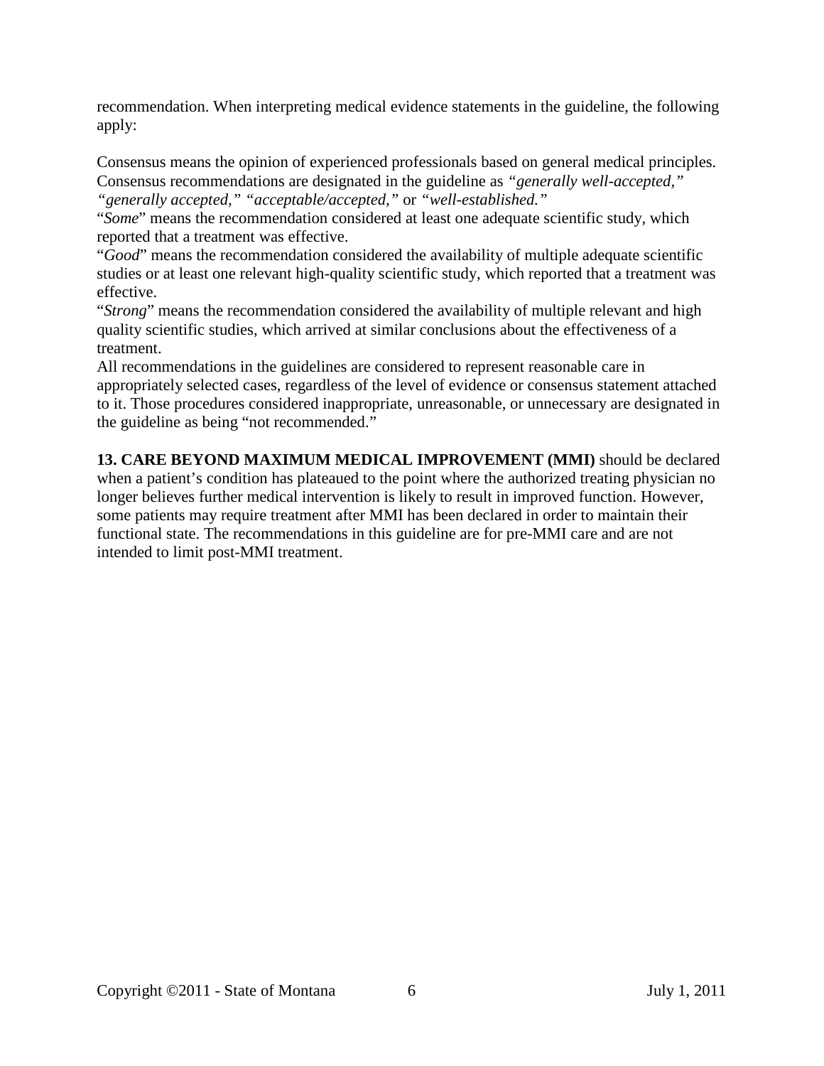recommendation. When interpreting medical evidence statements in the guideline, the following apply:

Consensus means the opinion of experienced professionals based on general medical principles. Consensus recommendations are designated in the guideline as *"generally well-accepted," "generally accepted," "acceptable/accepted,"* or *"well-established."*
"*Some*" means the recommendation considered at least one adequate scientific study, which reported that a treatment was effective.
"*Good*" means the recommendation considered the availability of multiple adequate scientific studies or at least one relevant high-quality scientific study, which reported that a treatment was effective.
"*Strong*" means the recommendation considered the availability of multiple relevant and high quality scientific studies, which arrived at similar conclusions about the effectiveness of a treatment.
All recommendations in the guidelines are considered to represent reasonable care in appropriately selected cases, regardless of the level of evidence or consensus statement attached to it. Those procedures considered inappropriate, unreasonable, or unnecessary are designated in the guideline as being "not recommended."

**13. CARE BEYOND MAXIMUM MEDICAL IMPROVEMENT (MMI)** should be declared when a patient's condition has plateaued to the point where the authorized treating physician no longer believes further medical intervention is likely to result in improved function. However, some patients may require treatment after MMI has been declared in order to maintain their functional state. The recommendations in this guideline are for pre-MMI care and are not intended to limit post-MMI treatment.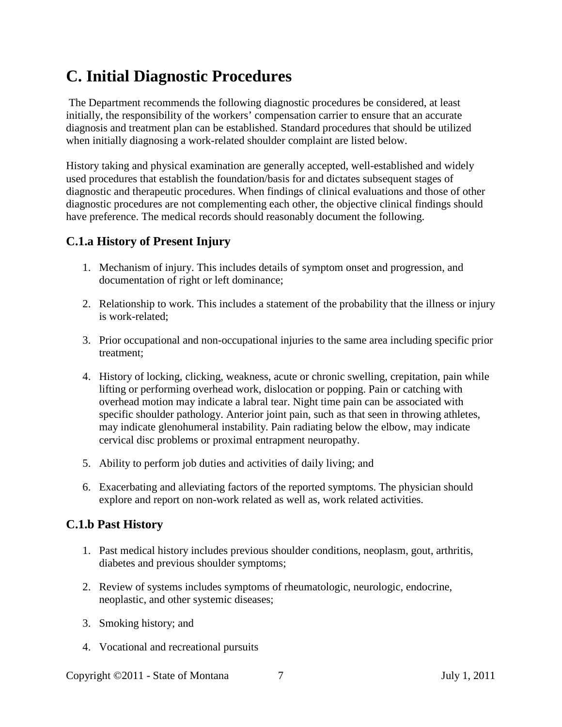# C. Initial Diagnostic Procedures

The Department recommends the following diagnostic procedures be considered, at least initially, the responsibility of the workers' compensation carrier to ensure that an accurate diagnosis and treatment plan can be established. Standard procedures that should be utilized when initially diagnosing a work-related shoulder complaint are listed below.

History taking and physical examination are generally accepted, well-established and widely used procedures that establish the foundation/basis for and dictates subsequent stages of diagnostic and therapeutic procedures. When findings of clinical evaluations and those of other diagnostic procedures are not complementing each other, the objective clinical findings should have preference. The medical records should reasonably document the following.

## C.1.a History of Present Injury

1. Mechanism of injury. This includes details of symptom onset and progression, and documentation of right or left dominance;
2. Relationship to work. This includes a statement of the probability that the illness or injury is work-related;
3. Prior occupational and non-occupational injuries to the same area including specific prior treatment;
4. History of locking, clicking, weakness, acute or chronic swelling, crepitation, pain while lifting or performing overhead work, dislocation or popping. Pain or catching with overhead motion may indicate a labral tear. Night time pain can be associated with specific shoulder pathology. Anterior joint pain, such as that seen in throwing athletes, may indicate glenohumeral instability. Pain radiating below the elbow, may indicate cervical disc problems or proximal entrapment neuropathy.
5. Ability to perform job duties and activities of daily living; and
6. Exacerbating and alleviating factors of the reported symptoms. The physician should explore and report on non-work related as well as, work related activities.

## C.1.b Past History

1. Past medical history includes previous shoulder conditions, neoplasm, gout, arthritis, diabetes and previous shoulder symptoms;
2. Review of systems includes symptoms of rheumatologic, neurologic, endocrine, neoplastic, and other systemic diseases;
3. Smoking history; and
4. Vocational and recreational pursuits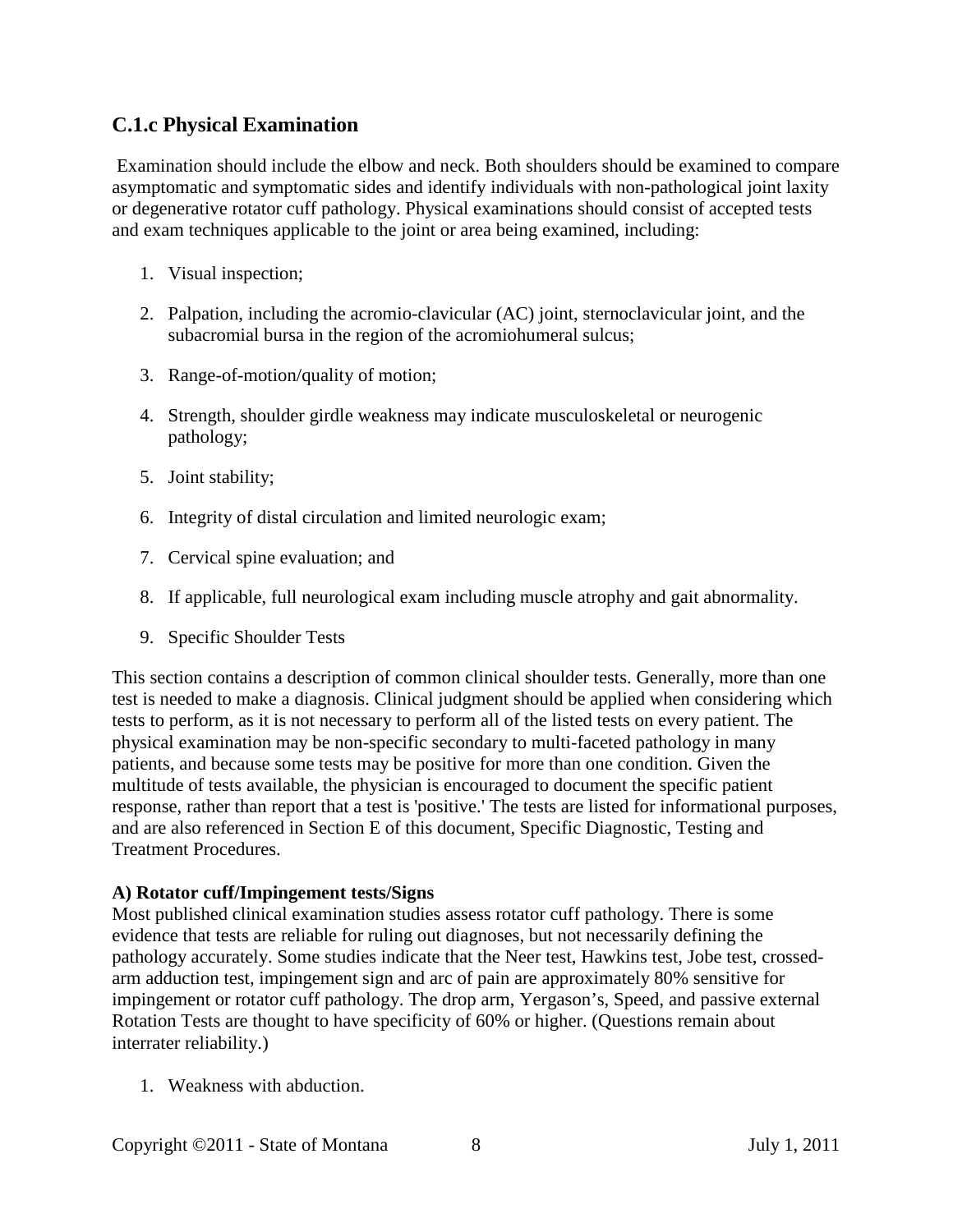## C.1.c Physical Examination

Examination should include the elbow and neck. Both shoulders should be examined to compare asymptomatic and symptomatic sides and identify individuals with non-pathological joint laxity or degenerative rotator cuff pathology. Physical examinations should consist of accepted tests and exam techniques applicable to the joint or area being examined, including:

1. Visual inspection;
2. Palpation, including the acromio-clavicular (AC) joint, sternoclavicular joint, and the subacromial bursa in the region of the acromiohumeral sulcus;
3. Range-of-motion/quality of motion;
4. Strength, shoulder girdle weakness may indicate musculoskeletal or neurogenic pathology;
5. Joint stability;
6. Integrity of distal circulation and limited neurologic exam;
7. Cervical spine evaluation; and
8. If applicable, full neurological exam including muscle atrophy and gait abnormality.
9. Specific Shoulder Tests

This section contains a description of common clinical shoulder tests. Generally, more than one test is needed to make a diagnosis. Clinical judgment should be applied when considering which tests to perform, as it is not necessary to perform all of the listed tests on every patient. The physical examination may be non-specific secondary to multi-faceted pathology in many patients, and because some tests may be positive for more than one condition. Given the multitude of tests available, the physician is encouraged to document the specific patient response, rather than report that a test is 'positive.' The tests are listed for informational purposes, and are also referenced in Section E of this document, Specific Diagnostic, Testing and Treatment Procedures.

**A) Rotator cuff/Impingement tests/Signs**

Most published clinical examination studies assess rotator cuff pathology. There is some evidence that tests are reliable for ruling out diagnoses, but not necessarily defining the pathology accurately. Some studies indicate that the Neer test, Hawkins test, Jobe test, crossed-arm adduction test, impingement sign and arc of pain are approximately 80% sensitive for impingement or rotator cuff pathology. The drop arm, Yergason's, Speed, and passive external Rotation Tests are thought to have specificity of 60% or higher. (Questions remain about interrater reliability.)

1. Weakness with abduction.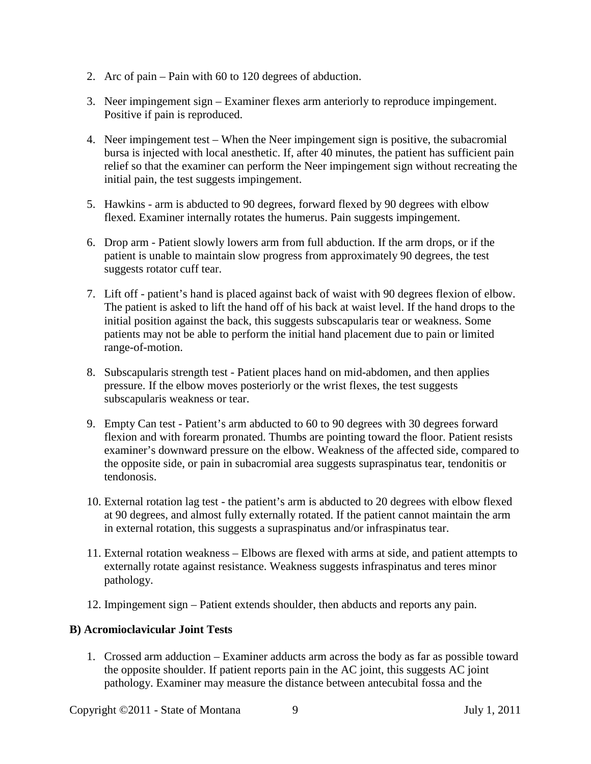2. Arc of pain – Pain with 60 to 120 degrees of abduction.

3. Neer impingement sign – Examiner flexes arm anteriorly to reproduce impingement. Positive if pain is reproduced.

4. Neer impingement test – When the Neer impingement sign is positive, the subacromial bursa is injected with local anesthetic. If, after 40 minutes, the patient has sufficient pain relief so that the examiner can perform the Neer impingement sign without recreating the initial pain, the test suggests impingement.

5. Hawkins - arm is abducted to 90 degrees, forward flexed by 90 degrees with elbow flexed. Examiner internally rotates the humerus. Pain suggests impingement.

6. Drop arm - Patient slowly lowers arm from full abduction. If the arm drops, or if the patient is unable to maintain slow progress from approximately 90 degrees, the test suggests rotator cuff tear.

7. Lift off - patient's hand is placed against back of waist with 90 degrees flexion of elbow. The patient is asked to lift the hand off of his back at waist level. If the hand drops to the initial position against the back, this suggests subscapularis tear or weakness. Some patients may not be able to perform the initial hand placement due to pain or limited range-of-motion.

8. Subscapularis strength test - Patient places hand on mid-abdomen, and then applies pressure. If the elbow moves posteriorly or the wrist flexes, the test suggests subscapularis weakness or tear.

9. Empty Can test - Patient's arm abducted to 60 to 90 degrees with 30 degrees forward flexion and with forearm pronated. Thumbs are pointing toward the floor. Patient resists examiner's downward pressure on the elbow. Weakness of the affected side, compared to the opposite side, or pain in subacromial area suggests supraspinatus tear, tendonitis or tendonosis.

10. External rotation lag test - the patient's arm is abducted to 20 degrees with elbow flexed at 90 degrees, and almost fully externally rotated. If the patient cannot maintain the arm in external rotation, this suggests a supraspinatus and/or infraspinatus tear.

11. External rotation weakness – Elbows are flexed with arms at side, and patient attempts to externally rotate against resistance. Weakness suggests infraspinatus and teres minor pathology.

12. Impingement sign – Patient extends shoulder, then abducts and reports any pain.

**B) Acromioclavicular Joint Tests**

1. Crossed arm adduction – Examiner adducts arm across the body as far as possible toward the opposite shoulder. If patient reports pain in the AC joint, this suggests AC joint pathology. Examiner may measure the distance between antecubital fossa and the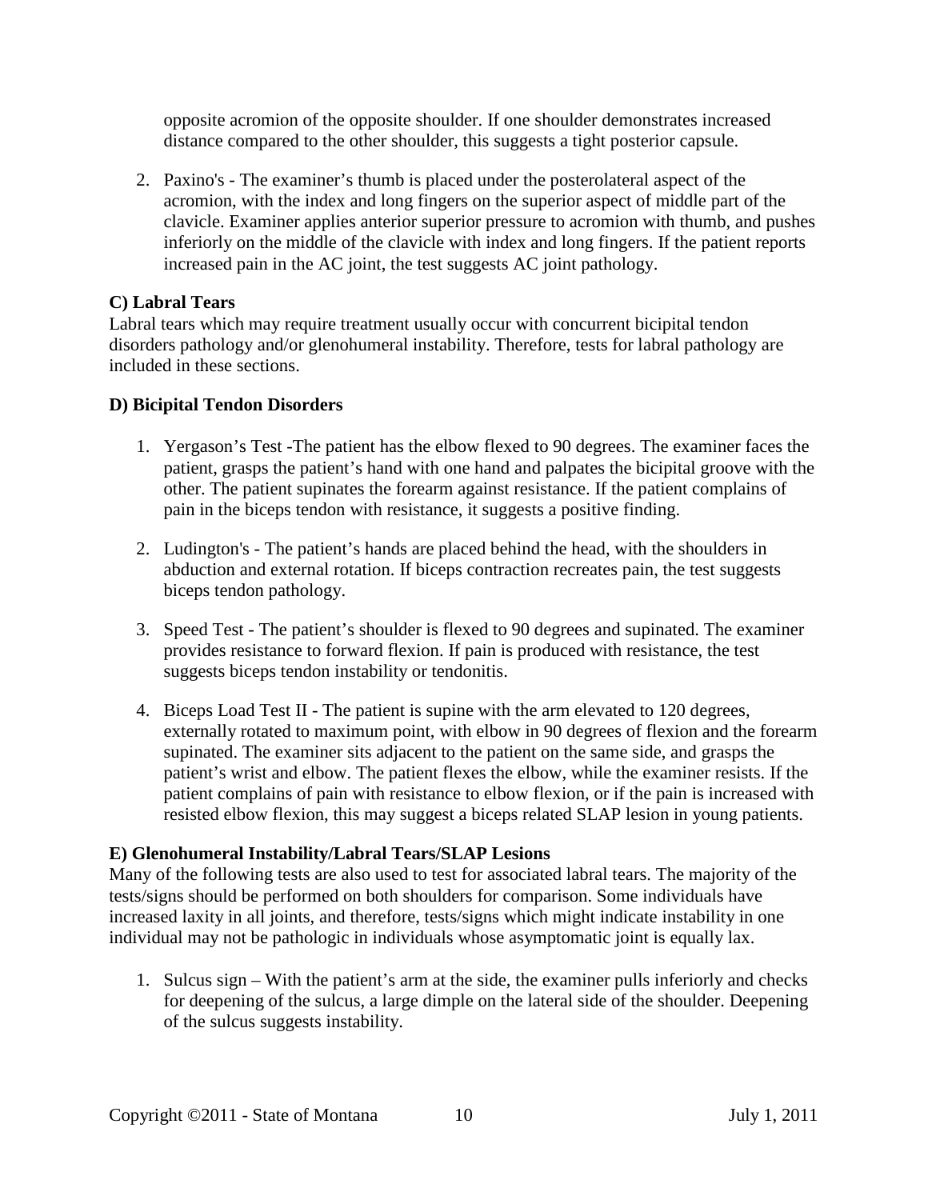opposite acromion of the opposite shoulder. If one shoulder demonstrates increased distance compared to the other shoulder, this suggests a tight posterior capsule.

2. Paxino's - The examiner's thumb is placed under the posterolateral aspect of the acromion, with the index and long fingers on the superior aspect of middle part of the clavicle. Examiner applies anterior superior pressure to acromion with thumb, and pushes inferiorly on the middle of the clavicle with index and long fingers. If the patient reports increased pain in the AC joint, the test suggests AC joint pathology.

**C) Labral Tears**

Labral tears which may require treatment usually occur with concurrent bicipital tendon disorders pathology and/or glenohumeral instability. Therefore, tests for labral pathology are included in these sections.

**D) Bicipital Tendon Disorders**

1. Yergason's Test -The patient has the elbow flexed to 90 degrees. The examiner faces the patient, grasps the patient's hand with one hand and palpates the bicipital groove with the other. The patient supinates the forearm against resistance. If the patient complains of pain in the biceps tendon with resistance, it suggests a positive finding.

2. Ludington's - The patient's hands are placed behind the head, with the shoulders in abduction and external rotation. If biceps contraction recreates pain, the test suggests biceps tendon pathology.

3. Speed Test - The patient's shoulder is flexed to 90 degrees and supinated. The examiner provides resistance to forward flexion. If pain is produced with resistance, the test suggests biceps tendon instability or tendonitis.

4. Biceps Load Test II - The patient is supine with the arm elevated to 120 degrees, externally rotated to maximum point, with elbow in 90 degrees of flexion and the forearm supinated. The examiner sits adjacent to the patient on the same side, and grasps the patient's wrist and elbow. The patient flexes the elbow, while the examiner resists. If the patient complains of pain with resistance to elbow flexion, or if the pain is increased with resisted elbow flexion, this may suggest a biceps related SLAP lesion in young patients.

**E) Glenohumeral Instability/Labral Tears/SLAP Lesions**

Many of the following tests are also used to test for associated labral tears. The majority of the tests/signs should be performed on both shoulders for comparison. Some individuals have increased laxity in all joints, and therefore, tests/signs which might indicate instability in one individual may not be pathologic in individuals whose asymptomatic joint is equally lax.

1. Sulcus sign – With the patient's arm at the side, the examiner pulls inferiorly and checks for deepening of the sulcus, a large dimple on the lateral side of the shoulder. Deepening of the sulcus suggests instability.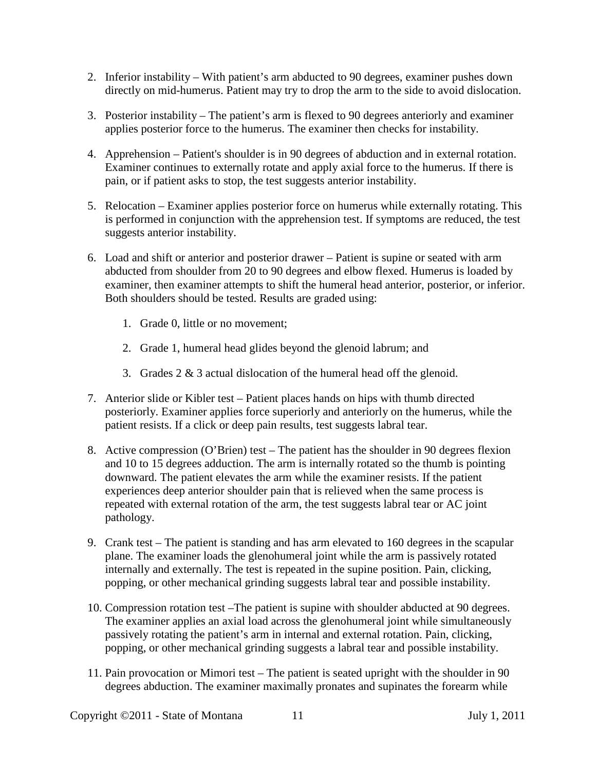2. Inferior instability – With patient's arm abducted to 90 degrees, examiner pushes down directly on mid-humerus. Patient may try to drop the arm to the side to avoid dislocation.

3. Posterior instability – The patient's arm is flexed to 90 degrees anteriorly and examiner applies posterior force to the humerus. The examiner then checks for instability.

4. Apprehension – Patient's shoulder is in 90 degrees of abduction and in external rotation. Examiner continues to externally rotate and apply axial force to the humerus. If there is pain, or if patient asks to stop, the test suggests anterior instability.

5. Relocation – Examiner applies posterior force on humerus while externally rotating. This is performed in conjunction with the apprehension test. If symptoms are reduced, the test suggests anterior instability.

6. Load and shift or anterior and posterior drawer – Patient is supine or seated with arm abducted from shoulder from 20 to 90 degrees and elbow flexed. Humerus is loaded by examiner, then examiner attempts to shift the humeral head anterior, posterior, or inferior. Both shoulders should be tested. Results are graded using:

    1. Grade 0, little or no movement;

    2. Grade 1, humeral head glides beyond the glenoid labrum; and

    3. Grades 2 & 3 actual dislocation of the humeral head off the glenoid.

7. Anterior slide or Kibler test – Patient places hands on hips with thumb directed posteriorly. Examiner applies force superiorly and anteriorly on the humerus, while the patient resists. If a click or deep pain results, test suggests labral tear.

8. Active compression (O'Brien) test – The patient has the shoulder in 90 degrees flexion and 10 to 15 degrees adduction. The arm is internally rotated so the thumb is pointing downward. The patient elevates the arm while the examiner resists. If the patient experiences deep anterior shoulder pain that is relieved when the same process is repeated with external rotation of the arm, the test suggests labral tear or AC joint pathology.

9. Crank test – The patient is standing and has arm elevated to 160 degrees in the scapular plane. The examiner loads the glenohumeral joint while the arm is passively rotated internally and externally. The test is repeated in the supine position. Pain, clicking, popping, or other mechanical grinding suggests labral tear and possible instability.

10. Compression rotation test –The patient is supine with shoulder abducted at 90 degrees. The examiner applies an axial load across the glenohumeral joint while simultaneously passively rotating the patient's arm in internal and external rotation. Pain, clicking, popping, or other mechanical grinding suggests a labral tear and possible instability.

11. Pain provocation or Mimori test – The patient is seated upright with the shoulder in 90 degrees abduction. The examiner maximally pronates and supinates the forearm while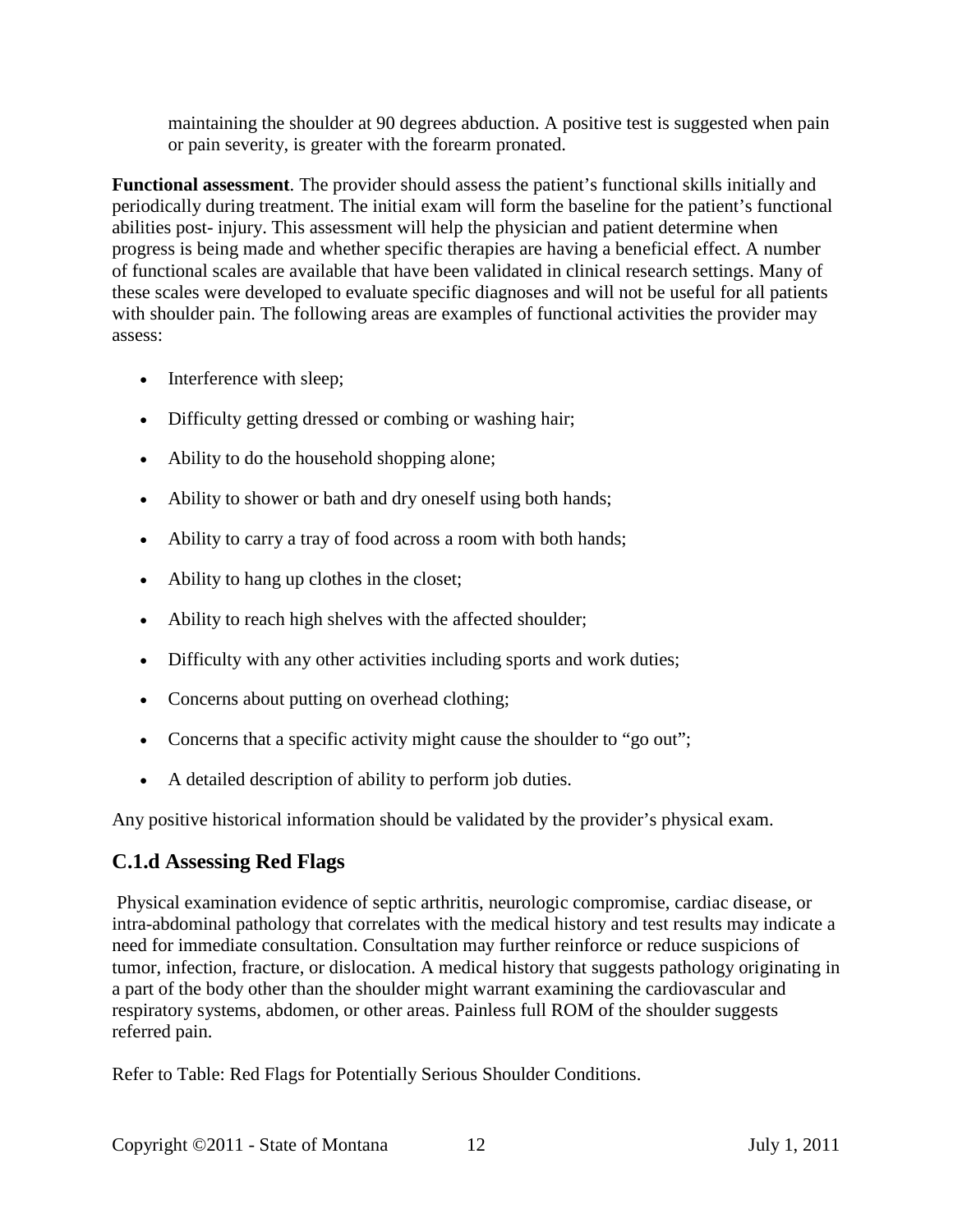maintaining the shoulder at 90 degrees abduction. A positive test is suggested when pain or pain severity, is greater with the forearm pronated.

**Functional assessment**. The provider should assess the patient's functional skills initially and periodically during treatment. The initial exam will form the baseline for the patient's functional abilities post- injury. This assessment will help the physician and patient determine when progress is being made and whether specific therapies are having a beneficial effect. A number of functional scales are available that have been validated in clinical research settings. Many of these scales were developed to evaluate specific diagnoses and will not be useful for all patients with shoulder pain. The following areas are examples of functional activities the provider may assess:

- Interference with sleep;
- Difficulty getting dressed or combing or washing hair;
- Ability to do the household shopping alone;
- Ability to shower or bath and dry oneself using both hands;
- Ability to carry a tray of food across a room with both hands;
- Ability to hang up clothes in the closet;
- Ability to reach high shelves with the affected shoulder;
- Difficulty with any other activities including sports and work duties;
- Concerns about putting on overhead clothing;
- Concerns that a specific activity might cause the shoulder to "go out";
- A detailed description of ability to perform job duties.

Any positive historical information should be validated by the provider's physical exam.

## C.1.d Assessing Red Flags

Physical examination evidence of septic arthritis, neurologic compromise, cardiac disease, or intra-abdominal pathology that correlates with the medical history and test results may indicate a need for immediate consultation. Consultation may further reinforce or reduce suspicions of tumor, infection, fracture, or dislocation. A medical history that suggests pathology originating in a part of the body other than the shoulder might warrant examining the cardiovascular and respiratory systems, abdomen, or other areas. Painless full ROM of the shoulder suggests referred pain.

Refer to Table: Red Flags for Potentially Serious Shoulder Conditions.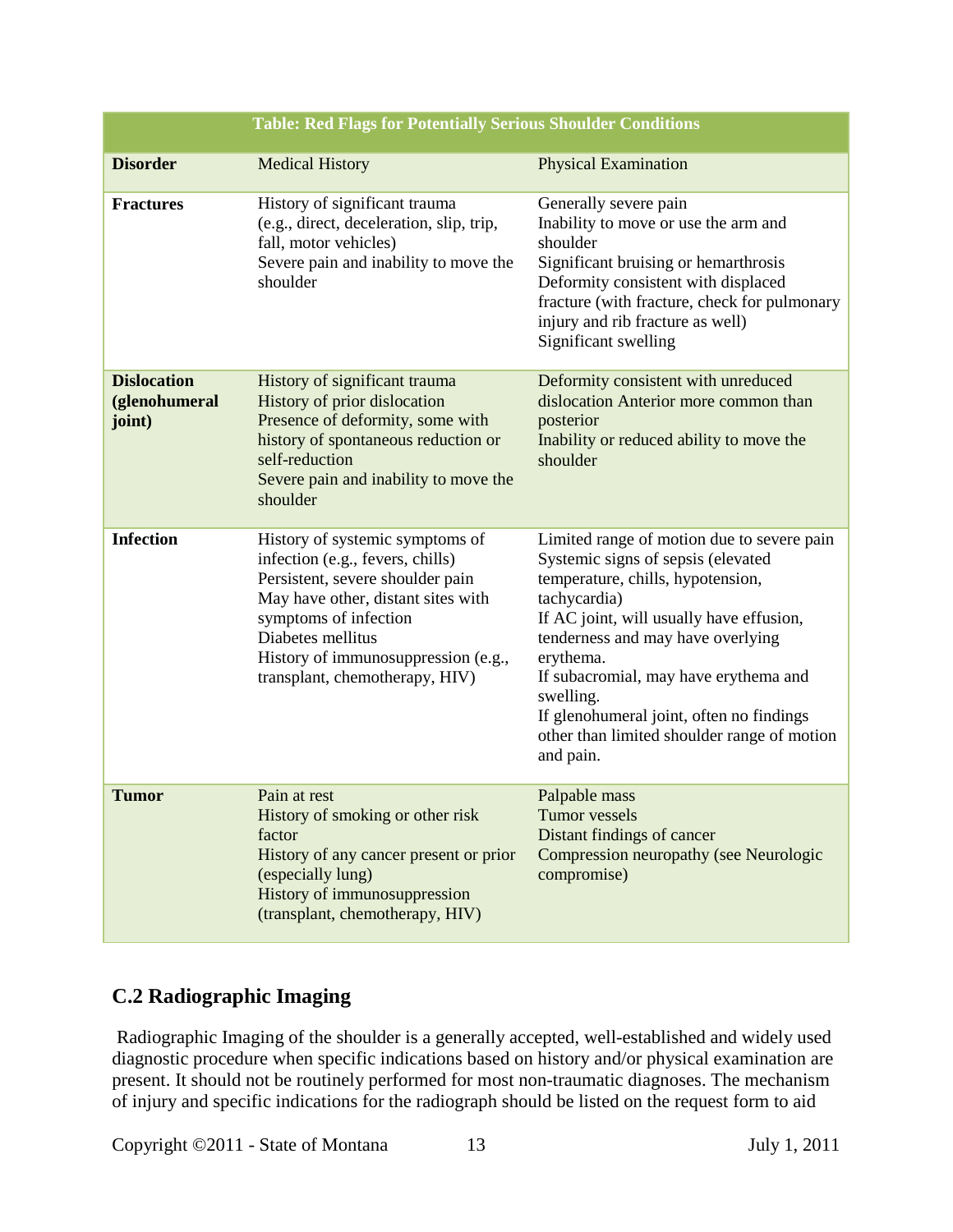| Table: Red Flags for Potentially Serious Shoulder Conditions | | |
|---|---|---|
| **Disorder** | Medical History | Physical Examination |
| **Fractures** | History of significant trauma (e.g., direct, deceleration, slip, trip, fall, motor vehicles)<br>Severe pain and inability to move the shoulder | Generally severe pain<br>Inability to move or use the arm and shoulder<br>Significant bruising or hemarthrosis<br>Deformity consistent with displaced fracture (with fracture, check for pulmonary injury and rib fracture as well)<br>Significant swelling |
| **Dislocation (glenohumeral joint)** | History of significant trauma<br>History of prior dislocation<br>Presence of deformity, some with history of spontaneous reduction or self-reduction<br>Severe pain and inability to move the shoulder | Deformity consistent with unreduced dislocation Anterior more common than posterior<br>Inability or reduced ability to move the shoulder |
| **Infection** | History of systemic symptoms of infection (e.g., fevers, chills)<br>Persistent, severe shoulder pain<br>May have other, distant sites with symptoms of infection<br>Diabetes mellitus<br>History of immunosuppression (e.g., transplant, chemotherapy, HIV) | Limited range of motion due to severe pain<br>Systemic signs of sepsis (elevated temperature, chills, hypotension, tachycardia)<br>If AC joint, will usually have effusion, tenderness and may have overlying erythema.<br>If subacromial, may have erythema and swelling.<br>If glenohumeral joint, often no findings other than limited shoulder range of motion and pain. |
| **Tumor** | Pain at rest<br>History of smoking or other risk factor<br>History of any cancer present or prior (especially lung)<br>History of immunosuppression (transplant, chemotherapy, HIV) | Palpable mass<br>Tumor vessels<br>Distant findings of cancer<br>Compression neuropathy (see Neurologic compromise) |

## C.2 Radiographic Imaging

Radiographic Imaging of the shoulder is a generally accepted, well-established and widely used diagnostic procedure when specific indications based on history and/or physical examination are present. It should not be routinely performed for most non-traumatic diagnoses. The mechanism of injury and specific indications for the radiograph should be listed on the request form to aid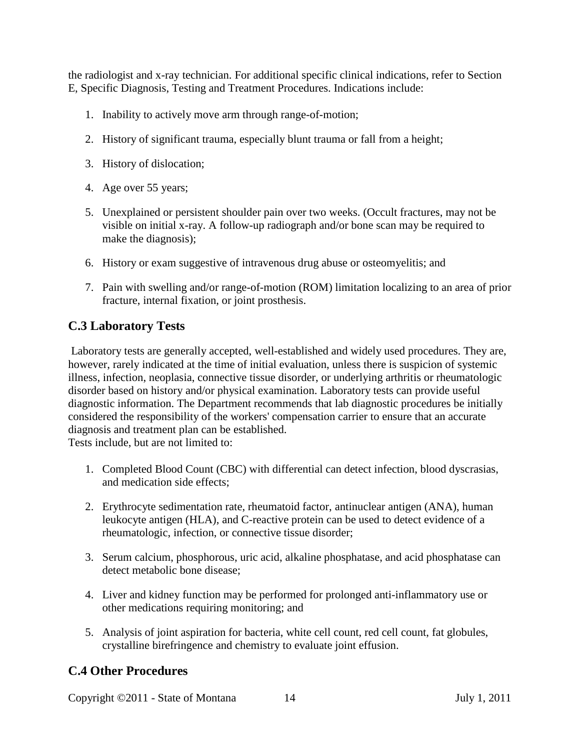the radiologist and x-ray technician. For additional specific clinical indications, refer to Section E, Specific Diagnosis, Testing and Treatment Procedures. Indications include:

1. Inability to actively move arm through range-of-motion;
2. History of significant trauma, especially blunt trauma or fall from a height;
3. History of dislocation;
4. Age over 55 years;
5. Unexplained or persistent shoulder pain over two weeks. (Occult fractures, may not be visible on initial x-ray. A follow-up radiograph and/or bone scan may be required to make the diagnosis);
6. History or exam suggestive of intravenous drug abuse or osteomyelitis; and
7. Pain with swelling and/or range-of-motion (ROM) limitation localizing to an area of prior fracture, internal fixation, or joint prosthesis.

## C.3 Laboratory Tests

Laboratory tests are generally accepted, well-established and widely used procedures. They are, however, rarely indicated at the time of initial evaluation, unless there is suspicion of systemic illness, infection, neoplasia, connective tissue disorder, or underlying arthritis or rheumatologic disorder based on history and/or physical examination. Laboratory tests can provide useful diagnostic information. The Department recommends that lab diagnostic procedures be initially considered the responsibility of the workers' compensation carrier to ensure that an accurate diagnosis and treatment plan can be established.
Tests include, but are not limited to:

1. Completed Blood Count (CBC) with differential can detect infection, blood dyscrasias, and medication side effects;
2. Erythrocyte sedimentation rate, rheumatoid factor, antinuclear antigen (ANA), human leukocyte antigen (HLA), and C-reactive protein can be used to detect evidence of a rheumatologic, infection, or connective tissue disorder;
3. Serum calcium, phosphorous, uric acid, alkaline phosphatase, and acid phosphatase can detect metabolic bone disease;
4. Liver and kidney function may be performed for prolonged anti-inflammatory use or other medications requiring monitoring; and
5. Analysis of joint aspiration for bacteria, white cell count, red cell count, fat globules, crystalline birefringence and chemistry to evaluate joint effusion.

## C.4 Other Procedures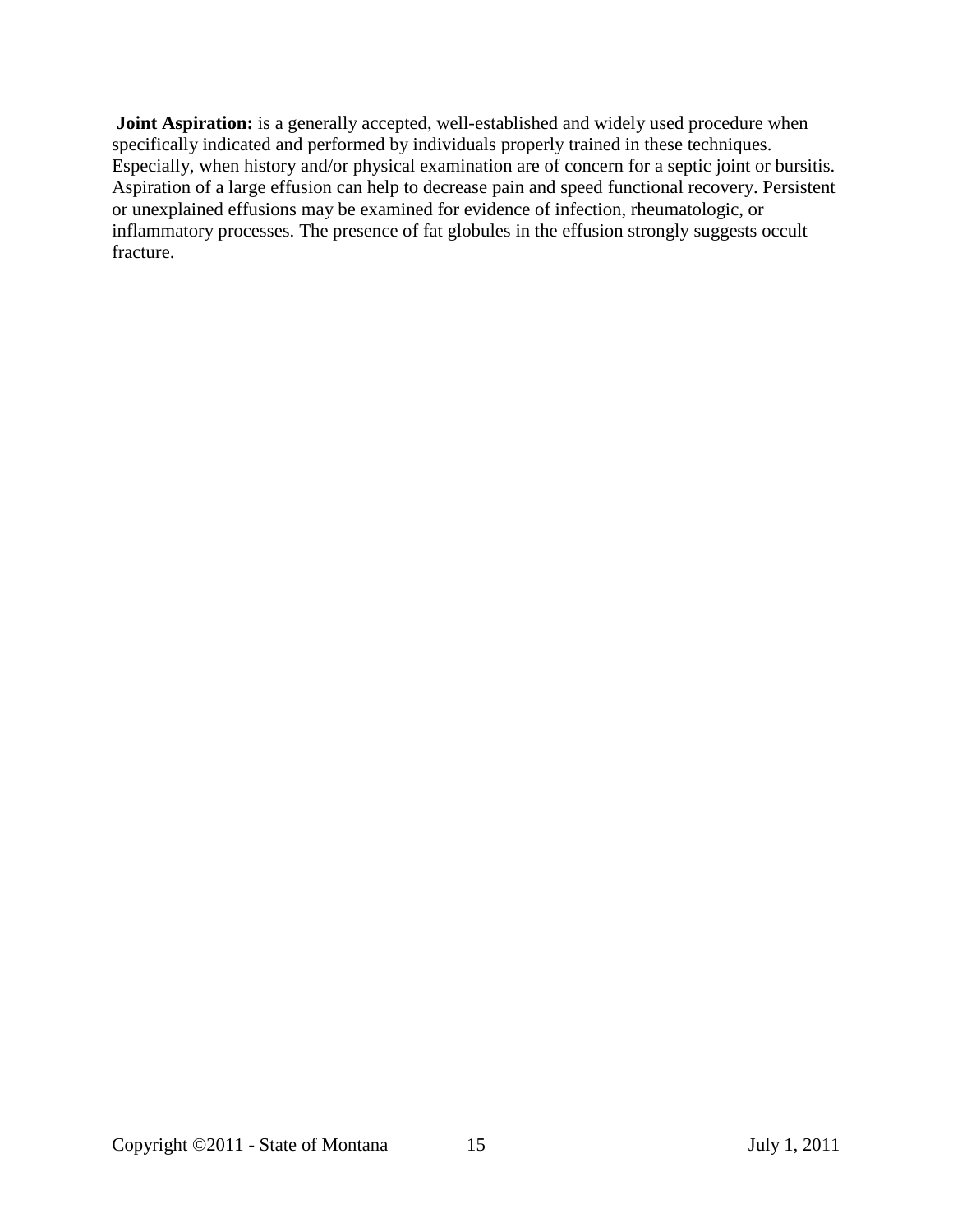**Joint Aspiration:** is a generally accepted, well-established and widely used procedure when specifically indicated and performed by individuals properly trained in these techniques. Especially, when history and/or physical examination are of concern for a septic joint or bursitis. Aspiration of a large effusion can help to decrease pain and speed functional recovery. Persistent or unexplained effusions may be examined for evidence of infection, rheumatologic, or inflammatory processes. The presence of fat globules in the effusion strongly suggests occult fracture.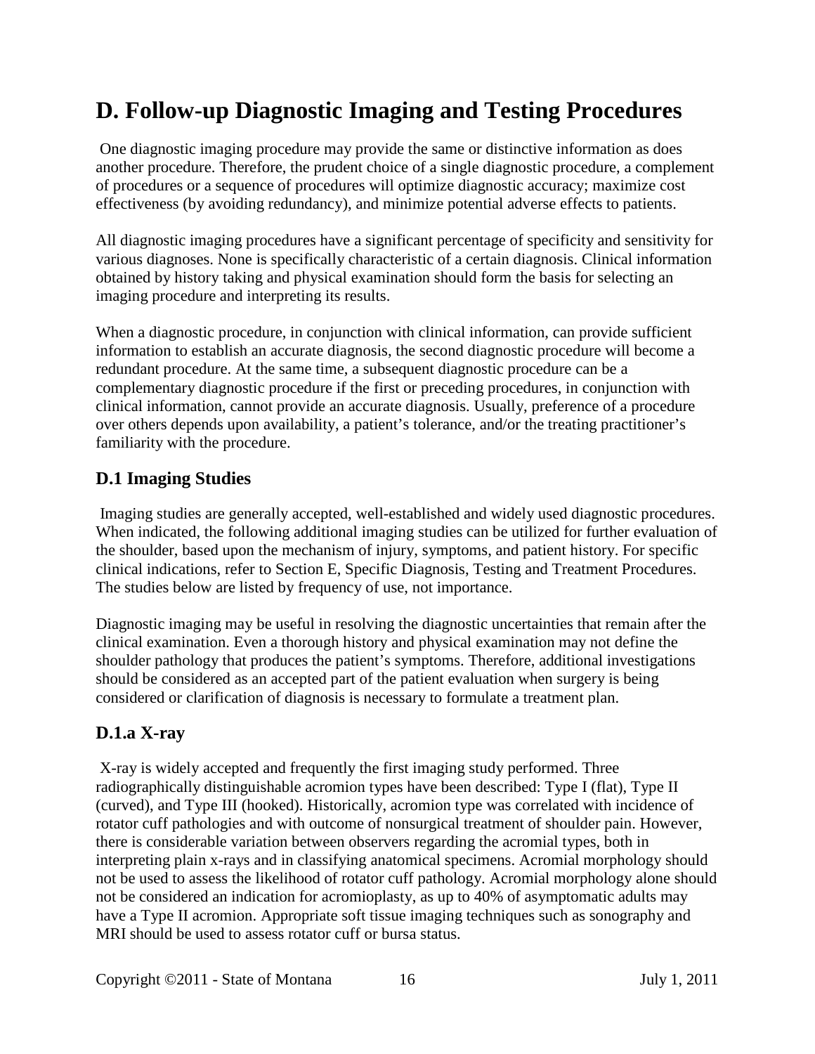# D. Follow-up Diagnostic Imaging and Testing Procedures

One diagnostic imaging procedure may provide the same or distinctive information as does another procedure. Therefore, the prudent choice of a single diagnostic procedure, a complement of procedures or a sequence of procedures will optimize diagnostic accuracy; maximize cost effectiveness (by avoiding redundancy), and minimize potential adverse effects to patients.

All diagnostic imaging procedures have a significant percentage of specificity and sensitivity for various diagnoses. None is specifically characteristic of a certain diagnosis. Clinical information obtained by history taking and physical examination should form the basis for selecting an imaging procedure and interpreting its results.

When a diagnostic procedure, in conjunction with clinical information, can provide sufficient information to establish an accurate diagnosis, the second diagnostic procedure will become a redundant procedure. At the same time, a subsequent diagnostic procedure can be a complementary diagnostic procedure if the first or preceding procedures, in conjunction with clinical information, cannot provide an accurate diagnosis. Usually, preference of a procedure over others depends upon availability, a patient's tolerance, and/or the treating practitioner's familiarity with the procedure.

## D.1 Imaging Studies

Imaging studies are generally accepted, well-established and widely used diagnostic procedures. When indicated, the following additional imaging studies can be utilized for further evaluation of the shoulder, based upon the mechanism of injury, symptoms, and patient history. For specific clinical indications, refer to Section E, Specific Diagnosis, Testing and Treatment Procedures. The studies below are listed by frequency of use, not importance.

Diagnostic imaging may be useful in resolving the diagnostic uncertainties that remain after the clinical examination. Even a thorough history and physical examination may not define the shoulder pathology that produces the patient's symptoms. Therefore, additional investigations should be considered as an accepted part of the patient evaluation when surgery is being considered or clarification of diagnosis is necessary to formulate a treatment plan.

## D.1.a X-ray

X-ray is widely accepted and frequently the first imaging study performed. Three radiographically distinguishable acromion types have been described: Type I (flat), Type II (curved), and Type III (hooked). Historically, acromion type was correlated with incidence of rotator cuff pathologies and with outcome of nonsurgical treatment of shoulder pain. However, there is considerable variation between observers regarding the acromial types, both in interpreting plain x-rays and in classifying anatomical specimens. Acromial morphology should not be used to assess the likelihood of rotator cuff pathology. Acromial morphology alone should not be considered an indication for acromioplasty, as up to 40% of asymptomatic adults may have a Type II acromion. Appropriate soft tissue imaging techniques such as sonography and MRI should be used to assess rotator cuff or bursa status.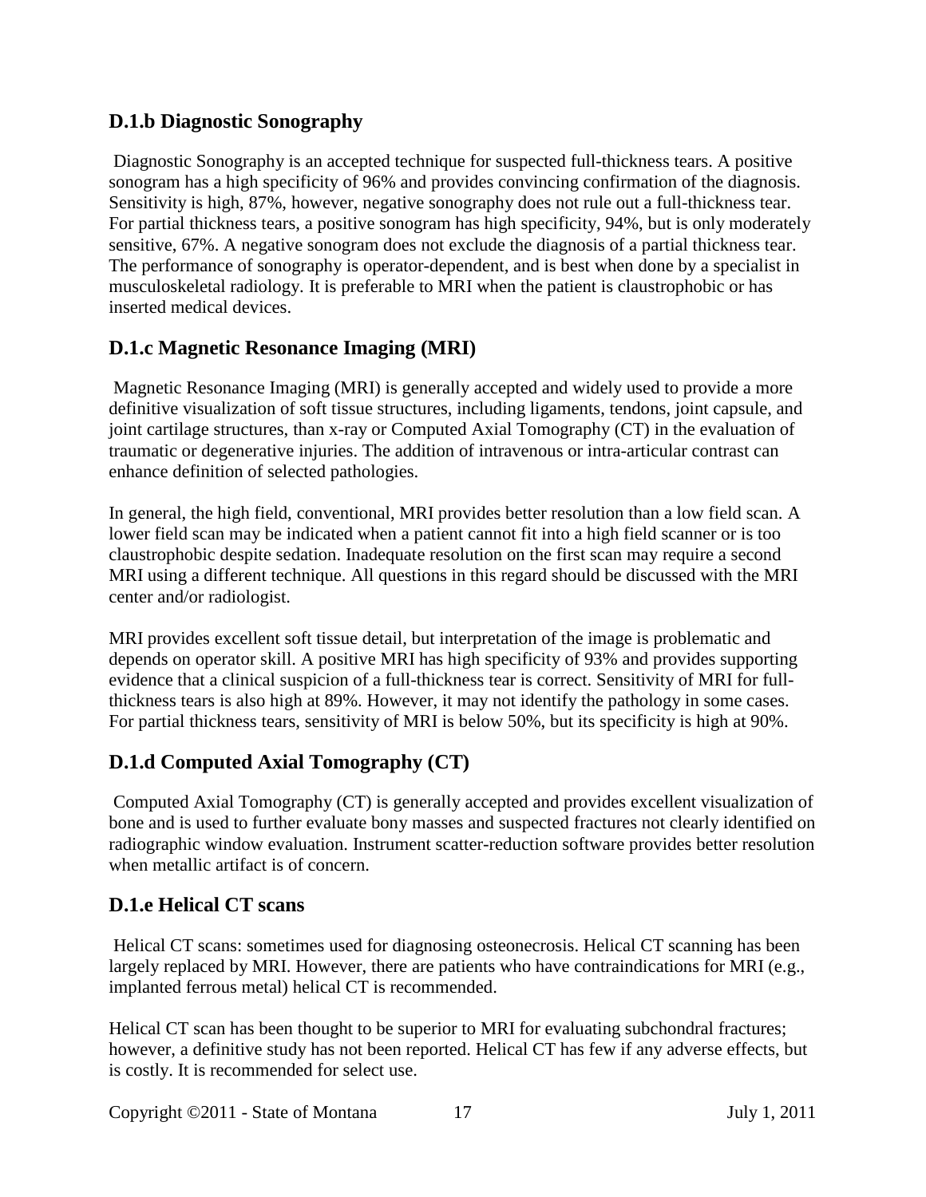### D.1.b Diagnostic Sonography

Diagnostic Sonography is an accepted technique for suspected full-thickness tears. A positive sonogram has a high specificity of 96% and provides convincing confirmation of the diagnosis. Sensitivity is high, 87%, however, negative sonography does not rule out a full-thickness tear. For partial thickness tears, a positive sonogram has high specificity, 94%, but is only moderately sensitive, 67%. A negative sonogram does not exclude the diagnosis of a partial thickness tear. The performance of sonography is operator-dependent, and is best when done by a specialist in musculoskeletal radiology. It is preferable to MRI when the patient is claustrophobic or has inserted medical devices.

### D.1.c Magnetic Resonance Imaging (MRI)

Magnetic Resonance Imaging (MRI) is generally accepted and widely used to provide a more definitive visualization of soft tissue structures, including ligaments, tendons, joint capsule, and joint cartilage structures, than x-ray or Computed Axial Tomography (CT) in the evaluation of traumatic or degenerative injuries. The addition of intravenous or intra-articular contrast can enhance definition of selected pathologies.

In general, the high field, conventional, MRI provides better resolution than a low field scan. A lower field scan may be indicated when a patient cannot fit into a high field scanner or is too claustrophobic despite sedation. Inadequate resolution on the first scan may require a second MRI using a different technique. All questions in this regard should be discussed with the MRI center and/or radiologist.

MRI provides excellent soft tissue detail, but interpretation of the image is problematic and depends on operator skill. A positive MRI has high specificity of 93% and provides supporting evidence that a clinical suspicion of a full-thickness tear is correct. Sensitivity of MRI for full-thickness tears is also high at 89%. However, it may not identify the pathology in some cases. For partial thickness tears, sensitivity of MRI is below 50%, but its specificity is high at 90%.

### D.1.d Computed Axial Tomography (CT)

Computed Axial Tomography (CT) is generally accepted and provides excellent visualization of bone and is used to further evaluate bony masses and suspected fractures not clearly identified on radiographic window evaluation. Instrument scatter-reduction software provides better resolution when metallic artifact is of concern.

### D.1.e Helical CT scans

Helical CT scans: sometimes used for diagnosing osteonecrosis. Helical CT scanning has been largely replaced by MRI. However, there are patients who have contraindications for MRI (e.g., implanted ferrous metal) helical CT is recommended.

Helical CT scan has been thought to be superior to MRI for evaluating subchondral fractures; however, a definitive study has not been reported. Helical CT has few if any adverse effects, but is costly. It is recommended for select use.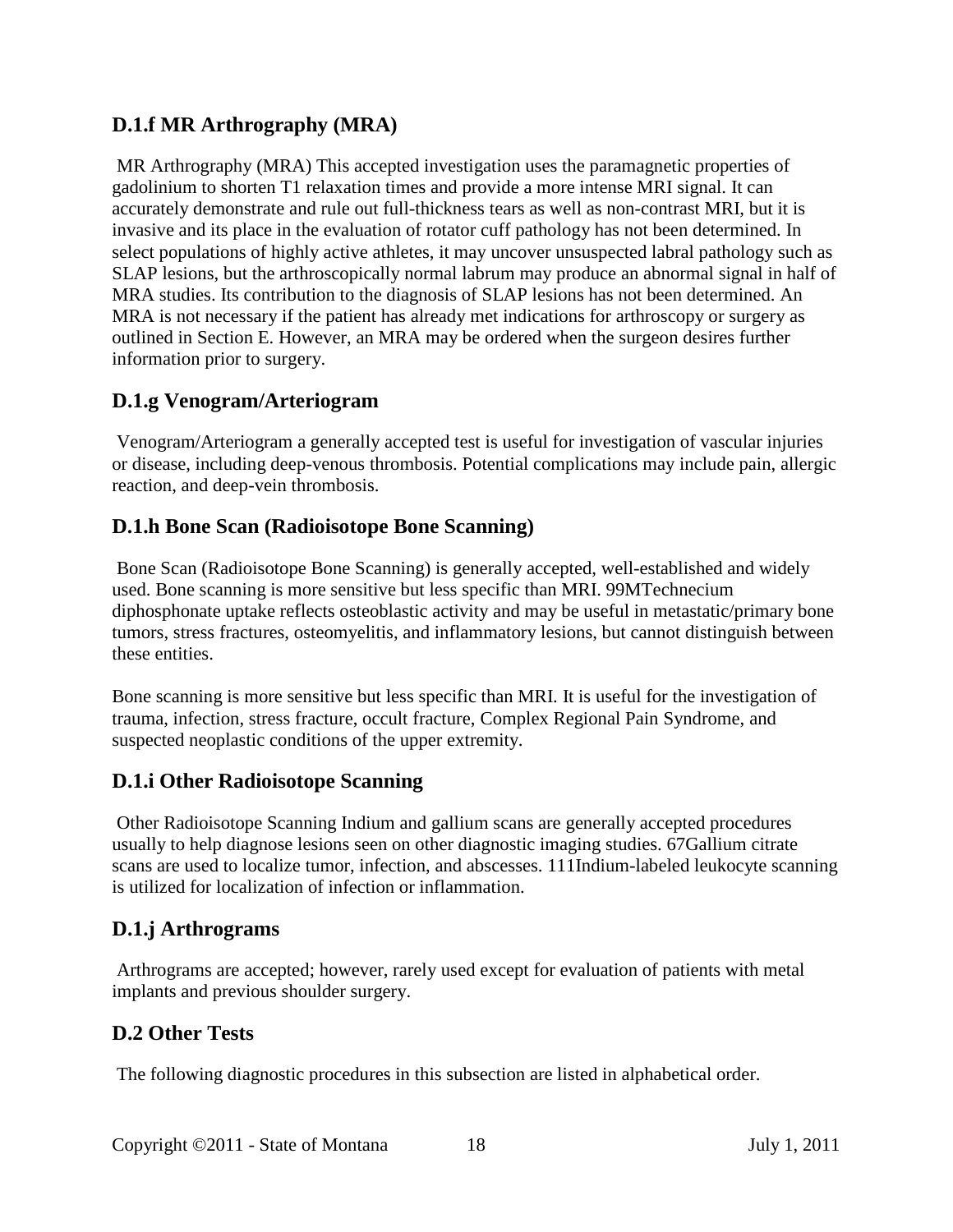### D.1.f MR Arthrography (MRA)

MR Arthrography (MRA) This accepted investigation uses the paramagnetic properties of gadolinium to shorten T1 relaxation times and provide a more intense MRI signal. It can accurately demonstrate and rule out full-thickness tears as well as non-contrast MRI, but it is invasive and its place in the evaluation of rotator cuff pathology has not been determined. In select populations of highly active athletes, it may uncover unsuspected labral pathology such as SLAP lesions, but the arthroscopically normal labrum may produce an abnormal signal in half of MRA studies. Its contribution to the diagnosis of SLAP lesions has not been determined. An MRA is not necessary if the patient has already met indications for arthroscopy or surgery as outlined in Section E. However, an MRA may be ordered when the surgeon desires further information prior to surgery.

### D.1.g Venogram/Arteriogram

Venogram/Arteriogram a generally accepted test is useful for investigation of vascular injuries or disease, including deep-venous thrombosis. Potential complications may include pain, allergic reaction, and deep-vein thrombosis.

### D.1.h Bone Scan (Radioisotope Bone Scanning)

Bone Scan (Radioisotope Bone Scanning) is generally accepted, well-established and widely used. Bone scanning is more sensitive but less specific than MRI. 99MTechnecium diphosphonate uptake reflects osteoblastic activity and may be useful in metastatic/primary bone tumors, stress fractures, osteomyelitis, and inflammatory lesions, but cannot distinguish between these entities.

Bone scanning is more sensitive but less specific than MRI. It is useful for the investigation of trauma, infection, stress fracture, occult fracture, Complex Regional Pain Syndrome, and suspected neoplastic conditions of the upper extremity.

### D.1.i Other Radioisotope Scanning

Other Radioisotope Scanning Indium and gallium scans are generally accepted procedures usually to help diagnose lesions seen on other diagnostic imaging studies. 67Gallium citrate scans are used to localize tumor, infection, and abscesses. 111Indium-labeled leukocyte scanning is utilized for localization of infection or inflammation.

### D.1.j Arthrograms

Arthrograms are accepted; however, rarely used except for evaluation of patients with metal implants and previous shoulder surgery.

### D.2 Other Tests

The following diagnostic procedures in this subsection are listed in alphabetical order.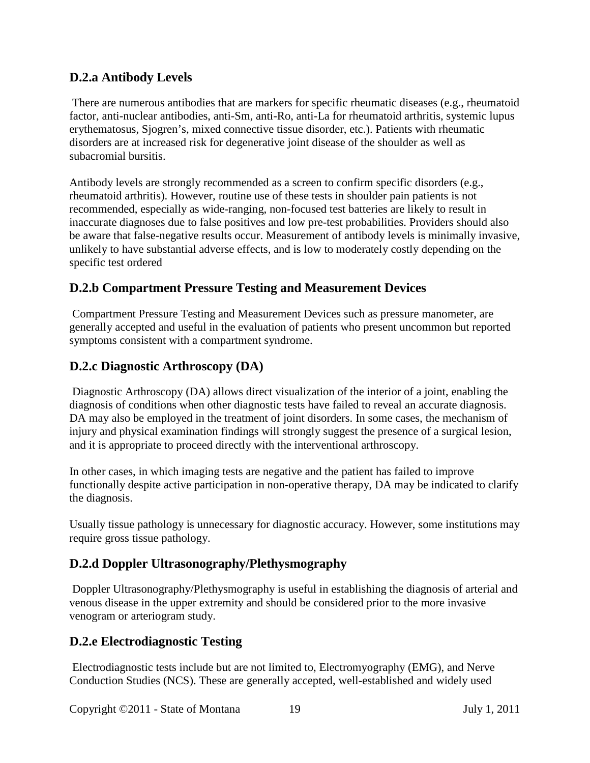### D.2.a Antibody Levels

There are numerous antibodies that are markers for specific rheumatic diseases (e.g., rheumatoid factor, anti-nuclear antibodies, anti-Sm, anti-Ro, anti-La for rheumatoid arthritis, systemic lupus erythematosus, Sjogren's, mixed connective tissue disorder, etc.). Patients with rheumatic disorders are at increased risk for degenerative joint disease of the shoulder as well as subacromial bursitis.

Antibody levels are strongly recommended as a screen to confirm specific disorders (e.g., rheumatoid arthritis). However, routine use of these tests in shoulder pain patients is not recommended, especially as wide-ranging, non-focused test batteries are likely to result in inaccurate diagnoses due to false positives and low pre-test probabilities. Providers should also be aware that false-negative results occur. Measurement of antibody levels is minimally invasive, unlikely to have substantial adverse effects, and is low to moderately costly depending on the specific test ordered

### D.2.b Compartment Pressure Testing and Measurement Devices

Compartment Pressure Testing and Measurement Devices such as pressure manometer, are generally accepted and useful in the evaluation of patients who present uncommon but reported symptoms consistent with a compartment syndrome.

### D.2.c Diagnostic Arthroscopy (DA)

Diagnostic Arthroscopy (DA) allows direct visualization of the interior of a joint, enabling the diagnosis of conditions when other diagnostic tests have failed to reveal an accurate diagnosis. DA may also be employed in the treatment of joint disorders. In some cases, the mechanism of injury and physical examination findings will strongly suggest the presence of a surgical lesion, and it is appropriate to proceed directly with the interventional arthroscopy.

In other cases, in which imaging tests are negative and the patient has failed to improve functionally despite active participation in non-operative therapy, DA may be indicated to clarify the diagnosis.

Usually tissue pathology is unnecessary for diagnostic accuracy. However, some institutions may require gross tissue pathology.

### D.2.d Doppler Ultrasonography/Plethysmography

Doppler Ultrasonography/Plethysmography is useful in establishing the diagnosis of arterial and venous disease in the upper extremity and should be considered prior to the more invasive venogram or arteriogram study.

### D.2.e Electrodiagnostic Testing

Electrodiagnostic tests include but are not limited to, Electromyography (EMG), and Nerve Conduction Studies (NCS). These are generally accepted, well-established and widely used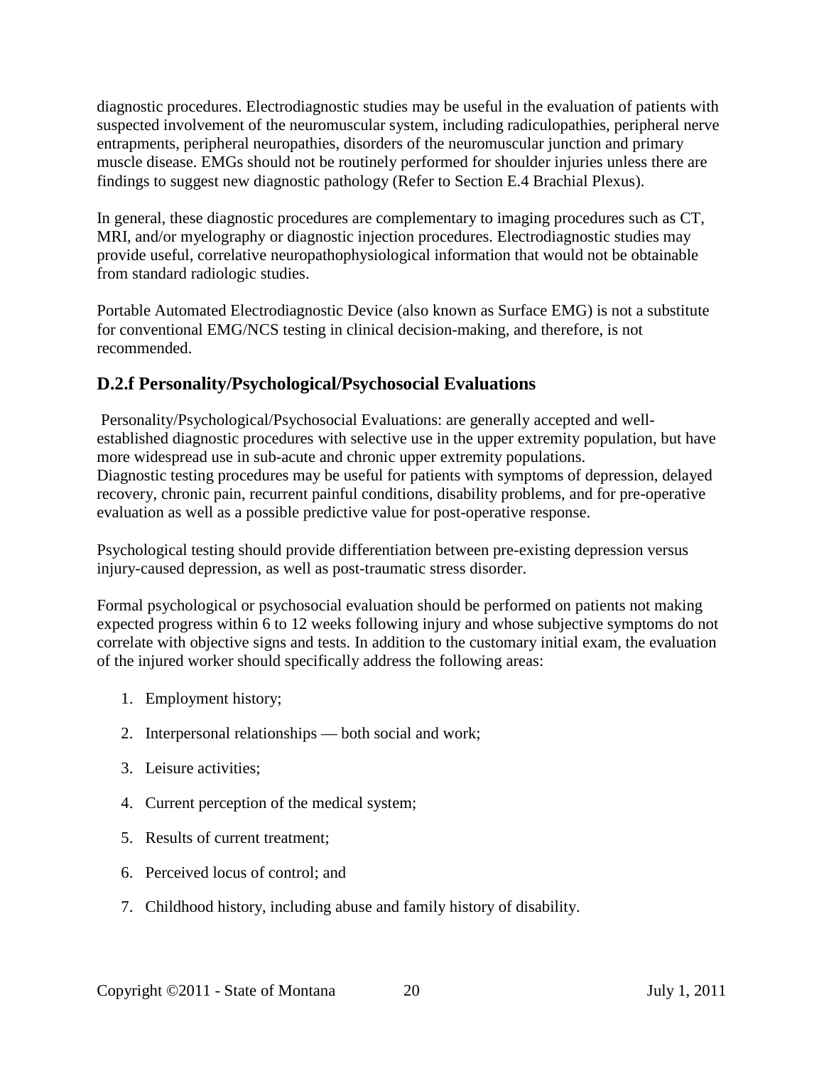diagnostic procedures. Electrodiagnostic studies may be useful in the evaluation of patients with suspected involvement of the neuromuscular system, including radiculopathies, peripheral nerve entrapments, peripheral neuropathies, disorders of the neuromuscular junction and primary muscle disease. EMGs should not be routinely performed for shoulder injuries unless there are findings to suggest new diagnostic pathology (Refer to Section E.4 Brachial Plexus).

In general, these diagnostic procedures are complementary to imaging procedures such as CT, MRI, and/or myelography or diagnostic injection procedures. Electrodiagnostic studies may provide useful, correlative neuropathophysiological information that would not be obtainable from standard radiologic studies.

Portable Automated Electrodiagnostic Device (also known as Surface EMG) is not a substitute for conventional EMG/NCS testing in clinical decision-making, and therefore, is not recommended.

## D.2.f Personality/Psychological/Psychosocial Evaluations

Personality/Psychological/Psychosocial Evaluations: are generally accepted and well-established diagnostic procedures with selective use in the upper extremity population, but have more widespread use in sub-acute and chronic upper extremity populations.
Diagnostic testing procedures may be useful for patients with symptoms of depression, delayed recovery, chronic pain, recurrent painful conditions, disability problems, and for pre-operative evaluation as well as a possible predictive value for post-operative response.

Psychological testing should provide differentiation between pre-existing depression versus injury-caused depression, as well as post-traumatic stress disorder.

Formal psychological or psychosocial evaluation should be performed on patients not making expected progress within 6 to 12 weeks following injury and whose subjective symptoms do not correlate with objective signs and tests. In addition to the customary initial exam, the evaluation of the injured worker should specifically address the following areas:

1. Employment history;
2. Interpersonal relationships — both social and work;
3. Leisure activities;
4. Current perception of the medical system;
5. Results of current treatment;
6. Perceived locus of control; and
7. Childhood history, including abuse and family history of disability.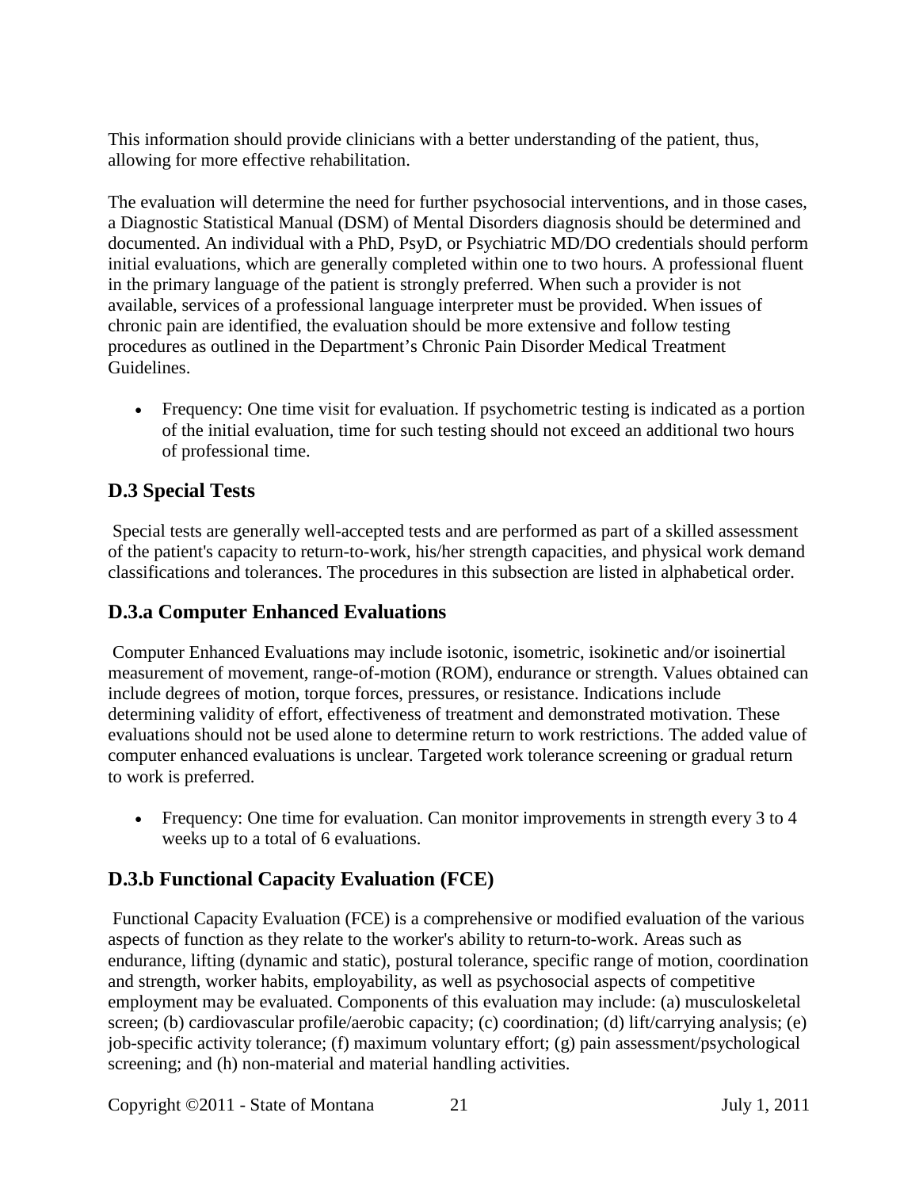This information should provide clinicians with a better understanding of the patient, thus, allowing for more effective rehabilitation.

The evaluation will determine the need for further psychosocial interventions, and in those cases, a Diagnostic Statistical Manual (DSM) of Mental Disorders diagnosis should be determined and documented. An individual with a PhD, PsyD, or Psychiatric MD/DO credentials should perform initial evaluations, which are generally completed within one to two hours. A professional fluent in the primary language of the patient is strongly preferred. When such a provider is not available, services of a professional language interpreter must be provided. When issues of chronic pain are identified, the evaluation should be more extensive and follow testing procedures as outlined in the Department's Chronic Pain Disorder Medical Treatment Guidelines.

- Frequency: One time visit for evaluation. If psychometric testing is indicated as a portion of the initial evaluation, time for such testing should not exceed an additional two hours of professional time.

## D.3 Special Tests

Special tests are generally well-accepted tests and are performed as part of a skilled assessment of the patient's capacity to return-to-work, his/her strength capacities, and physical work demand classifications and tolerances. The procedures in this subsection are listed in alphabetical order.

## D.3.a Computer Enhanced Evaluations

Computer Enhanced Evaluations may include isotonic, isometric, isokinetic and/or isoinertial measurement of movement, range-of-motion (ROM), endurance or strength. Values obtained can include degrees of motion, torque forces, pressures, or resistance. Indications include determining validity of effort, effectiveness of treatment and demonstrated motivation. These evaluations should not be used alone to determine return to work restrictions. The added value of computer enhanced evaluations is unclear. Targeted work tolerance screening or gradual return to work is preferred.

- Frequency: One time for evaluation. Can monitor improvements in strength every 3 to 4 weeks up to a total of 6 evaluations.

## D.3.b Functional Capacity Evaluation (FCE)

Functional Capacity Evaluation (FCE) is a comprehensive or modified evaluation of the various aspects of function as they relate to the worker's ability to return-to-work. Areas such as endurance, lifting (dynamic and static), postural tolerance, specific range of motion, coordination and strength, worker habits, employability, as well as psychosocial aspects of competitive employment may be evaluated. Components of this evaluation may include: (a) musculoskeletal screen; (b) cardiovascular profile/aerobic capacity; (c) coordination; (d) lift/carrying analysis; (e) job-specific activity tolerance; (f) maximum voluntary effort; (g) pain assessment/psychological screening; and (h) non-material and material handling activities.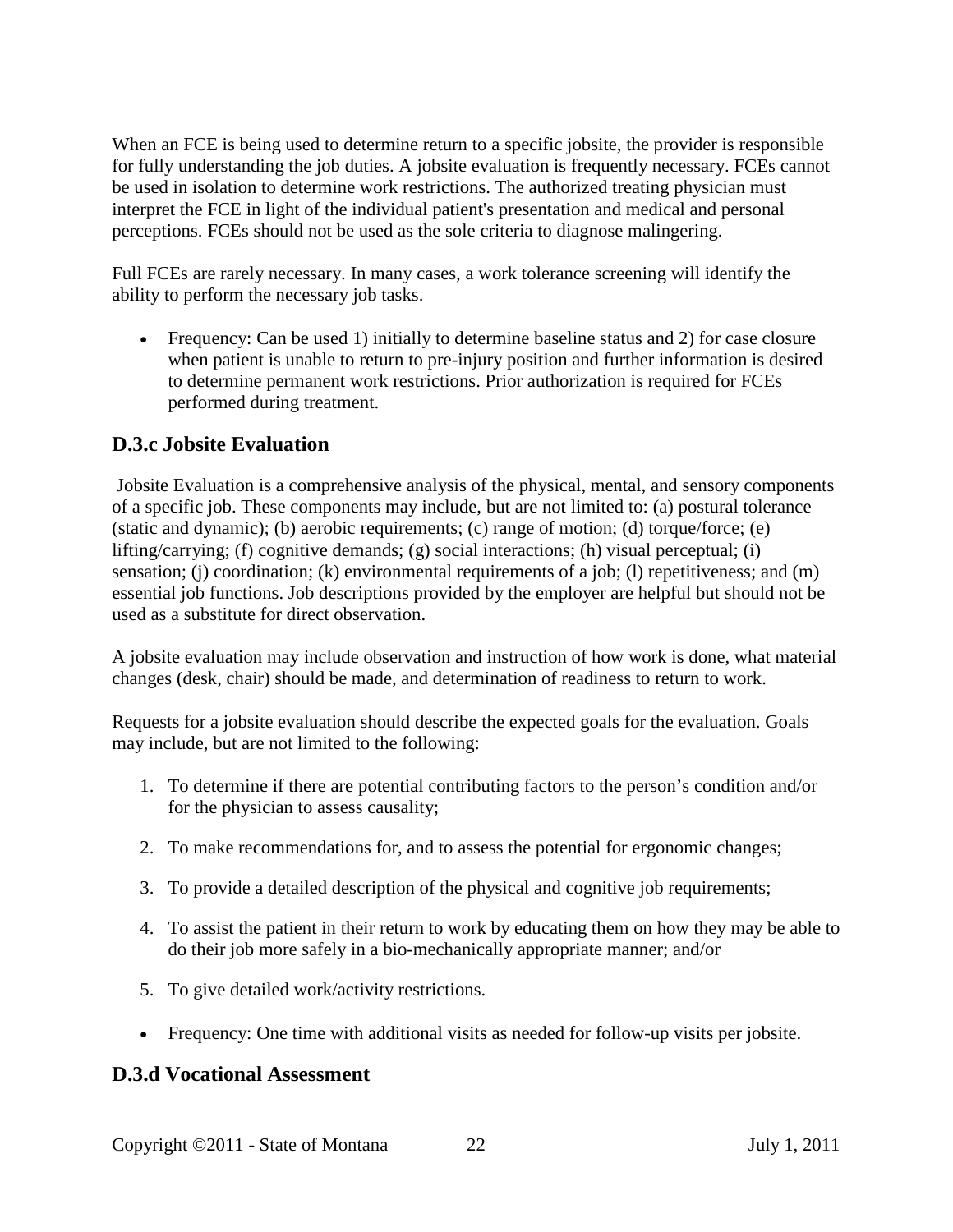When an FCE is being used to determine return to a specific jobsite, the provider is responsible for fully understanding the job duties. A jobsite evaluation is frequently necessary. FCEs cannot be used in isolation to determine work restrictions. The authorized treating physician must interpret the FCE in light of the individual patient's presentation and medical and personal perceptions. FCEs should not be used as the sole criteria to diagnose malingering.

Full FCEs are rarely necessary. In many cases, a work tolerance screening will identify the ability to perform the necessary job tasks.

- Frequency: Can be used 1) initially to determine baseline status and 2) for case closure when patient is unable to return to pre-injury position and further information is desired to determine permanent work restrictions. Prior authorization is required for FCEs performed during treatment.

## D.3.c Jobsite Evaluation

Jobsite Evaluation is a comprehensive analysis of the physical, mental, and sensory components of a specific job. These components may include, but are not limited to: (a) postural tolerance (static and dynamic); (b) aerobic requirements; (c) range of motion; (d) torque/force; (e) lifting/carrying; (f) cognitive demands; (g) social interactions; (h) visual perceptual; (i) sensation; (j) coordination; (k) environmental requirements of a job; (l) repetitiveness; and (m) essential job functions. Job descriptions provided by the employer are helpful but should not be used as a substitute for direct observation.

A jobsite evaluation may include observation and instruction of how work is done, what material changes (desk, chair) should be made, and determination of readiness to return to work.

Requests for a jobsite evaluation should describe the expected goals for the evaluation. Goals may include, but are not limited to the following:

1. To determine if there are potential contributing factors to the person's condition and/or for the physician to assess causality;
2. To make recommendations for, and to assess the potential for ergonomic changes;
3. To provide a detailed description of the physical and cognitive job requirements;
4. To assist the patient in their return to work by educating them on how they may be able to do their job more safely in a bio-mechanically appropriate manner; and/or
5. To give detailed work/activity restrictions.

- Frequency: One time with additional visits as needed for follow-up visits per jobsite.

## D.3.d Vocational Assessment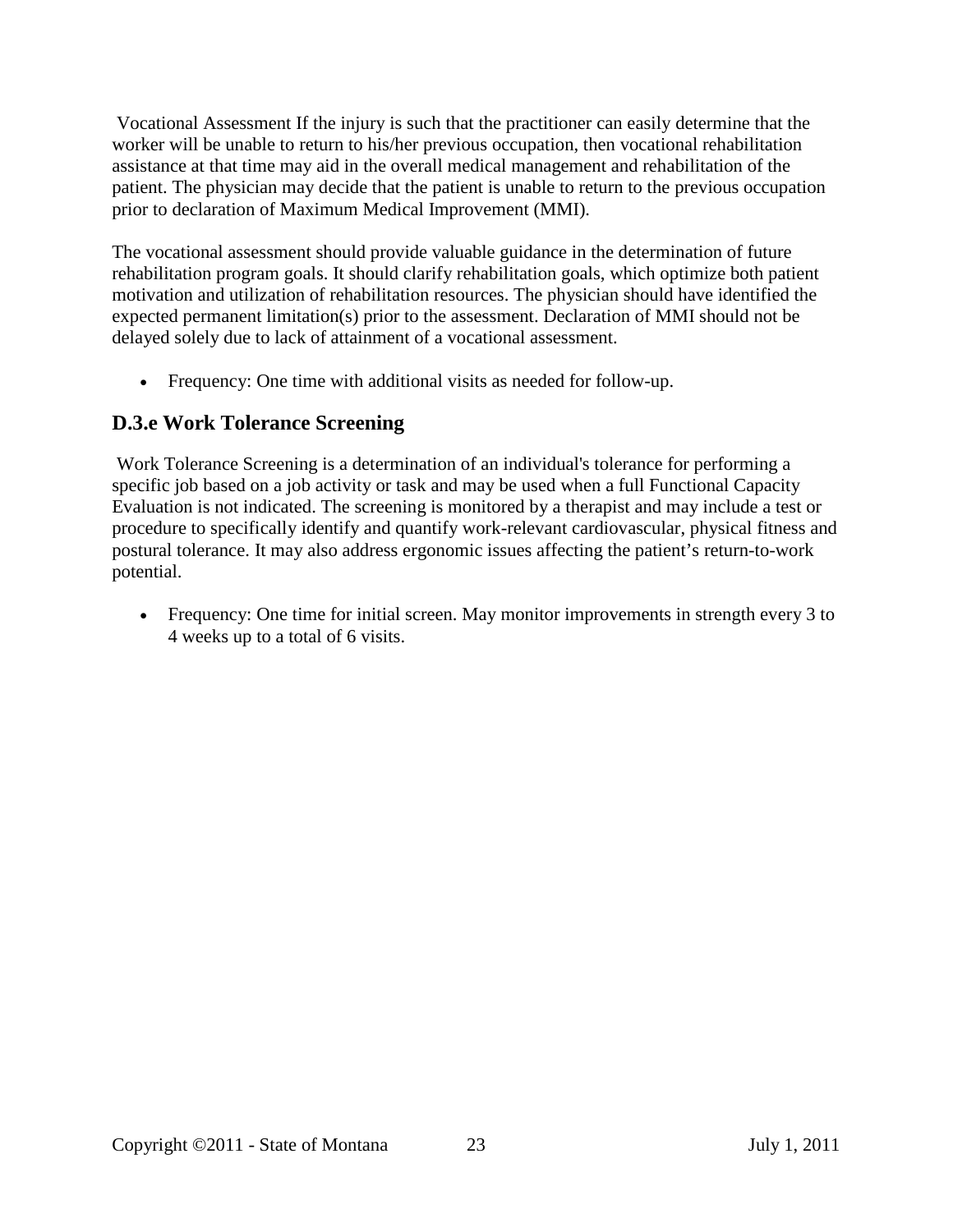Vocational Assessment If the injury is such that the practitioner can easily determine that the worker will be unable to return to his/her previous occupation, then vocational rehabilitation assistance at that time may aid in the overall medical management and rehabilitation of the patient. The physician may decide that the patient is unable to return to the previous occupation prior to declaration of Maximum Medical Improvement (MMI).

The vocational assessment should provide valuable guidance in the determination of future rehabilitation program goals. It should clarify rehabilitation goals, which optimize both patient motivation and utilization of rehabilitation resources. The physician should have identified the expected permanent limitation(s) prior to the assessment. Declaration of MMI should not be delayed solely due to lack of attainment of a vocational assessment.

- Frequency: One time with additional visits as needed for follow-up.

## D.3.e Work Tolerance Screening

Work Tolerance Screening is a determination of an individual's tolerance for performing a specific job based on a job activity or task and may be used when a full Functional Capacity Evaluation is not indicated. The screening is monitored by a therapist and may include a test or procedure to specifically identify and quantify work-relevant cardiovascular, physical fitness and postural tolerance. It may also address ergonomic issues affecting the patient's return-to-work potential.

- Frequency: One time for initial screen. May monitor improvements in strength every 3 to 4 weeks up to a total of 6 visits.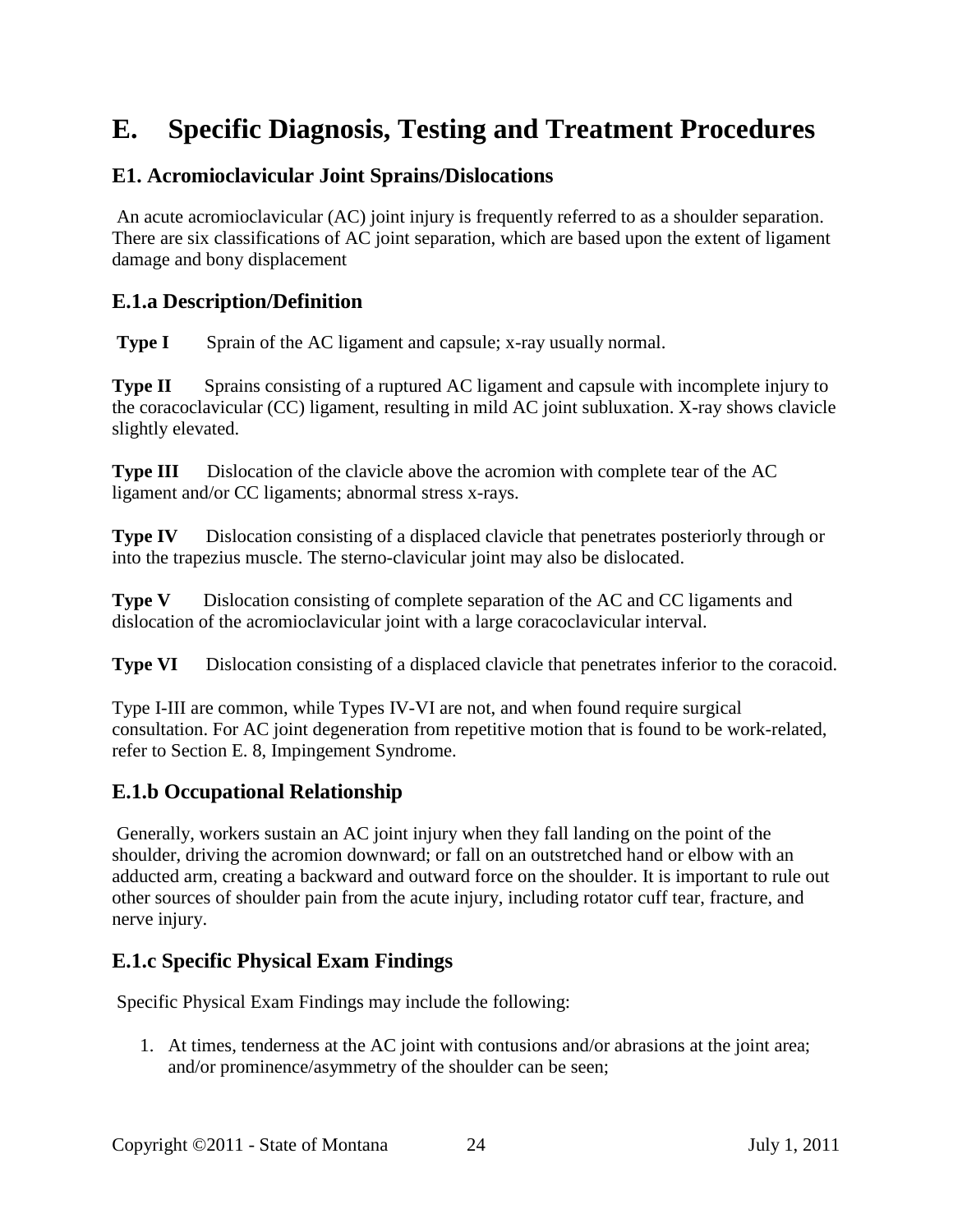# E. Specific Diagnosis, Testing and Treatment Procedures

## E1. Acromioclavicular Joint Sprains/Dislocations

An acute acromioclavicular (AC) joint injury is frequently referred to as a shoulder separation. There are six classifications of AC joint separation, which are based upon the extent of ligament damage and bony displacement

## E.1.a Description/Definition

**Type I** Sprain of the AC ligament and capsule; x-ray usually normal.

**Type II** Sprains consisting of a ruptured AC ligament and capsule with incomplete injury to the coracoclavicular (CC) ligament, resulting in mild AC joint subluxation. X-ray shows clavicle slightly elevated.

**Type III** Dislocation of the clavicle above the acromion with complete tear of the AC ligament and/or CC ligaments; abnormal stress x-rays.

**Type IV** Dislocation consisting of a displaced clavicle that penetrates posteriorly through or into the trapezius muscle. The sterno-clavicular joint may also be dislocated.

**Type V** Dislocation consisting of complete separation of the AC and CC ligaments and dislocation of the acromioclavicular joint with a large coracoclavicular interval.

**Type VI** Dislocation consisting of a displaced clavicle that penetrates inferior to the coracoid.

Type I-III are common, while Types IV-VI are not, and when found require surgical consultation. For AC joint degeneration from repetitive motion that is found to be work-related, refer to Section E. 8, Impingement Syndrome.

## E.1.b Occupational Relationship

Generally, workers sustain an AC joint injury when they fall landing on the point of the shoulder, driving the acromion downward; or fall on an outstretched hand or elbow with an adducted arm, creating a backward and outward force on the shoulder. It is important to rule out other sources of shoulder pain from the acute injury, including rotator cuff tear, fracture, and nerve injury.

## E.1.c Specific Physical Exam Findings

Specific Physical Exam Findings may include the following:

1. At times, tenderness at the AC joint with contusions and/or abrasions at the joint area; and/or prominence/asymmetry of the shoulder can be seen;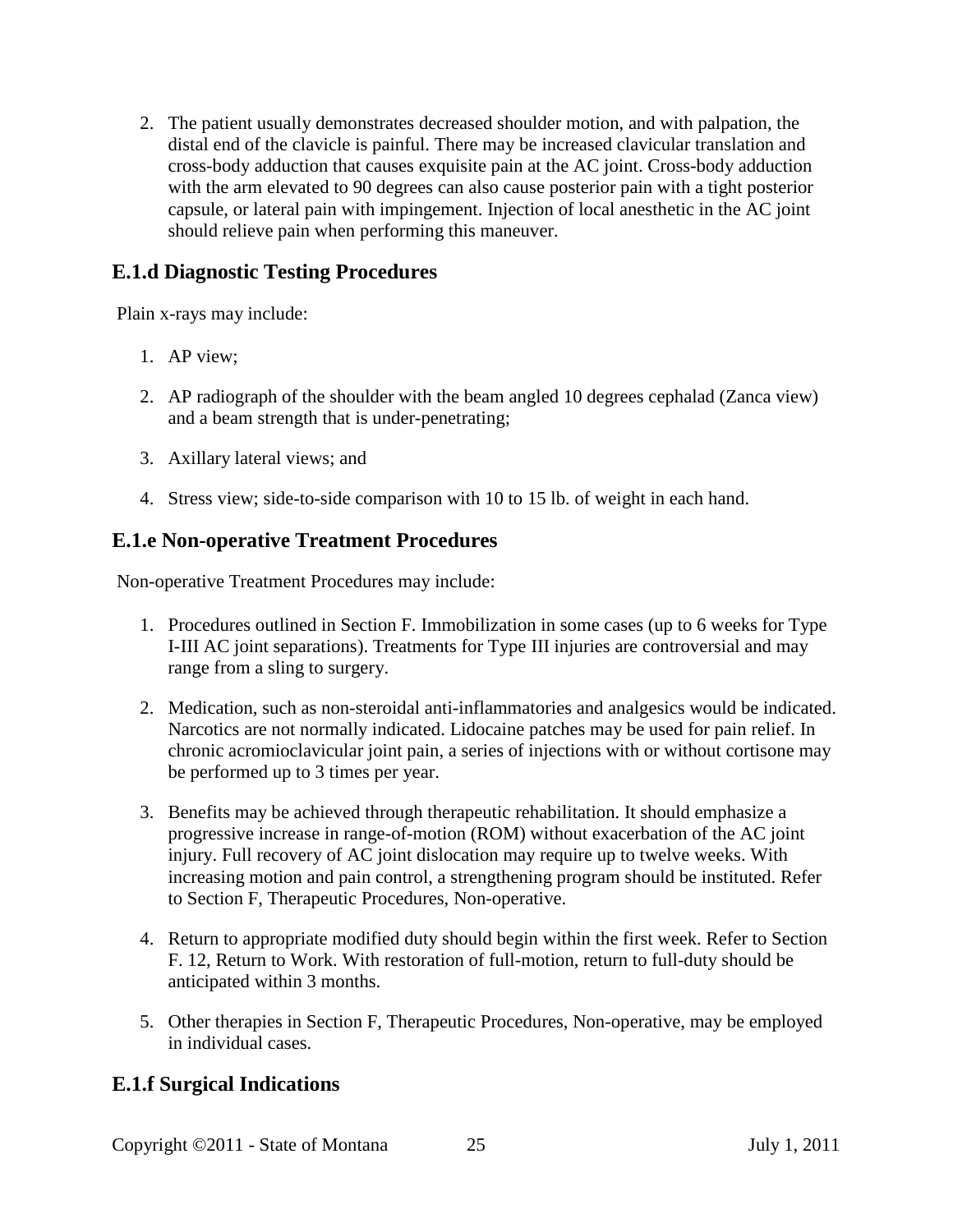2. The patient usually demonstrates decreased shoulder motion, and with palpation, the distal end of the clavicle is painful. There may be increased clavicular translation and cross-body adduction that causes exquisite pain at the AC joint. Cross-body adduction with the arm elevated to 90 degrees can also cause posterior pain with a tight posterior capsule, or lateral pain with impingement. Injection of local anesthetic in the AC joint should relieve pain when performing this maneuver.

## E.1.d Diagnostic Testing Procedures

Plain x-rays may include:

1. AP view;

2. AP radiograph of the shoulder with the beam angled 10 degrees cephalad (Zanca view) and a beam strength that is under-penetrating;

3. Axillary lateral views; and

4. Stress view; side-to-side comparison with 10 to 15 lb. of weight in each hand.

## E.1.e Non-operative Treatment Procedures

Non-operative Treatment Procedures may include:

1. Procedures outlined in Section F. Immobilization in some cases (up to 6 weeks for Type I-III AC joint separations). Treatments for Type III injuries are controversial and may range from a sling to surgery.

2. Medication, such as non-steroidal anti-inflammatories and analgesics would be indicated. Narcotics are not normally indicated. Lidocaine patches may be used for pain relief. In chronic acromioclavicular joint pain, a series of injections with or without cortisone may be performed up to 3 times per year.

3. Benefits may be achieved through therapeutic rehabilitation. It should emphasize a progressive increase in range-of-motion (ROM) without exacerbation of the AC joint injury. Full recovery of AC joint dislocation may require up to twelve weeks. With increasing motion and pain control, a strengthening program should be instituted. Refer to Section F, Therapeutic Procedures, Non-operative.

4. Return to appropriate modified duty should begin within the first week. Refer to Section F. 12, Return to Work. With restoration of full-motion, return to full-duty should be anticipated within 3 months.

5. Other therapies in Section F, Therapeutic Procedures, Non-operative, may be employed in individual cases.

## E.1.f Surgical Indications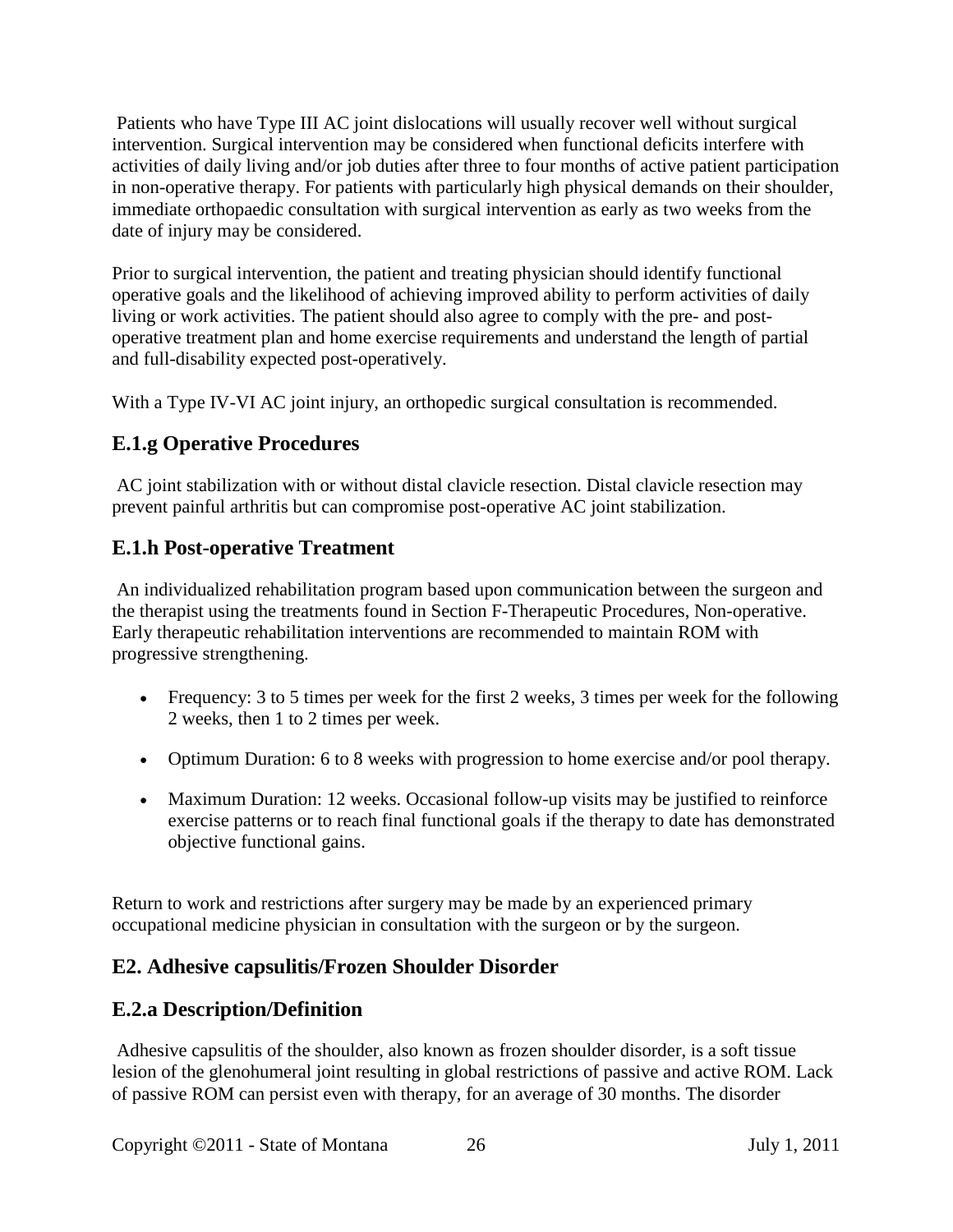Patients who have Type III AC joint dislocations will usually recover well without surgical intervention. Surgical intervention may be considered when functional deficits interfere with activities of daily living and/or job duties after three to four months of active patient participation in non-operative therapy. For patients with particularly high physical demands on their shoulder, immediate orthopaedic consultation with surgical intervention as early as two weeks from the date of injury may be considered.

Prior to surgical intervention, the patient and treating physician should identify functional operative goals and the likelihood of achieving improved ability to perform activities of daily living or work activities. The patient should also agree to comply with the pre- and post-operative treatment plan and home exercise requirements and understand the length of partial and full-disability expected post-operatively.

With a Type IV-VI AC joint injury, an orthopedic surgical consultation is recommended.

## E.1.g Operative Procedures

AC joint stabilization with or without distal clavicle resection. Distal clavicle resection may prevent painful arthritis but can compromise post-operative AC joint stabilization.

## E.1.h Post-operative Treatment

An individualized rehabilitation program based upon communication between the surgeon and the therapist using the treatments found in Section F-Therapeutic Procedures, Non-operative. Early therapeutic rehabilitation interventions are recommended to maintain ROM with progressive strengthening.

- Frequency: 3 to 5 times per week for the first 2 weeks, 3 times per week for the following 2 weeks, then 1 to 2 times per week.
- Optimum Duration: 6 to 8 weeks with progression to home exercise and/or pool therapy.
- Maximum Duration: 12 weeks. Occasional follow-up visits may be justified to reinforce exercise patterns or to reach final functional goals if the therapy to date has demonstrated objective functional gains.

Return to work and restrictions after surgery may be made by an experienced primary occupational medicine physician in consultation with the surgeon or by the surgeon.

## E2. Adhesive capsulitis/Frozen Shoulder Disorder

## E.2.a Description/Definition

Adhesive capsulitis of the shoulder, also known as frozen shoulder disorder, is a soft tissue lesion of the glenohumeral joint resulting in global restrictions of passive and active ROM. Lack of passive ROM can persist even with therapy, for an average of 30 months. The disorder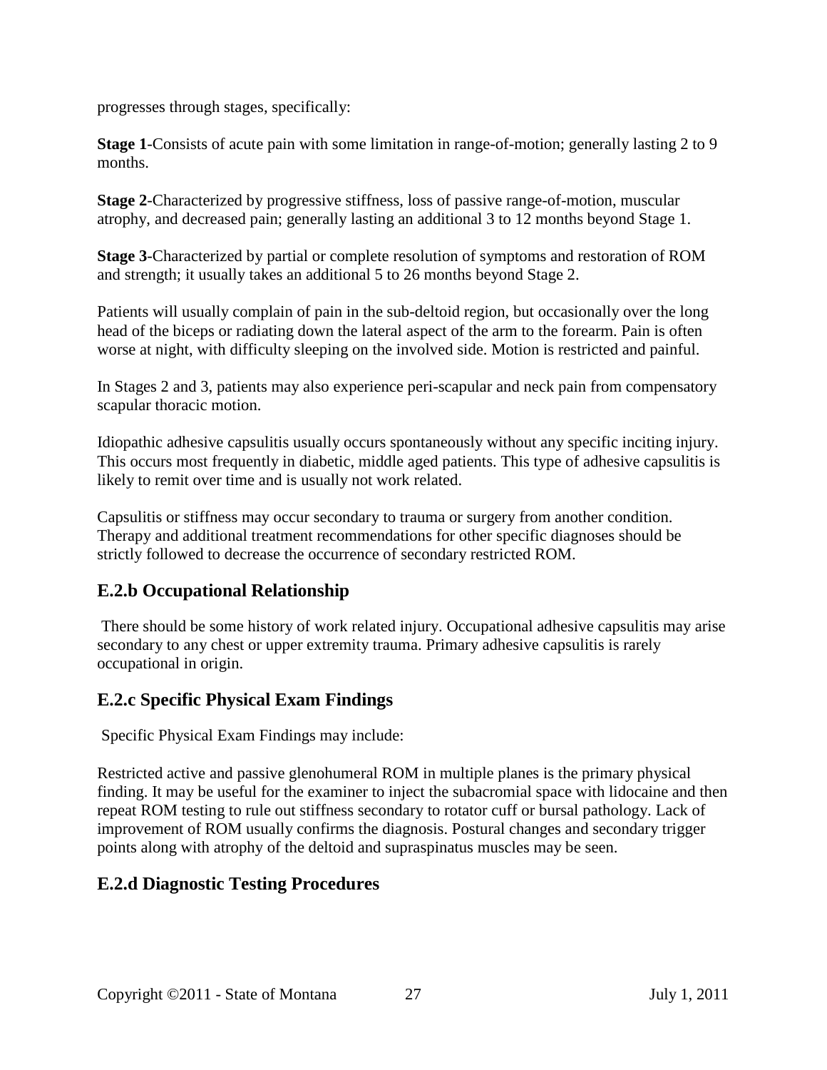progresses through stages, specifically:

**Stage 1**-Consists of acute pain with some limitation in range-of-motion; generally lasting 2 to 9 months.

**Stage 2**-Characterized by progressive stiffness, loss of passive range-of-motion, muscular atrophy, and decreased pain; generally lasting an additional 3 to 12 months beyond Stage 1.

**Stage 3**-Characterized by partial or complete resolution of symptoms and restoration of ROM and strength; it usually takes an additional 5 to 26 months beyond Stage 2.

Patients will usually complain of pain in the sub-deltoid region, but occasionally over the long head of the biceps or radiating down the lateral aspect of the arm to the forearm. Pain is often worse at night, with difficulty sleeping on the involved side. Motion is restricted and painful.

In Stages 2 and 3, patients may also experience peri-scapular and neck pain from compensatory scapular thoracic motion.

Idiopathic adhesive capsulitis usually occurs spontaneously without any specific inciting injury. This occurs most frequently in diabetic, middle aged patients. This type of adhesive capsulitis is likely to remit over time and is usually not work related.

Capsulitis or stiffness may occur secondary to trauma or surgery from another condition. Therapy and additional treatment recommendations for other specific diagnoses should be strictly followed to decrease the occurrence of secondary restricted ROM.

## E.2.b Occupational Relationship

There should be some history of work related injury. Occupational adhesive capsulitis may arise secondary to any chest or upper extremity trauma. Primary adhesive capsulitis is rarely occupational in origin.

## E.2.c Specific Physical Exam Findings

Specific Physical Exam Findings may include:

Restricted active and passive glenohumeral ROM in multiple planes is the primary physical finding. It may be useful for the examiner to inject the subacromial space with lidocaine and then repeat ROM testing to rule out stiffness secondary to rotator cuff or bursal pathology. Lack of improvement of ROM usually confirms the diagnosis. Postural changes and secondary trigger points along with atrophy of the deltoid and supraspinatus muscles may be seen.

## E.2.d Diagnostic Testing Procedures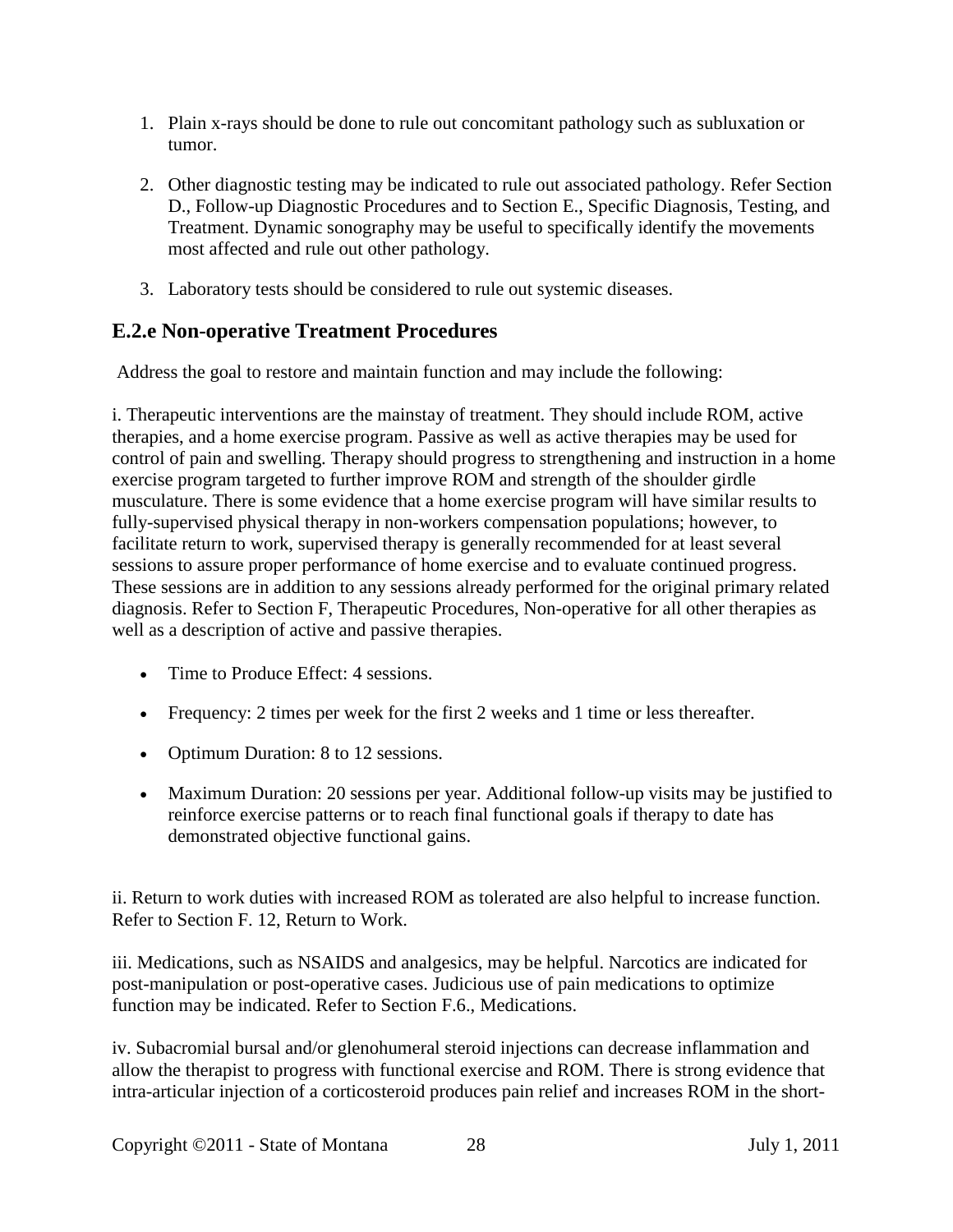1. Plain x-rays should be done to rule out concomitant pathology such as subluxation or tumor.

2. Other diagnostic testing may be indicated to rule out associated pathology. Refer Section D., Follow-up Diagnostic Procedures and to Section E., Specific Diagnosis, Testing, and Treatment. Dynamic sonography may be useful to specifically identify the movements most affected and rule out other pathology.

3. Laboratory tests should be considered to rule out systemic diseases.

## E.2.e Non-operative Treatment Procedures

Address the goal to restore and maintain function and may include the following:

i. Therapeutic interventions are the mainstay of treatment. They should include ROM, active therapies, and a home exercise program. Passive as well as active therapies may be used for control of pain and swelling. Therapy should progress to strengthening and instruction in a home exercise program targeted to further improve ROM and strength of the shoulder girdle musculature. There is some evidence that a home exercise program will have similar results to fully-supervised physical therapy in non-workers compensation populations; however, to facilitate return to work, supervised therapy is generally recommended for at least several sessions to assure proper performance of home exercise and to evaluate continued progress. These sessions are in addition to any sessions already performed for the original primary related diagnosis. Refer to Section F, Therapeutic Procedures, Non-operative for all other therapies as well as a description of active and passive therapies.

- Time to Produce Effect: 4 sessions.
- Frequency: 2 times per week for the first 2 weeks and 1 time or less thereafter.
- Optimum Duration: 8 to 12 sessions.
- Maximum Duration: 20 sessions per year. Additional follow-up visits may be justified to reinforce exercise patterns or to reach final functional goals if therapy to date has demonstrated objective functional gains.

ii. Return to work duties with increased ROM as tolerated are also helpful to increase function. Refer to Section F. 12, Return to Work.

iii. Medications, such as NSAIDS and analgesics, may be helpful. Narcotics are indicated for post-manipulation or post-operative cases. Judicious use of pain medications to optimize function may be indicated. Refer to Section F.6., Medications.

iv. Subacromial bursal and/or glenohumeral steroid injections can decrease inflammation and allow the therapist to progress with functional exercise and ROM. There is strong evidence that intra-articular injection of a corticosteroid produces pain relief and increases ROM in the short-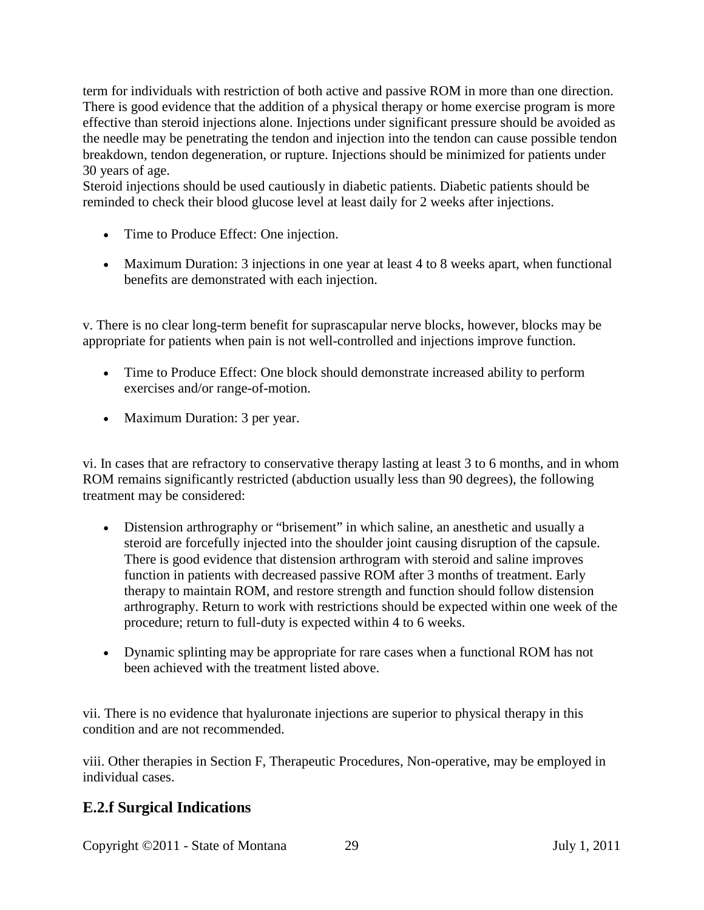term for individuals with restriction of both active and passive ROM in more than one direction. There is good evidence that the addition of a physical therapy or home exercise program is more effective than steroid injections alone. Injections under significant pressure should be avoided as the needle may be penetrating the tendon and injection into the tendon can cause possible tendon breakdown, tendon degeneration, or rupture. Injections should be minimized for patients under 30 years of age.
Steroid injections should be used cautiously in diabetic patients. Diabetic patients should be reminded to check their blood glucose level at least daily for 2 weeks after injections.

- Time to Produce Effect: One injection.
- Maximum Duration: 3 injections in one year at least 4 to 8 weeks apart, when functional benefits are demonstrated with each injection.

v. There is no clear long-term benefit for suprascapular nerve blocks, however, blocks may be appropriate for patients when pain is not well-controlled and injections improve function.

- Time to Produce Effect: One block should demonstrate increased ability to perform exercises and/or range-of-motion.
- Maximum Duration: 3 per year.

vi. In cases that are refractory to conservative therapy lasting at least 3 to 6 months, and in whom ROM remains significantly restricted (abduction usually less than 90 degrees), the following treatment may be considered:

- Distension arthrography or "brisement" in which saline, an anesthetic and usually a steroid are forcefully injected into the shoulder joint causing disruption of the capsule. There is good evidence that distension arthrogram with steroid and saline improves function in patients with decreased passive ROM after 3 months of treatment. Early therapy to maintain ROM, and restore strength and function should follow distension arthrography. Return to work with restrictions should be expected within one week of the procedure; return to full-duty is expected within 4 to 6 weeks.
- Dynamic splinting may be appropriate for rare cases when a functional ROM has not been achieved with the treatment listed above.

vii. There is no evidence that hyaluronate injections are superior to physical therapy in this condition and are not recommended.

viii. Other therapies in Section F, Therapeutic Procedures, Non-operative, may be employed in individual cases.

## E.2.f Surgical Indications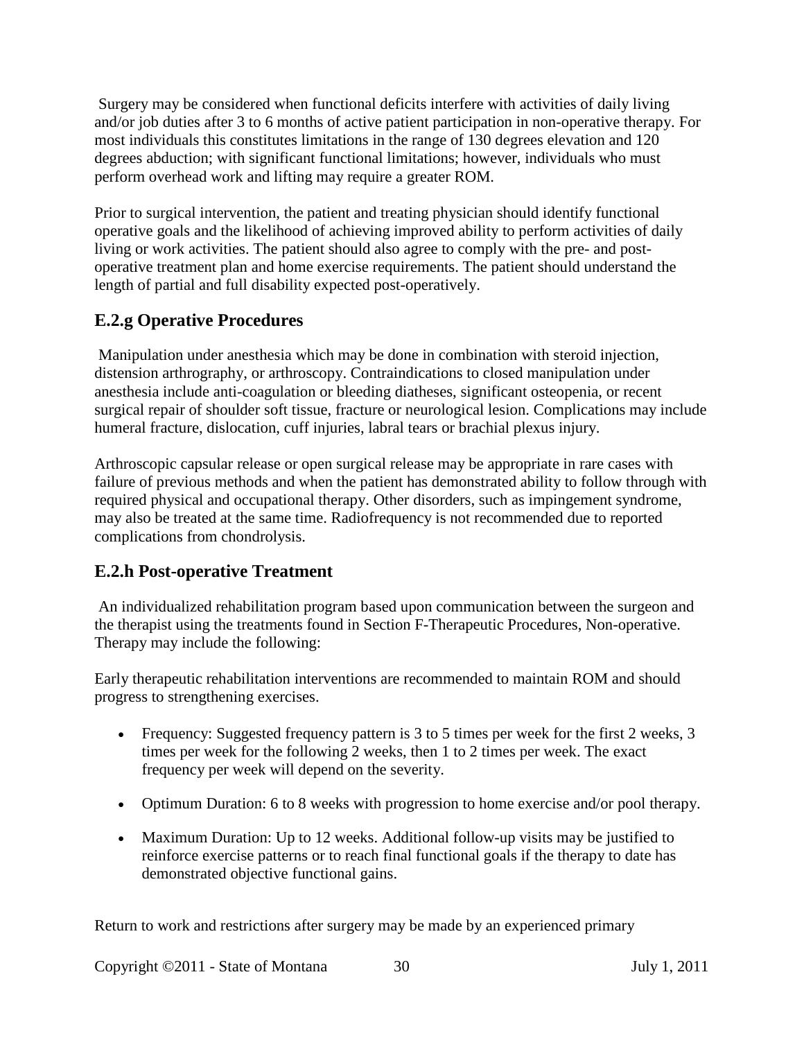Surgery may be considered when functional deficits interfere with activities of daily living and/or job duties after 3 to 6 months of active patient participation in non-operative therapy. For most individuals this constitutes limitations in the range of 130 degrees elevation and 120 degrees abduction; with significant functional limitations; however, individuals who must perform overhead work and lifting may require a greater ROM.

Prior to surgical intervention, the patient and treating physician should identify functional operative goals and the likelihood of achieving improved ability to perform activities of daily living or work activities. The patient should also agree to comply with the pre- and post-operative treatment plan and home exercise requirements. The patient should understand the length of partial and full disability expected post-operatively.

## E.2.g Operative Procedures

Manipulation under anesthesia which may be done in combination with steroid injection, distension arthrography, or arthroscopy. Contraindications to closed manipulation under anesthesia include anti-coagulation or bleeding diatheses, significant osteopenia, or recent surgical repair of shoulder soft tissue, fracture or neurological lesion. Complications may include humeral fracture, dislocation, cuff injuries, labral tears or brachial plexus injury.

Arthroscopic capsular release or open surgical release may be appropriate in rare cases with failure of previous methods and when the patient has demonstrated ability to follow through with required physical and occupational therapy. Other disorders, such as impingement syndrome, may also be treated at the same time. Radiofrequency is not recommended due to reported complications from chondrolysis.

## E.2.h Post-operative Treatment

An individualized rehabilitation program based upon communication between the surgeon and the therapist using the treatments found in Section F-Therapeutic Procedures, Non-operative. Therapy may include the following:

Early therapeutic rehabilitation interventions are recommended to maintain ROM and should progress to strengthening exercises.

- Frequency: Suggested frequency pattern is 3 to 5 times per week for the first 2 weeks, 3 times per week for the following 2 weeks, then 1 to 2 times per week. The exact frequency per week will depend on the severity.
- Optimum Duration: 6 to 8 weeks with progression to home exercise and/or pool therapy.
- Maximum Duration: Up to 12 weeks. Additional follow-up visits may be justified to reinforce exercise patterns or to reach final functional goals if the therapy to date has demonstrated objective functional gains.

Return to work and restrictions after surgery may be made by an experienced primary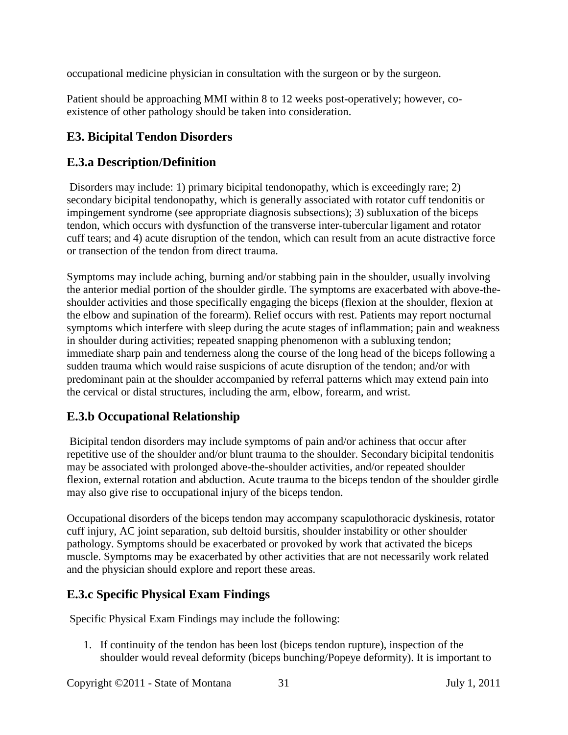occupational medicine physician in consultation with the surgeon or by the surgeon.

Patient should be approaching MMI within 8 to 12 weeks post-operatively; however, co-existence of other pathology should be taken into consideration.

## E3. Bicipital Tendon Disorders

## E.3.a Description/Definition

Disorders may include: 1) primary bicipital tendonopathy, which is exceedingly rare; 2) secondary bicipital tendonopathy, which is generally associated with rotator cuff tendonitis or impingement syndrome (see appropriate diagnosis subsections); 3) subluxation of the biceps tendon, which occurs with dysfunction of the transverse inter-tubercular ligament and rotator cuff tears; and 4) acute disruption of the tendon, which can result from an acute distractive force or transection of the tendon from direct trauma.

Symptoms may include aching, burning and/or stabbing pain in the shoulder, usually involving the anterior medial portion of the shoulder girdle. The symptoms are exacerbated with above-the-shoulder activities and those specifically engaging the biceps (flexion at the shoulder, flexion at the elbow and supination of the forearm). Relief occurs with rest. Patients may report nocturnal symptoms which interfere with sleep during the acute stages of inflammation; pain and weakness in shoulder during activities; repeated snapping phenomenon with a subluxing tendon; immediate sharp pain and tenderness along the course of the long head of the biceps following a sudden trauma which would raise suspicions of acute disruption of the tendon; and/or with predominant pain at the shoulder accompanied by referral patterns which may extend pain into the cervical or distal structures, including the arm, elbow, forearm, and wrist.

## E.3.b Occupational Relationship

Bicipital tendon disorders may include symptoms of pain and/or achiness that occur after repetitive use of the shoulder and/or blunt trauma to the shoulder. Secondary bicipital tendonitis may be associated with prolonged above-the-shoulder activities, and/or repeated shoulder flexion, external rotation and abduction. Acute trauma to the biceps tendon of the shoulder girdle may also give rise to occupational injury of the biceps tendon.

Occupational disorders of the biceps tendon may accompany scapulothoracic dyskinesis, rotator cuff injury, AC joint separation, sub deltoid bursitis, shoulder instability or other shoulder pathology. Symptoms should be exacerbated or provoked by work that activated the biceps muscle. Symptoms may be exacerbated by other activities that are not necessarily work related and the physician should explore and report these areas.

## E.3.c Specific Physical Exam Findings

Specific Physical Exam Findings may include the following:

1. If continuity of the tendon has been lost (biceps tendon rupture), inspection of the shoulder would reveal deformity (biceps bunching/Popeye deformity). It is important to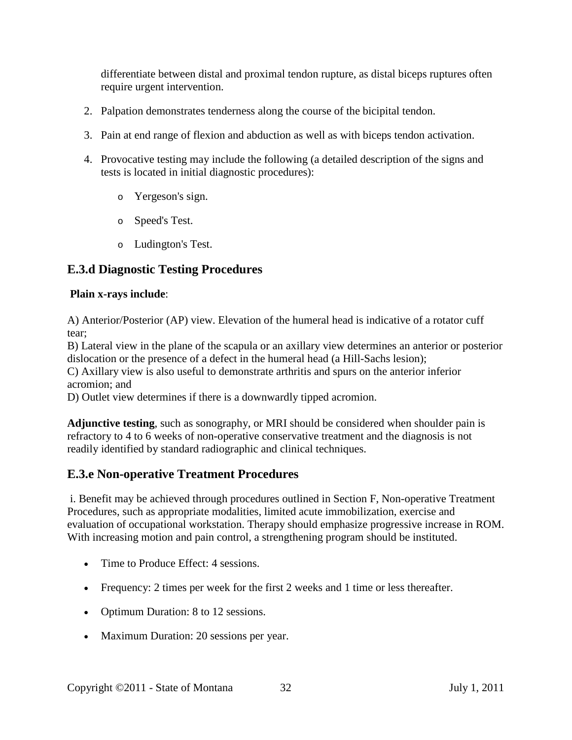differentiate between distal and proximal tendon rupture, as distal biceps ruptures often require urgent intervention.

2. Palpation demonstrates tenderness along the course of the bicipital tendon.
3. Pain at end range of flexion and abduction as well as with biceps tendon activation.
4. Provocative testing may include the following (a detailed description of the signs and tests is located in initial diagnostic procedures):
   - Yergeson's sign.
   - Speed's Test.
   - Ludington's Test.

## E.3.d Diagnostic Testing Procedures

**Plain x-rays include**:

A) Anterior/Posterior (AP) view. Elevation of the humeral head is indicative of a rotator cuff tear;
B) Lateral view in the plane of the scapula or an axillary view determines an anterior or posterior dislocation or the presence of a defect in the humeral head (a Hill-Sachs lesion);
C) Axillary view is also useful to demonstrate arthritis and spurs on the anterior inferior acromion; and
D) Outlet view determines if there is a downwardly tipped acromion.

**Adjunctive testing**, such as sonography, or MRI should be considered when shoulder pain is refractory to 4 to 6 weeks of non-operative conservative treatment and the diagnosis is not readily identified by standard radiographic and clinical techniques.

## E.3.e Non-operative Treatment Procedures

i. Benefit may be achieved through procedures outlined in Section F, Non-operative Treatment Procedures, such as appropriate modalities, limited acute immobilization, exercise and evaluation of occupational workstation. Therapy should emphasize progressive increase in ROM. With increasing motion and pain control, a strengthening program should be instituted.

- Time to Produce Effect: 4 sessions.
- Frequency: 2 times per week for the first 2 weeks and 1 time or less thereafter.
- Optimum Duration: 8 to 12 sessions.
- Maximum Duration: 20 sessions per year.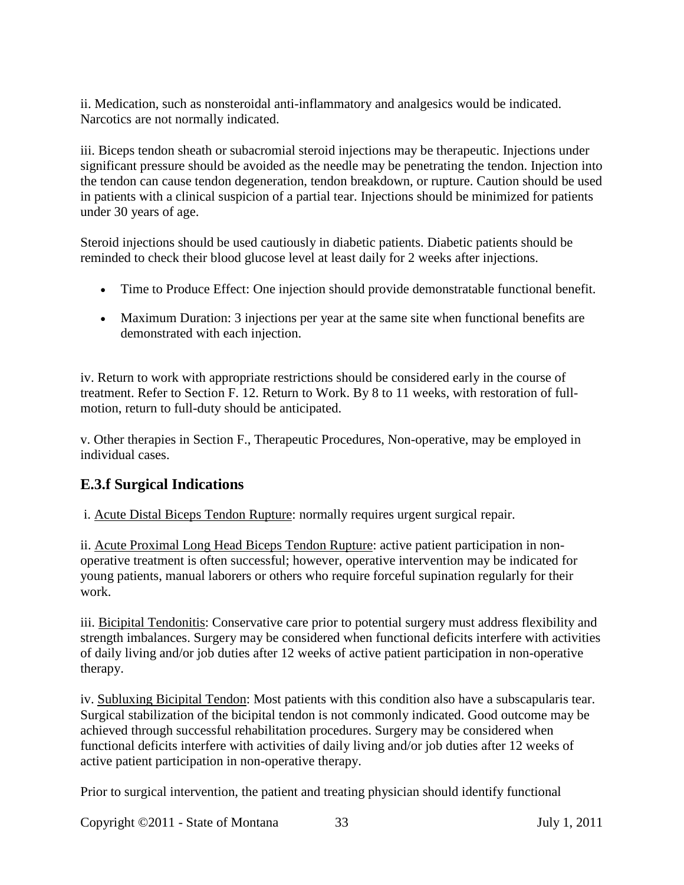ii. Medication, such as nonsteroidal anti-inflammatory and analgesics would be indicated. Narcotics are not normally indicated.

iii. Biceps tendon sheath or subacromial steroid injections may be therapeutic. Injections under significant pressure should be avoided as the needle may be penetrating the tendon. Injection into the tendon can cause tendon degeneration, tendon breakdown, or rupture. Caution should be used in patients with a clinical suspicion of a partial tear. Injections should be minimized for patients under 30 years of age.

Steroid injections should be used cautiously in diabetic patients. Diabetic patients should be reminded to check their blood glucose level at least daily for 2 weeks after injections.

- Time to Produce Effect: One injection should provide demonstratable functional benefit.
- Maximum Duration: 3 injections per year at the same site when functional benefits are demonstrated with each injection.

iv. Return to work with appropriate restrictions should be considered early in the course of treatment. Refer to Section F. 12. Return to Work. By 8 to 11 weeks, with restoration of full-motion, return to full-duty should be anticipated.

v. Other therapies in Section F., Therapeutic Procedures, Non-operative, may be employed in individual cases.

## E.3.f Surgical Indications

i. Acute Distal Biceps Tendon Rupture: normally requires urgent surgical repair.

ii. Acute Proximal Long Head Biceps Tendon Rupture: active patient participation in non-operative treatment is often successful; however, operative intervention may be indicated for young patients, manual laborers or others who require forceful supination regularly for their work.

iii. Bicipital Tendonitis: Conservative care prior to potential surgery must address flexibility and strength imbalances. Surgery may be considered when functional deficits interfere with activities of daily living and/or job duties after 12 weeks of active patient participation in non-operative therapy.

iv. Subluxing Bicipital Tendon: Most patients with this condition also have a subscapularis tear. Surgical stabilization of the bicipital tendon is not commonly indicated. Good outcome may be achieved through successful rehabilitation procedures. Surgery may be considered when functional deficits interfere with activities of daily living and/or job duties after 12 weeks of active patient participation in non-operative therapy.

Prior to surgical intervention, the patient and treating physician should identify functional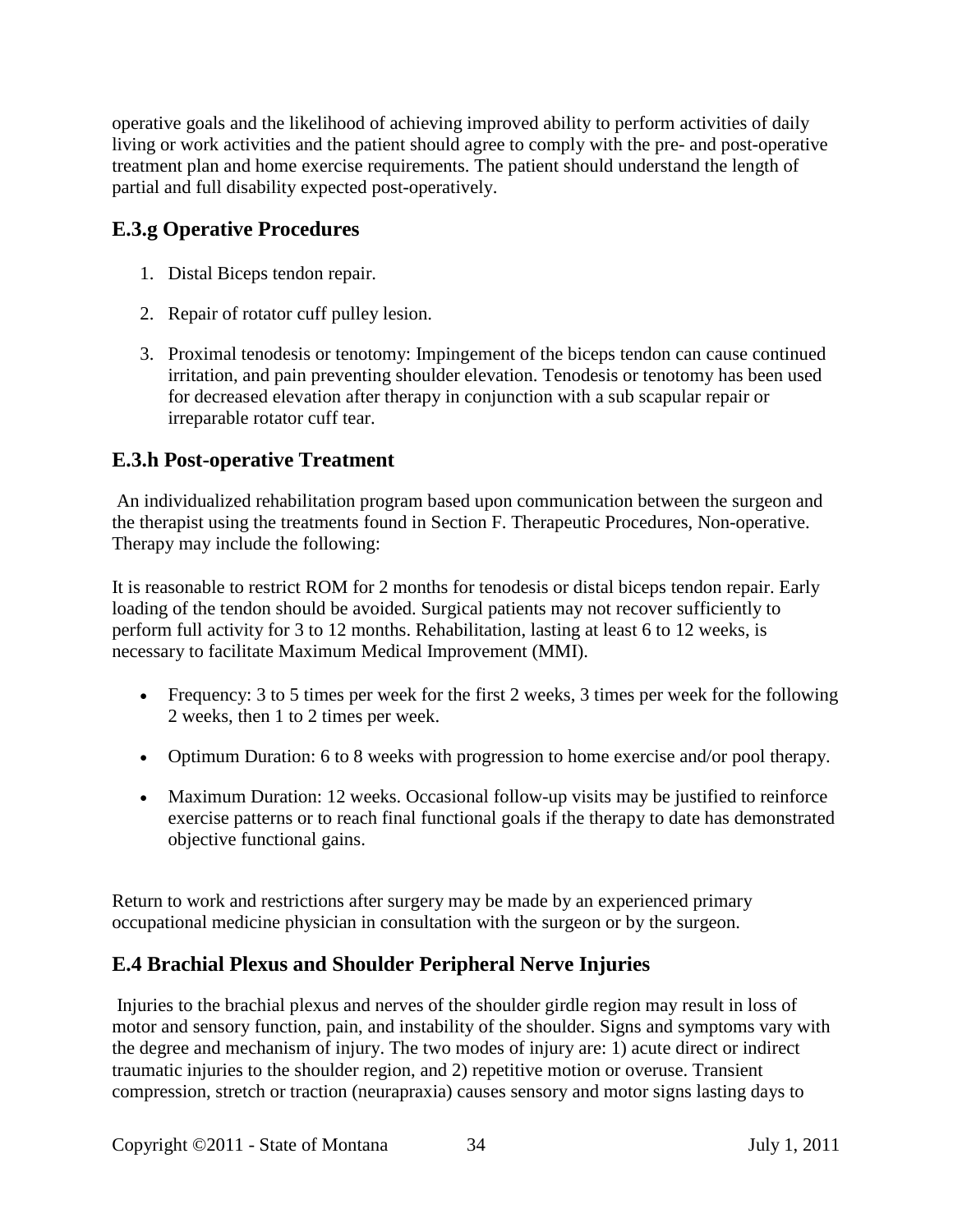operative goals and the likelihood of achieving improved ability to perform activities of daily living or work activities and the patient should agree to comply with the pre- and post-operative treatment plan and home exercise requirements. The patient should understand the length of partial and full disability expected post-operatively.

## E.3.g Operative Procedures

1. Distal Biceps tendon repair.

2. Repair of rotator cuff pulley lesion.

3. Proximal tenodesis or tenotomy: Impingement of the biceps tendon can cause continued irritation, and pain preventing shoulder elevation. Tenodesis or tenotomy has been used for decreased elevation after therapy in conjunction with a sub scapular repair or irreparable rotator cuff tear.

## E.3.h Post-operative Treatment

An individualized rehabilitation program based upon communication between the surgeon and the therapist using the treatments found in Section F. Therapeutic Procedures, Non-operative. Therapy may include the following:

It is reasonable to restrict ROM for 2 months for tenodesis or distal biceps tendon repair. Early loading of the tendon should be avoided. Surgical patients may not recover sufficiently to perform full activity for 3 to 12 months. Rehabilitation, lasting at least 6 to 12 weeks, is necessary to facilitate Maximum Medical Improvement (MMI).

- Frequency: 3 to 5 times per week for the first 2 weeks, 3 times per week for the following 2 weeks, then 1 to 2 times per week.

- Optimum Duration: 6 to 8 weeks with progression to home exercise and/or pool therapy.

- Maximum Duration: 12 weeks. Occasional follow-up visits may be justified to reinforce exercise patterns or to reach final functional goals if the therapy to date has demonstrated objective functional gains.

Return to work and restrictions after surgery may be made by an experienced primary occupational medicine physician in consultation with the surgeon or by the surgeon.

## E.4 Brachial Plexus and Shoulder Peripheral Nerve Injuries

Injuries to the brachial plexus and nerves of the shoulder girdle region may result in loss of motor and sensory function, pain, and instability of the shoulder. Signs and symptoms vary with the degree and mechanism of injury. The two modes of injury are: 1) acute direct or indirect traumatic injuries to the shoulder region, and 2) repetitive motion or overuse. Transient compression, stretch or traction (neurapraxia) causes sensory and motor signs lasting days to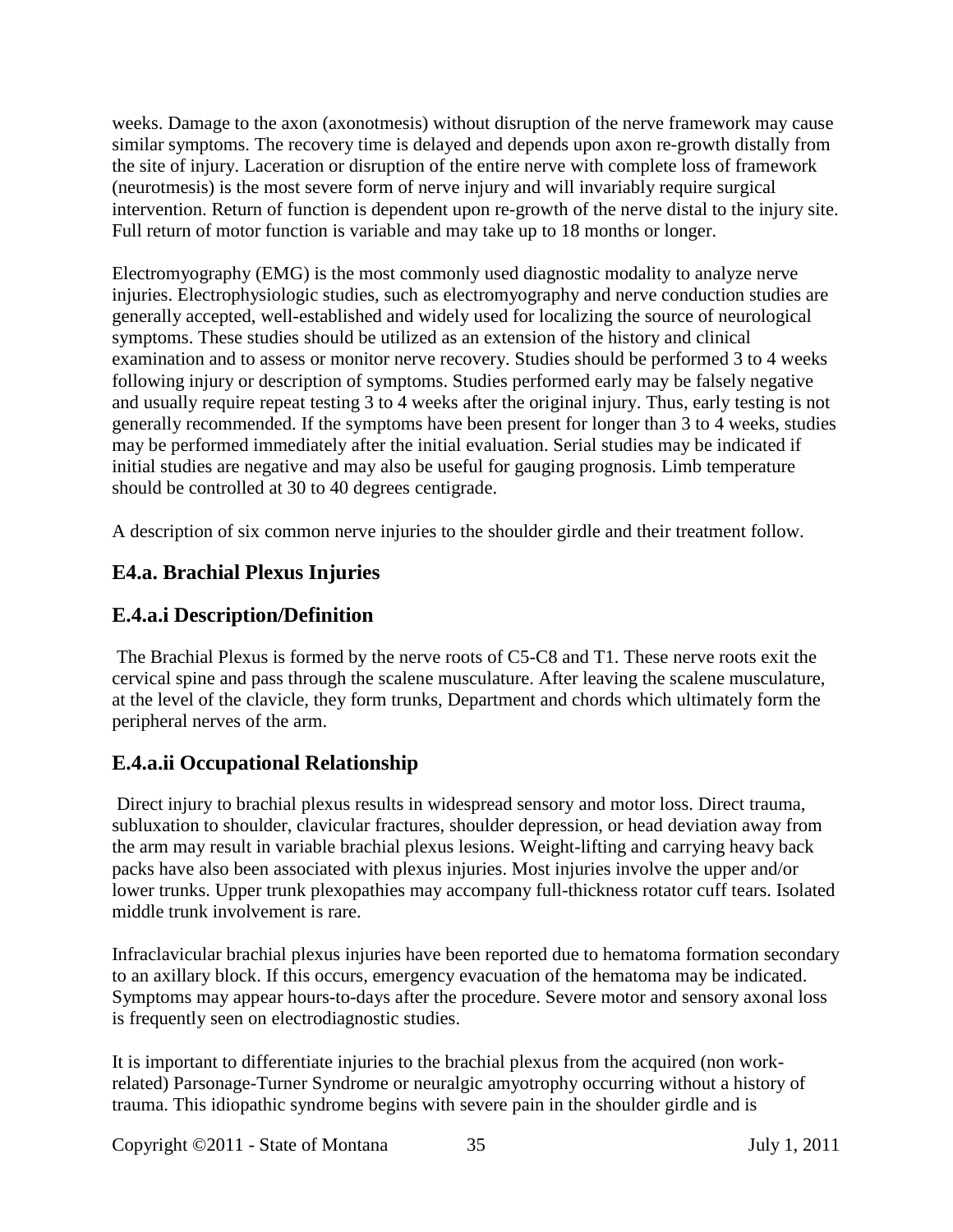weeks. Damage to the axon (axonotmesis) without disruption of the nerve framework may cause similar symptoms. The recovery time is delayed and depends upon axon re-growth distally from the site of injury. Laceration or disruption of the entire nerve with complete loss of framework (neurotmesis) is the most severe form of nerve injury and will invariably require surgical intervention. Return of function is dependent upon re-growth of the nerve distal to the injury site. Full return of motor function is variable and may take up to 18 months or longer.

Electromyography (EMG) is the most commonly used diagnostic modality to analyze nerve injuries. Electrophysiologic studies, such as electromyography and nerve conduction studies are generally accepted, well-established and widely used for localizing the source of neurological symptoms. These studies should be utilized as an extension of the history and clinical examination and to assess or monitor nerve recovery. Studies should be performed 3 to 4 weeks following injury or description of symptoms. Studies performed early may be falsely negative and usually require repeat testing 3 to 4 weeks after the original injury. Thus, early testing is not generally recommended. If the symptoms have been present for longer than 3 to 4 weeks, studies may be performed immediately after the initial evaluation. Serial studies may be indicated if initial studies are negative and may also be useful for gauging prognosis. Limb temperature should be controlled at 30 to 40 degrees centigrade.

A description of six common nerve injuries to the shoulder girdle and their treatment follow.

## E4.a. Brachial Plexus Injuries

### E.4.a.i Description/Definition

The Brachial Plexus is formed by the nerve roots of C5-C8 and T1. These nerve roots exit the cervical spine and pass through the scalene musculature. After leaving the scalene musculature, at the level of the clavicle, they form trunks, Department and chords which ultimately form the peripheral nerves of the arm.

### E.4.a.ii Occupational Relationship

Direct injury to brachial plexus results in widespread sensory and motor loss. Direct trauma, subluxation to shoulder, clavicular fractures, shoulder depression, or head deviation away from the arm may result in variable brachial plexus lesions. Weight-lifting and carrying heavy back packs have also been associated with plexus injuries. Most injuries involve the upper and/or lower trunks. Upper trunk plexopathies may accompany full-thickness rotator cuff tears. Isolated middle trunk involvement is rare.

Infraclavicular brachial plexus injuries have been reported due to hematoma formation secondary to an axillary block. If this occurs, emergency evacuation of the hematoma may be indicated. Symptoms may appear hours-to-days after the procedure. Severe motor and sensory axonal loss is frequently seen on electrodiagnostic studies.

It is important to differentiate injuries to the brachial plexus from the acquired (non work-related) Parsonage-Turner Syndrome or neuralgic amyotrophy occurring without a history of trauma. This idiopathic syndrome begins with severe pain in the shoulder girdle and is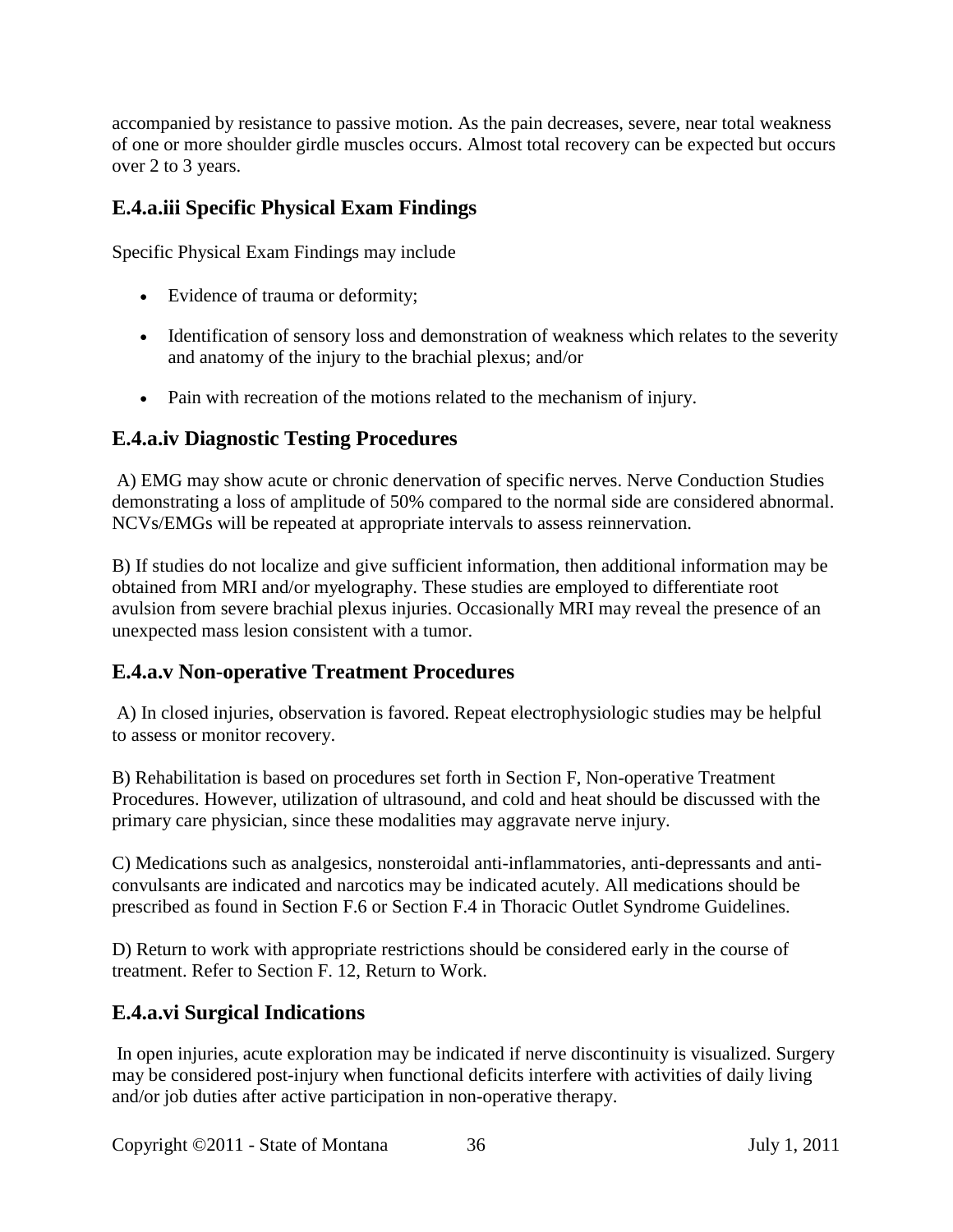accompanied by resistance to passive motion. As the pain decreases, severe, near total weakness of one or more shoulder girdle muscles occurs. Almost total recovery can be expected but occurs over 2 to 3 years.

## E.4.a.iii Specific Physical Exam Findings

Specific Physical Exam Findings may include

- Evidence of trauma or deformity;
- Identification of sensory loss and demonstration of weakness which relates to the severity and anatomy of the injury to the brachial plexus; and/or
- Pain with recreation of the motions related to the mechanism of injury.

## E.4.a.iv Diagnostic Testing Procedures

A) EMG may show acute or chronic denervation of specific nerves. Nerve Conduction Studies demonstrating a loss of amplitude of 50% compared to the normal side are considered abnormal. NCVs/EMGs will be repeated at appropriate intervals to assess reinnervation.

B) If studies do not localize and give sufficient information, then additional information may be obtained from MRI and/or myelography. These studies are employed to differentiate root avulsion from severe brachial plexus injuries. Occasionally MRI may reveal the presence of an unexpected mass lesion consistent with a tumor.

## E.4.a.v Non-operative Treatment Procedures

A) In closed injuries, observation is favored. Repeat electrophysiologic studies may be helpful to assess or monitor recovery.

B) Rehabilitation is based on procedures set forth in Section F, Non-operative Treatment Procedures. However, utilization of ultrasound, and cold and heat should be discussed with the primary care physician, since these modalities may aggravate nerve injury.

C) Medications such as analgesics, nonsteroidal anti-inflammatories, anti-depressants and anti-convulsants are indicated and narcotics may be indicated acutely. All medications should be prescribed as found in Section F.6 or Section F.4 in Thoracic Outlet Syndrome Guidelines.

D) Return to work with appropriate restrictions should be considered early in the course of treatment. Refer to Section F. 12, Return to Work.

## E.4.a.vi Surgical Indications

In open injuries, acute exploration may be indicated if nerve discontinuity is visualized. Surgery may be considered post-injury when functional deficits interfere with activities of daily living and/or job duties after active participation in non-operative therapy.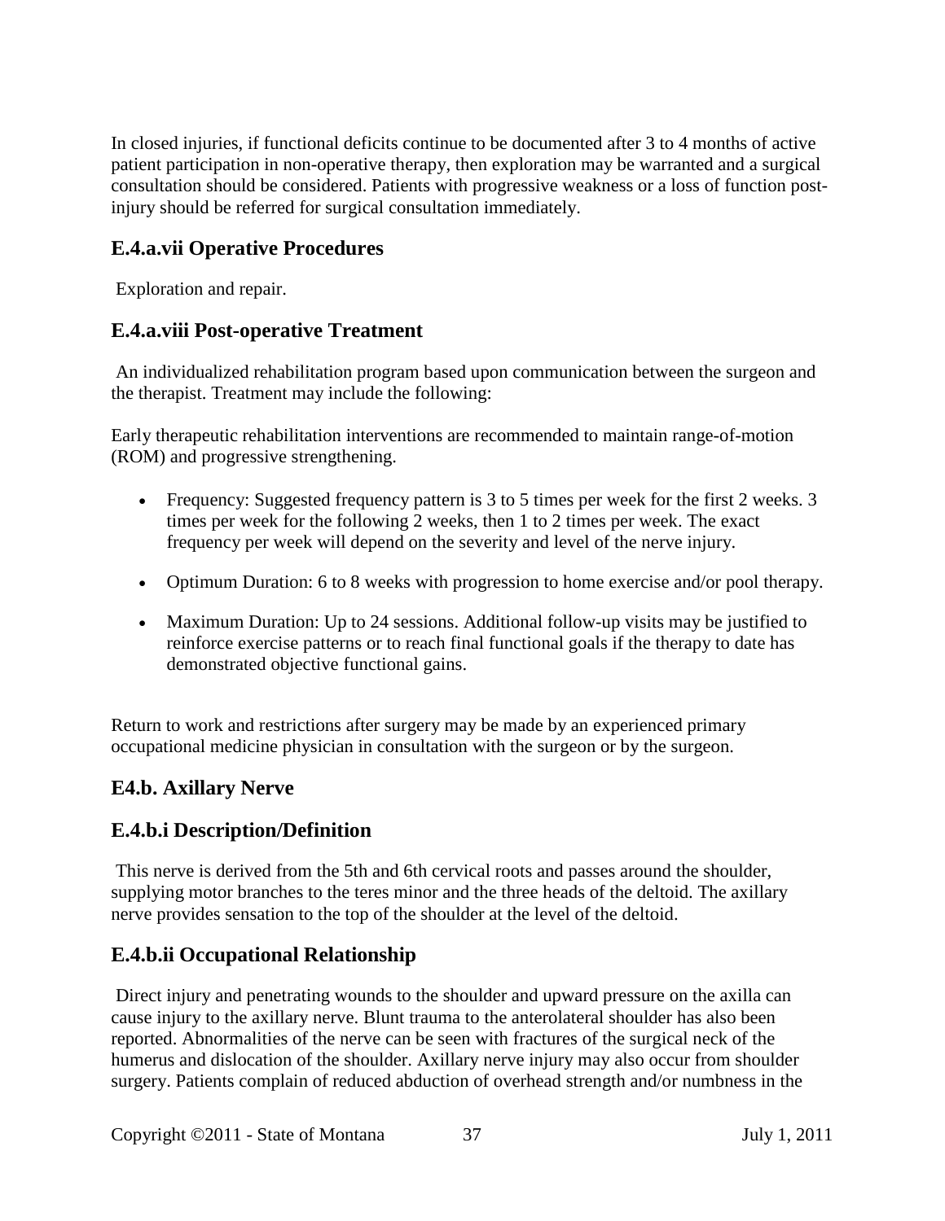In closed injuries, if functional deficits continue to be documented after 3 to 4 months of active patient participation in non-operative therapy, then exploration may be warranted and a surgical consultation should be considered. Patients with progressive weakness or a loss of function post-injury should be referred for surgical consultation immediately.

### E.4.a.vii Operative Procedures

Exploration and repair.

### E.4.a.viii Post-operative Treatment

An individualized rehabilitation program based upon communication between the surgeon and the therapist. Treatment may include the following:

Early therapeutic rehabilitation interventions are recommended to maintain range-of-motion (ROM) and progressive strengthening.

- Frequency: Suggested frequency pattern is 3 to 5 times per week for the first 2 weeks. 3 times per week for the following 2 weeks, then 1 to 2 times per week. The exact frequency per week will depend on the severity and level of the nerve injury.
- Optimum Duration: 6 to 8 weeks with progression to home exercise and/or pool therapy.
- Maximum Duration: Up to 24 sessions. Additional follow-up visits may be justified to reinforce exercise patterns or to reach final functional goals if the therapy to date has demonstrated objective functional gains.

Return to work and restrictions after surgery may be made by an experienced primary occupational medicine physician in consultation with the surgeon or by the surgeon.

### E4.b. Axillary Nerve

### E.4.b.i Description/Definition

This nerve is derived from the 5th and 6th cervical roots and passes around the shoulder, supplying motor branches to the teres minor and the three heads of the deltoid. The axillary nerve provides sensation to the top of the shoulder at the level of the deltoid.

### E.4.b.ii Occupational Relationship

Direct injury and penetrating wounds to the shoulder and upward pressure on the axilla can cause injury to the axillary nerve. Blunt trauma to the anterolateral shoulder has also been reported. Abnormalities of the nerve can be seen with fractures of the surgical neck of the humerus and dislocation of the shoulder. Axillary nerve injury may also occur from shoulder surgery. Patients complain of reduced abduction of overhead strength and/or numbness in the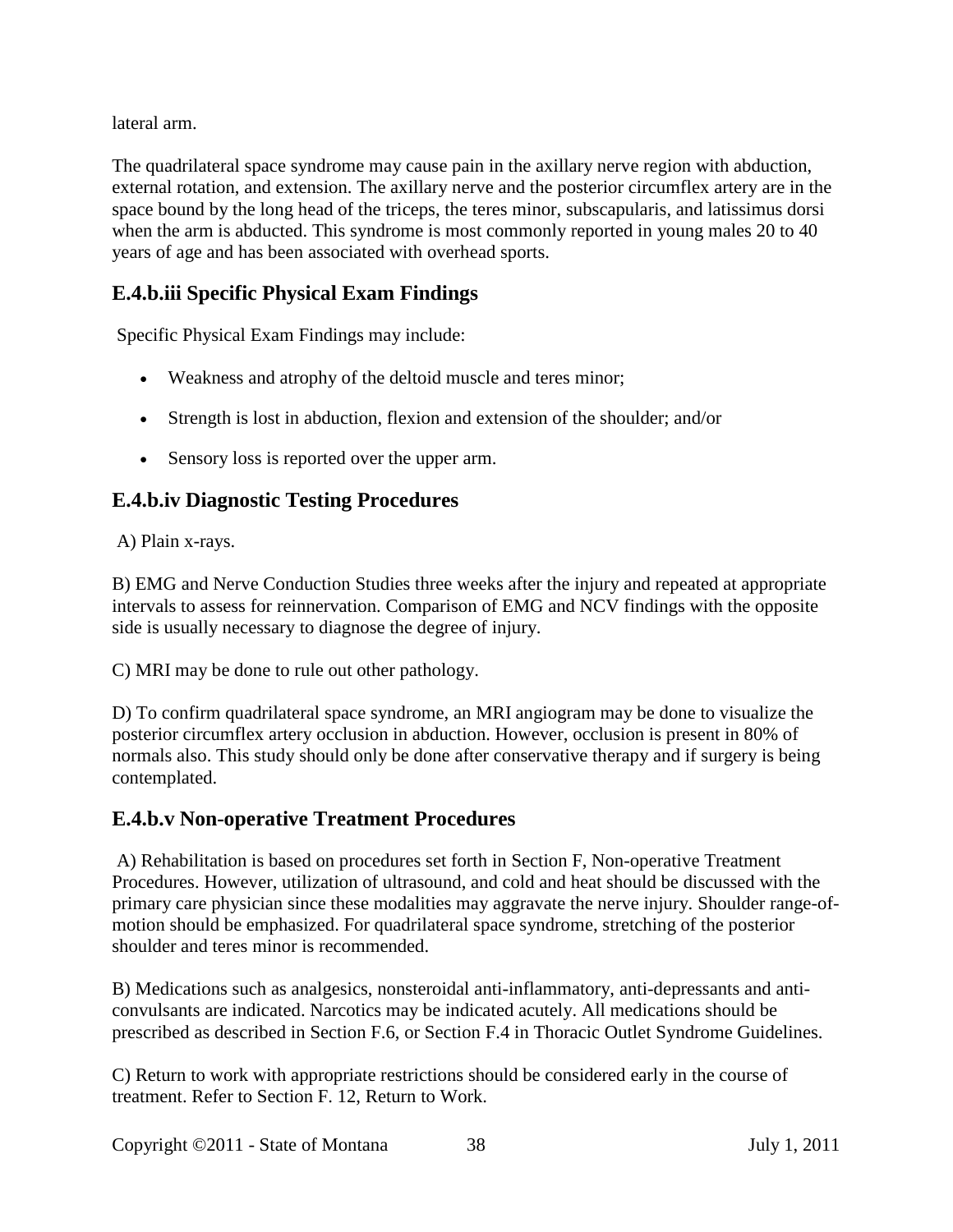lateral arm.

The quadrilateral space syndrome may cause pain in the axillary nerve region with abduction, external rotation, and extension. The axillary nerve and the posterior circumflex artery are in the space bound by the long head of the triceps, the teres minor, subscapularis, and latissimus dorsi when the arm is abducted. This syndrome is most commonly reported in young males 20 to 40 years of age and has been associated with overhead sports.

### E.4.b.iii Specific Physical Exam Findings

Specific Physical Exam Findings may include:

- Weakness and atrophy of the deltoid muscle and teres minor;
- Strength is lost in abduction, flexion and extension of the shoulder; and/or
- Sensory loss is reported over the upper arm.

### E.4.b.iv Diagnostic Testing Procedures

A) Plain x-rays.

B) EMG and Nerve Conduction Studies three weeks after the injury and repeated at appropriate intervals to assess for reinnervation. Comparison of EMG and NCV findings with the opposite side is usually necessary to diagnose the degree of injury.

C) MRI may be done to rule out other pathology.

D) To confirm quadrilateral space syndrome, an MRI angiogram may be done to visualize the posterior circumflex artery occlusion in abduction. However, occlusion is present in 80% of normals also. This study should only be done after conservative therapy and if surgery is being contemplated.

### E.4.b.v Non-operative Treatment Procedures

A) Rehabilitation is based on procedures set forth in Section F, Non-operative Treatment Procedures. However, utilization of ultrasound, and cold and heat should be discussed with the primary care physician since these modalities may aggravate the nerve injury. Shoulder range-of-motion should be emphasized. For quadrilateral space syndrome, stretching of the posterior shoulder and teres minor is recommended.

B) Medications such as analgesics, nonsteroidal anti-inflammatory, anti-depressants and anti-convulsants are indicated. Narcotics may be indicated acutely. All medications should be prescribed as described in Section F.6, or Section F.4 in Thoracic Outlet Syndrome Guidelines.

C) Return to work with appropriate restrictions should be considered early in the course of treatment. Refer to Section F. 12, Return to Work.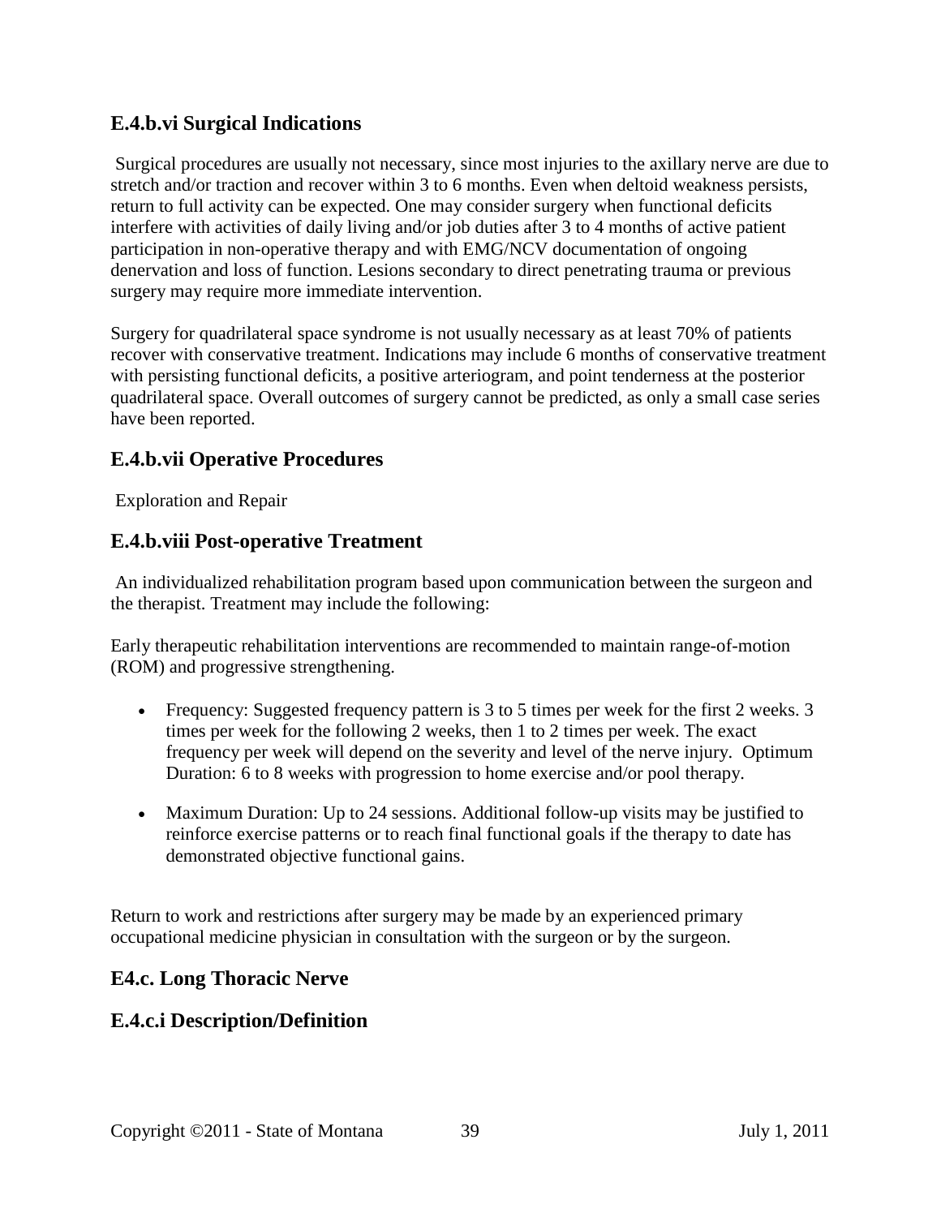### E.4.b.vi Surgical Indications

Surgical procedures are usually not necessary, since most injuries to the axillary nerve are due to stretch and/or traction and recover within 3 to 6 months. Even when deltoid weakness persists, return to full activity can be expected. One may consider surgery when functional deficits interfere with activities of daily living and/or job duties after 3 to 4 months of active patient participation in non-operative therapy and with EMG/NCV documentation of ongoing denervation and loss of function. Lesions secondary to direct penetrating trauma or previous surgery may require more immediate intervention.

Surgery for quadrilateral space syndrome is not usually necessary as at least 70% of patients recover with conservative treatment. Indications may include 6 months of conservative treatment with persisting functional deficits, a positive arteriogram, and point tenderness at the posterior quadrilateral space. Overall outcomes of surgery cannot be predicted, as only a small case series have been reported.

### E.4.b.vii Operative Procedures

Exploration and Repair

### E.4.b.viii Post-operative Treatment

An individualized rehabilitation program based upon communication between the surgeon and the therapist. Treatment may include the following:

Early therapeutic rehabilitation interventions are recommended to maintain range-of-motion (ROM) and progressive strengthening.

- Frequency: Suggested frequency pattern is 3 to 5 times per week for the first 2 weeks. 3 times per week for the following 2 weeks, then 1 to 2 times per week. The exact frequency per week will depend on the severity and level of the nerve injury. Optimum Duration: 6 to 8 weeks with progression to home exercise and/or pool therapy.
- Maximum Duration: Up to 24 sessions. Additional follow-up visits may be justified to reinforce exercise patterns or to reach final functional goals if the therapy to date has demonstrated objective functional gains.

Return to work and restrictions after surgery may be made by an experienced primary occupational medicine physician in consultation with the surgeon or by the surgeon.

### E4.c. Long Thoracic Nerve

### E.4.c.i Description/Definition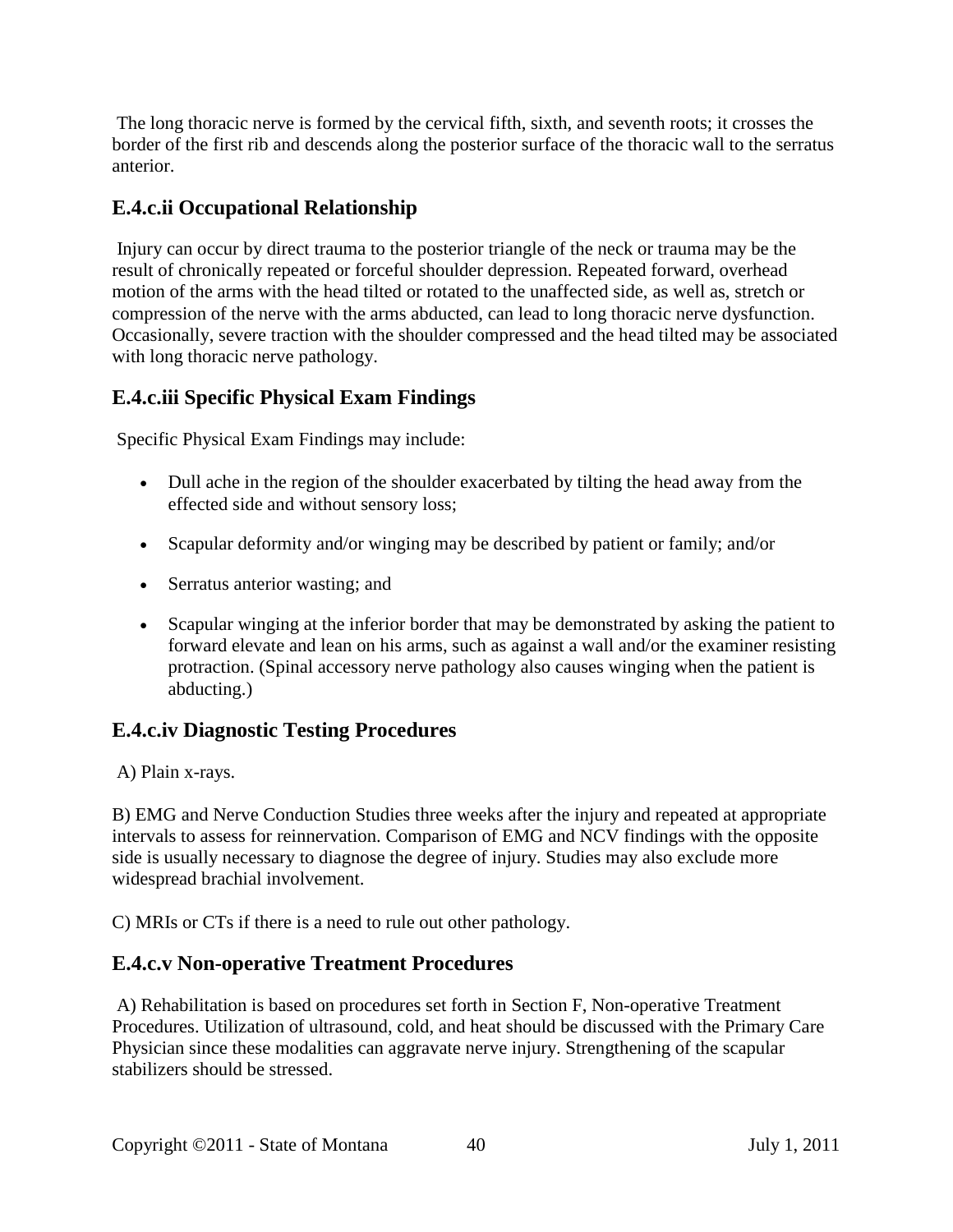The long thoracic nerve is formed by the cervical fifth, sixth, and seventh roots; it crosses the border of the first rib and descends along the posterior surface of the thoracic wall to the serratus anterior.

### E.4.c.ii Occupational Relationship

Injury can occur by direct trauma to the posterior triangle of the neck or trauma may be the result of chronically repeated or forceful shoulder depression. Repeated forward, overhead motion of the arms with the head tilted or rotated to the unaffected side, as well as, stretch or compression of the nerve with the arms abducted, can lead to long thoracic nerve dysfunction. Occasionally, severe traction with the shoulder compressed and the head tilted may be associated with long thoracic nerve pathology.

### E.4.c.iii Specific Physical Exam Findings

Specific Physical Exam Findings may include:

- Dull ache in the region of the shoulder exacerbated by tilting the head away from the effected side and without sensory loss;
- Scapular deformity and/or winging may be described by patient or family; and/or
- Serratus anterior wasting; and
- Scapular winging at the inferior border that may be demonstrated by asking the patient to forward elevate and lean on his arms, such as against a wall and/or the examiner resisting protraction. (Spinal accessory nerve pathology also causes winging when the patient is abducting.)

### E.4.c.iv Diagnostic Testing Procedures

A) Plain x-rays.

B) EMG and Nerve Conduction Studies three weeks after the injury and repeated at appropriate intervals to assess for reinnervation. Comparison of EMG and NCV findings with the opposite side is usually necessary to diagnose the degree of injury. Studies may also exclude more widespread brachial involvement.

C) MRIs or CTs if there is a need to rule out other pathology.

### E.4.c.v Non-operative Treatment Procedures

A) Rehabilitation is based on procedures set forth in Section F, Non-operative Treatment Procedures. Utilization of ultrasound, cold, and heat should be discussed with the Primary Care Physician since these modalities can aggravate nerve injury. Strengthening of the scapular stabilizers should be stressed.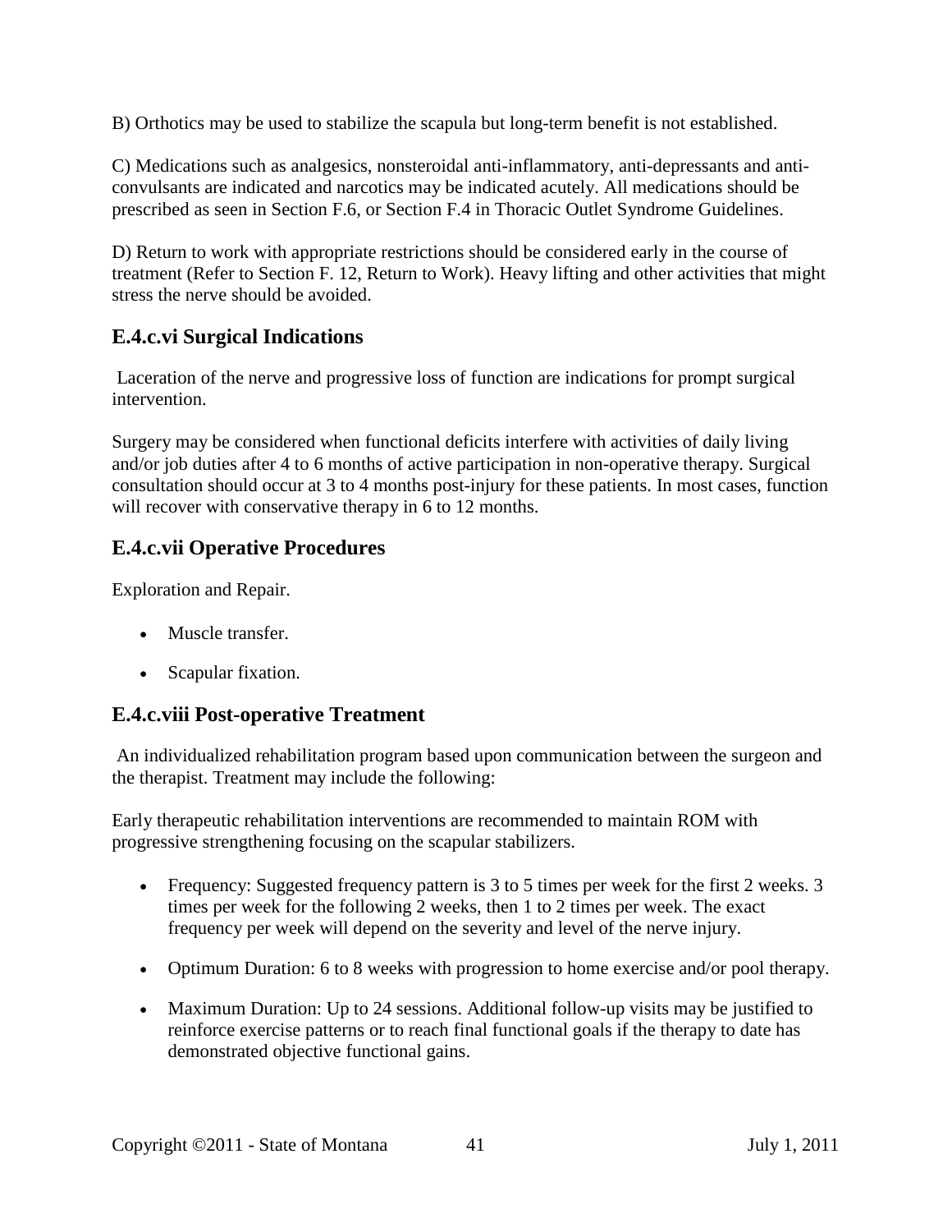B) Orthotics may be used to stabilize the scapula but long-term benefit is not established.

C) Medications such as analgesics, nonsteroidal anti-inflammatory, anti-depressants and anti-convulsants are indicated and narcotics may be indicated acutely. All medications should be prescribed as seen in Section F.6, or Section F.4 in Thoracic Outlet Syndrome Guidelines.

D) Return to work with appropriate restrictions should be considered early in the course of treatment (Refer to Section F. 12, Return to Work). Heavy lifting and other activities that might stress the nerve should be avoided.

## E.4.c.vi Surgical Indications

Laceration of the nerve and progressive loss of function are indications for prompt surgical intervention.

Surgery may be considered when functional deficits interfere with activities of daily living and/or job duties after 4 to 6 months of active participation in non-operative therapy. Surgical consultation should occur at 3 to 4 months post-injury for these patients. In most cases, function will recover with conservative therapy in 6 to 12 months.

## E.4.c.vii Operative Procedures

Exploration and Repair.

- Muscle transfer.
- Scapular fixation.

## E.4.c.viii Post-operative Treatment

An individualized rehabilitation program based upon communication between the surgeon and the therapist. Treatment may include the following:

Early therapeutic rehabilitation interventions are recommended to maintain ROM with progressive strengthening focusing on the scapular stabilizers.

- Frequency: Suggested frequency pattern is 3 to 5 times per week for the first 2 weeks. 3 times per week for the following 2 weeks, then 1 to 2 times per week. The exact frequency per week will depend on the severity and level of the nerve injury.
- Optimum Duration: 6 to 8 weeks with progression to home exercise and/or pool therapy.
- Maximum Duration: Up to 24 sessions. Additional follow-up visits may be justified to reinforce exercise patterns or to reach final functional goals if the therapy to date has demonstrated objective functional gains.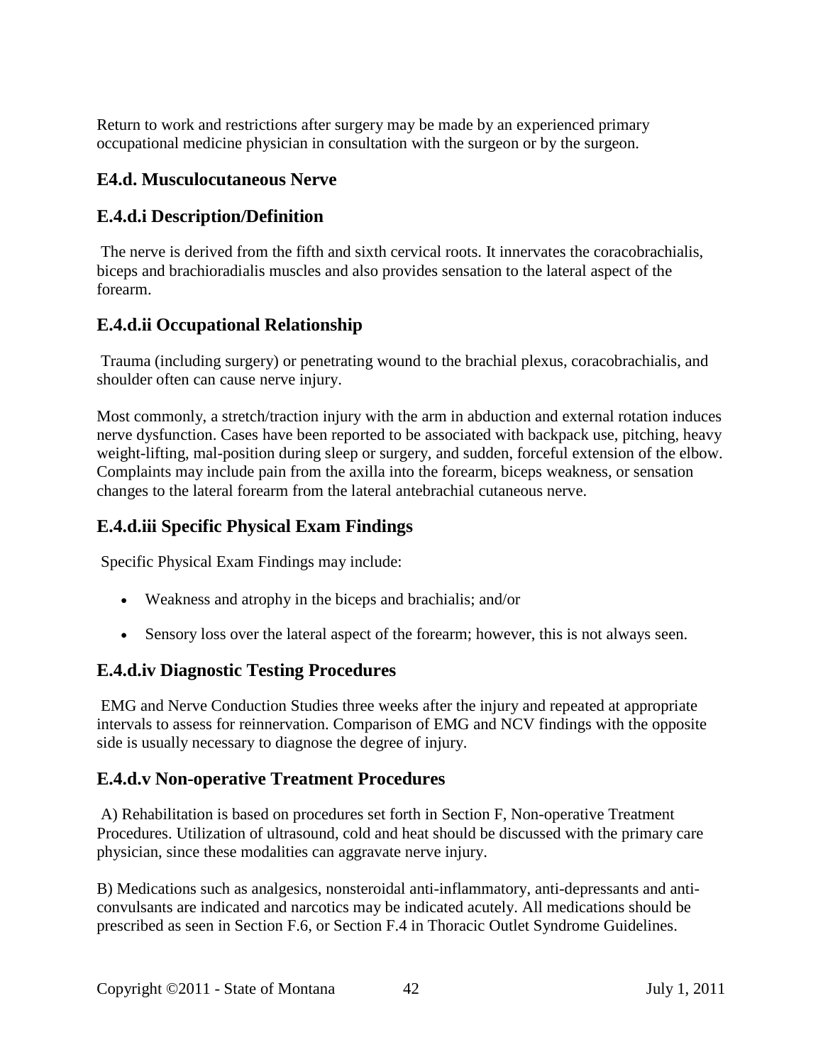Return to work and restrictions after surgery may be made by an experienced primary occupational medicine physician in consultation with the surgeon or by the surgeon.

## E4.d. Musculocutaneous Nerve

### E.4.d.i Description/Definition

The nerve is derived from the fifth and sixth cervical roots. It innervates the coracobrachialis, biceps and brachioradialis muscles and also provides sensation to the lateral aspect of the forearm.

### E.4.d.ii Occupational Relationship

Trauma (including surgery) or penetrating wound to the brachial plexus, coracobrachialis, and shoulder often can cause nerve injury.

Most commonly, a stretch/traction injury with the arm in abduction and external rotation induces nerve dysfunction. Cases have been reported to be associated with backpack use, pitching, heavy weight-lifting, mal-position during sleep or surgery, and sudden, forceful extension of the elbow. Complaints may include pain from the axilla into the forearm, biceps weakness, or sensation changes to the lateral forearm from the lateral antebrachial cutaneous nerve.

### E.4.d.iii Specific Physical Exam Findings

Specific Physical Exam Findings may include:

- Weakness and atrophy in the biceps and brachialis; and/or
- Sensory loss over the lateral aspect of the forearm; however, this is not always seen.

### E.4.d.iv Diagnostic Testing Procedures

EMG and Nerve Conduction Studies three weeks after the injury and repeated at appropriate intervals to assess for reinnervation. Comparison of EMG and NCV findings with the opposite side is usually necessary to diagnose the degree of injury.

### E.4.d.v Non-operative Treatment Procedures

A) Rehabilitation is based on procedures set forth in Section F, Non-operative Treatment Procedures. Utilization of ultrasound, cold and heat should be discussed with the primary care physician, since these modalities can aggravate nerve injury.

B) Medications such as analgesics, nonsteroidal anti-inflammatory, anti-depressants and anti-convulsants are indicated and narcotics may be indicated acutely. All medications should be prescribed as seen in Section F.6, or Section F.4 in Thoracic Outlet Syndrome Guidelines.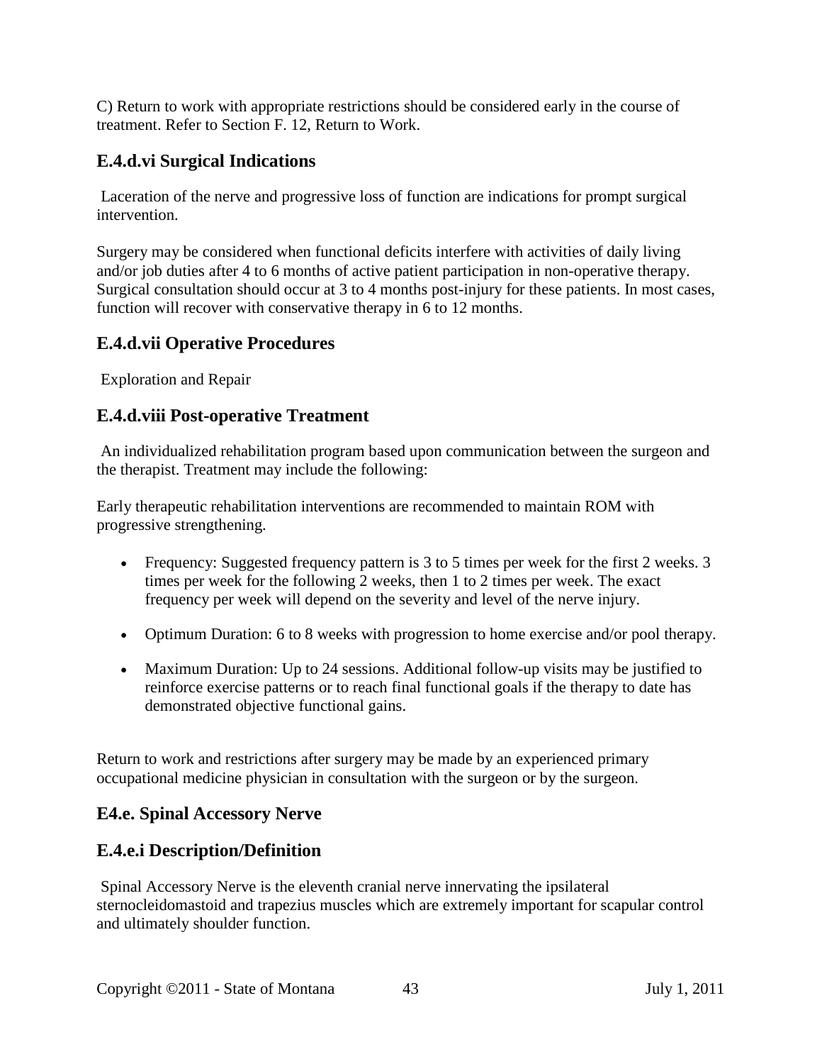C) Return to work with appropriate restrictions should be considered early in the course of treatment. Refer to Section F. 12, Return to Work.

### E.4.d.vi Surgical Indications

Laceration of the nerve and progressive loss of function are indications for prompt surgical intervention.

Surgery may be considered when functional deficits interfere with activities of daily living and/or job duties after 4 to 6 months of active patient participation in non-operative therapy. Surgical consultation should occur at 3 to 4 months post-injury for these patients. In most cases, function will recover with conservative therapy in 6 to 12 months.

### E.4.d.vii Operative Procedures

Exploration and Repair

### E.4.d.viii Post-operative Treatment

An individualized rehabilitation program based upon communication between the surgeon and the therapist. Treatment may include the following:

Early therapeutic rehabilitation interventions are recommended to maintain ROM with progressive strengthening.

- Frequency: Suggested frequency pattern is 3 to 5 times per week for the first 2 weeks. 3 times per week for the following 2 weeks, then 1 to 2 times per week. The exact frequency per week will depend on the severity and level of the nerve injury.
- Optimum Duration: 6 to 8 weeks with progression to home exercise and/or pool therapy.
- Maximum Duration: Up to 24 sessions. Additional follow-up visits may be justified to reinforce exercise patterns or to reach final functional goals if the therapy to date has demonstrated objective functional gains.

Return to work and restrictions after surgery may be made by an experienced primary occupational medicine physician in consultation with the surgeon or by the surgeon.

### E4.e. Spinal Accessory Nerve

### E.4.e.i Description/Definition

Spinal Accessory Nerve is the eleventh cranial nerve innervating the ipsilateral sternocleidomastoid and trapezius muscles which are extremely important for scapular control and ultimately shoulder function.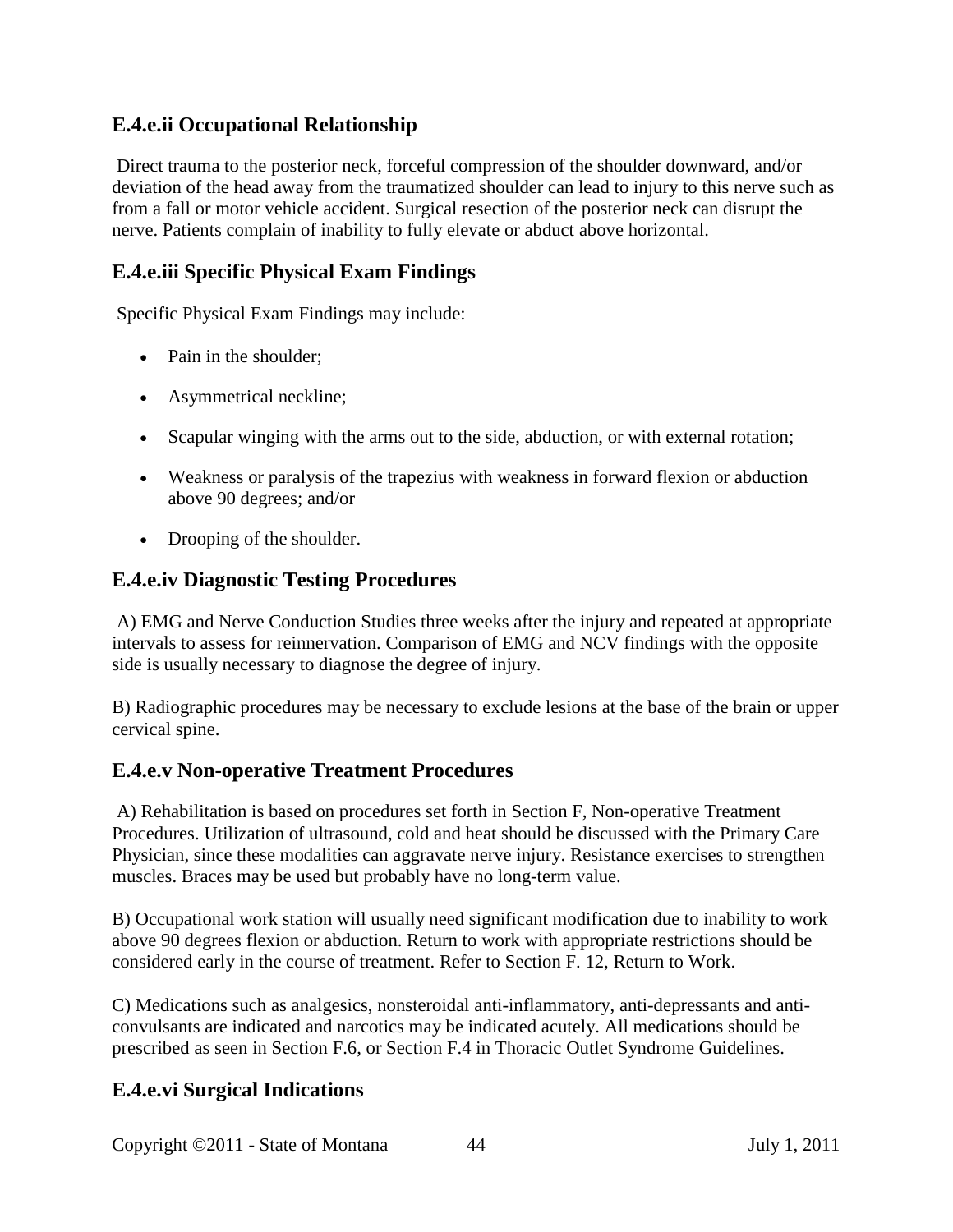### E.4.e.ii Occupational Relationship

Direct trauma to the posterior neck, forceful compression of the shoulder downward, and/or deviation of the head away from the traumatized shoulder can lead to injury to this nerve such as from a fall or motor vehicle accident. Surgical resection of the posterior neck can disrupt the nerve. Patients complain of inability to fully elevate or abduct above horizontal.

### E.4.e.iii Specific Physical Exam Findings

Specific Physical Exam Findings may include:

- Pain in the shoulder;
- Asymmetrical neckline;
- Scapular winging with the arms out to the side, abduction, or with external rotation;
- Weakness or paralysis of the trapezius with weakness in forward flexion or abduction above 90 degrees; and/or
- Drooping of the shoulder.

### E.4.e.iv Diagnostic Testing Procedures

A) EMG and Nerve Conduction Studies three weeks after the injury and repeated at appropriate intervals to assess for reinnervation. Comparison of EMG and NCV findings with the opposite side is usually necessary to diagnose the degree of injury.

B) Radiographic procedures may be necessary to exclude lesions at the base of the brain or upper cervical spine.

### E.4.e.v Non-operative Treatment Procedures

A) Rehabilitation is based on procedures set forth in Section F, Non-operative Treatment Procedures. Utilization of ultrasound, cold and heat should be discussed with the Primary Care Physician, since these modalities can aggravate nerve injury. Resistance exercises to strengthen muscles. Braces may be used but probably have no long-term value.

B) Occupational work station will usually need significant modification due to inability to work above 90 degrees flexion or abduction. Return to work with appropriate restrictions should be considered early in the course of treatment. Refer to Section F. 12, Return to Work.

C) Medications such as analgesics, nonsteroidal anti-inflammatory, anti-depressants and anti-convulsants are indicated and narcotics may be indicated acutely. All medications should be prescribed as seen in Section F.6, or Section F.4 in Thoracic Outlet Syndrome Guidelines.

### E.4.e.vi Surgical Indications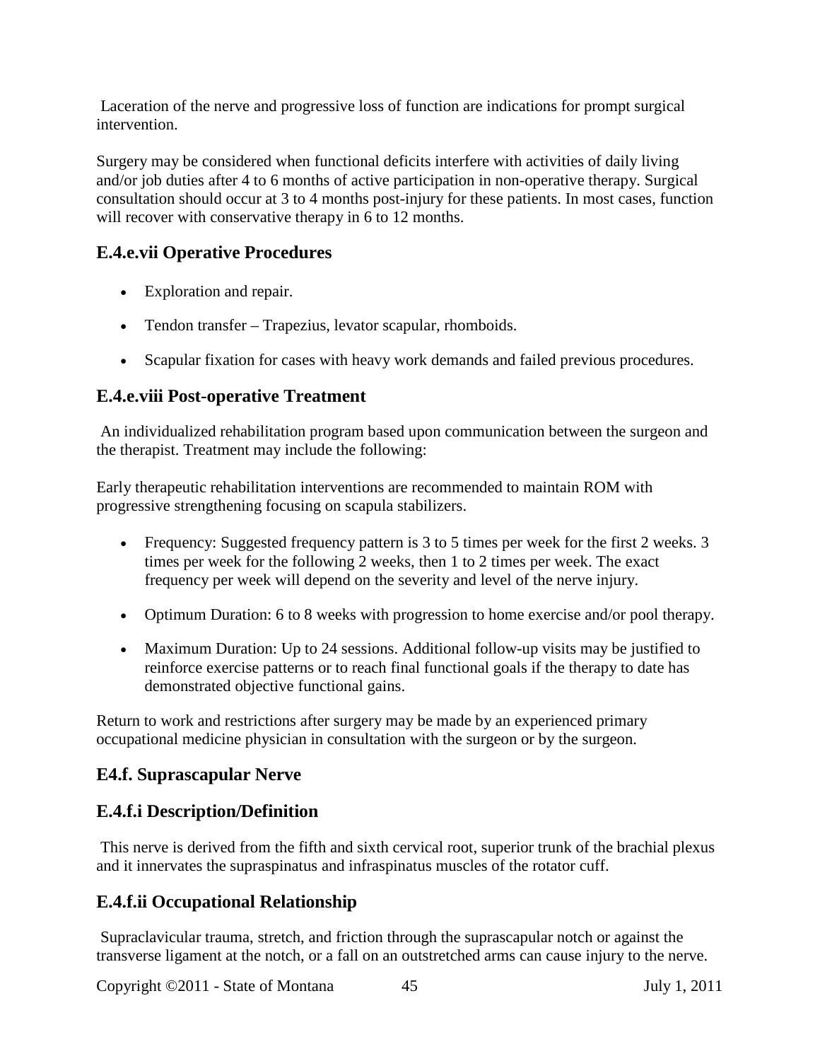Laceration of the nerve and progressive loss of function are indications for prompt surgical intervention.

Surgery may be considered when functional deficits interfere with activities of daily living and/or job duties after 4 to 6 months of active participation in non-operative therapy. Surgical consultation should occur at 3 to 4 months post-injury for these patients. In most cases, function will recover with conservative therapy in 6 to 12 months.

### E.4.e.vii Operative Procedures

- Exploration and repair.
- Tendon transfer – Trapezius, levator scapular, rhomboids.
- Scapular fixation for cases with heavy work demands and failed previous procedures.

### E.4.e.viii Post-operative Treatment

An individualized rehabilitation program based upon communication between the surgeon and the therapist. Treatment may include the following:

Early therapeutic rehabilitation interventions are recommended to maintain ROM with progressive strengthening focusing on scapula stabilizers.

- Frequency: Suggested frequency pattern is 3 to 5 times per week for the first 2 weeks. 3 times per week for the following 2 weeks, then 1 to 2 times per week. The exact frequency per week will depend on the severity and level of the nerve injury.
- Optimum Duration: 6 to 8 weeks with progression to home exercise and/or pool therapy.
- Maximum Duration: Up to 24 sessions. Additional follow-up visits may be justified to reinforce exercise patterns or to reach final functional goals if the therapy to date has demonstrated objective functional gains.

Return to work and restrictions after surgery may be made by an experienced primary occupational medicine physician in consultation with the surgeon or by the surgeon.

### E4.f. Suprascapular Nerve

### E.4.f.i Description/Definition

This nerve is derived from the fifth and sixth cervical root, superior trunk of the brachial plexus and it innervates the supraspinatus and infraspinatus muscles of the rotator cuff.

### E.4.f.ii Occupational Relationship

Supraclavicular trauma, stretch, and friction through the suprascapular notch or against the transverse ligament at the notch, or a fall on an outstretched arms can cause injury to the nerve.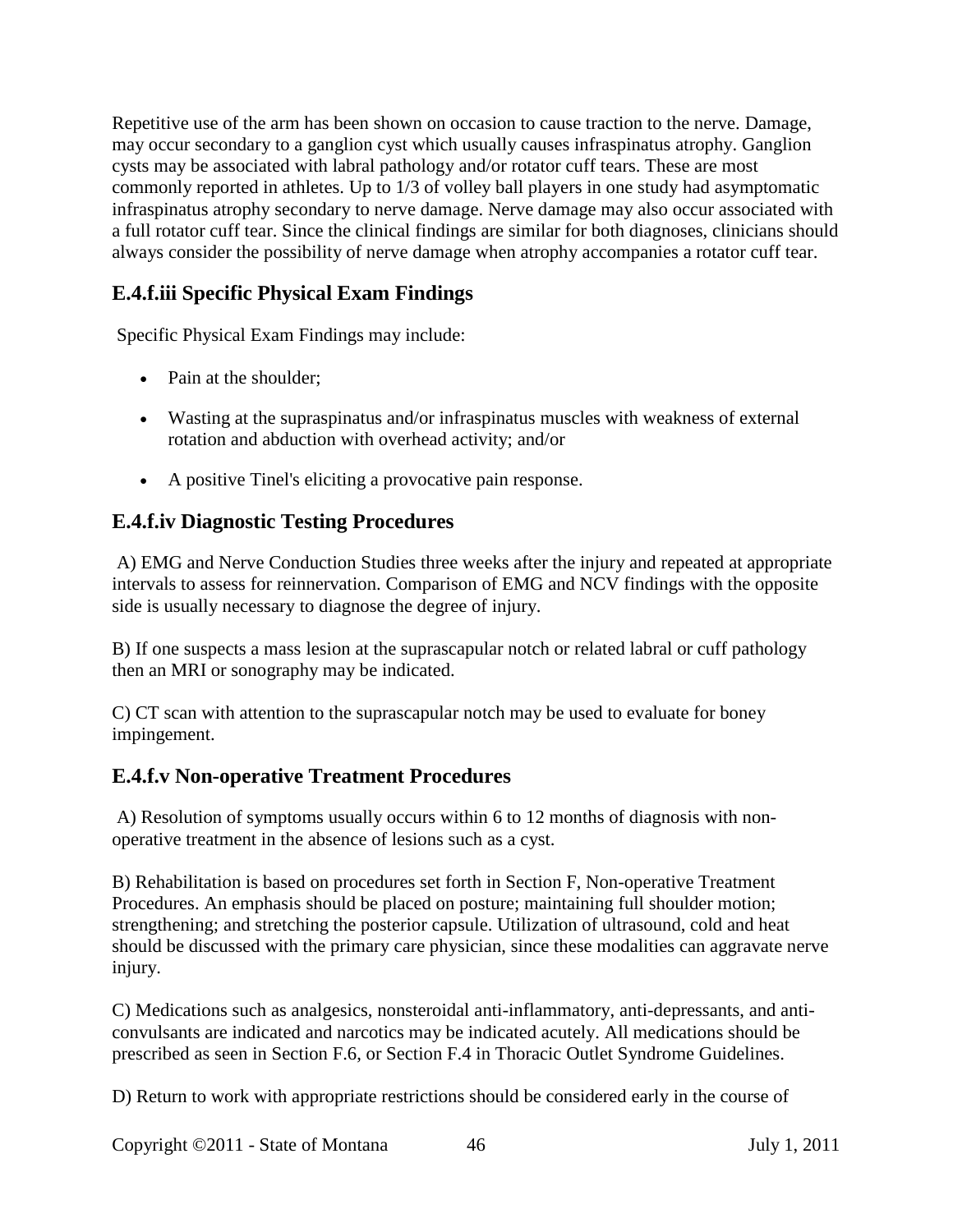Repetitive use of the arm has been shown on occasion to cause traction to the nerve. Damage, may occur secondary to a ganglion cyst which usually causes infraspinatus atrophy. Ganglion cysts may be associated with labral pathology and/or rotator cuff tears. These are most commonly reported in athletes. Up to 1/3 of volley ball players in one study had asymptomatic infraspinatus atrophy secondary to nerve damage. Nerve damage may also occur associated with a full rotator cuff tear. Since the clinical findings are similar for both diagnoses, clinicians should always consider the possibility of nerve damage when atrophy accompanies a rotator cuff tear.

## E.4.f.iii Specific Physical Exam Findings

Specific Physical Exam Findings may include:

- Pain at the shoulder;
- Wasting at the supraspinatus and/or infraspinatus muscles with weakness of external rotation and abduction with overhead activity; and/or
- A positive Tinel's eliciting a provocative pain response.

## E.4.f.iv Diagnostic Testing Procedures

A) EMG and Nerve Conduction Studies three weeks after the injury and repeated at appropriate intervals to assess for reinnervation. Comparison of EMG and NCV findings with the opposite side is usually necessary to diagnose the degree of injury.

B) If one suspects a mass lesion at the suprascapular notch or related labral or cuff pathology then an MRI or sonography may be indicated.

C) CT scan with attention to the suprascapular notch may be used to evaluate for boney impingement.

## E.4.f.v Non-operative Treatment Procedures

A) Resolution of symptoms usually occurs within 6 to 12 months of diagnosis with non-operative treatment in the absence of lesions such as a cyst.

B) Rehabilitation is based on procedures set forth in Section F, Non-operative Treatment Procedures. An emphasis should be placed on posture; maintaining full shoulder motion; strengthening; and stretching the posterior capsule. Utilization of ultrasound, cold and heat should be discussed with the primary care physician, since these modalities can aggravate nerve injury.

C) Medications such as analgesics, nonsteroidal anti-inflammatory, anti-depressants, and anti-convulsants are indicated and narcotics may be indicated acutely. All medications should be prescribed as seen in Section F.6, or Section F.4 in Thoracic Outlet Syndrome Guidelines.

D) Return to work with appropriate restrictions should be considered early in the course of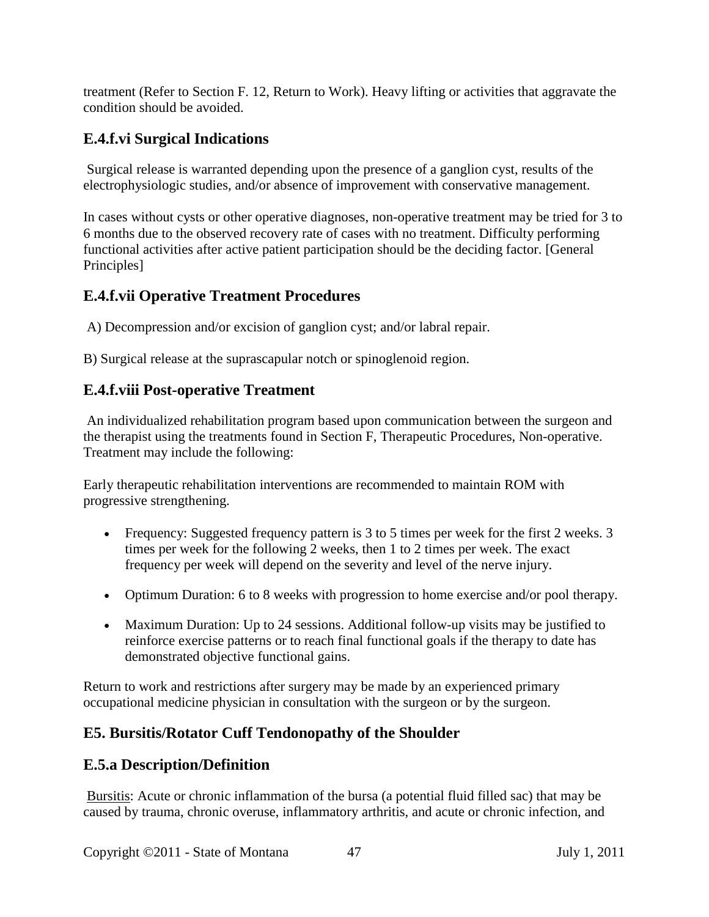treatment (Refer to Section F. 12, Return to Work). Heavy lifting or activities that aggravate the condition should be avoided.

### E.4.f.vi Surgical Indications

Surgical release is warranted depending upon the presence of a ganglion cyst, results of the electrophysiologic studies, and/or absence of improvement with conservative management.

In cases without cysts or other operative diagnoses, non-operative treatment may be tried for 3 to 6 months due to the observed recovery rate of cases with no treatment. Difficulty performing functional activities after active patient participation should be the deciding factor. [General Principles]

### E.4.f.vii Operative Treatment Procedures

A) Decompression and/or excision of ganglion cyst; and/or labral repair.

B) Surgical release at the suprascapular notch or spinoglenoid region.

### E.4.f.viii Post-operative Treatment

An individualized rehabilitation program based upon communication between the surgeon and the therapist using the treatments found in Section F, Therapeutic Procedures, Non-operative. Treatment may include the following:

Early therapeutic rehabilitation interventions are recommended to maintain ROM with progressive strengthening.

- Frequency: Suggested frequency pattern is 3 to 5 times per week for the first 2 weeks. 3 times per week for the following 2 weeks, then 1 to 2 times per week. The exact frequency per week will depend on the severity and level of the nerve injury.
- Optimum Duration: 6 to 8 weeks with progression to home exercise and/or pool therapy.
- Maximum Duration: Up to 24 sessions. Additional follow-up visits may be justified to reinforce exercise patterns or to reach final functional goals if the therapy to date has demonstrated objective functional gains.

Return to work and restrictions after surgery may be made by an experienced primary occupational medicine physician in consultation with the surgeon or by the surgeon.

## E5. Bursitis/Rotator Cuff Tendonopathy of the Shoulder

### E.5.a Description/Definition

Bursitis: Acute or chronic inflammation of the bursa (a potential fluid filled sac) that may be caused by trauma, chronic overuse, inflammatory arthritis, and acute or chronic infection, and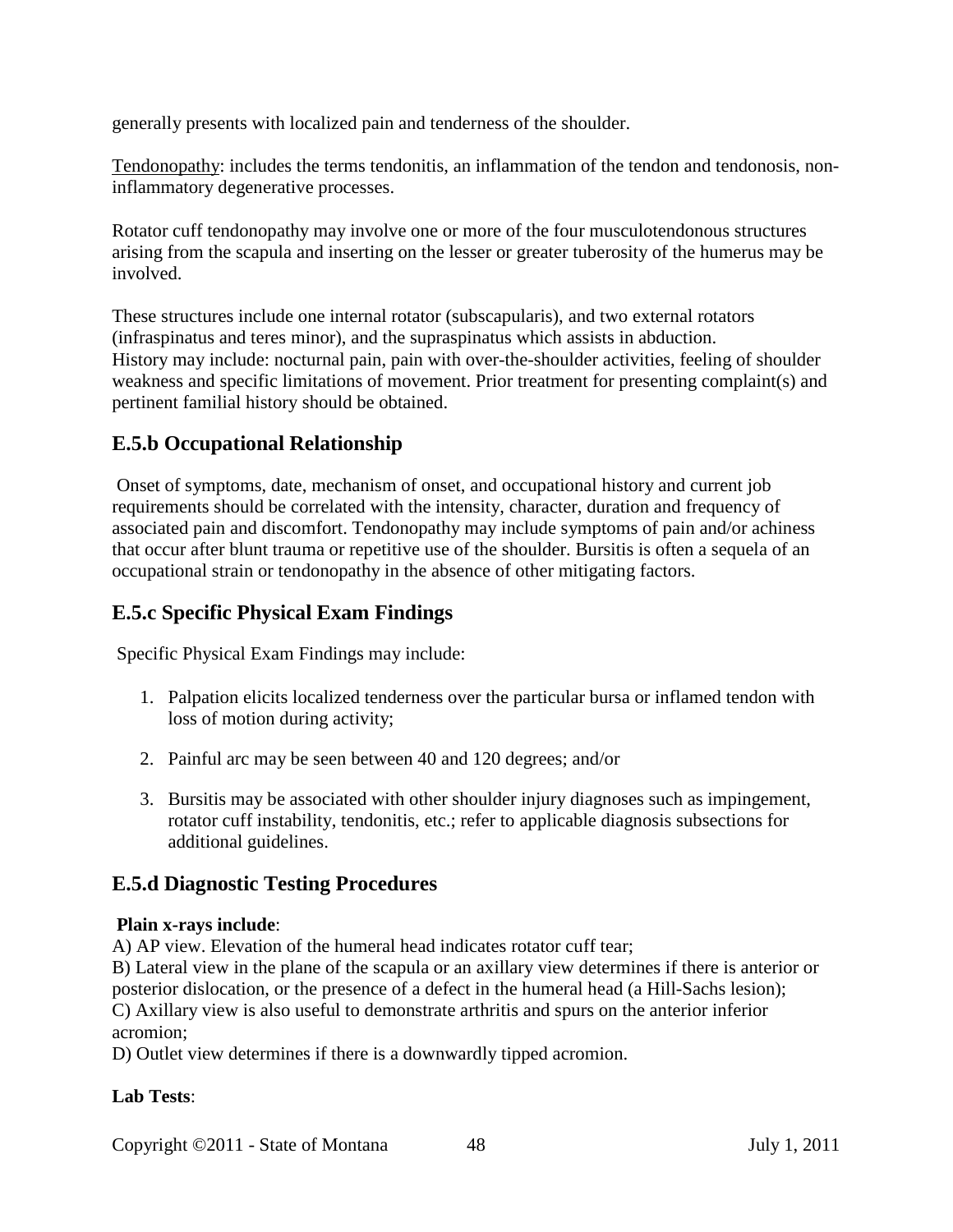generally presents with localized pain and tenderness of the shoulder.

Tendonopathy: includes the terms tendonitis, an inflammation of the tendon and tendonosis, non-inflammatory degenerative processes.

Rotator cuff tendonopathy may involve one or more of the four musculotendonous structures arising from the scapula and inserting on the lesser or greater tuberosity of the humerus may be involved.

These structures include one internal rotator (subscapularis), and two external rotators (infraspinatus and teres minor), and the supraspinatus which assists in abduction.
History may include: nocturnal pain, pain with over-the-shoulder activities, feeling of shoulder weakness and specific limitations of movement. Prior treatment for presenting complaint(s) and pertinent familial history should be obtained.

## E.5.b Occupational Relationship

Onset of symptoms, date, mechanism of onset, and occupational history and current job requirements should be correlated with the intensity, character, duration and frequency of associated pain and discomfort. Tendonopathy may include symptoms of pain and/or achiness that occur after blunt trauma or repetitive use of the shoulder. Bursitis is often a sequela of an occupational strain or tendonopathy in the absence of other mitigating factors.

## E.5.c Specific Physical Exam Findings

Specific Physical Exam Findings may include:

1. Palpation elicits localized tenderness over the particular bursa or inflamed tendon with loss of motion during activity;
2. Painful arc may be seen between 40 and 120 degrees; and/or
3. Bursitis may be associated with other shoulder injury diagnoses such as impingement, rotator cuff instability, tendonitis, etc.; refer to applicable diagnosis subsections for additional guidelines.

## E.5.d Diagnostic Testing Procedures

**Plain x-rays include**:
A) AP view. Elevation of the humeral head indicates rotator cuff tear;
B) Lateral view in the plane of the scapula or an axillary view determines if there is anterior or posterior dislocation, or the presence of a defect in the humeral head (a Hill-Sachs lesion);
C) Axillary view is also useful to demonstrate arthritis and spurs on the anterior inferior acromion;
D) Outlet view determines if there is a downwardly tipped acromion.

**Lab Tests**: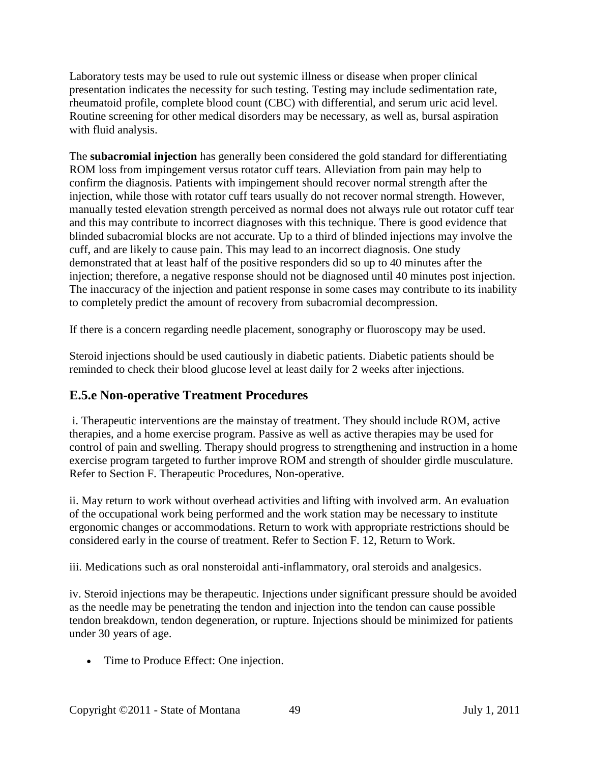Laboratory tests may be used to rule out systemic illness or disease when proper clinical presentation indicates the necessity for such testing. Testing may include sedimentation rate, rheumatoid profile, complete blood count (CBC) with differential, and serum uric acid level. Routine screening for other medical disorders may be necessary, as well as, bursal aspiration with fluid analysis.

The **subacromial injection** has generally been considered the gold standard for differentiating ROM loss from impingement versus rotator cuff tears. Alleviation from pain may help to confirm the diagnosis. Patients with impingement should recover normal strength after the injection, while those with rotator cuff tears usually do not recover normal strength. However, manually tested elevation strength perceived as normal does not always rule out rotator cuff tear and this may contribute to incorrect diagnoses with this technique. There is good evidence that blinded subacromial blocks are not accurate. Up to a third of blinded injections may involve the cuff, and are likely to cause pain. This may lead to an incorrect diagnosis. One study demonstrated that at least half of the positive responders did so up to 40 minutes after the injection; therefore, a negative response should not be diagnosed until 40 minutes post injection. The inaccuracy of the injection and patient response in some cases may contribute to its inability to completely predict the amount of recovery from subacromial decompression.

If there is a concern regarding needle placement, sonography or fluoroscopy may be used.

Steroid injections should be used cautiously in diabetic patients. Diabetic patients should be reminded to check their blood glucose level at least daily for 2 weeks after injections.

## E.5.e Non-operative Treatment Procedures

i. Therapeutic interventions are the mainstay of treatment. They should include ROM, active therapies, and a home exercise program. Passive as well as active therapies may be used for control of pain and swelling. Therapy should progress to strengthening and instruction in a home exercise program targeted to further improve ROM and strength of shoulder girdle musculature. Refer to Section F. Therapeutic Procedures, Non-operative.

ii. May return to work without overhead activities and lifting with involved arm. An evaluation of the occupational work being performed and the work station may be necessary to institute ergonomic changes or accommodations. Return to work with appropriate restrictions should be considered early in the course of treatment. Refer to Section F. 12, Return to Work.

iii. Medications such as oral nonsteroidal anti-inflammatory, oral steroids and analgesics.

iv. Steroid injections may be therapeutic. Injections under significant pressure should be avoided as the needle may be penetrating the tendon and injection into the tendon can cause possible tendon breakdown, tendon degeneration, or rupture. Injections should be minimized for patients under 30 years of age.

- Time to Produce Effect: One injection.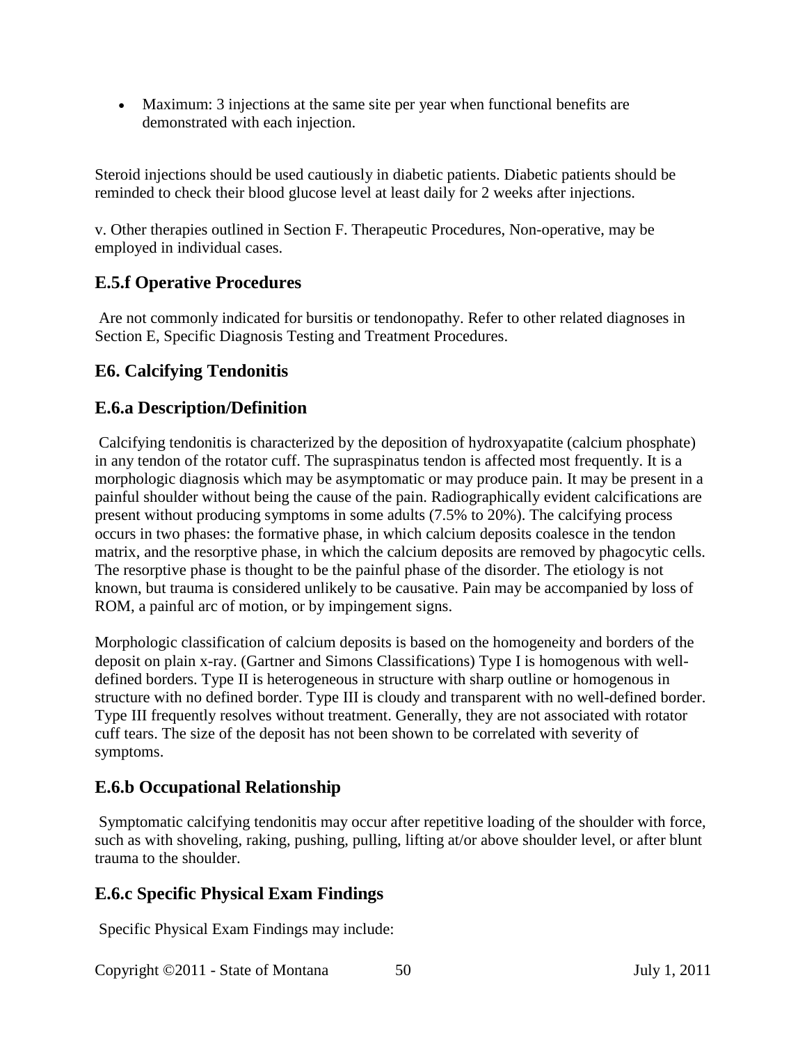- Maximum: 3 injections at the same site per year when functional benefits are demonstrated with each injection.

Steroid injections should be used cautiously in diabetic patients. Diabetic patients should be reminded to check their blood glucose level at least daily for 2 weeks after injections.

v. Other therapies outlined in Section F. Therapeutic Procedures, Non-operative, may be employed in individual cases.

## E.5.f Operative Procedures

Are not commonly indicated for bursitis or tendonopathy. Refer to other related diagnoses in Section E, Specific Diagnosis Testing and Treatment Procedures.

## E6. Calcifying Tendonitis

## E.6.a Description/Definition

Calcifying tendonitis is characterized by the deposition of hydroxyapatite (calcium phosphate) in any tendon of the rotator cuff. The supraspinatus tendon is affected most frequently. It is a morphologic diagnosis which may be asymptomatic or may produce pain. It may be present in a painful shoulder without being the cause of the pain. Radiographically evident calcifications are present without producing symptoms in some adults (7.5% to 20%). The calcifying process occurs in two phases: the formative phase, in which calcium deposits coalesce in the tendon matrix, and the resorptive phase, in which the calcium deposits are removed by phagocytic cells. The resorptive phase is thought to be the painful phase of the disorder. The etiology is not known, but trauma is considered unlikely to be causative. Pain may be accompanied by loss of ROM, a painful arc of motion, or by impingement signs.

Morphologic classification of calcium deposits is based on the homogeneity and borders of the deposit on plain x-ray. (Gartner and Simons Classifications) Type I is homogenous with well-defined borders. Type II is heterogeneous in structure with sharp outline or homogenous in structure with no defined border. Type III is cloudy and transparent with no well-defined border. Type III frequently resolves without treatment. Generally, they are not associated with rotator cuff tears. The size of the deposit has not been shown to be correlated with severity of symptoms.

## E.6.b Occupational Relationship

Symptomatic calcifying tendonitis may occur after repetitive loading of the shoulder with force, such as with shoveling, raking, pushing, pulling, lifting at/or above shoulder level, or after blunt trauma to the shoulder.

## E.6.c Specific Physical Exam Findings

Specific Physical Exam Findings may include: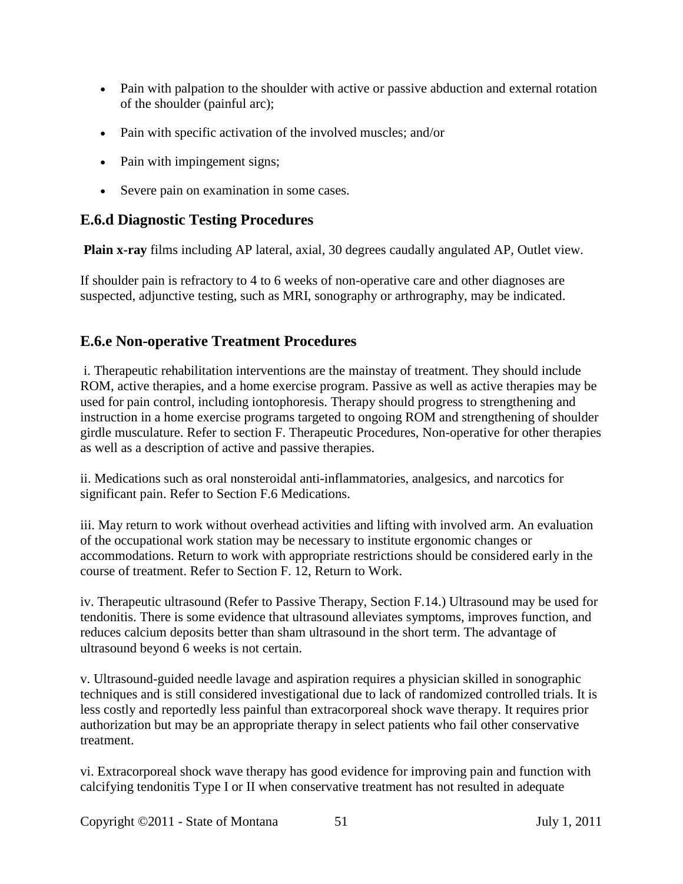- Pain with palpation to the shoulder with active or passive abduction and external rotation of the shoulder (painful arc);
- Pain with specific activation of the involved muscles; and/or
- Pain with impingement signs;
- Severe pain on examination in some cases.

## E.6.d Diagnostic Testing Procedures

**Plain x-ray** films including AP lateral, axial, 30 degrees caudally angulated AP, Outlet view.

If shoulder pain is refractory to 4 to 6 weeks of non-operative care and other diagnoses are suspected, adjunctive testing, such as MRI, sonography or arthrography, may be indicated.

## E.6.e Non-operative Treatment Procedures

i. Therapeutic rehabilitation interventions are the mainstay of treatment. They should include ROM, active therapies, and a home exercise program. Passive as well as active therapies may be used for pain control, including iontophoresis. Therapy should progress to strengthening and instruction in a home exercise programs targeted to ongoing ROM and strengthening of shoulder girdle musculature. Refer to section F. Therapeutic Procedures, Non-operative for other therapies as well as a description of active and passive therapies.

ii. Medications such as oral nonsteroidal anti-inflammatories, analgesics, and narcotics for significant pain. Refer to Section F.6 Medications.

iii. May return to work without overhead activities and lifting with involved arm. An evaluation of the occupational work station may be necessary to institute ergonomic changes or accommodations. Return to work with appropriate restrictions should be considered early in the course of treatment. Refer to Section F. 12, Return to Work.

iv. Therapeutic ultrasound (Refer to Passive Therapy, Section F.14.) Ultrasound may be used for tendonitis. There is some evidence that ultrasound alleviates symptoms, improves function, and reduces calcium deposits better than sham ultrasound in the short term. The advantage of ultrasound beyond 6 weeks is not certain.

v. Ultrasound-guided needle lavage and aspiration requires a physician skilled in sonographic techniques and is still considered investigational due to lack of randomized controlled trials. It is less costly and reportedly less painful than extracorporeal shock wave therapy. It requires prior authorization but may be an appropriate therapy in select patients who fail other conservative treatment.

vi. Extracorporeal shock wave therapy has good evidence for improving pain and function with calcifying tendonitis Type I or II when conservative treatment has not resulted in adequate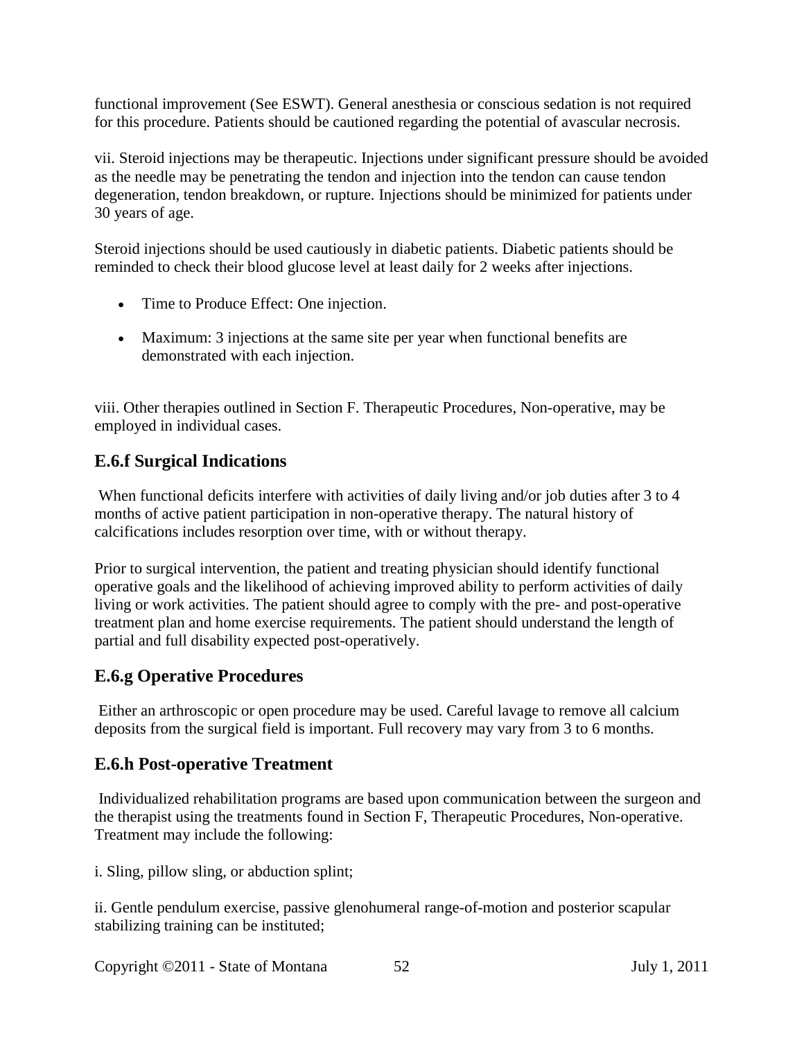functional improvement (See ESWT). General anesthesia or conscious sedation is not required for this procedure. Patients should be cautioned regarding the potential of avascular necrosis.

vii. Steroid injections may be therapeutic. Injections under significant pressure should be avoided as the needle may be penetrating the tendon and injection into the tendon can cause tendon degeneration, tendon breakdown, or rupture. Injections should be minimized for patients under 30 years of age.

Steroid injections should be used cautiously in diabetic patients. Diabetic patients should be reminded to check their blood glucose level at least daily for 2 weeks after injections.

- Time to Produce Effect: One injection.
- Maximum: 3 injections at the same site per year when functional benefits are demonstrated with each injection.

viii. Other therapies outlined in Section F. Therapeutic Procedures, Non-operative, may be employed in individual cases.

## E.6.f Surgical Indications

When functional deficits interfere with activities of daily living and/or job duties after 3 to 4 months of active patient participation in non-operative therapy. The natural history of calcifications includes resorption over time, with or without therapy.

Prior to surgical intervention, the patient and treating physician should identify functional operative goals and the likelihood of achieving improved ability to perform activities of daily living or work activities. The patient should agree to comply with the pre- and post-operative treatment plan and home exercise requirements. The patient should understand the length of partial and full disability expected post-operatively.

## E.6.g Operative Procedures

Either an arthroscopic or open procedure may be used. Careful lavage to remove all calcium deposits from the surgical field is important. Full recovery may vary from 3 to 6 months.

## E.6.h Post-operative Treatment

Individualized rehabilitation programs are based upon communication between the surgeon and the therapist using the treatments found in Section F, Therapeutic Procedures, Non-operative. Treatment may include the following:

i. Sling, pillow sling, or abduction splint;

ii. Gentle pendulum exercise, passive glenohumeral range-of-motion and posterior scapular stabilizing training can be instituted;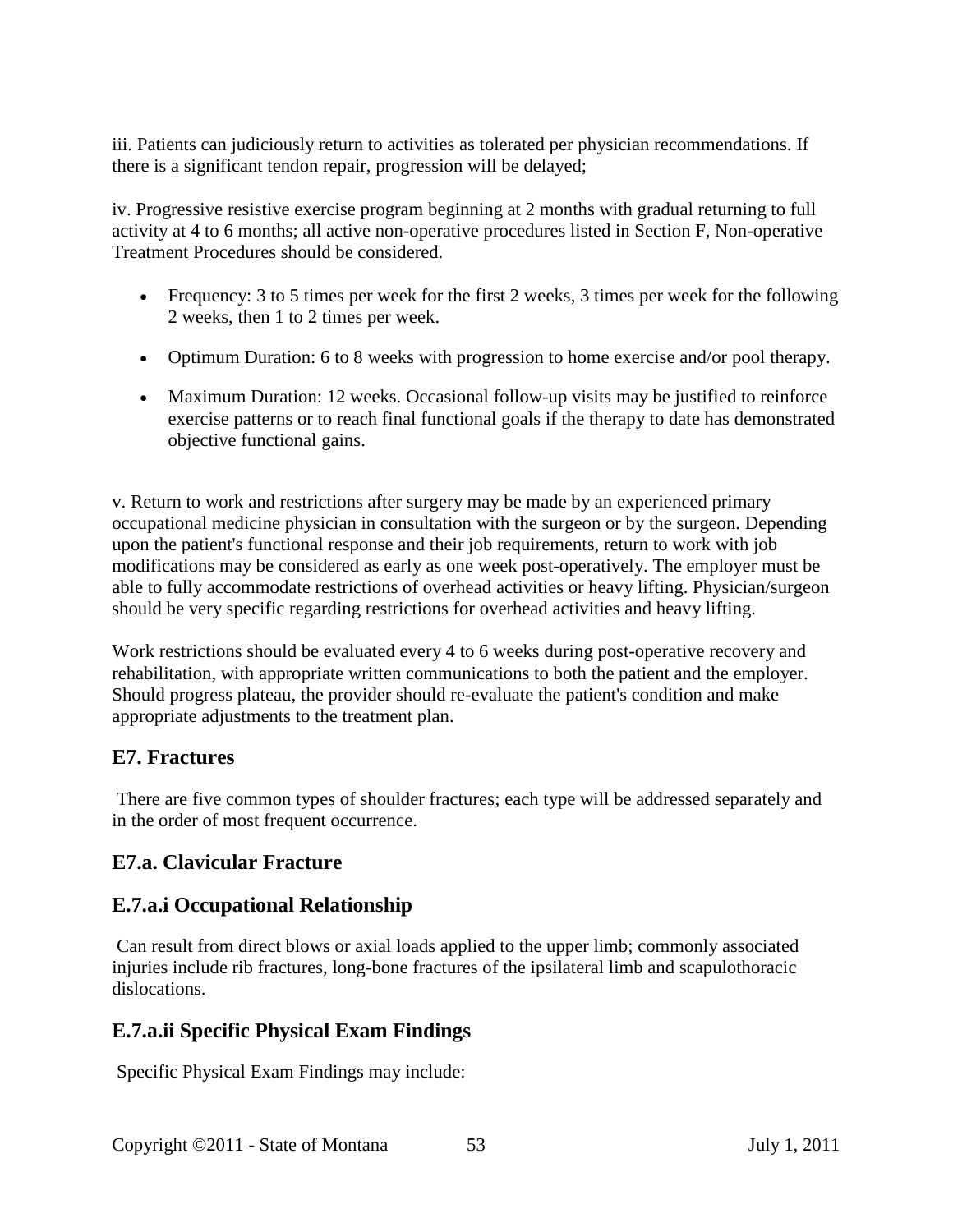iii. Patients can judiciously return to activities as tolerated per physician recommendations. If there is a significant tendon repair, progression will be delayed;

iv. Progressive resistive exercise program beginning at 2 months with gradual returning to full activity at 4 to 6 months; all active non-operative procedures listed in Section F, Non-operative Treatment Procedures should be considered.

- Frequency: 3 to 5 times per week for the first 2 weeks, 3 times per week for the following 2 weeks, then 1 to 2 times per week.
- Optimum Duration: 6 to 8 weeks with progression to home exercise and/or pool therapy.
- Maximum Duration: 12 weeks. Occasional follow-up visits may be justified to reinforce exercise patterns or to reach final functional goals if the therapy to date has demonstrated objective functional gains.

v. Return to work and restrictions after surgery may be made by an experienced primary occupational medicine physician in consultation with the surgeon or by the surgeon. Depending upon the patient's functional response and their job requirements, return to work with job modifications may be considered as early as one week post-operatively. The employer must be able to fully accommodate restrictions of overhead activities or heavy lifting. Physician/surgeon should be very specific regarding restrictions for overhead activities and heavy lifting.

Work restrictions should be evaluated every 4 to 6 weeks during post-operative recovery and rehabilitation, with appropriate written communications to both the patient and the employer. Should progress plateau, the provider should re-evaluate the patient's condition and make appropriate adjustments to the treatment plan.

## E7. Fractures

There are five common types of shoulder fractures; each type will be addressed separately and in the order of most frequent occurrence.

## E7.a. Clavicular Fracture

## E.7.a.i Occupational Relationship

Can result from direct blows or axial loads applied to the upper limb; commonly associated injuries include rib fractures, long-bone fractures of the ipsilateral limb and scapulothoracic dislocations.

## E.7.a.ii Specific Physical Exam Findings

Specific Physical Exam Findings may include: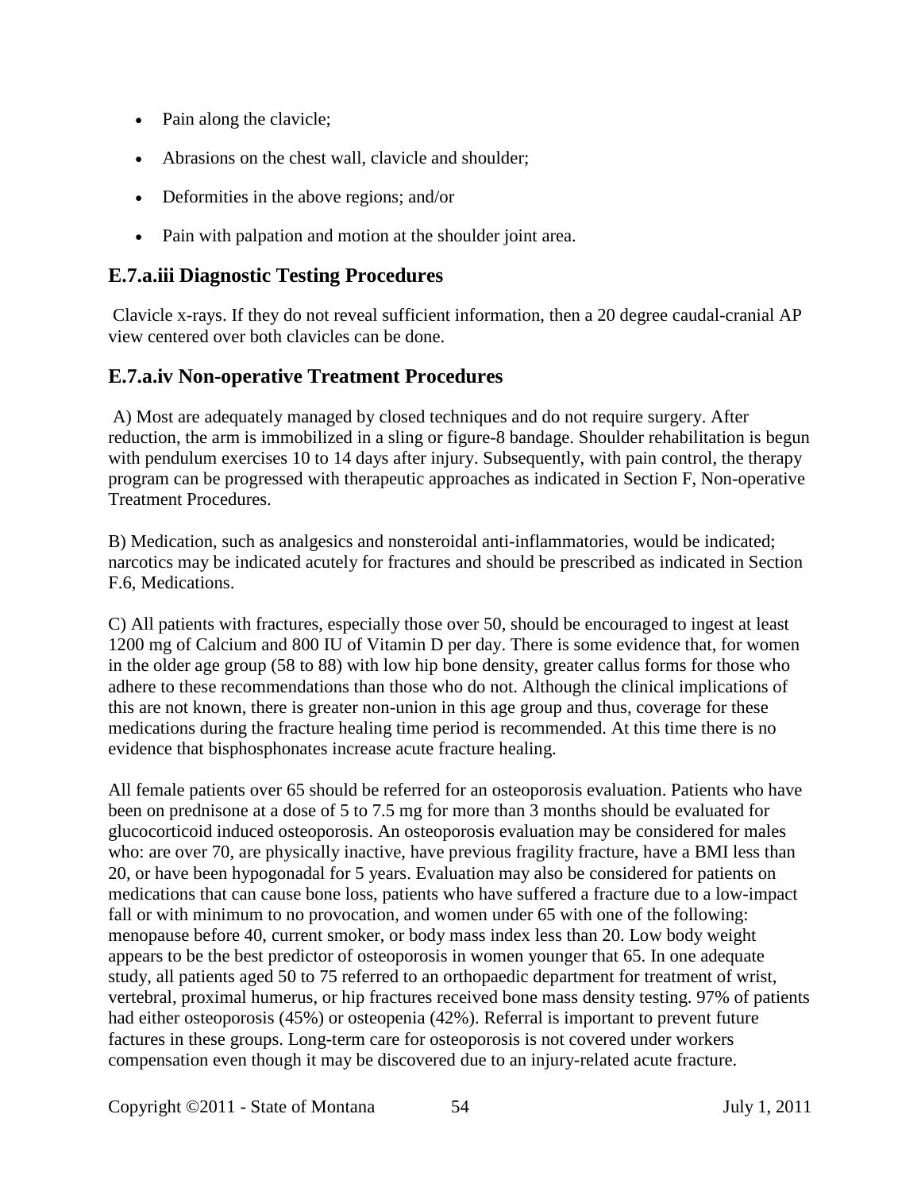- Pain along the clavicle;
- Abrasions on the chest wall, clavicle and shoulder;
- Deformities in the above regions; and/or
- Pain with palpation and motion at the shoulder joint area.

### E.7.a.iii Diagnostic Testing Procedures

Clavicle x-rays. If they do not reveal sufficient information, then a 20 degree caudal-cranial AP view centered over both clavicles can be done.

### E.7.a.iv Non-operative Treatment Procedures

A) Most are adequately managed by closed techniques and do not require surgery. After reduction, the arm is immobilized in a sling or figure-8 bandage. Shoulder rehabilitation is begun with pendulum exercises 10 to 14 days after injury. Subsequently, with pain control, the therapy program can be progressed with therapeutic approaches as indicated in Section F, Non-operative Treatment Procedures.

B) Medication, such as analgesics and nonsteroidal anti-inflammatories, would be indicated; narcotics may be indicated acutely for fractures and should be prescribed as indicated in Section F.6, Medications.

C) All patients with fractures, especially those over 50, should be encouraged to ingest at least 1200 mg of Calcium and 800 IU of Vitamin D per day. There is some evidence that, for women in the older age group (58 to 88) with low hip bone density, greater callus forms for those who adhere to these recommendations than those who do not. Although the clinical implications of this are not known, there is greater non-union in this age group and thus, coverage for these medications during the fracture healing time period is recommended. At this time there is no evidence that bisphosphonates increase acute fracture healing.

All female patients over 65 should be referred for an osteoporosis evaluation. Patients who have been on prednisone at a dose of 5 to 7.5 mg for more than 3 months should be evaluated for glucocorticoid induced osteoporosis. An osteoporosis evaluation may be considered for males who: are over 70, are physically inactive, have previous fragility fracture, have a BMI less than 20, or have been hypogonadal for 5 years. Evaluation may also be considered for patients on medications that can cause bone loss, patients who have suffered a fracture due to a low-impact fall or with minimum to no provocation, and women under 65 with one of the following: menopause before 40, current smoker, or body mass index less than 20. Low body weight appears to be the best predictor of osteoporosis in women younger that 65. In one adequate study, all patients aged 50 to 75 referred to an orthopaedic department for treatment of wrist, vertebral, proximal humerus, or hip fractures received bone mass density testing. 97% of patients had either osteoporosis (45%) or osteopenia (42%). Referral is important to prevent future factures in these groups. Long-term care for osteoporosis is not covered under workers compensation even though it may be discovered due to an injury-related acute fracture.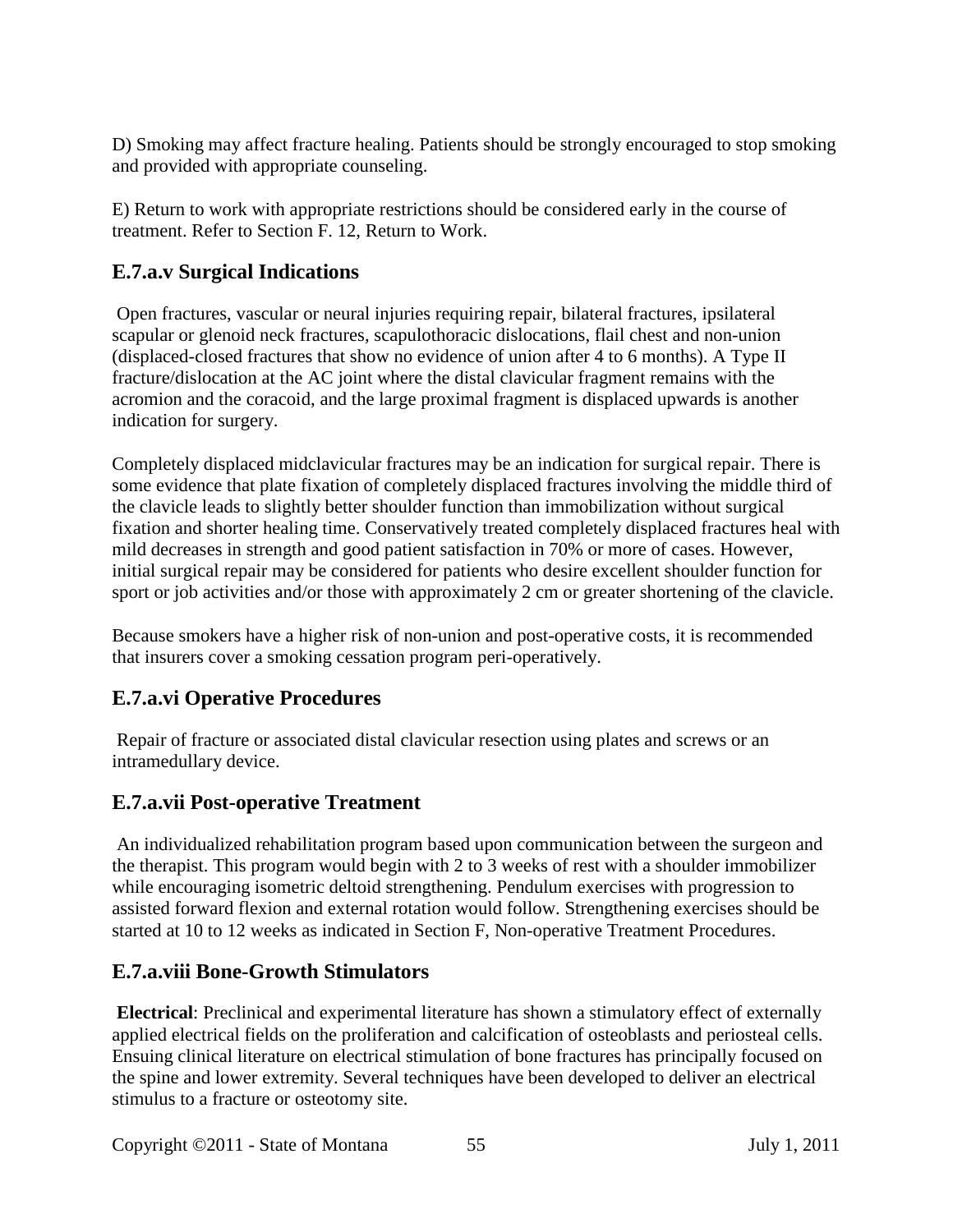D) Smoking may affect fracture healing. Patients should be strongly encouraged to stop smoking and provided with appropriate counseling.

E) Return to work with appropriate restrictions should be considered early in the course of treatment. Refer to Section F. 12, Return to Work.

### E.7.a.v Surgical Indications

Open fractures, vascular or neural injuries requiring repair, bilateral fractures, ipsilateral scapular or glenoid neck fractures, scapulothoracic dislocations, flail chest and non-union (displaced-closed fractures that show no evidence of union after 4 to 6 months). A Type II fracture/dislocation at the AC joint where the distal clavicular fragment remains with the acromion and the coracoid, and the large proximal fragment is displaced upwards is another indication for surgery.

Completely displaced midclavicular fractures may be an indication for surgical repair. There is some evidence that plate fixation of completely displaced fractures involving the middle third of the clavicle leads to slightly better shoulder function than immobilization without surgical fixation and shorter healing time. Conservatively treated completely displaced fractures heal with mild decreases in strength and good patient satisfaction in 70% or more of cases. However, initial surgical repair may be considered for patients who desire excellent shoulder function for sport or job activities and/or those with approximately 2 cm or greater shortening of the clavicle.

Because smokers have a higher risk of non-union and post-operative costs, it is recommended that insurers cover a smoking cessation program peri-operatively.

### E.7.a.vi Operative Procedures

Repair of fracture or associated distal clavicular resection using plates and screws or an intramedullary device.

### E.7.a.vii Post-operative Treatment

An individualized rehabilitation program based upon communication between the surgeon and the therapist. This program would begin with 2 to 3 weeks of rest with a shoulder immobilizer while encouraging isometric deltoid strengthening. Pendulum exercises with progression to assisted forward flexion and external rotation would follow. Strengthening exercises should be started at 10 to 12 weeks as indicated in Section F, Non-operative Treatment Procedures.

### E.7.a.viii Bone-Growth Stimulators

**Electrical**: Preclinical and experimental literature has shown a stimulatory effect of externally applied electrical fields on the proliferation and calcification of osteoblasts and periosteal cells. Ensuing clinical literature on electrical stimulation of bone fractures has principally focused on the spine and lower extremity. Several techniques have been developed to deliver an electrical stimulus to a fracture or osteotomy site.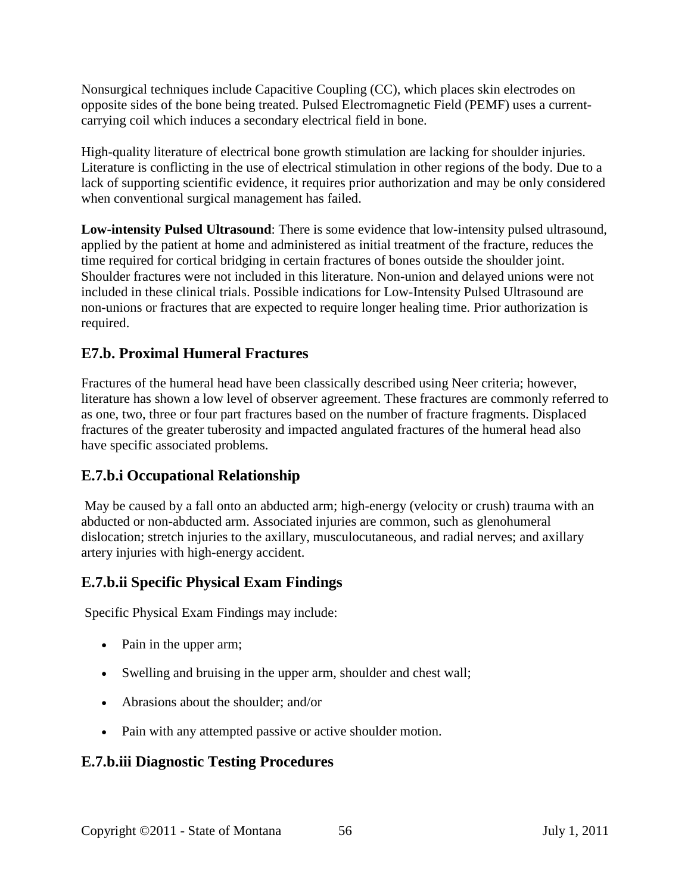Nonsurgical techniques include Capacitive Coupling (CC), which places skin electrodes on opposite sides of the bone being treated. Pulsed Electromagnetic Field (PEMF) uses a current-carrying coil which induces a secondary electrical field in bone.

High-quality literature of electrical bone growth stimulation are lacking for shoulder injuries. Literature is conflicting in the use of electrical stimulation in other regions of the body. Due to a lack of supporting scientific evidence, it requires prior authorization and may be only considered when conventional surgical management has failed.

**Low-intensity Pulsed Ultrasound**: There is some evidence that low-intensity pulsed ultrasound, applied by the patient at home and administered as initial treatment of the fracture, reduces the time required for cortical bridging in certain fractures of bones outside the shoulder joint. Shoulder fractures were not included in this literature. Non-union and delayed unions were not included in these clinical trials. Possible indications for Low-Intensity Pulsed Ultrasound are non-unions or fractures that are expected to require longer healing time. Prior authorization is required.

## E7.b. Proximal Humeral Fractures

Fractures of the humeral head have been classically described using Neer criteria; however, literature has shown a low level of observer agreement. These fractures are commonly referred to as one, two, three or four part fractures based on the number of fracture fragments. Displaced fractures of the greater tuberosity and impacted angulated fractures of the humeral head also have specific associated problems.

## E.7.b.i Occupational Relationship

May be caused by a fall onto an abducted arm; high-energy (velocity or crush) trauma with an abducted or non-abducted arm. Associated injuries are common, such as glenohumeral dislocation; stretch injuries to the axillary, musculocutaneous, and radial nerves; and axillary artery injuries with high-energy accident.

## E.7.b.ii Specific Physical Exam Findings

Specific Physical Exam Findings may include:

- Pain in the upper arm;
- Swelling and bruising in the upper arm, shoulder and chest wall;
- Abrasions about the shoulder; and/or
- Pain with any attempted passive or active shoulder motion.

## E.7.b.iii Diagnostic Testing Procedures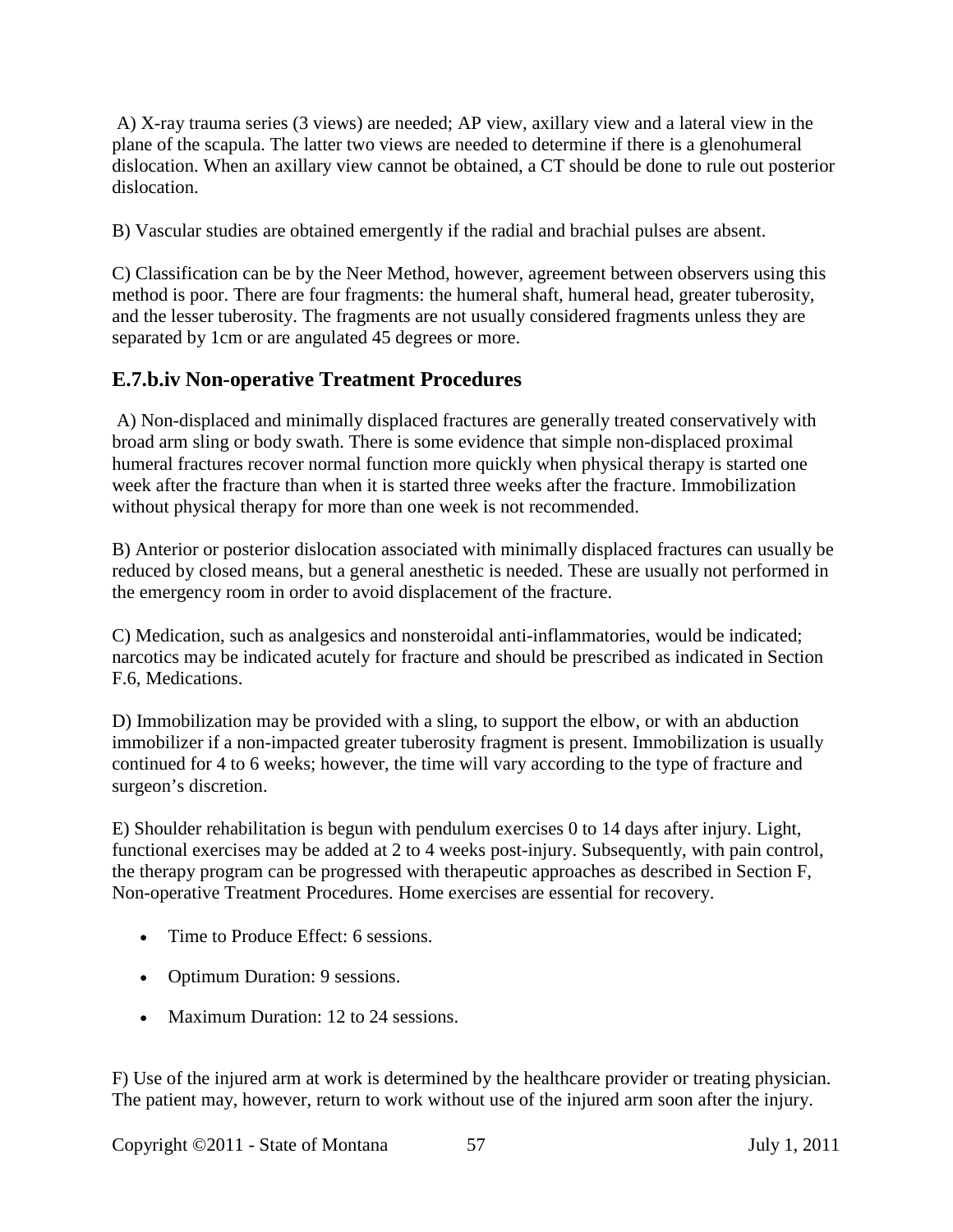A) X-ray trauma series (3 views) are needed; AP view, axillary view and a lateral view in the plane of the scapula. The latter two views are needed to determine if there is a glenohumeral dislocation. When an axillary view cannot be obtained, a CT should be done to rule out posterior dislocation.

B) Vascular studies are obtained emergently if the radial and brachial pulses are absent.

C) Classification can be by the Neer Method, however, agreement between observers using this method is poor. There are four fragments: the humeral shaft, humeral head, greater tuberosity, and the lesser tuberosity. The fragments are not usually considered fragments unless they are separated by 1cm or are angulated 45 degrees or more.

## E.7.b.iv Non-operative Treatment Procedures

A) Non-displaced and minimally displaced fractures are generally treated conservatively with broad arm sling or body swath. There is some evidence that simple non-displaced proximal humeral fractures recover normal function more quickly when physical therapy is started one week after the fracture than when it is started three weeks after the fracture. Immobilization without physical therapy for more than one week is not recommended.

B) Anterior or posterior dislocation associated with minimally displaced fractures can usually be reduced by closed means, but a general anesthetic is needed. These are usually not performed in the emergency room in order to avoid displacement of the fracture.

C) Medication, such as analgesics and nonsteroidal anti-inflammatories, would be indicated; narcotics may be indicated acutely for fracture and should be prescribed as indicated in Section F.6, Medications.

D) Immobilization may be provided with a sling, to support the elbow, or with an abduction immobilizer if a non-impacted greater tuberosity fragment is present. Immobilization is usually continued for 4 to 6 weeks; however, the time will vary according to the type of fracture and surgeon's discretion.

E) Shoulder rehabilitation is begun with pendulum exercises 0 to 14 days after injury. Light, functional exercises may be added at 2 to 4 weeks post-injury. Subsequently, with pain control, the therapy program can be progressed with therapeutic approaches as described in Section F, Non-operative Treatment Procedures. Home exercises are essential for recovery.

- Time to Produce Effect: 6 sessions.
- Optimum Duration: 9 sessions.
- Maximum Duration: 12 to 24 sessions.

F) Use of the injured arm at work is determined by the healthcare provider or treating physician. The patient may, however, return to work without use of the injured arm soon after the injury.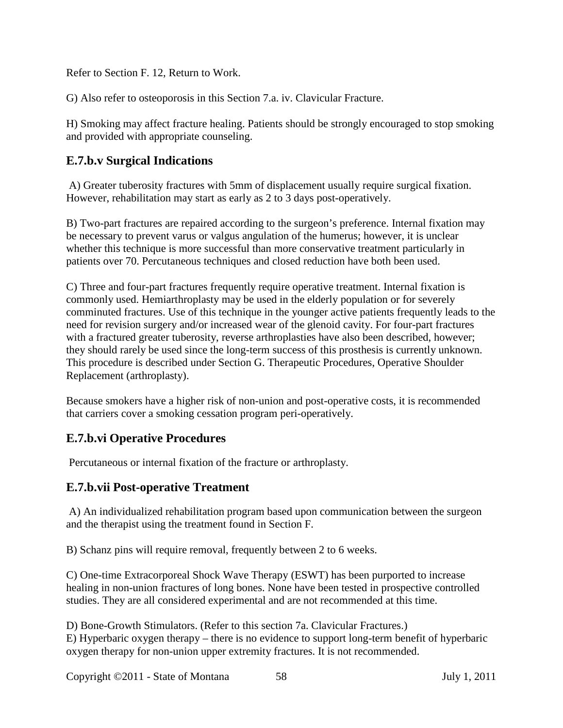Refer to Section F. 12, Return to Work.

G) Also refer to osteoporosis in this Section 7.a. iv. Clavicular Fracture.

H) Smoking may affect fracture healing. Patients should be strongly encouraged to stop smoking and provided with appropriate counseling.

### E.7.b.v Surgical Indications

A) Greater tuberosity fractures with 5mm of displacement usually require surgical fixation. However, rehabilitation may start as early as 2 to 3 days post-operatively.

B) Two-part fractures are repaired according to the surgeon's preference. Internal fixation may be necessary to prevent varus or valgus angulation of the humerus; however, it is unclear whether this technique is more successful than more conservative treatment particularly in patients over 70. Percutaneous techniques and closed reduction have both been used.

C) Three and four-part fractures frequently require operative treatment. Internal fixation is commonly used. Hemiarthroplasty may be used in the elderly population or for severely comminuted fractures. Use of this technique in the younger active patients frequently leads to the need for revision surgery and/or increased wear of the glenoid cavity. For four-part fractures with a fractured greater tuberosity, reverse arthroplasties have also been described, however; they should rarely be used since the long-term success of this prosthesis is currently unknown. This procedure is described under Section G. Therapeutic Procedures, Operative Shoulder Replacement (arthroplasty).

Because smokers have a higher risk of non-union and post-operative costs, it is recommended that carriers cover a smoking cessation program peri-operatively.

### E.7.b.vi Operative Procedures

Percutaneous or internal fixation of the fracture or arthroplasty.

### E.7.b.vii Post-operative Treatment

A) An individualized rehabilitation program based upon communication between the surgeon and the therapist using the treatment found in Section F.

B) Schanz pins will require removal, frequently between 2 to 6 weeks.

C) One-time Extracorporeal Shock Wave Therapy (ESWT) has been purported to increase healing in non-union fractures of long bones. None have been tested in prospective controlled studies. They are all considered experimental and are not recommended at this time.

D) Bone-Growth Stimulators. (Refer to this section 7a. Clavicular Fractures.)
E) Hyperbaric oxygen therapy – there is no evidence to support long-term benefit of hyperbaric oxygen therapy for non-union upper extremity fractures. It is not recommended.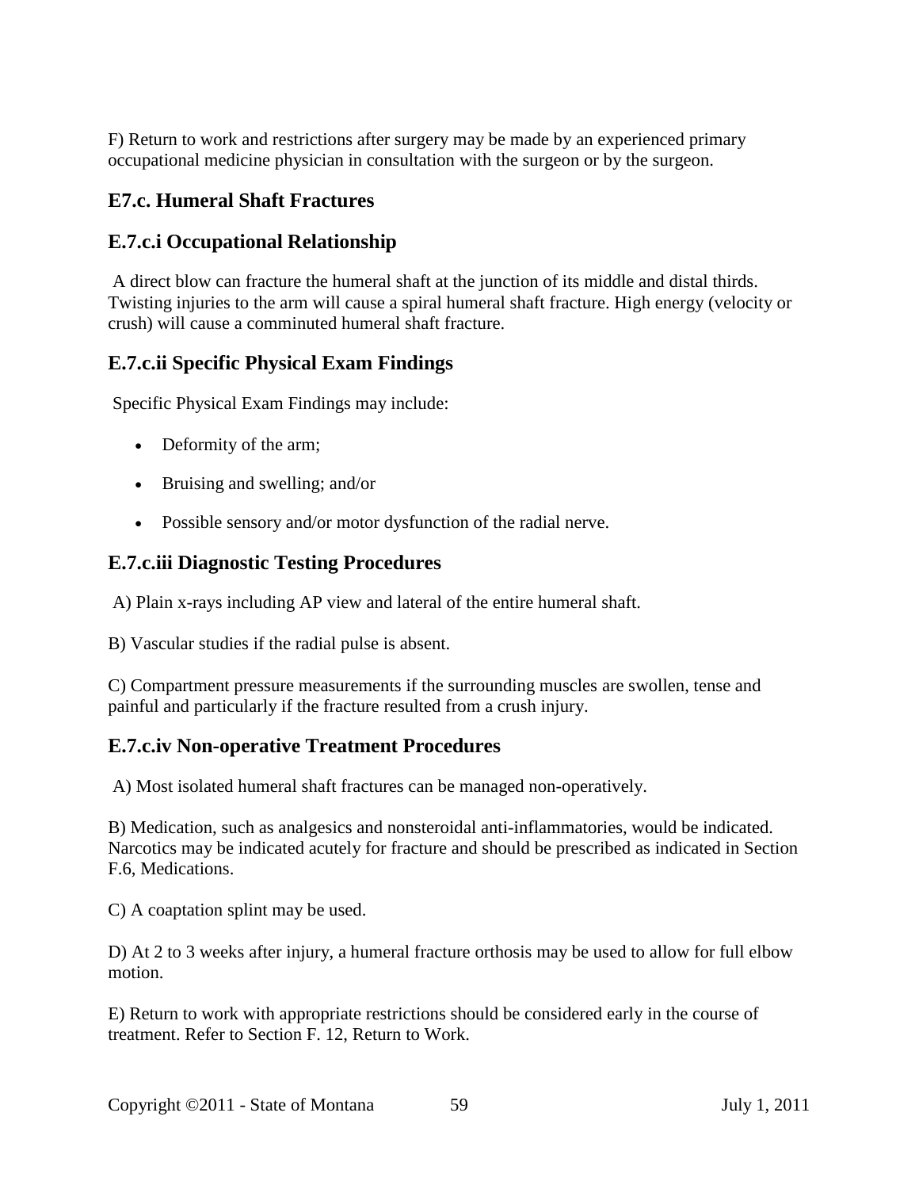F) Return to work and restrictions after surgery may be made by an experienced primary occupational medicine physician in consultation with the surgeon or by the surgeon.

## E7.c. Humeral Shaft Fractures

### E.7.c.i Occupational Relationship

A direct blow can fracture the humeral shaft at the junction of its middle and distal thirds. Twisting injuries to the arm will cause a spiral humeral shaft fracture. High energy (velocity or crush) will cause a comminuted humeral shaft fracture.

### E.7.c.ii Specific Physical Exam Findings

Specific Physical Exam Findings may include:

- Deformity of the arm;
- Bruising and swelling; and/or
- Possible sensory and/or motor dysfunction of the radial nerve.

### E.7.c.iii Diagnostic Testing Procedures

A) Plain x-rays including AP view and lateral of the entire humeral shaft.

B) Vascular studies if the radial pulse is absent.

C) Compartment pressure measurements if the surrounding muscles are swollen, tense and painful and particularly if the fracture resulted from a crush injury.

### E.7.c.iv Non-operative Treatment Procedures

A) Most isolated humeral shaft fractures can be managed non-operatively.

B) Medication, such as analgesics and nonsteroidal anti-inflammatories, would be indicated. Narcotics may be indicated acutely for fracture and should be prescribed as indicated in Section F.6, Medications.

C) A coaptation splint may be used.

D) At 2 to 3 weeks after injury, a humeral fracture orthosis may be used to allow for full elbow motion.

E) Return to work with appropriate restrictions should be considered early in the course of treatment. Refer to Section F. 12, Return to Work.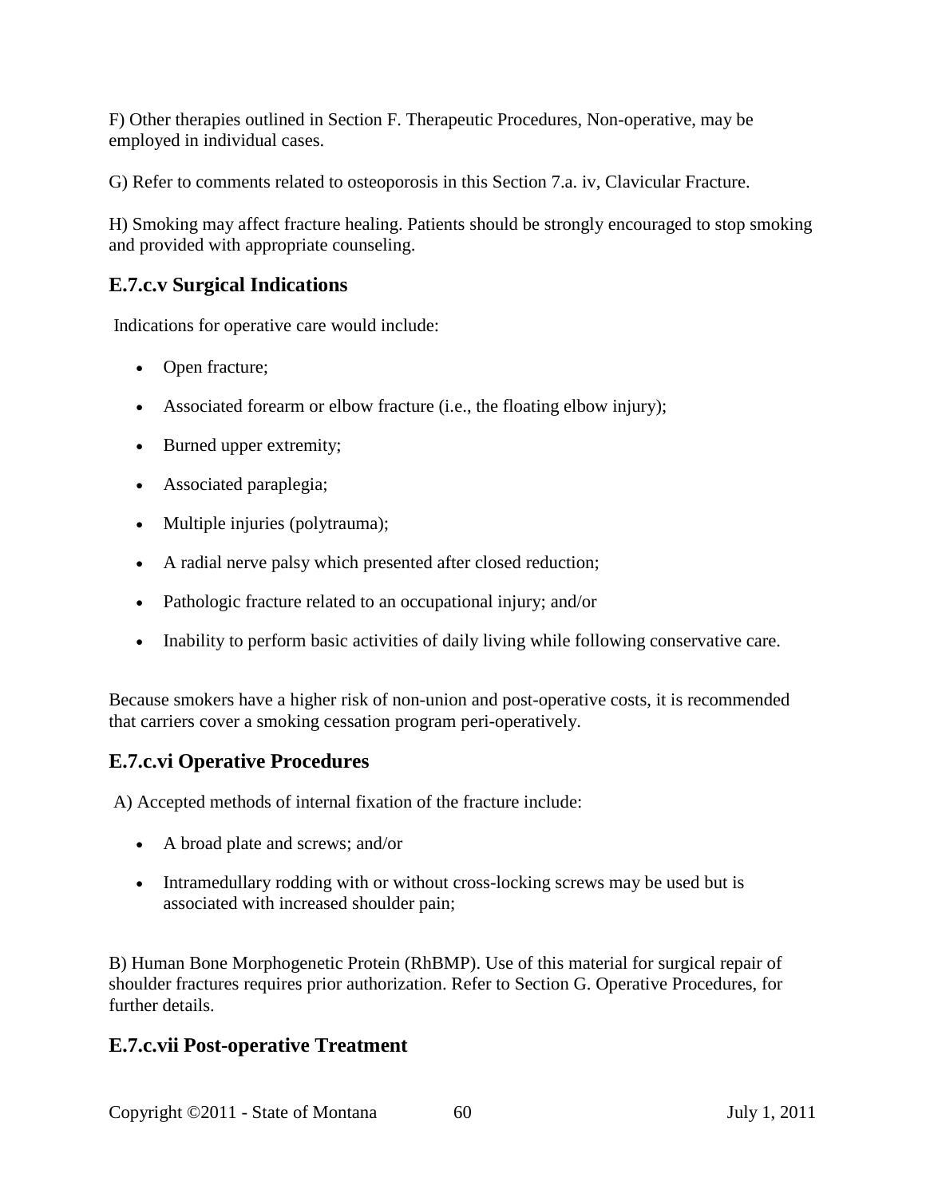F) Other therapies outlined in Section F. Therapeutic Procedures, Non-operative, may be employed in individual cases.

G) Refer to comments related to osteoporosis in this Section 7.a. iv, Clavicular Fracture.

H) Smoking may affect fracture healing. Patients should be strongly encouraged to stop smoking and provided with appropriate counseling.

### E.7.c.v Surgical Indications

Indications for operative care would include:

- Open fracture;
- Associated forearm or elbow fracture (i.e., the floating elbow injury);
- Burned upper extremity;
- Associated paraplegia;
- Multiple injuries (polytrauma);
- A radial nerve palsy which presented after closed reduction;
- Pathologic fracture related to an occupational injury; and/or
- Inability to perform basic activities of daily living while following conservative care.

Because smokers have a higher risk of non-union and post-operative costs, it is recommended that carriers cover a smoking cessation program peri-operatively.

### E.7.c.vi Operative Procedures

A) Accepted methods of internal fixation of the fracture include:

- A broad plate and screws; and/or
- Intramedullary rodding with or without cross-locking screws may be used but is associated with increased shoulder pain;

B) Human Bone Morphogenetic Protein (RhBMP). Use of this material for surgical repair of shoulder fractures requires prior authorization. Refer to Section G. Operative Procedures, for further details.

### E.7.c.vii Post-operative Treatment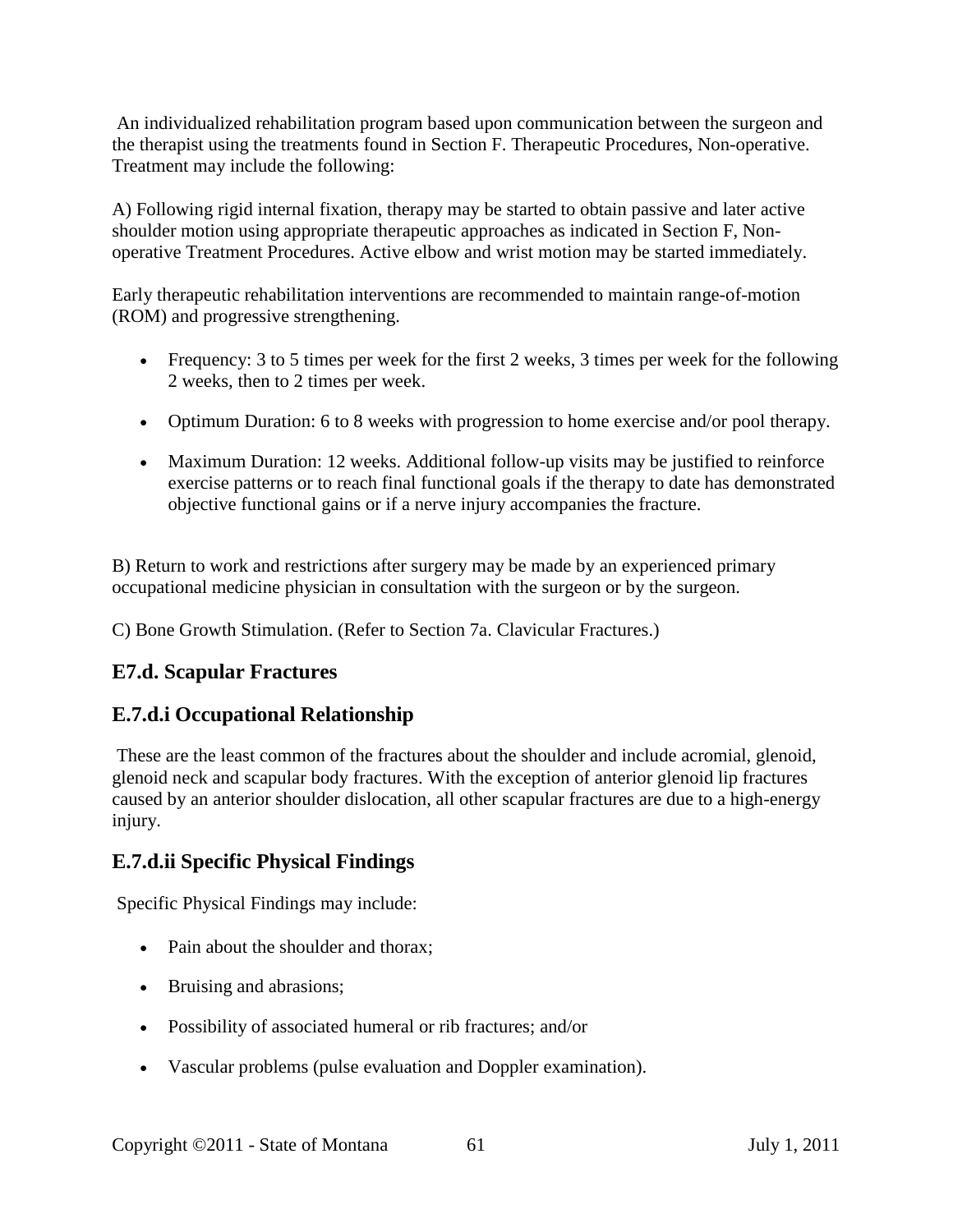An individualized rehabilitation program based upon communication between the surgeon and the therapist using the treatments found in Section F. Therapeutic Procedures, Non-operative. Treatment may include the following:

A) Following rigid internal fixation, therapy may be started to obtain passive and later active shoulder motion using appropriate therapeutic approaches as indicated in Section F, Non-operative Treatment Procedures. Active elbow and wrist motion may be started immediately.

Early therapeutic rehabilitation interventions are recommended to maintain range-of-motion (ROM) and progressive strengthening.

- Frequency: 3 to 5 times per week for the first 2 weeks, 3 times per week for the following 2 weeks, then to 2 times per week.
- Optimum Duration: 6 to 8 weeks with progression to home exercise and/or pool therapy.
- Maximum Duration: 12 weeks. Additional follow-up visits may be justified to reinforce exercise patterns or to reach final functional goals if the therapy to date has demonstrated objective functional gains or if a nerve injury accompanies the fracture.

B) Return to work and restrictions after surgery may be made by an experienced primary occupational medicine physician in consultation with the surgeon or by the surgeon.

C) Bone Growth Stimulation. (Refer to Section 7a. Clavicular Fractures.)

## E7.d. Scapular Fractures

## E.7.d.i Occupational Relationship

These are the least common of the fractures about the shoulder and include acromial, glenoid, glenoid neck and scapular body fractures. With the exception of anterior glenoid lip fractures caused by an anterior shoulder dislocation, all other scapular fractures are due to a high-energy injury.

## E.7.d.ii Specific Physical Findings

Specific Physical Findings may include:

- Pain about the shoulder and thorax;
- Bruising and abrasions;
- Possibility of associated humeral or rib fractures; and/or
- Vascular problems (pulse evaluation and Doppler examination).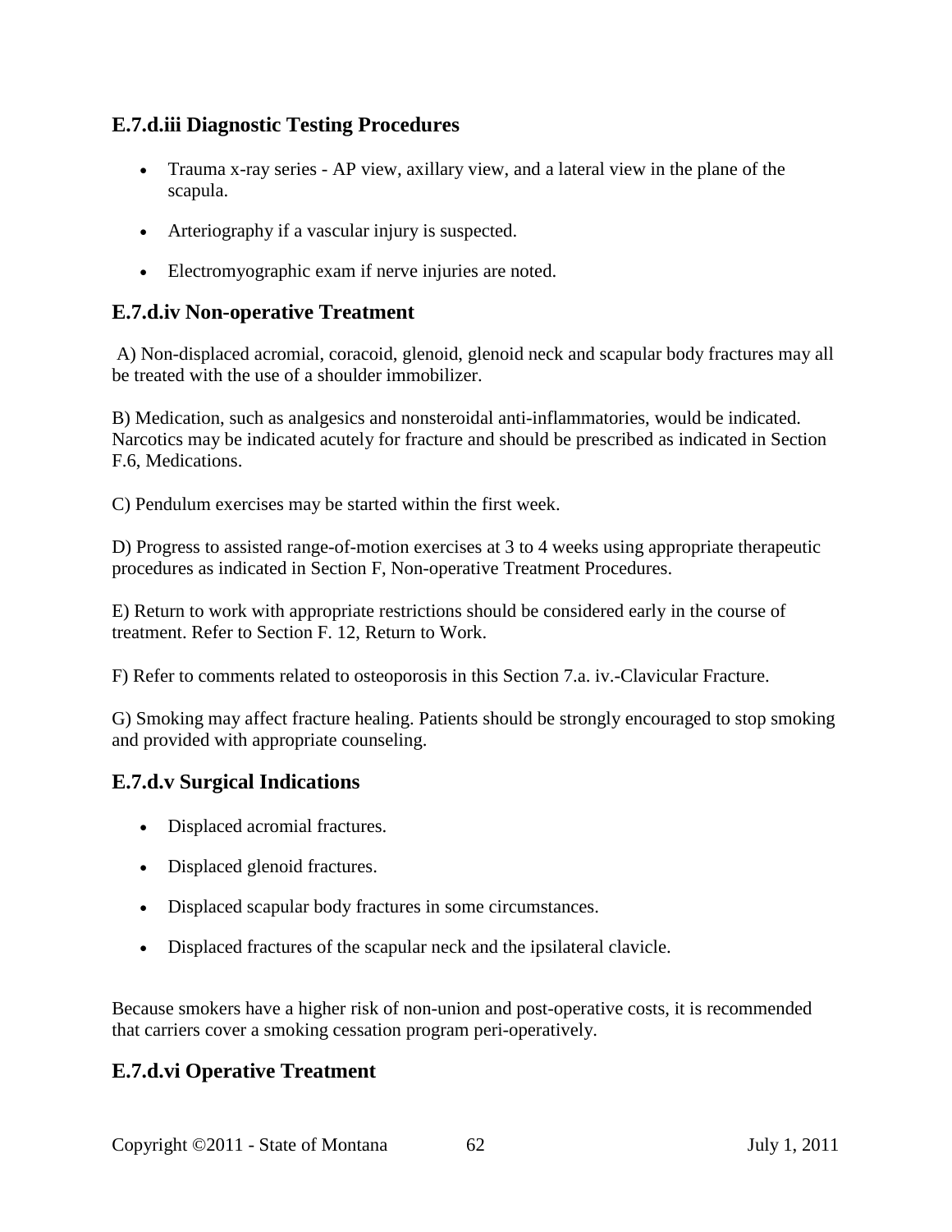### E.7.d.iii Diagnostic Testing Procedures

- Trauma x-ray series - AP view, axillary view, and a lateral view in the plane of the scapula.
- Arteriography if a vascular injury is suspected.
- Electromyographic exam if nerve injuries are noted.

### E.7.d.iv Non-operative Treatment

A) Non-displaced acromial, coracoid, glenoid, glenoid neck and scapular body fractures may all be treated with the use of a shoulder immobilizer.

B) Medication, such as analgesics and nonsteroidal anti-inflammatories, would be indicated. Narcotics may be indicated acutely for fracture and should be prescribed as indicated in Section F.6, Medications.

C) Pendulum exercises may be started within the first week.

D) Progress to assisted range-of-motion exercises at 3 to 4 weeks using appropriate therapeutic procedures as indicated in Section F, Non-operative Treatment Procedures.

E) Return to work with appropriate restrictions should be considered early in the course of treatment. Refer to Section F. 12, Return to Work.

F) Refer to comments related to osteoporosis in this Section 7.a. iv.-Clavicular Fracture.

G) Smoking may affect fracture healing. Patients should be strongly encouraged to stop smoking and provided with appropriate counseling.

### E.7.d.v Surgical Indications

- Displaced acromial fractures.
- Displaced glenoid fractures.
- Displaced scapular body fractures in some circumstances.
- Displaced fractures of the scapular neck and the ipsilateral clavicle.

Because smokers have a higher risk of non-union and post-operative costs, it is recommended that carriers cover a smoking cessation program peri-operatively.

### E.7.d.vi Operative Treatment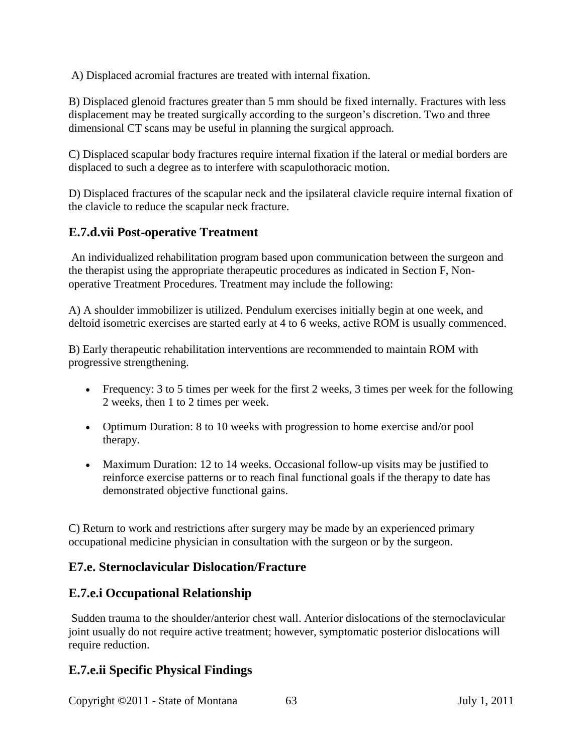A) Displaced acromial fractures are treated with internal fixation.

B) Displaced glenoid fractures greater than 5 mm should be fixed internally. Fractures with less displacement may be treated surgically according to the surgeon's discretion. Two and three dimensional CT scans may be useful in planning the surgical approach.

C) Displaced scapular body fractures require internal fixation if the lateral or medial borders are displaced to such a degree as to interfere with scapulothoracic motion.

D) Displaced fractures of the scapular neck and the ipsilateral clavicle require internal fixation of the clavicle to reduce the scapular neck fracture.

### E.7.d.vii Post-operative Treatment

An individualized rehabilitation program based upon communication between the surgeon and the therapist using the appropriate therapeutic procedures as indicated in Section F, Non-operative Treatment Procedures. Treatment may include the following:

A) A shoulder immobilizer is utilized. Pendulum exercises initially begin at one week, and deltoid isometric exercises are started early at 4 to 6 weeks, active ROM is usually commenced.

B) Early therapeutic rehabilitation interventions are recommended to maintain ROM with progressive strengthening.

- Frequency: 3 to 5 times per week for the first 2 weeks, 3 times per week for the following 2 weeks, then 1 to 2 times per week.
- Optimum Duration: 8 to 10 weeks with progression to home exercise and/or pool therapy.
- Maximum Duration: 12 to 14 weeks. Occasional follow-up visits may be justified to reinforce exercise patterns or to reach final functional goals if the therapy to date has demonstrated objective functional gains.

C) Return to work and restrictions after surgery may be made by an experienced primary occupational medicine physician in consultation with the surgeon or by the surgeon.

### E7.e. Sternoclavicular Dislocation/Fracture

### E.7.e.i Occupational Relationship

Sudden trauma to the shoulder/anterior chest wall. Anterior dislocations of the sternoclavicular joint usually do not require active treatment; however, symptomatic posterior dislocations will require reduction.

### E.7.e.ii Specific Physical Findings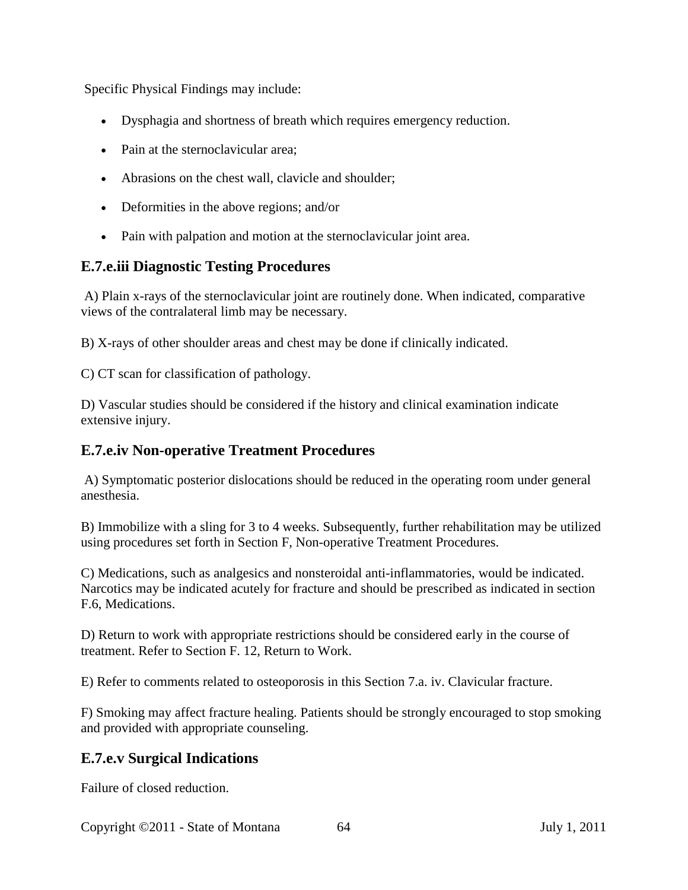Specific Physical Findings may include:

- Dysphagia and shortness of breath which requires emergency reduction.
- Pain at the sternoclavicular area;
- Abrasions on the chest wall, clavicle and shoulder;
- Deformities in the above regions; and/or
- Pain with palpation and motion at the sternoclavicular joint area.

## E.7.e.iii Diagnostic Testing Procedures

A) Plain x-rays of the sternoclavicular joint are routinely done. When indicated, comparative views of the contralateral limb may be necessary.

B) X-rays of other shoulder areas and chest may be done if clinically indicated.

C) CT scan for classification of pathology.

D) Vascular studies should be considered if the history and clinical examination indicate extensive injury.

## E.7.e.iv Non-operative Treatment Procedures

A) Symptomatic posterior dislocations should be reduced in the operating room under general anesthesia.

B) Immobilize with a sling for 3 to 4 weeks. Subsequently, further rehabilitation may be utilized using procedures set forth in Section F, Non-operative Treatment Procedures.

C) Medications, such as analgesics and nonsteroidal anti-inflammatories, would be indicated. Narcotics may be indicated acutely for fracture and should be prescribed as indicated in section F.6, Medications.

D) Return to work with appropriate restrictions should be considered early in the course of treatment. Refer to Section F. 12, Return to Work.

E) Refer to comments related to osteoporosis in this Section 7.a. iv. Clavicular fracture.

F) Smoking may affect fracture healing. Patients should be strongly encouraged to stop smoking and provided with appropriate counseling.

## E.7.e.v Surgical Indications

Failure of closed reduction.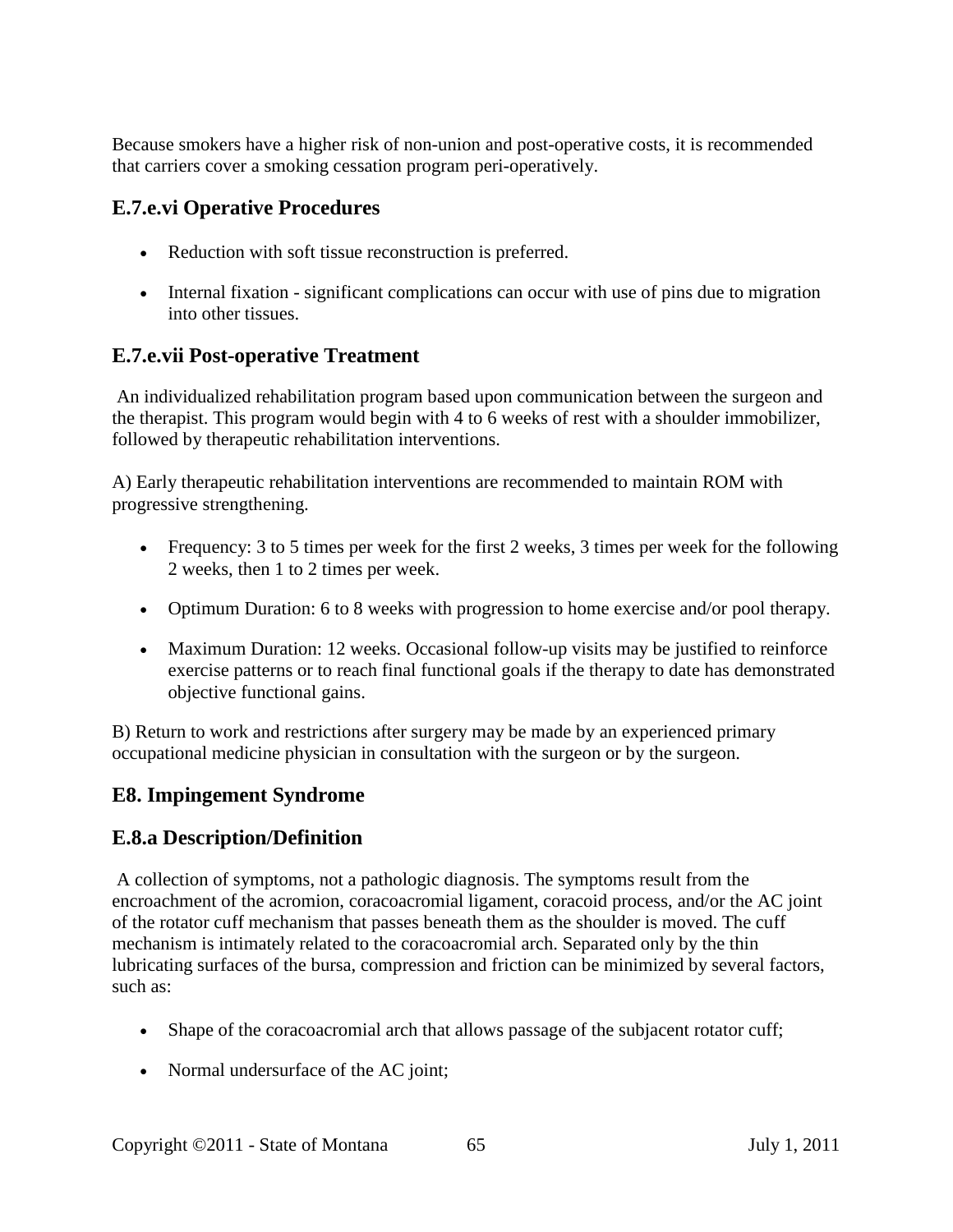Because smokers have a higher risk of non-union and post-operative costs, it is recommended that carriers cover a smoking cessation program peri-operatively.

### E.7.e.vi Operative Procedures

- Reduction with soft tissue reconstruction is preferred.
- Internal fixation - significant complications can occur with use of pins due to migration into other tissues.

### E.7.e.vii Post-operative Treatment

An individualized rehabilitation program based upon communication between the surgeon and the therapist. This program would begin with 4 to 6 weeks of rest with a shoulder immobilizer, followed by therapeutic rehabilitation interventions.

A) Early therapeutic rehabilitation interventions are recommended to maintain ROM with progressive strengthening.

- Frequency: 3 to 5 times per week for the first 2 weeks, 3 times per week for the following 2 weeks, then 1 to 2 times per week.
- Optimum Duration: 6 to 8 weeks with progression to home exercise and/or pool therapy.
- Maximum Duration: 12 weeks. Occasional follow-up visits may be justified to reinforce exercise patterns or to reach final functional goals if the therapy to date has demonstrated objective functional gains.

B) Return to work and restrictions after surgery may be made by an experienced primary occupational medicine physician in consultation with the surgeon or by the surgeon.

## E8. Impingement Syndrome

### E.8.a Description/Definition

A collection of symptoms, not a pathologic diagnosis. The symptoms result from the encroachment of the acromion, coracoacromial ligament, coracoid process, and/or the AC joint of the rotator cuff mechanism that passes beneath them as the shoulder is moved. The cuff mechanism is intimately related to the coracoacromial arch. Separated only by the thin lubricating surfaces of the bursa, compression and friction can be minimized by several factors, such as:

- Shape of the coracoacromial arch that allows passage of the subjacent rotator cuff;
- Normal undersurface of the AC joint;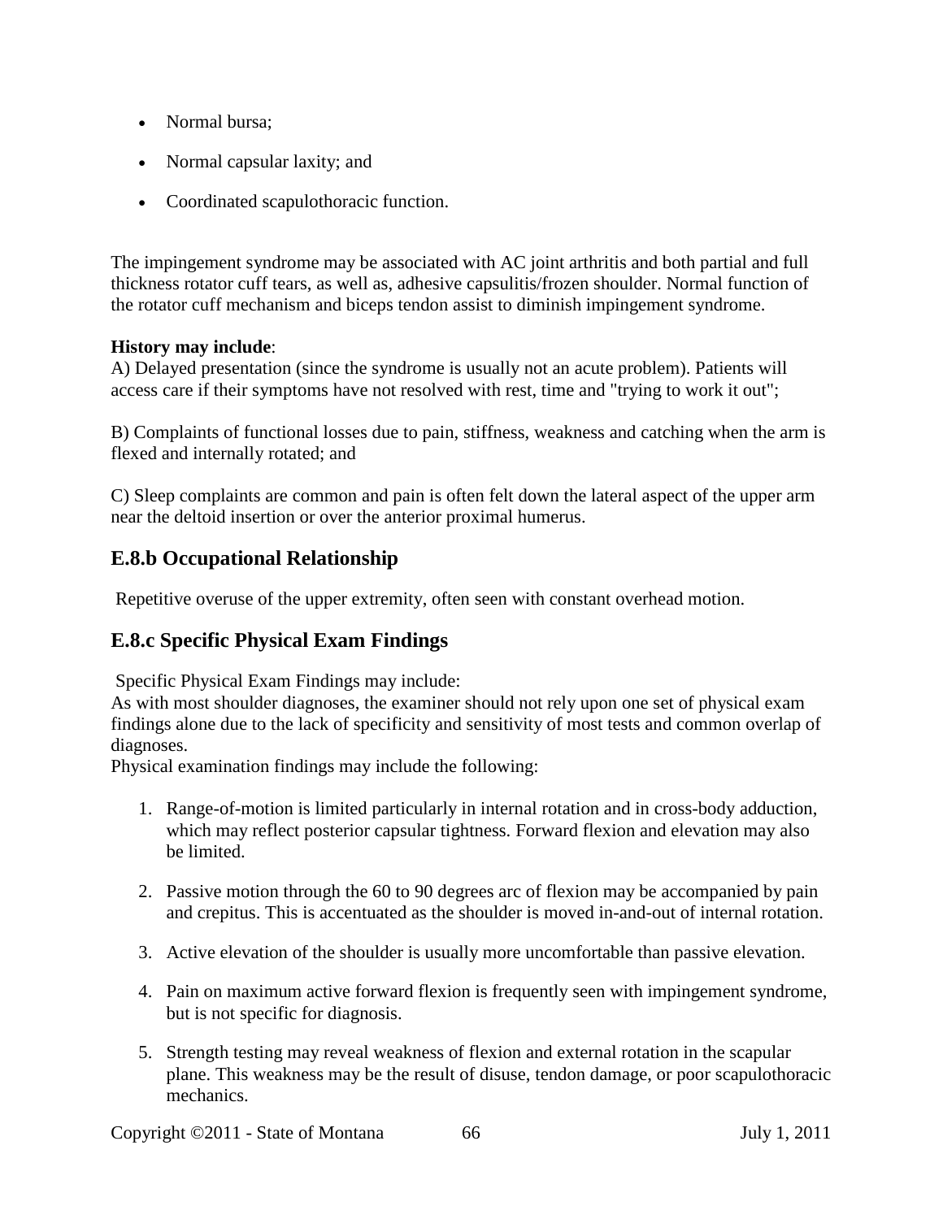- Normal bursa;
- Normal capsular laxity; and
- Coordinated scapulothoracic function.

The impingement syndrome may be associated with AC joint arthritis and both partial and full thickness rotator cuff tears, as well as, adhesive capsulitis/frozen shoulder. Normal function of the rotator cuff mechanism and biceps tendon assist to diminish impingement syndrome.

**History may include**:
A) Delayed presentation (since the syndrome is usually not an acute problem). Patients will access care if their symptoms have not resolved with rest, time and "trying to work it out";

B) Complaints of functional losses due to pain, stiffness, weakness and catching when the arm is flexed and internally rotated; and

C) Sleep complaints are common and pain is often felt down the lateral aspect of the upper arm near the deltoid insertion or over the anterior proximal humerus.

## E.8.b Occupational Relationship

Repetitive overuse of the upper extremity, often seen with constant overhead motion.

## E.8.c Specific Physical Exam Findings

Specific Physical Exam Findings may include:
As with most shoulder diagnoses, the examiner should not rely upon one set of physical exam findings alone due to the lack of specificity and sensitivity of most tests and common overlap of diagnoses.
Physical examination findings may include the following:

1. Range-of-motion is limited particularly in internal rotation and in cross-body adduction, which may reflect posterior capsular tightness. Forward flexion and elevation may also be limited.

2. Passive motion through the 60 to 90 degrees arc of flexion may be accompanied by pain and crepitus. This is accentuated as the shoulder is moved in-and-out of internal rotation.

3. Active elevation of the shoulder is usually more uncomfortable than passive elevation.

4. Pain on maximum active forward flexion is frequently seen with impingement syndrome, but is not specific for diagnosis.

5. Strength testing may reveal weakness of flexion and external rotation in the scapular plane. This weakness may be the result of disuse, tendon damage, or poor scapulothoracic mechanics.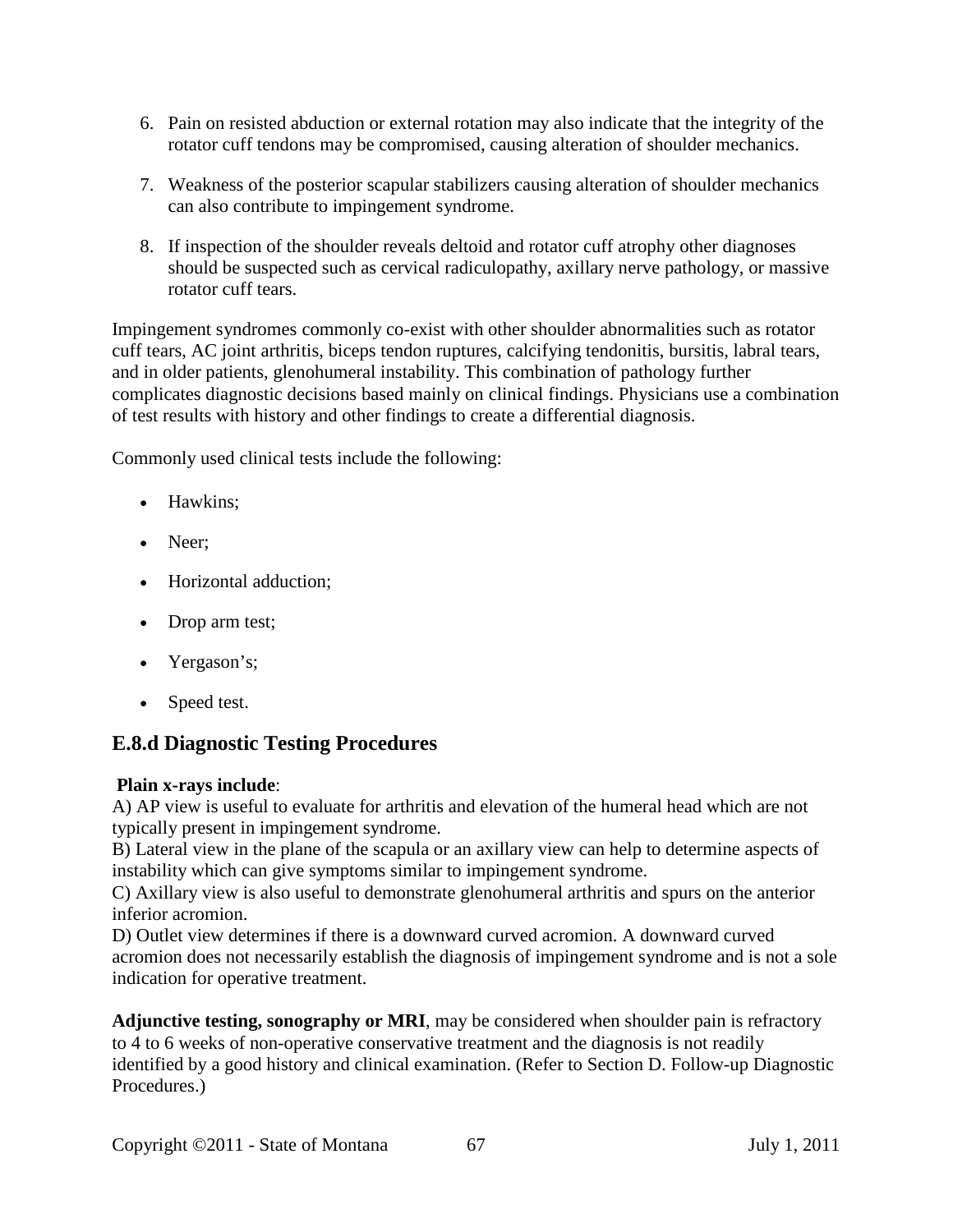6. Pain on resisted abduction or external rotation may also indicate that the integrity of the rotator cuff tendons may be compromised, causing alteration of shoulder mechanics.

7. Weakness of the posterior scapular stabilizers causing alteration of shoulder mechanics can also contribute to impingement syndrome.

8. If inspection of the shoulder reveals deltoid and rotator cuff atrophy other diagnoses should be suspected such as cervical radiculopathy, axillary nerve pathology, or massive rotator cuff tears.

Impingement syndromes commonly co-exist with other shoulder abnormalities such as rotator cuff tears, AC joint arthritis, biceps tendon ruptures, calcifying tendonitis, bursitis, labral tears, and in older patients, glenohumeral instability. This combination of pathology further complicates diagnostic decisions based mainly on clinical findings. Physicians use a combination of test results with history and other findings to create a differential diagnosis.

Commonly used clinical tests include the following:

- Hawkins;
- Neer;
- Horizontal adduction;
- Drop arm test;
- Yergason's;
- Speed test.

## E.8.d Diagnostic Testing Procedures

**Plain x-rays include**:

A) AP view is useful to evaluate for arthritis and elevation of the humeral head which are not typically present in impingement syndrome.

B) Lateral view in the plane of the scapula or an axillary view can help to determine aspects of instability which can give symptoms similar to impingement syndrome.

C) Axillary view is also useful to demonstrate glenohumeral arthritis and spurs on the anterior inferior acromion.

D) Outlet view determines if there is a downward curved acromion. A downward curved acromion does not necessarily establish the diagnosis of impingement syndrome and is not a sole indication for operative treatment.

**Adjunctive testing, sonography or MRI**, may be considered when shoulder pain is refractory to 4 to 6 weeks of non-operative conservative treatment and the diagnosis is not readily identified by a good history and clinical examination. (Refer to Section D. Follow-up Diagnostic Procedures.)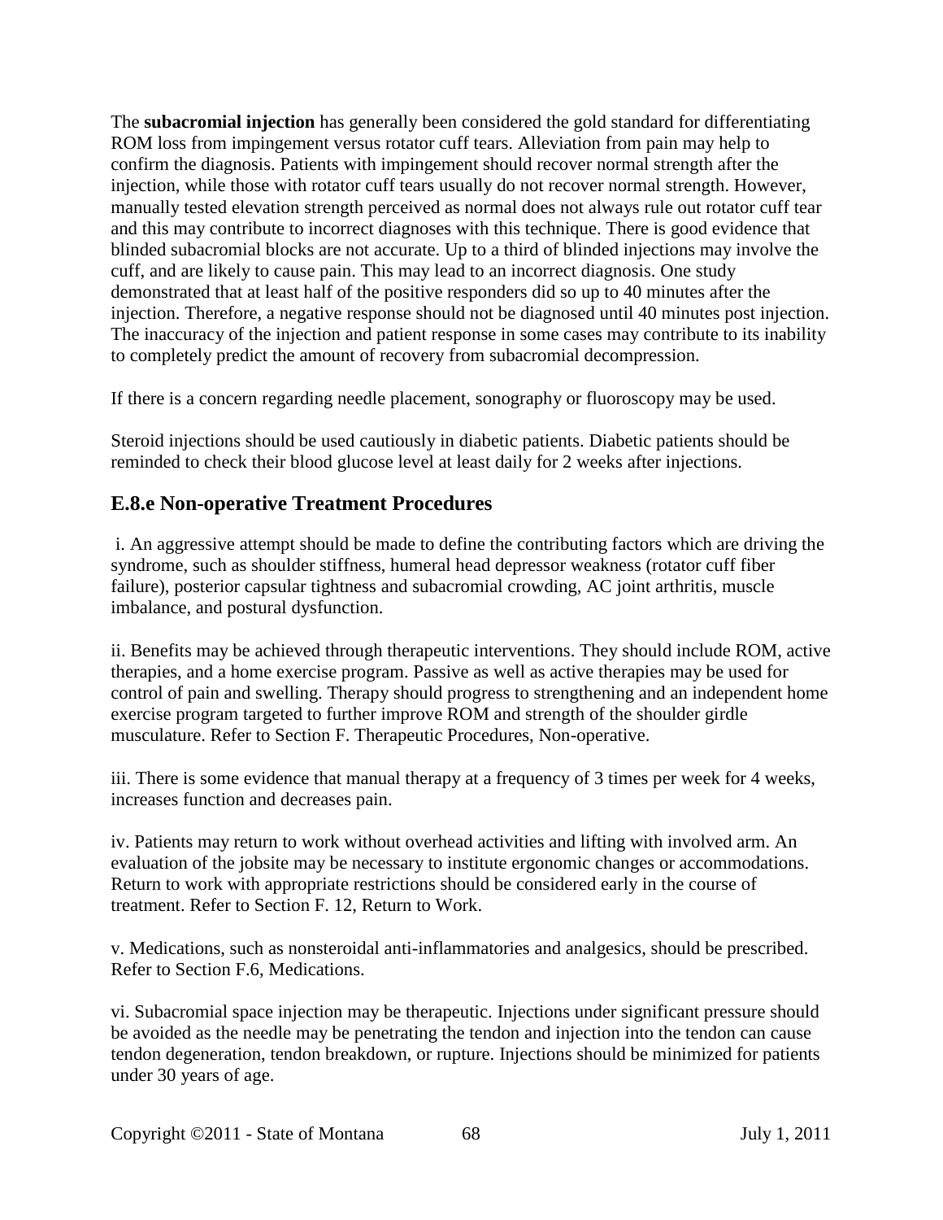The **subacromial injection** has generally been considered the gold standard for differentiating ROM loss from impingement versus rotator cuff tears. Alleviation from pain may help to confirm the diagnosis. Patients with impingement should recover normal strength after the injection, while those with rotator cuff tears usually do not recover normal strength. However, manually tested elevation strength perceived as normal does not always rule out rotator cuff tear and this may contribute to incorrect diagnoses with this technique. There is good evidence that blinded subacromial blocks are not accurate. Up to a third of blinded injections may involve the cuff, and are likely to cause pain. This may lead to an incorrect diagnosis. One study demonstrated that at least half of the positive responders did so up to 40 minutes after the injection. Therefore, a negative response should not be diagnosed until 40 minutes post injection. The inaccuracy of the injection and patient response in some cases may contribute to its inability to completely predict the amount of recovery from subacromial decompression.

If there is a concern regarding needle placement, sonography or fluoroscopy may be used.

Steroid injections should be used cautiously in diabetic patients. Diabetic patients should be reminded to check their blood glucose level at least daily for 2 weeks after injections.

## E.8.e Non-operative Treatment Procedures

i. An aggressive attempt should be made to define the contributing factors which are driving the syndrome, such as shoulder stiffness, humeral head depressor weakness (rotator cuff fiber failure), posterior capsular tightness and subacromial crowding, AC joint arthritis, muscle imbalance, and postural dysfunction.

ii. Benefits may be achieved through therapeutic interventions. They should include ROM, active therapies, and a home exercise program. Passive as well as active therapies may be used for control of pain and swelling. Therapy should progress to strengthening and an independent home exercise program targeted to further improve ROM and strength of the shoulder girdle musculature. Refer to Section F. Therapeutic Procedures, Non-operative.

iii. There is some evidence that manual therapy at a frequency of 3 times per week for 4 weeks, increases function and decreases pain.

iv. Patients may return to work without overhead activities and lifting with involved arm. An evaluation of the jobsite may be necessary to institute ergonomic changes or accommodations. Return to work with appropriate restrictions should be considered early in the course of treatment. Refer to Section F. 12, Return to Work.

v. Medications, such as nonsteroidal anti-inflammatories and analgesics, should be prescribed. Refer to Section F.6, Medications.

vi. Subacromial space injection may be therapeutic. Injections under significant pressure should be avoided as the needle may be penetrating the tendon and injection into the tendon can cause tendon degeneration, tendon breakdown, or rupture. Injections should be minimized for patients under 30 years of age.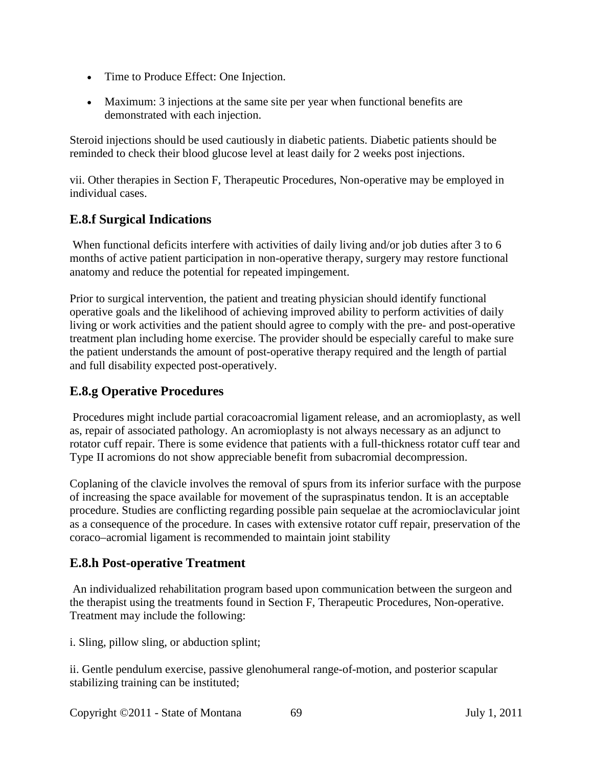- Time to Produce Effect: One Injection.
- Maximum: 3 injections at the same site per year when functional benefits are demonstrated with each injection.

Steroid injections should be used cautiously in diabetic patients. Diabetic patients should be reminded to check their blood glucose level at least daily for 2 weeks post injections.

vii. Other therapies in Section F, Therapeutic Procedures, Non-operative may be employed in individual cases.

## E.8.f Surgical Indications

When functional deficits interfere with activities of daily living and/or job duties after 3 to 6 months of active patient participation in non-operative therapy, surgery may restore functional anatomy and reduce the potential for repeated impingement.

Prior to surgical intervention, the patient and treating physician should identify functional operative goals and the likelihood of achieving improved ability to perform activities of daily living or work activities and the patient should agree to comply with the pre- and post-operative treatment plan including home exercise. The provider should be especially careful to make sure the patient understands the amount of post-operative therapy required and the length of partial and full disability expected post-operatively.

## E.8.g Operative Procedures

Procedures might include partial coracoacromial ligament release, and an acromioplasty, as well as, repair of associated pathology. An acromioplasty is not always necessary as an adjunct to rotator cuff repair. There is some evidence that patients with a full-thickness rotator cuff tear and Type II acromions do not show appreciable benefit from subacromial decompression.

Coplaning of the clavicle involves the removal of spurs from its inferior surface with the purpose of increasing the space available for movement of the supraspinatus tendon. It is an acceptable procedure. Studies are conflicting regarding possible pain sequelae at the acromioclavicular joint as a consequence of the procedure. In cases with extensive rotator cuff repair, preservation of the coraco–acromial ligament is recommended to maintain joint stability

## E.8.h Post-operative Treatment

An individualized rehabilitation program based upon communication between the surgeon and the therapist using the treatments found in Section F, Therapeutic Procedures, Non-operative. Treatment may include the following:

i. Sling, pillow sling, or abduction splint;

ii. Gentle pendulum exercise, passive glenohumeral range-of-motion, and posterior scapular stabilizing training can be instituted;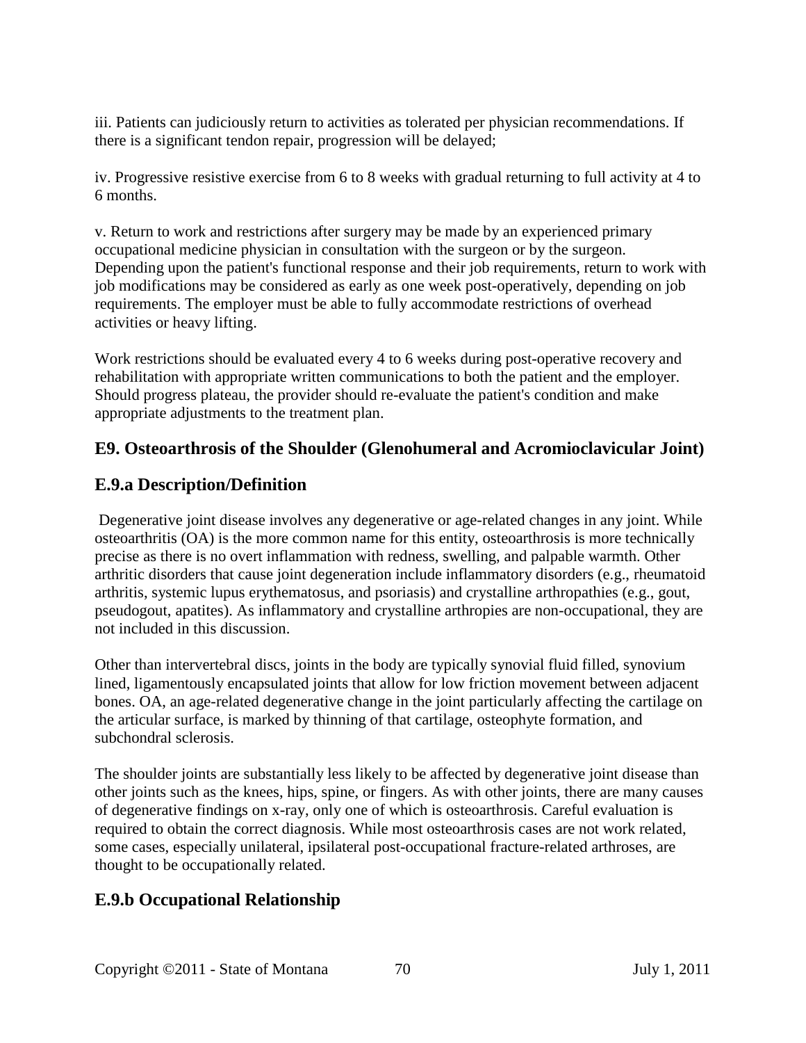iii. Patients can judiciously return to activities as tolerated per physician recommendations. If there is a significant tendon repair, progression will be delayed;

iv. Progressive resistive exercise from 6 to 8 weeks with gradual returning to full activity at 4 to 6 months.

v. Return to work and restrictions after surgery may be made by an experienced primary occupational medicine physician in consultation with the surgeon or by the surgeon. Depending upon the patient's functional response and their job requirements, return to work with job modifications may be considered as early as one week post-operatively, depending on job requirements. The employer must be able to fully accommodate restrictions of overhead activities or heavy lifting.

Work restrictions should be evaluated every 4 to 6 weeks during post-operative recovery and rehabilitation with appropriate written communications to both the patient and the employer. Should progress plateau, the provider should re-evaluate the patient's condition and make appropriate adjustments to the treatment plan.

## E9. Osteoarthrosis of the Shoulder (Glenohumeral and Acromioclavicular Joint)

## E.9.a Description/Definition

Degenerative joint disease involves any degenerative or age-related changes in any joint. While osteoarthritis (OA) is the more common name for this entity, osteoarthrosis is more technically precise as there is no overt inflammation with redness, swelling, and palpable warmth. Other arthritic disorders that cause joint degeneration include inflammatory disorders (e.g., rheumatoid arthritis, systemic lupus erythematosus, and psoriasis) and crystalline arthropathies (e.g., gout, pseudogout, apatites). As inflammatory and crystalline arthropies are non-occupational, they are not included in this discussion.

Other than intervertebral discs, joints in the body are typically synovial fluid filled, synovium lined, ligamentously encapsulated joints that allow for low friction movement between adjacent bones. OA, an age-related degenerative change in the joint particularly affecting the cartilage on the articular surface, is marked by thinning of that cartilage, osteophyte formation, and subchondral sclerosis.

The shoulder joints are substantially less likely to be affected by degenerative joint disease than other joints such as the knees, hips, spine, or fingers. As with other joints, there are many causes of degenerative findings on x-ray, only one of which is osteoarthrosis. Careful evaluation is required to obtain the correct diagnosis. While most osteoarthrosis cases are not work related, some cases, especially unilateral, ipsilateral post-occupational fracture-related arthroses, are thought to be occupationally related.

## E.9.b Occupational Relationship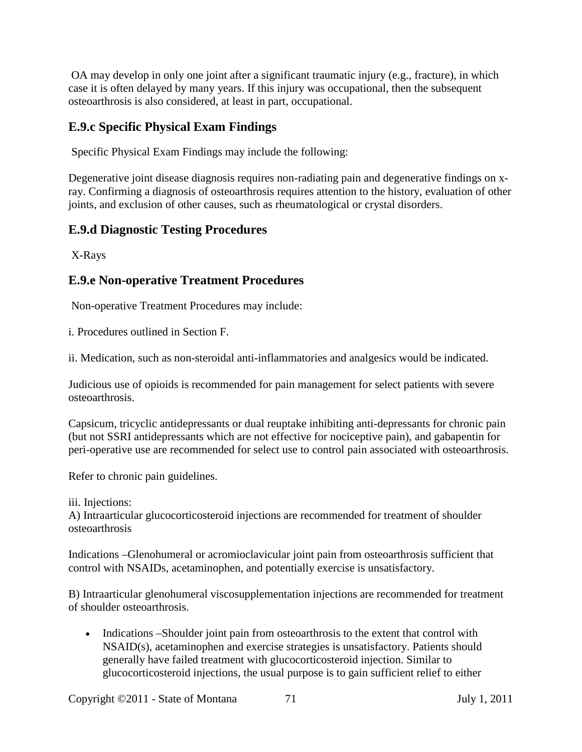OA may develop in only one joint after a significant traumatic injury (e.g., fracture), in which case it is often delayed by many years. If this injury was occupational, then the subsequent osteoarthrosis is also considered, at least in part, occupational.

### E.9.c Specific Physical Exam Findings

Specific Physical Exam Findings may include the following:

Degenerative joint disease diagnosis requires non-radiating pain and degenerative findings on x-ray. Confirming a diagnosis of osteoarthrosis requires attention to the history, evaluation of other joints, and exclusion of other causes, such as rheumatological or crystal disorders.

### E.9.d Diagnostic Testing Procedures

X-Rays

### E.9.e Non-operative Treatment Procedures

Non-operative Treatment Procedures may include:

i. Procedures outlined in Section F.

ii. Medication, such as non-steroidal anti-inflammatories and analgesics would be indicated.

Judicious use of opioids is recommended for pain management for select patients with severe osteoarthrosis.

Capsicum, tricyclic antidepressants or dual reuptake inhibiting anti-depressants for chronic pain (but not SSRI antidepressants which are not effective for nociceptive pain), and gabapentin for peri-operative use are recommended for select use to control pain associated with osteoarthrosis.

Refer to chronic pain guidelines.

iii. Injections:
A) Intraarticular glucocorticosteroid injections are recommended for treatment of shoulder osteoarthrosis

Indications –Glenohumeral or acromioclavicular joint pain from osteoarthrosis sufficient that control with NSAIDs, acetaminophen, and potentially exercise is unsatisfactory.

B) Intraarticular glenohumeral viscosupplementation injections are recommended for treatment of shoulder osteoarthrosis.

- Indications –Shoulder joint pain from osteoarthrosis to the extent that control with NSAID(s), acetaminophen and exercise strategies is unsatisfactory. Patients should generally have failed treatment with glucocorticosteroid injection. Similar to glucocorticosteroid injections, the usual purpose is to gain sufficient relief to either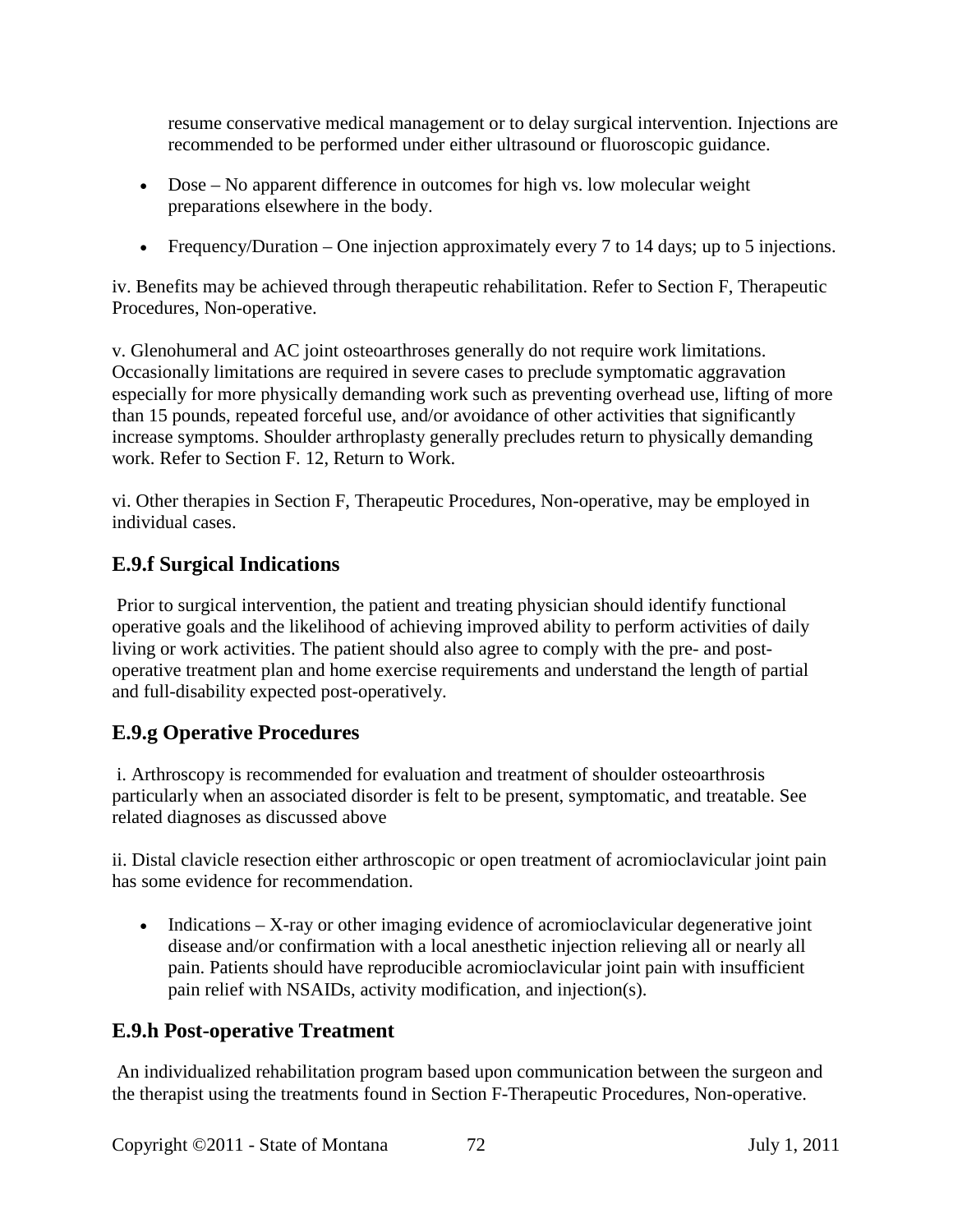resume conservative medical management or to delay surgical intervention. Injections are recommended to be performed under either ultrasound or fluoroscopic guidance.

- Dose – No apparent difference in outcomes for high vs. low molecular weight preparations elsewhere in the body.
- Frequency/Duration – One injection approximately every 7 to 14 days; up to 5 injections.

iv. Benefits may be achieved through therapeutic rehabilitation. Refer to Section F, Therapeutic Procedures, Non-operative.

v. Glenohumeral and AC joint osteoarthroses generally do not require work limitations. Occasionally limitations are required in severe cases to preclude symptomatic aggravation especially for more physically demanding work such as preventing overhead use, lifting of more than 15 pounds, repeated forceful use, and/or avoidance of other activities that significantly increase symptoms. Shoulder arthroplasty generally precludes return to physically demanding work. Refer to Section F. 12, Return to Work.

vi. Other therapies in Section F, Therapeutic Procedures, Non-operative, may be employed in individual cases.

## E.9.f Surgical Indications

Prior to surgical intervention, the patient and treating physician should identify functional operative goals and the likelihood of achieving improved ability to perform activities of daily living or work activities. The patient should also agree to comply with the pre- and post-operative treatment plan and home exercise requirements and understand the length of partial and full-disability expected post-operatively.

## E.9.g Operative Procedures

i. Arthroscopy is recommended for evaluation and treatment of shoulder osteoarthrosis particularly when an associated disorder is felt to be present, symptomatic, and treatable. See related diagnoses as discussed above

ii. Distal clavicle resection either arthroscopic or open treatment of acromioclavicular joint pain has some evidence for recommendation.

- Indications – X-ray or other imaging evidence of acromioclavicular degenerative joint disease and/or confirmation with a local anesthetic injection relieving all or nearly all pain. Patients should have reproducible acromioclavicular joint pain with insufficient pain relief with NSAIDs, activity modification, and injection(s).

## E.9.h Post-operative Treatment

An individualized rehabilitation program based upon communication between the surgeon and the therapist using the treatments found in Section F-Therapeutic Procedures, Non-operative.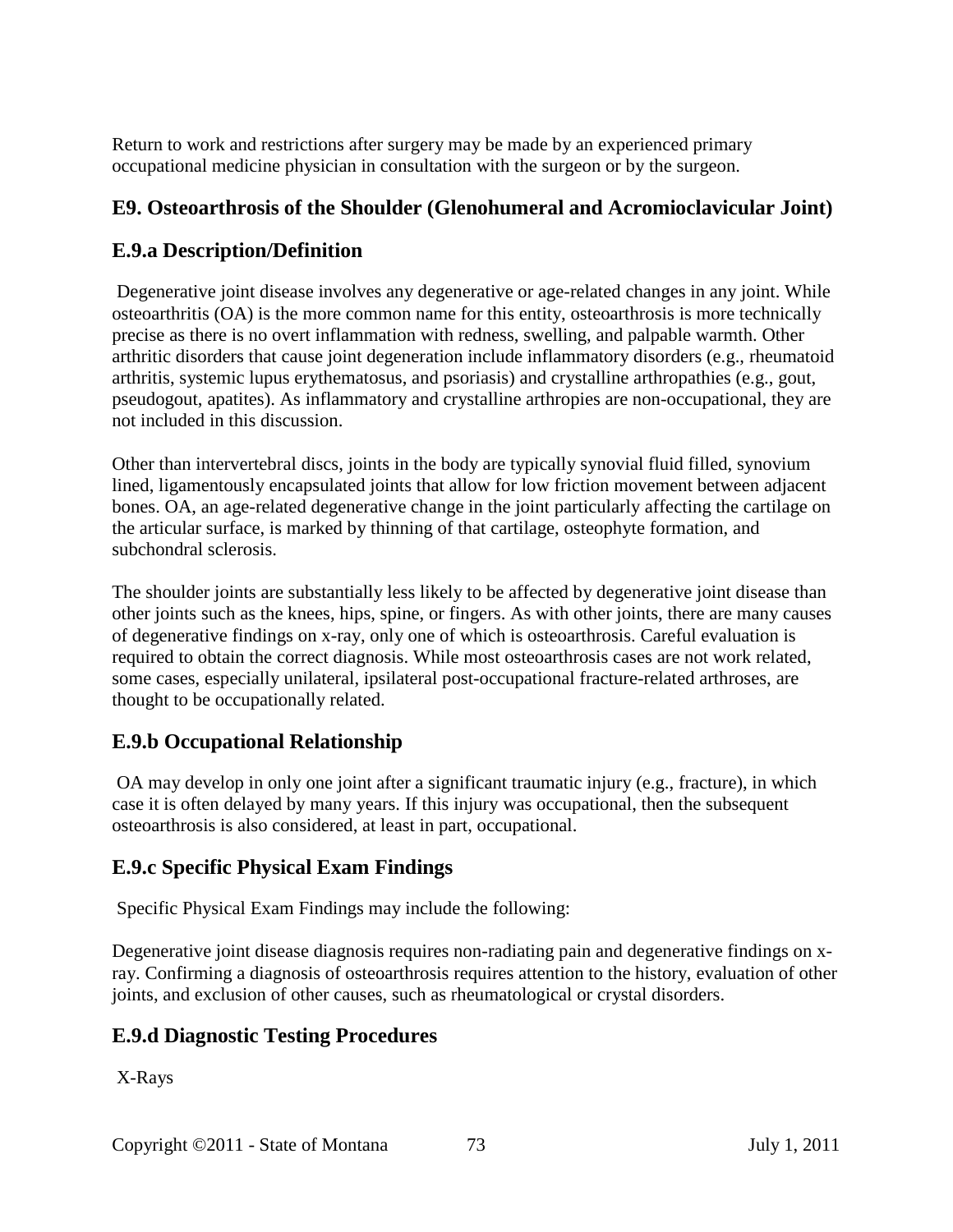Return to work and restrictions after surgery may be made by an experienced primary occupational medicine physician in consultation with the surgeon or by the surgeon.

## E9. Osteoarthrosis of the Shoulder (Glenohumeral and Acromioclavicular Joint)

### E.9.a Description/Definition

Degenerative joint disease involves any degenerative or age-related changes in any joint. While osteoarthritis (OA) is the more common name for this entity, osteoarthrosis is more technically precise as there is no overt inflammation with redness, swelling, and palpable warmth. Other arthritic disorders that cause joint degeneration include inflammatory disorders (e.g., rheumatoid arthritis, systemic lupus erythematosus, and psoriasis) and crystalline arthropathies (e.g., gout, pseudogout, apatites). As inflammatory and crystalline arthropies are non-occupational, they are not included in this discussion.

Other than intervertebral discs, joints in the body are typically synovial fluid filled, synovium lined, ligamentously encapsulated joints that allow for low friction movement between adjacent bones. OA, an age-related degenerative change in the joint particularly affecting the cartilage on the articular surface, is marked by thinning of that cartilage, osteophyte formation, and subchondral sclerosis.

The shoulder joints are substantially less likely to be affected by degenerative joint disease than other joints such as the knees, hips, spine, or fingers. As with other joints, there are many causes of degenerative findings on x-ray, only one of which is osteoarthrosis. Careful evaluation is required to obtain the correct diagnosis. While most osteoarthrosis cases are not work related, some cases, especially unilateral, ipsilateral post-occupational fracture-related arthroses, are thought to be occupationally related.

### E.9.b Occupational Relationship

OA may develop in only one joint after a significant traumatic injury (e.g., fracture), in which case it is often delayed by many years. If this injury was occupational, then the subsequent osteoarthrosis is also considered, at least in part, occupational.

### E.9.c Specific Physical Exam Findings

Specific Physical Exam Findings may include the following:

Degenerative joint disease diagnosis requires non-radiating pain and degenerative findings on x-ray. Confirming a diagnosis of osteoarthrosis requires attention to the history, evaluation of other joints, and exclusion of other causes, such as rheumatological or crystal disorders.

### E.9.d Diagnostic Testing Procedures

X-Rays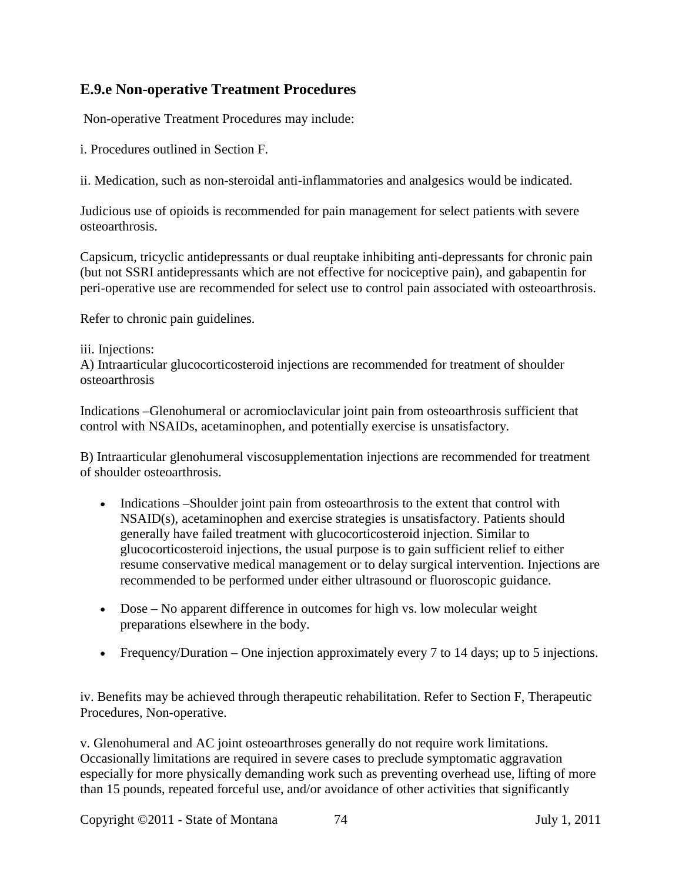### E.9.e Non-operative Treatment Procedures

Non-operative Treatment Procedures may include:

i. Procedures outlined in Section F.

ii. Medication, such as non-steroidal anti-inflammatories and analgesics would be indicated.

Judicious use of opioids is recommended for pain management for select patients with severe osteoarthrosis.

Capsicum, tricyclic antidepressants or dual reuptake inhibiting anti-depressants for chronic pain (but not SSRI antidepressants which are not effective for nociceptive pain), and gabapentin for peri-operative use are recommended for select use to control pain associated with osteoarthrosis.

Refer to chronic pain guidelines.

iii. Injections:
A) Intraarticular glucocorticosteroid injections are recommended for treatment of shoulder osteoarthrosis

Indications –Glenohumeral or acromioclavicular joint pain from osteoarthrosis sufficient that control with NSAIDs, acetaminophen, and potentially exercise is unsatisfactory.

B) Intraarticular glenohumeral viscosupplementation injections are recommended for treatment of shoulder osteoarthrosis.

- Indications –Shoulder joint pain from osteoarthrosis to the extent that control with NSAID(s), acetaminophen and exercise strategies is unsatisfactory. Patients should generally have failed treatment with glucocorticosteroid injection. Similar to glucocorticosteroid injections, the usual purpose is to gain sufficient relief to either resume conservative medical management or to delay surgical intervention. Injections are recommended to be performed under either ultrasound or fluoroscopic guidance.

- Dose – No apparent difference in outcomes for high vs. low molecular weight preparations elsewhere in the body.

- Frequency/Duration – One injection approximately every 7 to 14 days; up to 5 injections.

iv. Benefits may be achieved through therapeutic rehabilitation. Refer to Section F, Therapeutic Procedures, Non-operative.

v. Glenohumeral and AC joint osteoarthroses generally do not require work limitations. Occasionally limitations are required in severe cases to preclude symptomatic aggravation especially for more physically demanding work such as preventing overhead use, lifting of more than 15 pounds, repeated forceful use, and/or avoidance of other activities that significantly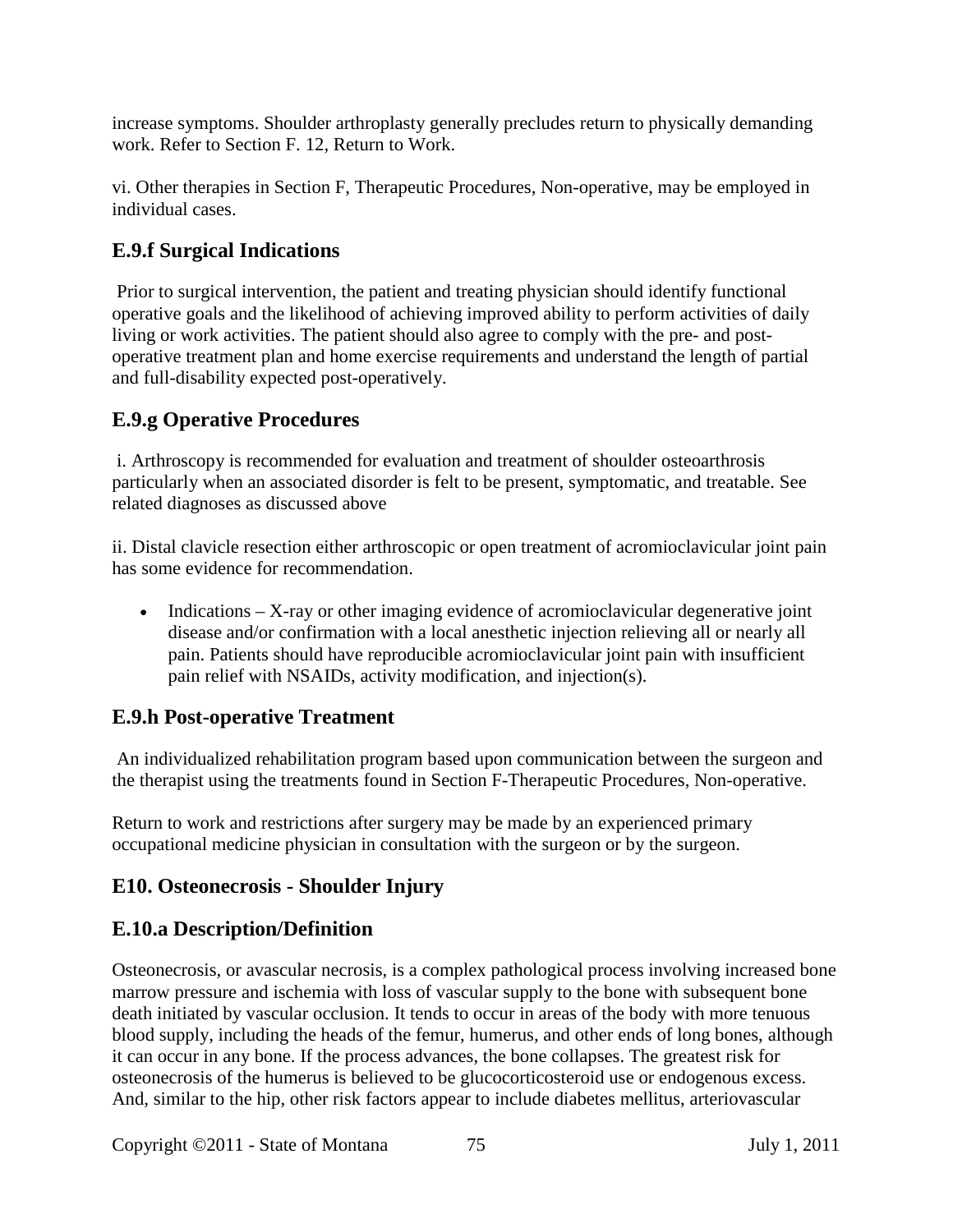increase symptoms. Shoulder arthroplasty generally precludes return to physically demanding work. Refer to Section F. 12, Return to Work.

vi. Other therapies in Section F, Therapeutic Procedures, Non-operative, may be employed in individual cases.

## E.9.f Surgical Indications

Prior to surgical intervention, the patient and treating physician should identify functional operative goals and the likelihood of achieving improved ability to perform activities of daily living or work activities. The patient should also agree to comply with the pre- and post-operative treatment plan and home exercise requirements and understand the length of partial and full-disability expected post-operatively.

## E.9.g Operative Procedures

i. Arthroscopy is recommended for evaluation and treatment of shoulder osteoarthrosis particularly when an associated disorder is felt to be present, symptomatic, and treatable. See related diagnoses as discussed above

ii. Distal clavicle resection either arthroscopic or open treatment of acromioclavicular joint pain has some evidence for recommendation.

- Indications – X-ray or other imaging evidence of acromioclavicular degenerative joint disease and/or confirmation with a local anesthetic injection relieving all or nearly all pain. Patients should have reproducible acromioclavicular joint pain with insufficient pain relief with NSAIDs, activity modification, and injection(s).

## E.9.h Post-operative Treatment

An individualized rehabilitation program based upon communication between the surgeon and the therapist using the treatments found in Section F-Therapeutic Procedures, Non-operative.

Return to work and restrictions after surgery may be made by an experienced primary occupational medicine physician in consultation with the surgeon or by the surgeon.

## E10. Osteonecrosis - Shoulder Injury

## E.10.a Description/Definition

Osteonecrosis, or avascular necrosis, is a complex pathological process involving increased bone marrow pressure and ischemia with loss of vascular supply to the bone with subsequent bone death initiated by vascular occlusion. It tends to occur in areas of the body with more tenuous blood supply, including the heads of the femur, humerus, and other ends of long bones, although it can occur in any bone. If the process advances, the bone collapses. The greatest risk for osteonecrosis of the humerus is believed to be glucocorticosteroid use or endogenous excess. And, similar to the hip, other risk factors appear to include diabetes mellitus, arteriovascular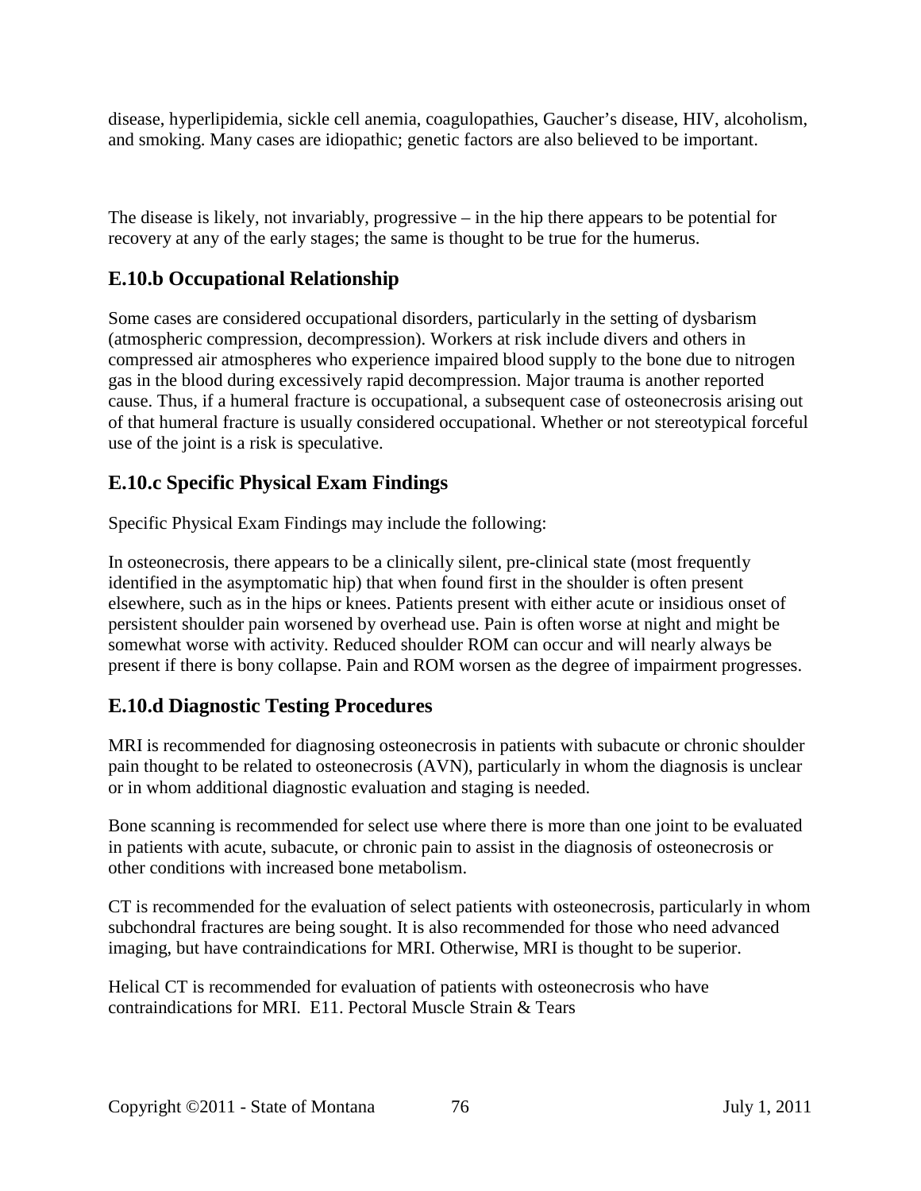disease, hyperlipidemia, sickle cell anemia, coagulopathies, Gaucher's disease, HIV, alcoholism, and smoking. Many cases are idiopathic; genetic factors are also believed to be important.

The disease is likely, not invariably, progressive – in the hip there appears to be potential for recovery at any of the early stages; the same is thought to be true for the humerus.

## E.10.b Occupational Relationship

Some cases are considered occupational disorders, particularly in the setting of dysbarism (atmospheric compression, decompression). Workers at risk include divers and others in compressed air atmospheres who experience impaired blood supply to the bone due to nitrogen gas in the blood during excessively rapid decompression. Major trauma is another reported cause. Thus, if a humeral fracture is occupational, a subsequent case of osteonecrosis arising out of that humeral fracture is usually considered occupational. Whether or not stereotypical forceful use of the joint is a risk is speculative.

## E.10.c Specific Physical Exam Findings

Specific Physical Exam Findings may include the following:

In osteonecrosis, there appears to be a clinically silent, pre-clinical state (most frequently identified in the asymptomatic hip) that when found first in the shoulder is often present elsewhere, such as in the hips or knees. Patients present with either acute or insidious onset of persistent shoulder pain worsened by overhead use. Pain is often worse at night and might be somewhat worse with activity. Reduced shoulder ROM can occur and will nearly always be present if there is bony collapse. Pain and ROM worsen as the degree of impairment progresses.

## E.10.d Diagnostic Testing Procedures

MRI is recommended for diagnosing osteonecrosis in patients with subacute or chronic shoulder pain thought to be related to osteonecrosis (AVN), particularly in whom the diagnosis is unclear or in whom additional diagnostic evaluation and staging is needed.

Bone scanning is recommended for select use where there is more than one joint to be evaluated in patients with acute, subacute, or chronic pain to assist in the diagnosis of osteonecrosis or other conditions with increased bone metabolism.

CT is recommended for the evaluation of select patients with osteonecrosis, particularly in whom subchondral fractures are being sought. It is also recommended for those who need advanced imaging, but have contraindications for MRI. Otherwise, MRI is thought to be superior.

Helical CT is recommended for evaluation of patients with osteonecrosis who have contraindications for MRI. E11. Pectoral Muscle Strain & Tears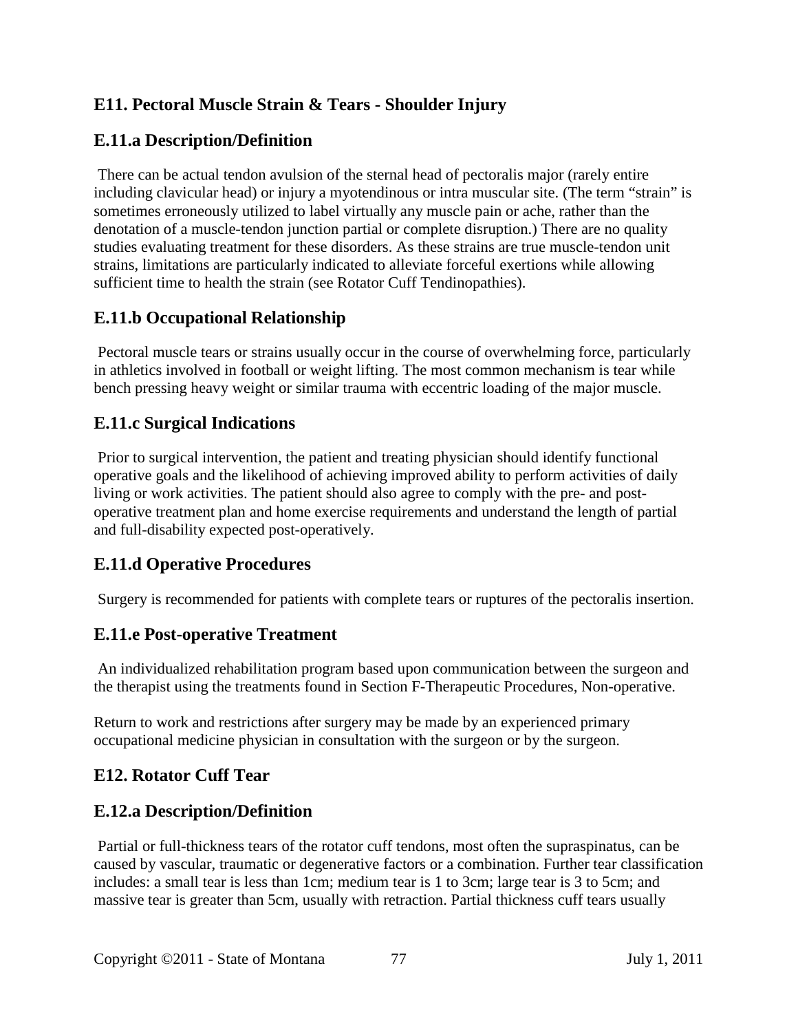## E11. Pectoral Muscle Strain & Tears - Shoulder Injury

### E.11.a Description/Definition

There can be actual tendon avulsion of the sternal head of pectoralis major (rarely entire including clavicular head) or injury a myotendinous or intra muscular site. (The term "strain" is sometimes erroneously utilized to label virtually any muscle pain or ache, rather than the denotation of a muscle-tendon junction partial or complete disruption.) There are no quality studies evaluating treatment for these disorders. As these strains are true muscle-tendon unit strains, limitations are particularly indicated to alleviate forceful exertions while allowing sufficient time to health the strain (see Rotator Cuff Tendinopathies).

### E.11.b Occupational Relationship

Pectoral muscle tears or strains usually occur in the course of overwhelming force, particularly in athletics involved in football or weight lifting. The most common mechanism is tear while bench pressing heavy weight or similar trauma with eccentric loading of the major muscle.

### E.11.c Surgical Indications

Prior to surgical intervention, the patient and treating physician should identify functional operative goals and the likelihood of achieving improved ability to perform activities of daily living or work activities. The patient should also agree to comply with the pre- and post-operative treatment plan and home exercise requirements and understand the length of partial and full-disability expected post-operatively.

### E.11.d Operative Procedures

Surgery is recommended for patients with complete tears or ruptures of the pectoralis insertion.

### E.11.e Post-operative Treatment

An individualized rehabilitation program based upon communication between the surgeon and the therapist using the treatments found in Section F-Therapeutic Procedures, Non-operative.

Return to work and restrictions after surgery may be made by an experienced primary occupational medicine physician in consultation with the surgeon or by the surgeon.

## E12. Rotator Cuff Tear

### E.12.a Description/Definition

Partial or full-thickness tears of the rotator cuff tendons, most often the supraspinatus, can be caused by vascular, traumatic or degenerative factors or a combination. Further tear classification includes: a small tear is less than 1cm; medium tear is 1 to 3cm; large tear is 3 to 5cm; and massive tear is greater than 5cm, usually with retraction. Partial thickness cuff tears usually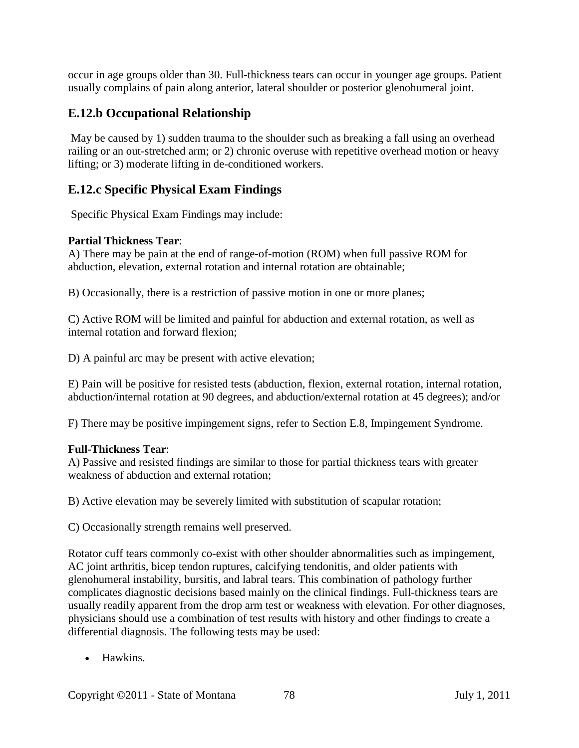occur in age groups older than 30. Full-thickness tears can occur in younger age groups. Patient usually complains of pain along anterior, lateral shoulder or posterior glenohumeral joint.

## E.12.b Occupational Relationship

May be caused by 1) sudden trauma to the shoulder such as breaking a fall using an overhead railing or an out-stretched arm; or 2) chronic overuse with repetitive overhead motion or heavy lifting; or 3) moderate lifting in de-conditioned workers.

## E.12.c Specific Physical Exam Findings

Specific Physical Exam Findings may include:

**Partial Thickness Tear**:
A) There may be pain at the end of range-of-motion (ROM) when full passive ROM for abduction, elevation, external rotation and internal rotation are obtainable;

B) Occasionally, there is a restriction of passive motion in one or more planes;

C) Active ROM will be limited and painful for abduction and external rotation, as well as internal rotation and forward flexion;

D) A painful arc may be present with active elevation;

E) Pain will be positive for resisted tests (abduction, flexion, external rotation, internal rotation, abduction/internal rotation at 90 degrees, and abduction/external rotation at 45 degrees); and/or

F) There may be positive impingement signs, refer to Section E.8, Impingement Syndrome.

**Full-Thickness Tear**:
A) Passive and resisted findings are similar to those for partial thickness tears with greater weakness of abduction and external rotation;

B) Active elevation may be severely limited with substitution of scapular rotation;

C) Occasionally strength remains well preserved.

Rotator cuff tears commonly co-exist with other shoulder abnormalities such as impingement, AC joint arthritis, bicep tendon ruptures, calcifying tendonitis, and older patients with glenohumeral instability, bursitis, and labral tears. This combination of pathology further complicates diagnostic decisions based mainly on the clinical findings. Full-thickness tears are usually readily apparent from the drop arm test or weakness with elevation. For other diagnoses, physicians should use a combination of test results with history and other findings to create a differential diagnosis. The following tests may be used:

- Hawkins.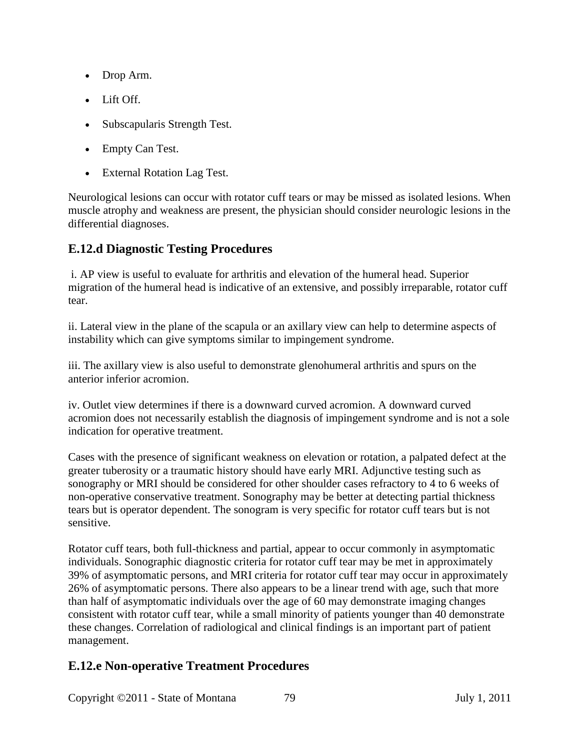- Drop Arm.
- Lift Off.
- Subscapularis Strength Test.
- Empty Can Test.
- External Rotation Lag Test.

Neurological lesions can occur with rotator cuff tears or may be missed as isolated lesions. When muscle atrophy and weakness are present, the physician should consider neurologic lesions in the differential diagnoses.

## E.12.d Diagnostic Testing Procedures

i. AP view is useful to evaluate for arthritis and elevation of the humeral head. Superior migration of the humeral head is indicative of an extensive, and possibly irreparable, rotator cuff tear.

ii. Lateral view in the plane of the scapula or an axillary view can help to determine aspects of instability which can give symptoms similar to impingement syndrome.

iii. The axillary view is also useful to demonstrate glenohumeral arthritis and spurs on the anterior inferior acromion.

iv. Outlet view determines if there is a downward curved acromion. A downward curved acromion does not necessarily establish the diagnosis of impingement syndrome and is not a sole indication for operative treatment.

Cases with the presence of significant weakness on elevation or rotation, a palpated defect at the greater tuberosity or a traumatic history should have early MRI. Adjunctive testing such as sonography or MRI should be considered for other shoulder cases refractory to 4 to 6 weeks of non-operative conservative treatment. Sonography may be better at detecting partial thickness tears but is operator dependent. The sonogram is very specific for rotator cuff tears but is not sensitive.

Rotator cuff tears, both full-thickness and partial, appear to occur commonly in asymptomatic individuals. Sonographic diagnostic criteria for rotator cuff tear may be met in approximately 39% of asymptomatic persons, and MRI criteria for rotator cuff tear may occur in approximately 26% of asymptomatic persons. There also appears to be a linear trend with age, such that more than half of asymptomatic individuals over the age of 60 may demonstrate imaging changes consistent with rotator cuff tear, while a small minority of patients younger than 40 demonstrate these changes. Correlation of radiological and clinical findings is an important part of patient management.

## E.12.e Non-operative Treatment Procedures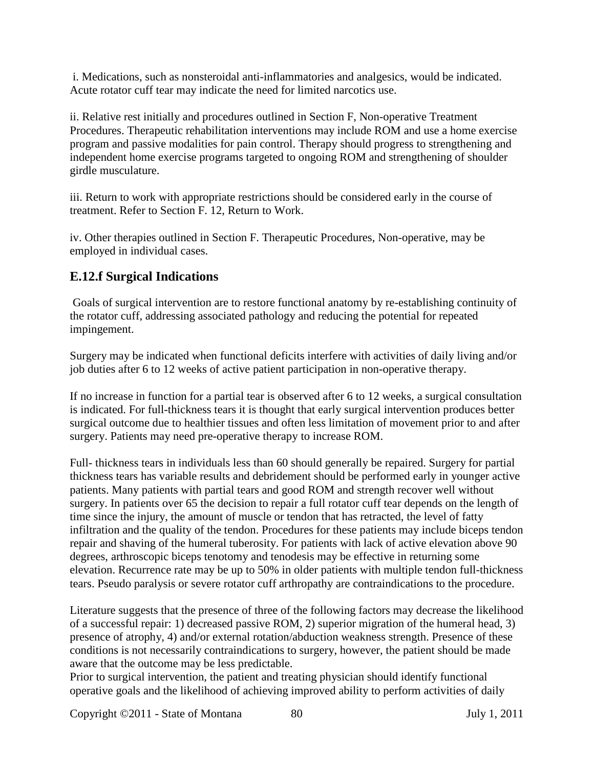i. Medications, such as nonsteroidal anti-inflammatories and analgesics, would be indicated. Acute rotator cuff tear may indicate the need for limited narcotics use.

ii. Relative rest initially and procedures outlined in Section F, Non-operative Treatment Procedures. Therapeutic rehabilitation interventions may include ROM and use a home exercise program and passive modalities for pain control. Therapy should progress to strengthening and independent home exercise programs targeted to ongoing ROM and strengthening of shoulder girdle musculature.

iii. Return to work with appropriate restrictions should be considered early in the course of treatment. Refer to Section F. 12, Return to Work.

iv. Other therapies outlined in Section F. Therapeutic Procedures, Non-operative, may be employed in individual cases.

## E.12.f Surgical Indications

Goals of surgical intervention are to restore functional anatomy by re-establishing continuity of the rotator cuff, addressing associated pathology and reducing the potential for repeated impingement.

Surgery may be indicated when functional deficits interfere with activities of daily living and/or job duties after 6 to 12 weeks of active patient participation in non-operative therapy.

If no increase in function for a partial tear is observed after 6 to 12 weeks, a surgical consultation is indicated. For full-thickness tears it is thought that early surgical intervention produces better surgical outcome due to healthier tissues and often less limitation of movement prior to and after surgery. Patients may need pre-operative therapy to increase ROM.

Full- thickness tears in individuals less than 60 should generally be repaired. Surgery for partial thickness tears has variable results and debridement should be performed early in younger active patients. Many patients with partial tears and good ROM and strength recover well without surgery. In patients over 65 the decision to repair a full rotator cuff tear depends on the length of time since the injury, the amount of muscle or tendon that has retracted, the level of fatty infiltration and the quality of the tendon. Procedures for these patients may include biceps tendon repair and shaving of the humeral tuberosity. For patients with lack of active elevation above 90 degrees, arthroscopic biceps tenotomy and tenodesis may be effective in returning some elevation. Recurrence rate may be up to 50% in older patients with multiple tendon full-thickness tears. Pseudo paralysis or severe rotator cuff arthropathy are contraindications to the procedure.

Literature suggests that the presence of three of the following factors may decrease the likelihood of a successful repair: 1) decreased passive ROM, 2) superior migration of the humeral head, 3) presence of atrophy, 4) and/or external rotation/abduction weakness strength. Presence of these conditions is not necessarily contraindications to surgery, however, the patient should be made aware that the outcome may be less predictable.
Prior to surgical intervention, the patient and treating physician should identify functional operative goals and the likelihood of achieving improved ability to perform activities of daily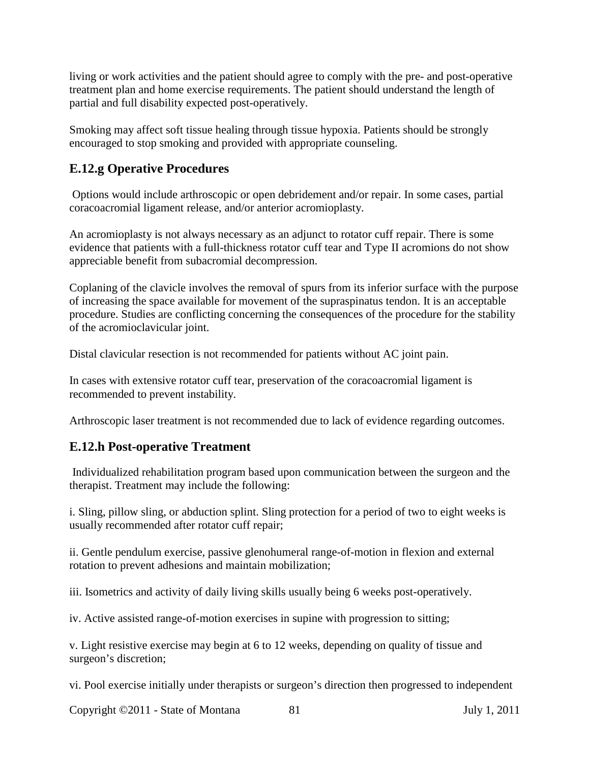living or work activities and the patient should agree to comply with the pre- and post-operative treatment plan and home exercise requirements. The patient should understand the length of partial and full disability expected post-operatively.

Smoking may affect soft tissue healing through tissue hypoxia. Patients should be strongly encouraged to stop smoking and provided with appropriate counseling.

## E.12.g Operative Procedures

Options would include arthroscopic or open debridement and/or repair. In some cases, partial coracoacromial ligament release, and/or anterior acromioplasty.

An acromioplasty is not always necessary as an adjunct to rotator cuff repair. There is some evidence that patients with a full-thickness rotator cuff tear and Type II acromions do not show appreciable benefit from subacromial decompression.

Coplaning of the clavicle involves the removal of spurs from its inferior surface with the purpose of increasing the space available for movement of the supraspinatus tendon. It is an acceptable procedure. Studies are conflicting concerning the consequences of the procedure for the stability of the acromioclavicular joint.

Distal clavicular resection is not recommended for patients without AC joint pain.

In cases with extensive rotator cuff tear, preservation of the coracoacromial ligament is recommended to prevent instability.

Arthroscopic laser treatment is not recommended due to lack of evidence regarding outcomes.

## E.12.h Post-operative Treatment

Individualized rehabilitation program based upon communication between the surgeon and the therapist. Treatment may include the following:

i. Sling, pillow sling, or abduction splint. Sling protection for a period of two to eight weeks is usually recommended after rotator cuff repair;

ii. Gentle pendulum exercise, passive glenohumeral range-of-motion in flexion and external rotation to prevent adhesions and maintain mobilization;

iii. Isometrics and activity of daily living skills usually being 6 weeks post-operatively.

iv. Active assisted range-of-motion exercises in supine with progression to sitting;

v. Light resistive exercise may begin at 6 to 12 weeks, depending on quality of tissue and surgeon's discretion;

vi. Pool exercise initially under therapists or surgeon's direction then progressed to independent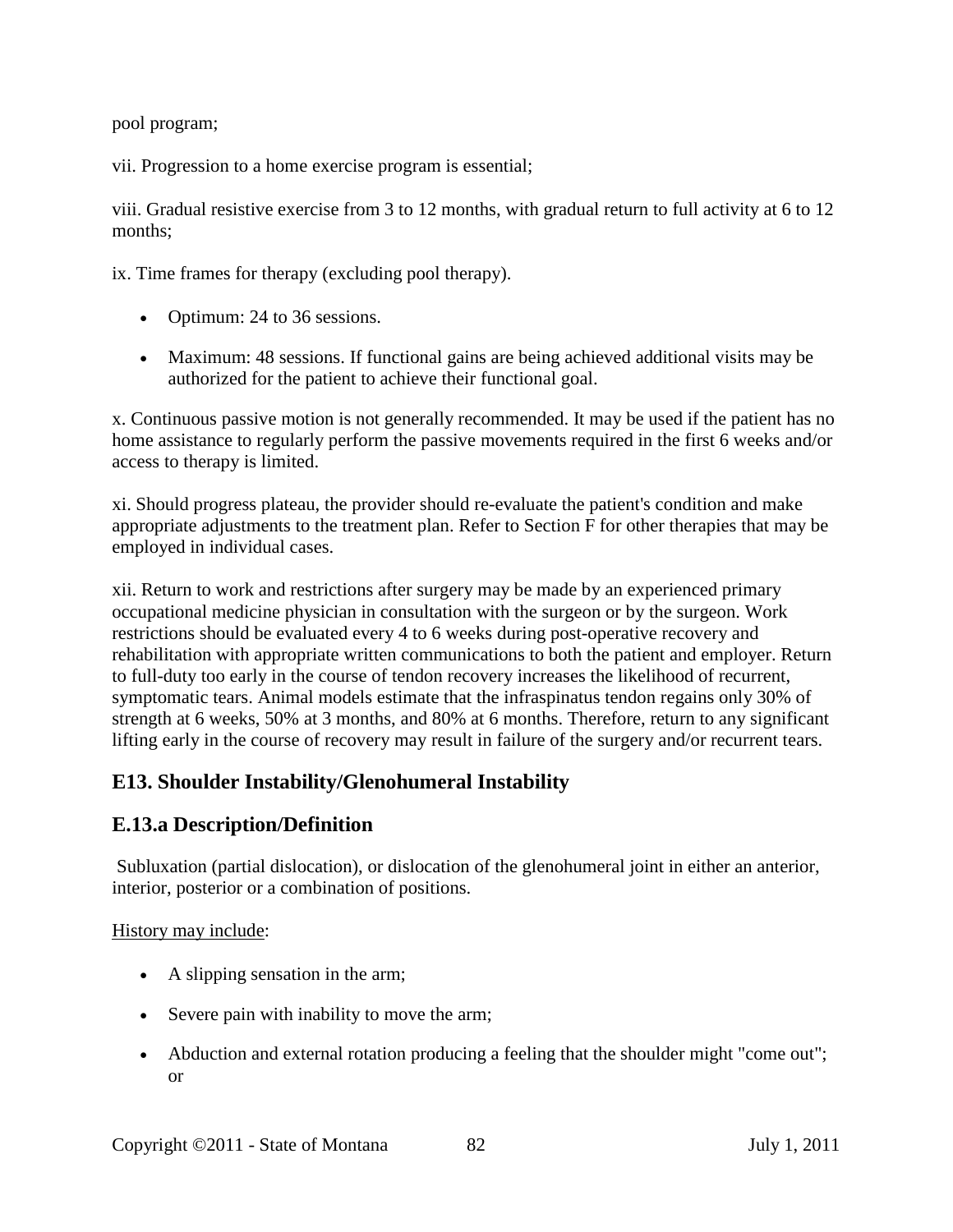pool program;

vii. Progression to a home exercise program is essential;

viii. Gradual resistive exercise from 3 to 12 months, with gradual return to full activity at 6 to 12 months;

ix. Time frames for therapy (excluding pool therapy).

- Optimum: 24 to 36 sessions.
- Maximum: 48 sessions. If functional gains are being achieved additional visits may be authorized for the patient to achieve their functional goal.

x. Continuous passive motion is not generally recommended. It may be used if the patient has no home assistance to regularly perform the passive movements required in the first 6 weeks and/or access to therapy is limited.

xi. Should progress plateau, the provider should re-evaluate the patient's condition and make appropriate adjustments to the treatment plan. Refer to Section F for other therapies that may be employed in individual cases.

xii. Return to work and restrictions after surgery may be made by an experienced primary occupational medicine physician in consultation with the surgeon or by the surgeon. Work restrictions should be evaluated every 4 to 6 weeks during post-operative recovery and rehabilitation with appropriate written communications to both the patient and employer. Return to full-duty too early in the course of tendon recovery increases the likelihood of recurrent, symptomatic tears. Animal models estimate that the infraspinatus tendon regains only 30% of strength at 6 weeks, 50% at 3 months, and 80% at 6 months. Therefore, return to any significant lifting early in the course of recovery may result in failure of the surgery and/or recurrent tears.

## E13. Shoulder Instability/Glenohumeral Instability

## E.13.a Description/Definition

Subluxation (partial dislocation), or dislocation of the glenohumeral joint in either an anterior, interior, posterior or a combination of positions.

History may include:

- A slipping sensation in the arm;
- Severe pain with inability to move the arm;
- Abduction and external rotation producing a feeling that the shoulder might "come out"; or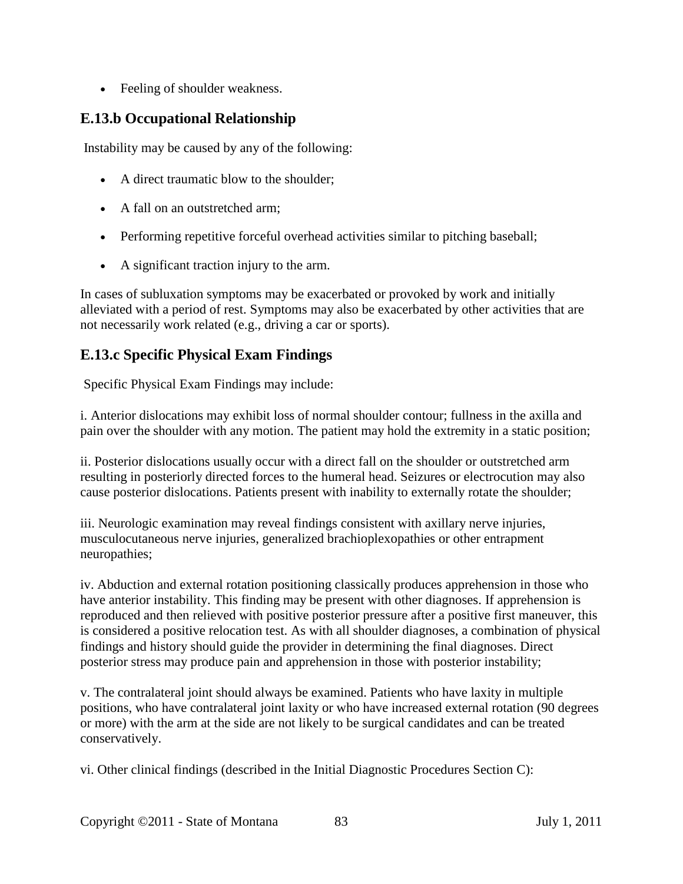- Feeling of shoulder weakness.

### E.13.b Occupational Relationship

Instability may be caused by any of the following:

- A direct traumatic blow to the shoulder;
- A fall on an outstretched arm;
- Performing repetitive forceful overhead activities similar to pitching baseball;
- A significant traction injury to the arm.

In cases of subluxation symptoms may be exacerbated or provoked by work and initially alleviated with a period of rest. Symptoms may also be exacerbated by other activities that are not necessarily work related (e.g., driving a car or sports).

### E.13.c Specific Physical Exam Findings

Specific Physical Exam Findings may include:

i. Anterior dislocations may exhibit loss of normal shoulder contour; fullness in the axilla and pain over the shoulder with any motion. The patient may hold the extremity in a static position;

ii. Posterior dislocations usually occur with a direct fall on the shoulder or outstretched arm resulting in posteriorly directed forces to the humeral head. Seizures or electrocution may also cause posterior dislocations. Patients present with inability to externally rotate the shoulder;

iii. Neurologic examination may reveal findings consistent with axillary nerve injuries, musculocutaneous nerve injuries, generalized brachioplexopathies or other entrapment neuropathies;

iv. Abduction and external rotation positioning classically produces apprehension in those who have anterior instability. This finding may be present with other diagnoses. If apprehension is reproduced and then relieved with positive posterior pressure after a positive first maneuver, this is considered a positive relocation test. As with all shoulder diagnoses, a combination of physical findings and history should guide the provider in determining the final diagnoses. Direct posterior stress may produce pain and apprehension in those with posterior instability;

v. The contralateral joint should always be examined. Patients who have laxity in multiple positions, who have contralateral joint laxity or who have increased external rotation (90 degrees or more) with the arm at the side are not likely to be surgical candidates and can be treated conservatively.

vi. Other clinical findings (described in the Initial Diagnostic Procedures Section C):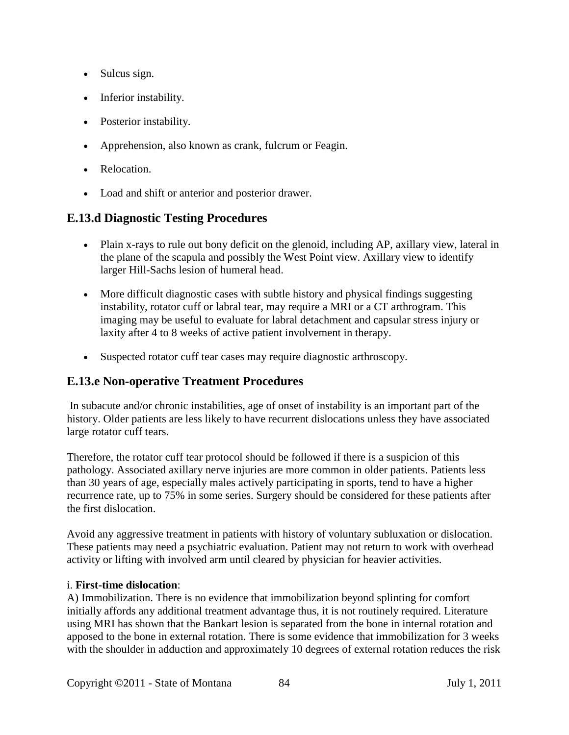- Sulcus sign.
- Inferior instability.
- Posterior instability.
- Apprehension, also known as crank, fulcrum or Feagin.
- Relocation.
- Load and shift or anterior and posterior drawer.

## E.13.d Diagnostic Testing Procedures

- Plain x-rays to rule out bony deficit on the glenoid, including AP, axillary view, lateral in the plane of the scapula and possibly the West Point view. Axillary view to identify larger Hill-Sachs lesion of humeral head.
- More difficult diagnostic cases with subtle history and physical findings suggesting instability, rotator cuff or labral tear, may require a MRI or a CT arthrogram. This imaging may be useful to evaluate for labral detachment and capsular stress injury or laxity after 4 to 8 weeks of active patient involvement in therapy.
- Suspected rotator cuff tear cases may require diagnostic arthroscopy.

## E.13.e Non-operative Treatment Procedures

In subacute and/or chronic instabilities, age of onset of instability is an important part of the history. Older patients are less likely to have recurrent dislocations unless they have associated large rotator cuff tears.

Therefore, the rotator cuff tear protocol should be followed if there is a suspicion of this pathology. Associated axillary nerve injuries are more common in older patients. Patients less than 30 years of age, especially males actively participating in sports, tend to have a higher recurrence rate, up to 75% in some series. Surgery should be considered for these patients after the first dislocation.

Avoid any aggressive treatment in patients with history of voluntary subluxation or dislocation. These patients may need a psychiatric evaluation. Patient may not return to work with overhead activity or lifting with involved arm until cleared by physician for heavier activities.

i. **First-time dislocation**:
A) Immobilization. There is no evidence that immobilization beyond splinting for comfort initially affords any additional treatment advantage thus, it is not routinely required. Literature using MRI has shown that the Bankart lesion is separated from the bone in internal rotation and apposed to the bone in external rotation. There is some evidence that immobilization for 3 weeks with the shoulder in adduction and approximately 10 degrees of external rotation reduces the risk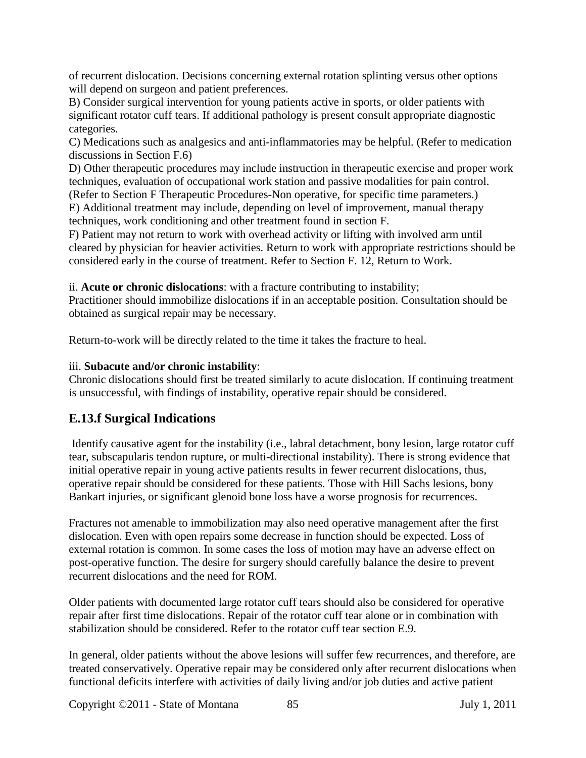of recurrent dislocation. Decisions concerning external rotation splinting versus other options will depend on surgeon and patient preferences.

B) Consider surgical intervention for young patients active in sports, or older patients with significant rotator cuff tears. If additional pathology is present consult appropriate diagnostic categories.

C) Medications such as analgesics and anti-inflammatories may be helpful. (Refer to medication discussions in Section F.6)

D) Other therapeutic procedures may include instruction in therapeutic exercise and proper work techniques, evaluation of occupational work station and passive modalities for pain control. (Refer to Section F Therapeutic Procedures-Non operative, for specific time parameters.)

E) Additional treatment may include, depending on level of improvement, manual therapy techniques, work conditioning and other treatment found in section F.

F) Patient may not return to work with overhead activity or lifting with involved arm until cleared by physician for heavier activities. Return to work with appropriate restrictions should be considered early in the course of treatment. Refer to Section F. 12, Return to Work.

ii. **Acute or chronic dislocations**: with a fracture contributing to instability;
Practitioner should immobilize dislocations if in an acceptable position. Consultation should be obtained as surgical repair may be necessary.

Return-to-work will be directly related to the time it takes the fracture to heal.

iii. **Subacute and/or chronic instability**:
Chronic dislocations should first be treated similarly to acute dislocation. If continuing treatment is unsuccessful, with findings of instability, operative repair should be considered.

## E.13.f Surgical Indications

Identify causative agent for the instability (i.e., labral detachment, bony lesion, large rotator cuff tear, subscapularis tendon rupture, or multi-directional instability). There is strong evidence that initial operative repair in young active patients results in fewer recurrent dislocations, thus, operative repair should be considered for these patients. Those with Hill Sachs lesions, bony Bankart injuries, or significant glenoid bone loss have a worse prognosis for recurrences.

Fractures not amenable to immobilization may also need operative management after the first dislocation. Even with open repairs some decrease in function should be expected. Loss of external rotation is common. In some cases the loss of motion may have an adverse effect on post-operative function. The desire for surgery should carefully balance the desire to prevent recurrent dislocations and the need for ROM.

Older patients with documented large rotator cuff tears should also be considered for operative repair after first time dislocations. Repair of the rotator cuff tear alone or in combination with stabilization should be considered. Refer to the rotator cuff tear section E.9.

In general, older patients without the above lesions will suffer few recurrences, and therefore, are treated conservatively. Operative repair may be considered only after recurrent dislocations when functional deficits interfere with activities of daily living and/or job duties and active patient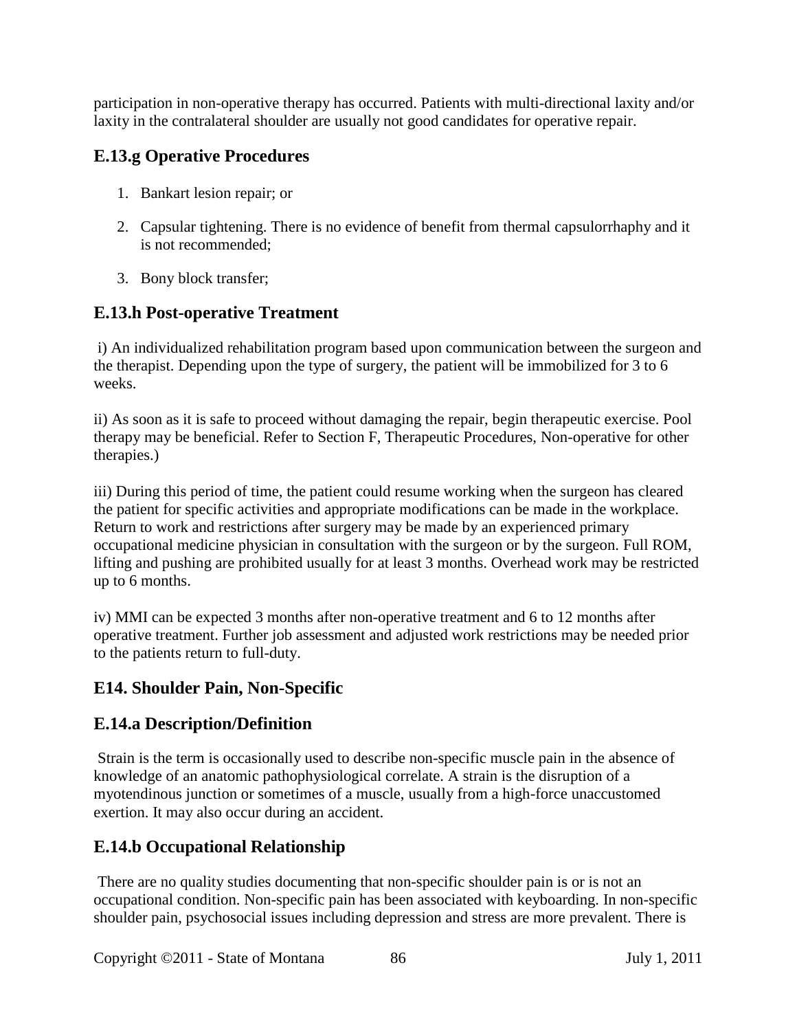participation in non-operative therapy has occurred. Patients with multi-directional laxity and/or laxity in the contralateral shoulder are usually not good candidates for operative repair.

### E.13.g Operative Procedures

1. Bankart lesion repair; or
2. Capsular tightening. There is no evidence of benefit from thermal capsulorrhaphy and it is not recommended;
3. Bony block transfer;

### E.13.h Post-operative Treatment

i) An individualized rehabilitation program based upon communication between the surgeon and the therapist. Depending upon the type of surgery, the patient will be immobilized for 3 to 6 weeks.

ii) As soon as it is safe to proceed without damaging the repair, begin therapeutic exercise. Pool therapy may be beneficial. Refer to Section F, Therapeutic Procedures, Non-operative for other therapies.)

iii) During this period of time, the patient could resume working when the surgeon has cleared the patient for specific activities and appropriate modifications can be made in the workplace. Return to work and restrictions after surgery may be made by an experienced primary occupational medicine physician in consultation with the surgeon or by the surgeon. Full ROM, lifting and pushing are prohibited usually for at least 3 months. Overhead work may be restricted up to 6 months.

iv) MMI can be expected 3 months after non-operative treatment and 6 to 12 months after operative treatment. Further job assessment and adjusted work restrictions may be needed prior to the patients return to full-duty.

## E14. Shoulder Pain, Non-Specific

### E.14.a Description/Definition

Strain is the term is occasionally used to describe non-specific muscle pain in the absence of knowledge of an anatomic pathophysiological correlate. A strain is the disruption of a myotendinous junction or sometimes of a muscle, usually from a high-force unaccustomed exertion. It may also occur during an accident.

### E.14.b Occupational Relationship

There are no quality studies documenting that non-specific shoulder pain is or is not an occupational condition. Non-specific pain has been associated with keyboarding. In non-specific shoulder pain, psychosocial issues including depression and stress are more prevalent. There is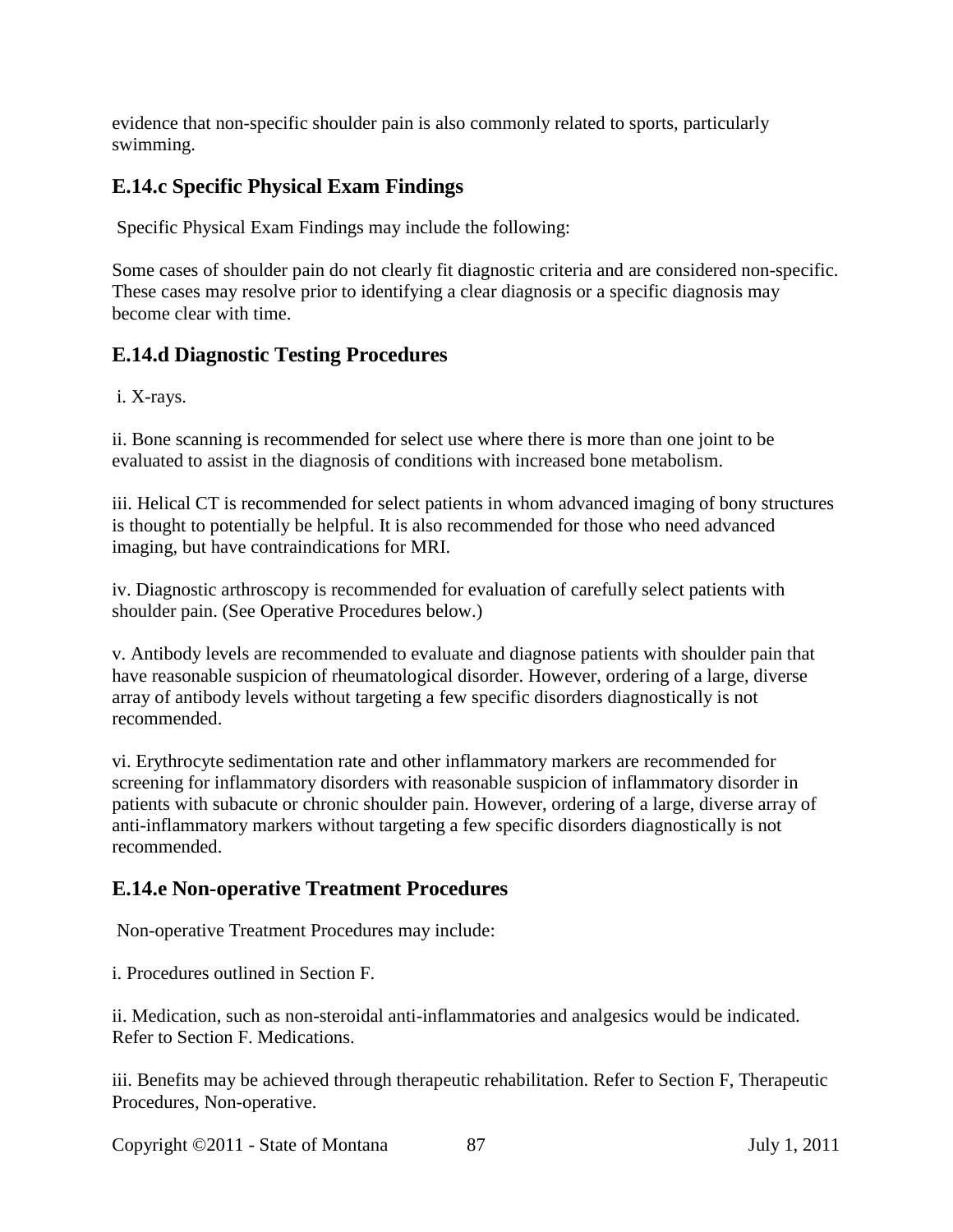evidence that non-specific shoulder pain is also commonly related to sports, particularly swimming.

### E.14.c Specific Physical Exam Findings

Specific Physical Exam Findings may include the following:

Some cases of shoulder pain do not clearly fit diagnostic criteria and are considered non-specific. These cases may resolve prior to identifying a clear diagnosis or a specific diagnosis may become clear with time.

### E.14.d Diagnostic Testing Procedures

i. X-rays.

ii. Bone scanning is recommended for select use where there is more than one joint to be evaluated to assist in the diagnosis of conditions with increased bone metabolism.

iii. Helical CT is recommended for select patients in whom advanced imaging of bony structures is thought to potentially be helpful. It is also recommended for those who need advanced imaging, but have contraindications for MRI.

iv. Diagnostic arthroscopy is recommended for evaluation of carefully select patients with shoulder pain. (See Operative Procedures below.)

v. Antibody levels are recommended to evaluate and diagnose patients with shoulder pain that have reasonable suspicion of rheumatological disorder. However, ordering of a large, diverse array of antibody levels without targeting a few specific disorders diagnostically is not recommended.

vi. Erythrocyte sedimentation rate and other inflammatory markers are recommended for screening for inflammatory disorders with reasonable suspicion of inflammatory disorder in patients with subacute or chronic shoulder pain. However, ordering of a large, diverse array of anti-inflammatory markers without targeting a few specific disorders diagnostically is not recommended.

### E.14.e Non-operative Treatment Procedures

Non-operative Treatment Procedures may include:

i. Procedures outlined in Section F.

ii. Medication, such as non-steroidal anti-inflammatories and analgesics would be indicated. Refer to Section F. Medications.

iii. Benefits may be achieved through therapeutic rehabilitation. Refer to Section F, Therapeutic Procedures, Non-operative.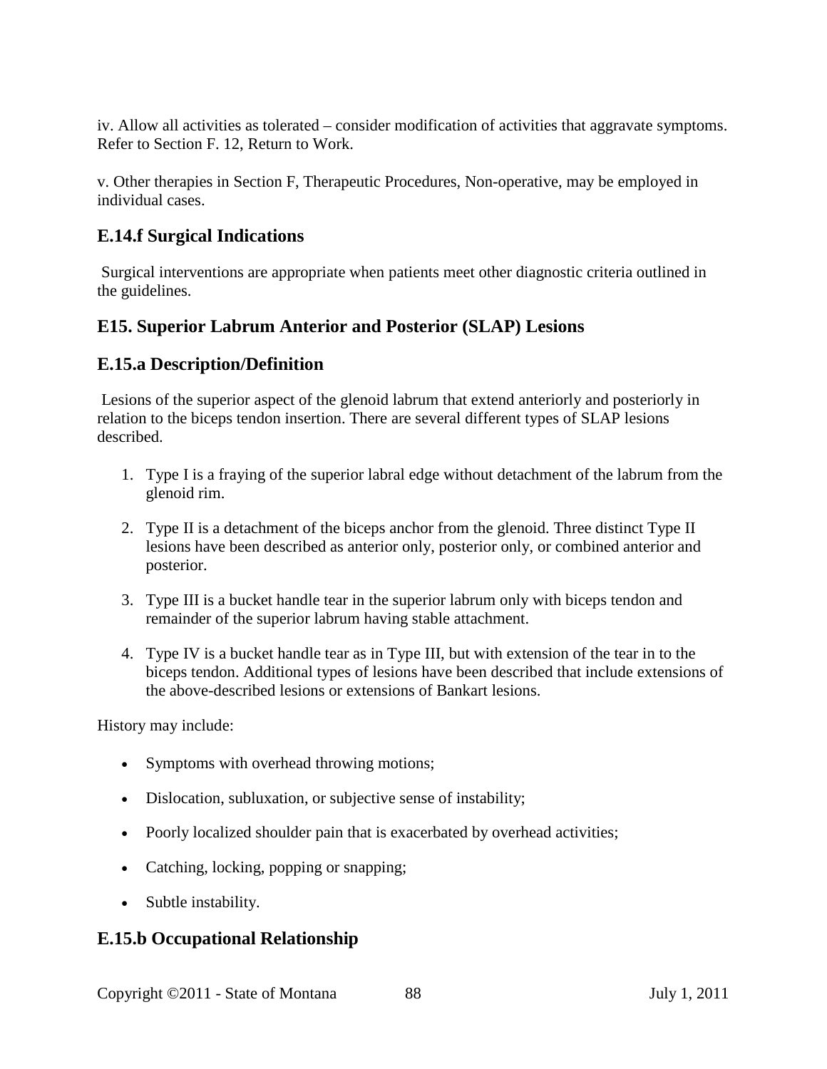iv. Allow all activities as tolerated – consider modification of activities that aggravate symptoms. Refer to Section F. 12, Return to Work.

v. Other therapies in Section F, Therapeutic Procedures, Non-operative, may be employed in individual cases.

### E.14.f Surgical Indications

Surgical interventions are appropriate when patients meet other diagnostic criteria outlined in the guidelines.

## E15. Superior Labrum Anterior and Posterior (SLAP) Lesions

### E.15.a Description/Definition

Lesions of the superior aspect of the glenoid labrum that extend anteriorly and posteriorly in relation to the biceps tendon insertion. There are several different types of SLAP lesions described.

1. Type I is a fraying of the superior labral edge without detachment of the labrum from the glenoid rim.
2. Type II is a detachment of the biceps anchor from the glenoid. Three distinct Type II lesions have been described as anterior only, posterior only, or combined anterior and posterior.
3. Type III is a bucket handle tear in the superior labrum only with biceps tendon and remainder of the superior labrum having stable attachment.
4. Type IV is a bucket handle tear as in Type III, but with extension of the tear in to the biceps tendon. Additional types of lesions have been described that include extensions of the above-described lesions or extensions of Bankart lesions.

History may include:

- Symptoms with overhead throwing motions;
- Dislocation, subluxation, or subjective sense of instability;
- Poorly localized shoulder pain that is exacerbated by overhead activities;
- Catching, locking, popping or snapping;
- Subtle instability.

### E.15.b Occupational Relationship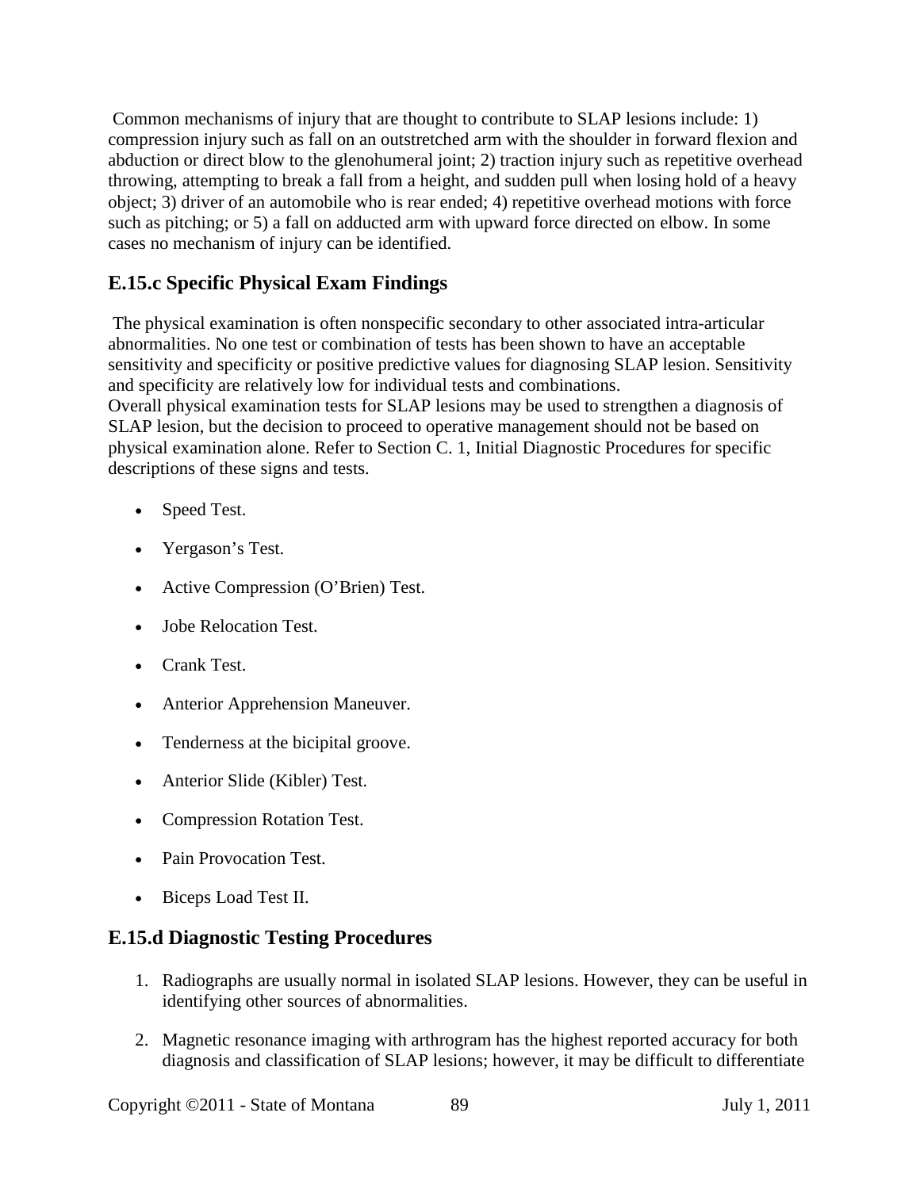Common mechanisms of injury that are thought to contribute to SLAP lesions include: 1) compression injury such as fall on an outstretched arm with the shoulder in forward flexion and abduction or direct blow to the glenohumeral joint; 2) traction injury such as repetitive overhead throwing, attempting to break a fall from a height, and sudden pull when losing hold of a heavy object; 3) driver of an automobile who is rear ended; 4) repetitive overhead motions with force such as pitching; or 5) a fall on adducted arm with upward force directed on elbow. In some cases no mechanism of injury can be identified.

## E.15.c Specific Physical Exam Findings

The physical examination is often nonspecific secondary to other associated intra-articular abnormalities. No one test or combination of tests has been shown to have an acceptable sensitivity and specificity or positive predictive values for diagnosing SLAP lesion. Sensitivity and specificity are relatively low for individual tests and combinations.
Overall physical examination tests for SLAP lesions may be used to strengthen a diagnosis of SLAP lesion, but the decision to proceed to operative management should not be based on physical examination alone. Refer to Section C. 1, Initial Diagnostic Procedures for specific descriptions of these signs and tests.

- Speed Test.
- Yergason's Test.
- Active Compression (O'Brien) Test.
- Jobe Relocation Test.
- Crank Test.
- Anterior Apprehension Maneuver.
- Tenderness at the bicipital groove.
- Anterior Slide (Kibler) Test.
- Compression Rotation Test.
- Pain Provocation Test.
- Biceps Load Test II.

## E.15.d Diagnostic Testing Procedures

1. Radiographs are usually normal in isolated SLAP lesions. However, they can be useful in identifying other sources of abnormalities.
2. Magnetic resonance imaging with arthrogram has the highest reported accuracy for both diagnosis and classification of SLAP lesions; however, it may be difficult to differentiate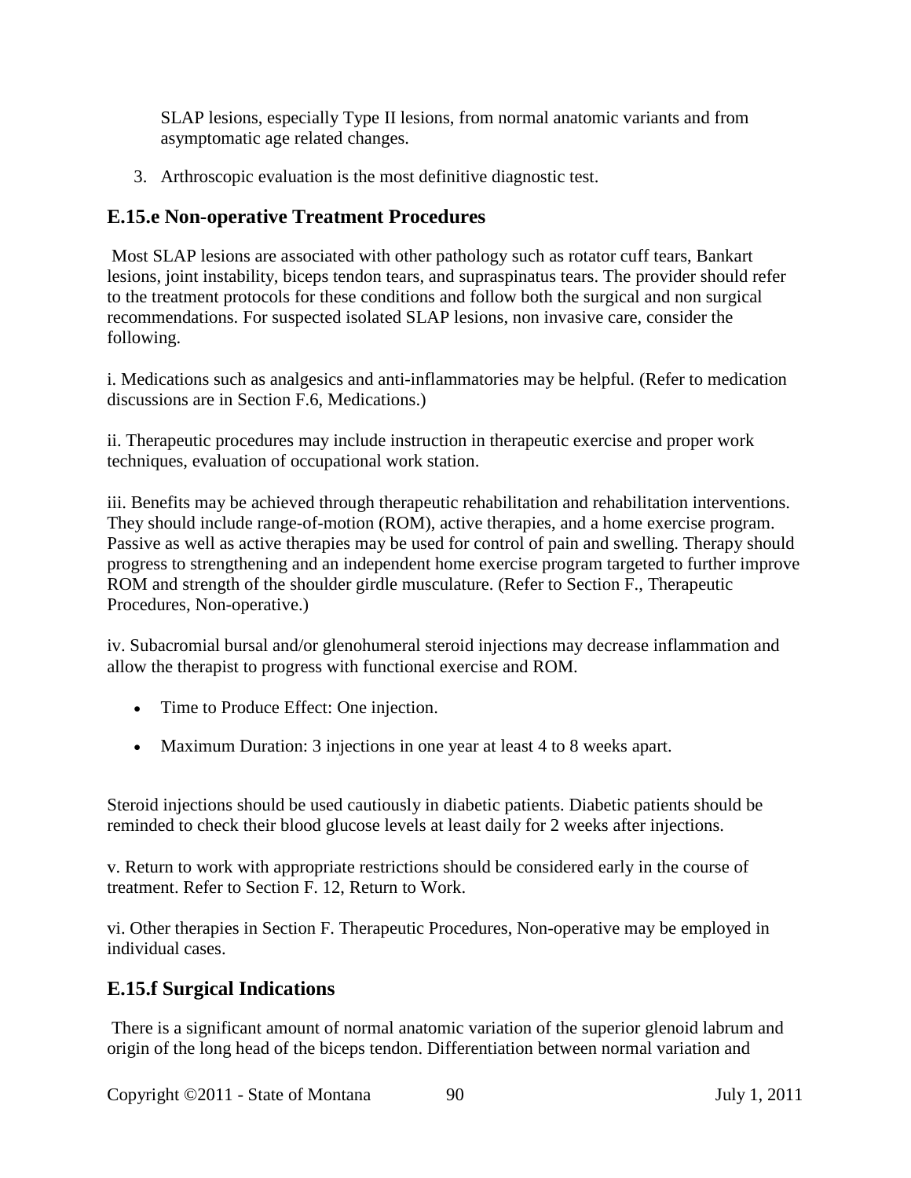SLAP lesions, especially Type II lesions, from normal anatomic variants and from asymptomatic age related changes.

3. Arthroscopic evaluation is the most definitive diagnostic test.

## E.15.e Non-operative Treatment Procedures

Most SLAP lesions are associated with other pathology such as rotator cuff tears, Bankart lesions, joint instability, biceps tendon tears, and supraspinatus tears. The provider should refer to the treatment protocols for these conditions and follow both the surgical and non surgical recommendations. For suspected isolated SLAP lesions, non invasive care, consider the following.

i. Medications such as analgesics and anti-inflammatories may be helpful. (Refer to medication discussions are in Section F.6, Medications.)

ii. Therapeutic procedures may include instruction in therapeutic exercise and proper work techniques, evaluation of occupational work station.

iii. Benefits may be achieved through therapeutic rehabilitation and rehabilitation interventions. They should include range-of-motion (ROM), active therapies, and a home exercise program. Passive as well as active therapies may be used for control of pain and swelling. Therapy should progress to strengthening and an independent home exercise program targeted to further improve ROM and strength of the shoulder girdle musculature. (Refer to Section F., Therapeutic Procedures, Non-operative.)

iv. Subacromial bursal and/or glenohumeral steroid injections may decrease inflammation and allow the therapist to progress with functional exercise and ROM.

- Time to Produce Effect: One injection.
- Maximum Duration: 3 injections in one year at least 4 to 8 weeks apart.

Steroid injections should be used cautiously in diabetic patients. Diabetic patients should be reminded to check their blood glucose levels at least daily for 2 weeks after injections.

v. Return to work with appropriate restrictions should be considered early in the course of treatment. Refer to Section F. 12, Return to Work.

vi. Other therapies in Section F. Therapeutic Procedures, Non-operative may be employed in individual cases.

## E.15.f Surgical Indications

There is a significant amount of normal anatomic variation of the superior glenoid labrum and origin of the long head of the biceps tendon. Differentiation between normal variation and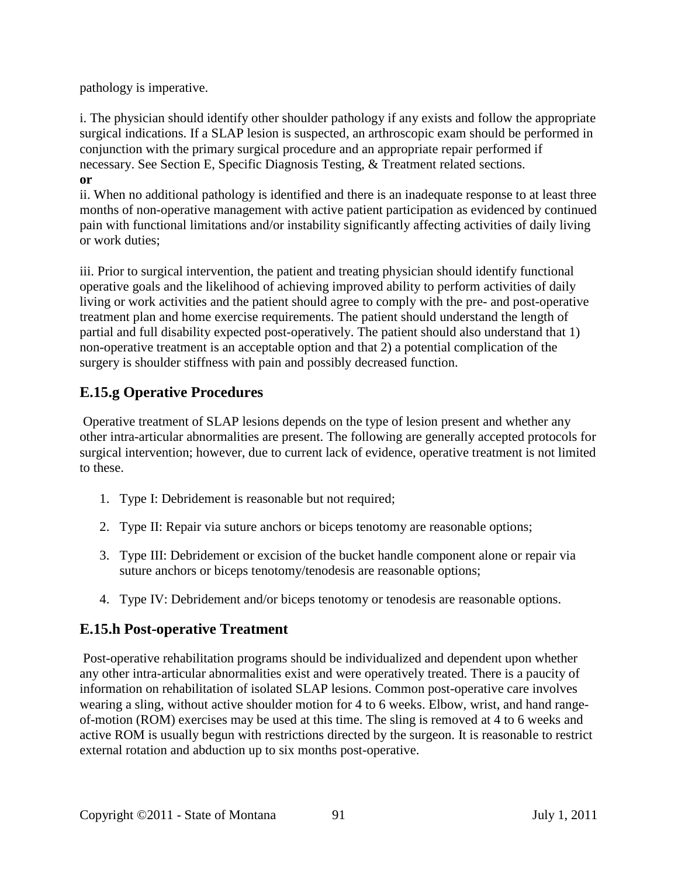pathology is imperative.

i. The physician should identify other shoulder pathology if any exists and follow the appropriate surgical indications. If a SLAP lesion is suspected, an arthroscopic exam should be performed in conjunction with the primary surgical procedure and an appropriate repair performed if necessary. See Section E, Specific Diagnosis Testing, & Treatment related sections.

**or**

ii. When no additional pathology is identified and there is an inadequate response to at least three months of non-operative management with active patient participation as evidenced by continued pain with functional limitations and/or instability significantly affecting activities of daily living or work duties;

iii. Prior to surgical intervention, the patient and treating physician should identify functional operative goals and the likelihood of achieving improved ability to perform activities of daily living or work activities and the patient should agree to comply with the pre- and post-operative treatment plan and home exercise requirements. The patient should understand the length of partial and full disability expected post-operatively. The patient should also understand that 1) non-operative treatment is an acceptable option and that 2) a potential complication of the surgery is shoulder stiffness with pain and possibly decreased function.

## E.15.g Operative Procedures

Operative treatment of SLAP lesions depends on the type of lesion present and whether any other intra-articular abnormalities are present. The following are generally accepted protocols for surgical intervention; however, due to current lack of evidence, operative treatment is not limited to these.

1. Type I: Debridement is reasonable but not required;
2. Type II: Repair via suture anchors or biceps tenotomy are reasonable options;
3. Type III: Debridement or excision of the bucket handle component alone or repair via suture anchors or biceps tenotomy/tenodesis are reasonable options;
4. Type IV: Debridement and/or biceps tenotomy or tenodesis are reasonable options.

## E.15.h Post-operative Treatment

Post-operative rehabilitation programs should be individualized and dependent upon whether any other intra-articular abnormalities exist and were operatively treated. There is a paucity of information on rehabilitation of isolated SLAP lesions. Common post-operative care involves wearing a sling, without active shoulder motion for 4 to 6 weeks. Elbow, wrist, and hand range-of-motion (ROM) exercises may be used at this time. The sling is removed at 4 to 6 weeks and active ROM is usually begun with restrictions directed by the surgeon. It is reasonable to restrict external rotation and abduction up to six months post-operative.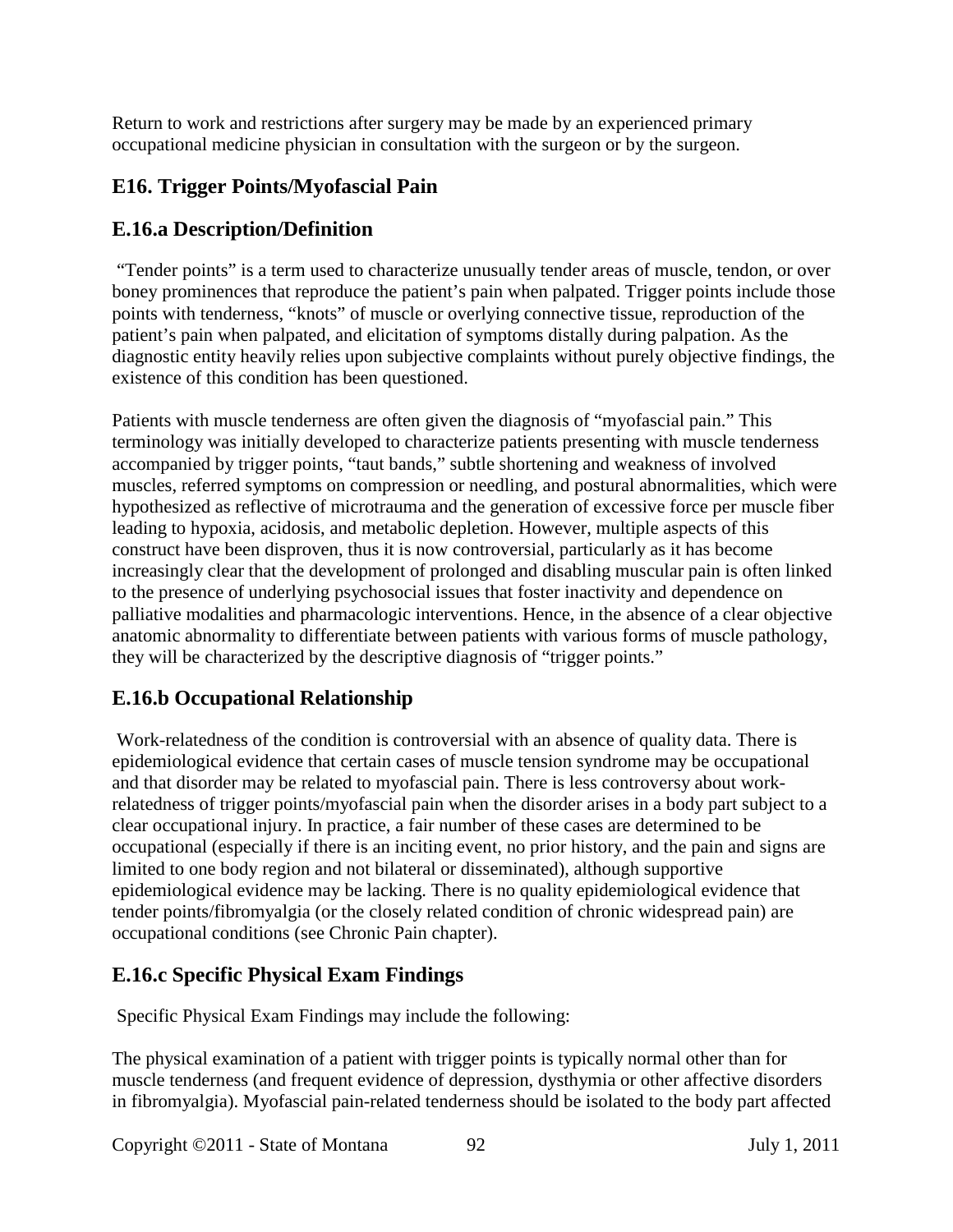Return to work and restrictions after surgery may be made by an experienced primary occupational medicine physician in consultation with the surgeon or by the surgeon.

## E16. Trigger Points/Myofascial Pain

## E.16.a Description/Definition

"Tender points" is a term used to characterize unusually tender areas of muscle, tendon, or over boney prominences that reproduce the patient's pain when palpated. Trigger points include those points with tenderness, "knots" of muscle or overlying connective tissue, reproduction of the patient's pain when palpated, and elicitation of symptoms distally during palpation. As the diagnostic entity heavily relies upon subjective complaints without purely objective findings, the existence of this condition has been questioned.

Patients with muscle tenderness are often given the diagnosis of "myofascial pain." This terminology was initially developed to characterize patients presenting with muscle tenderness accompanied by trigger points, "taut bands," subtle shortening and weakness of involved muscles, referred symptoms on compression or needling, and postural abnormalities, which were hypothesized as reflective of microtrauma and the generation of excessive force per muscle fiber leading to hypoxia, acidosis, and metabolic depletion. However, multiple aspects of this construct have been disproven, thus it is now controversial, particularly as it has become increasingly clear that the development of prolonged and disabling muscular pain is often linked to the presence of underlying psychosocial issues that foster inactivity and dependence on palliative modalities and pharmacologic interventions. Hence, in the absence of a clear objective anatomic abnormality to differentiate between patients with various forms of muscle pathology, they will be characterized by the descriptive diagnosis of "trigger points."

## E.16.b Occupational Relationship

Work-relatedness of the condition is controversial with an absence of quality data. There is epidemiological evidence that certain cases of muscle tension syndrome may be occupational and that disorder may be related to myofascial pain. There is less controversy about work-relatedness of trigger points/myofascial pain when the disorder arises in a body part subject to a clear occupational injury. In practice, a fair number of these cases are determined to be occupational (especially if there is an inciting event, no prior history, and the pain and signs are limited to one body region and not bilateral or disseminated), although supportive epidemiological evidence may be lacking. There is no quality epidemiological evidence that tender points/fibromyalgia (or the closely related condition of chronic widespread pain) are occupational conditions (see Chronic Pain chapter).

## E.16.c Specific Physical Exam Findings

Specific Physical Exam Findings may include the following:

The physical examination of a patient with trigger points is typically normal other than for muscle tenderness (and frequent evidence of depression, dysthymia or other affective disorders in fibromyalgia). Myofascial pain-related tenderness should be isolated to the body part affected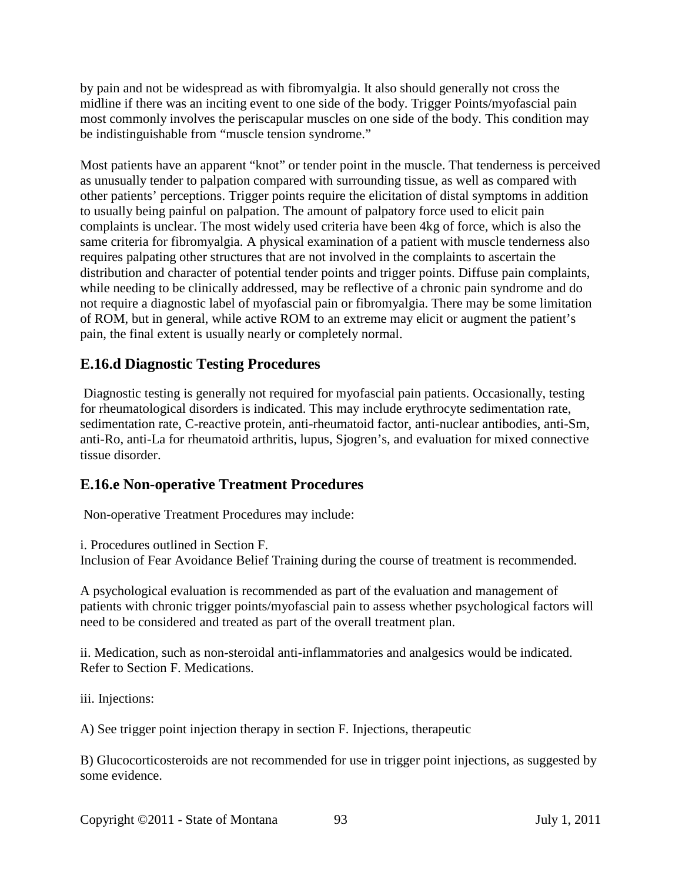by pain and not be widespread as with fibromyalgia. It also should generally not cross the midline if there was an inciting event to one side of the body. Trigger Points/myofascial pain most commonly involves the periscapular muscles on one side of the body. This condition may be indistinguishable from "muscle tension syndrome."

Most patients have an apparent "knot" or tender point in the muscle. That tenderness is perceived as unusually tender to palpation compared with surrounding tissue, as well as compared with other patients' perceptions. Trigger points require the elicitation of distal symptoms in addition to usually being painful on palpation. The amount of palpatory force used to elicit pain complaints is unclear. The most widely used criteria have been 4kg of force, which is also the same criteria for fibromyalgia. A physical examination of a patient with muscle tenderness also requires palpating other structures that are not involved in the complaints to ascertain the distribution and character of potential tender points and trigger points. Diffuse pain complaints, while needing to be clinically addressed, may be reflective of a chronic pain syndrome and do not require a diagnostic label of myofascial pain or fibromyalgia. There may be some limitation of ROM, but in general, while active ROM to an extreme may elicit or augment the patient's pain, the final extent is usually nearly or completely normal.

## E.16.d Diagnostic Testing Procedures

Diagnostic testing is generally not required for myofascial pain patients. Occasionally, testing for rheumatological disorders is indicated. This may include erythrocyte sedimentation rate, sedimentation rate, C-reactive protein, anti-rheumatoid factor, anti-nuclear antibodies, anti-Sm, anti-Ro, anti-La for rheumatoid arthritis, lupus, Sjogren's, and evaluation for mixed connective tissue disorder.

## E.16.e Non-operative Treatment Procedures

Non-operative Treatment Procedures may include:

i. Procedures outlined in Section F.
Inclusion of Fear Avoidance Belief Training during the course of treatment is recommended.

A psychological evaluation is recommended as part of the evaluation and management of patients with chronic trigger points/myofascial pain to assess whether psychological factors will need to be considered and treated as part of the overall treatment plan.

ii. Medication, such as non-steroidal anti-inflammatories and analgesics would be indicated. Refer to Section F. Medications.

iii. Injections:

A) See trigger point injection therapy in section F. Injections, therapeutic

B) Glucocorticosteroids are not recommended for use in trigger point injections, as suggested by some evidence.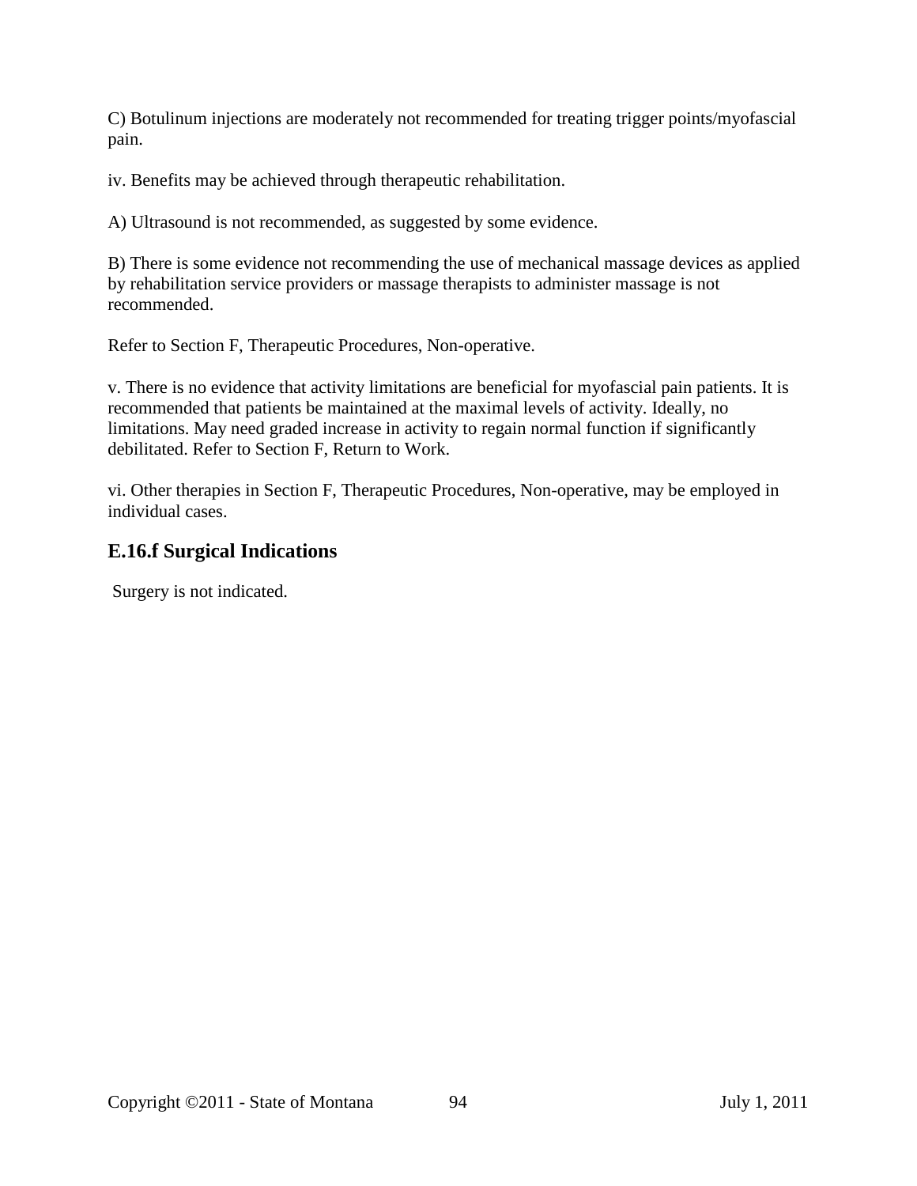C) Botulinum injections are moderately not recommended for treating trigger points/myofascial pain.

iv. Benefits may be achieved through therapeutic rehabilitation.

A) Ultrasound is not recommended, as suggested by some evidence.

B) There is some evidence not recommending the use of mechanical massage devices as applied by rehabilitation service providers or massage therapists to administer massage is not recommended.

Refer to Section F, Therapeutic Procedures, Non-operative.

v. There is no evidence that activity limitations are beneficial for myofascial pain patients. It is recommended that patients be maintained at the maximal levels of activity. Ideally, no limitations. May need graded increase in activity to regain normal function if significantly debilitated. Refer to Section F, Return to Work.

vi. Other therapies in Section F, Therapeutic Procedures, Non-operative, may be employed in individual cases.

## E.16.f Surgical Indications

Surgery is not indicated.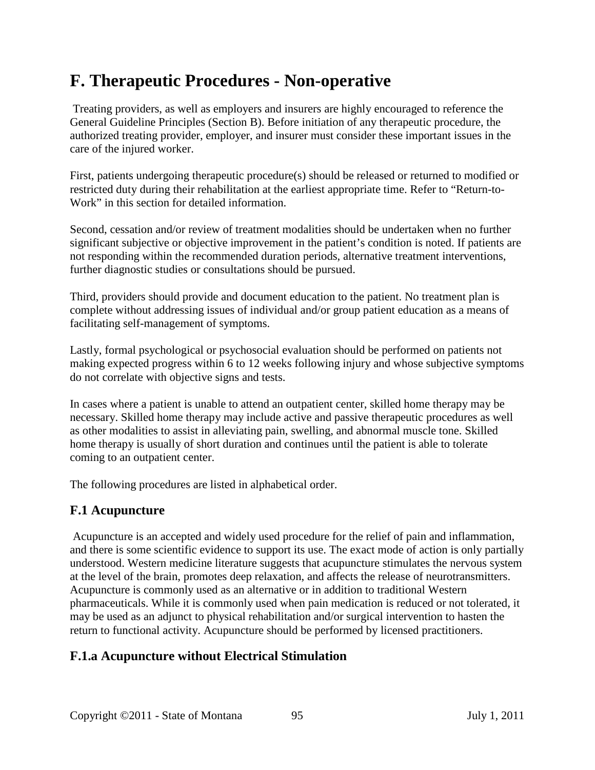# F. Therapeutic Procedures - Non-operative

Treating providers, as well as employers and insurers are highly encouraged to reference the General Guideline Principles (Section B). Before initiation of any therapeutic procedure, the authorized treating provider, employer, and insurer must consider these important issues in the care of the injured worker.

First, patients undergoing therapeutic procedure(s) should be released or returned to modified or restricted duty during their rehabilitation at the earliest appropriate time. Refer to "Return-to-Work" in this section for detailed information.

Second, cessation and/or review of treatment modalities should be undertaken when no further significant subjective or objective improvement in the patient's condition is noted. If patients are not responding within the recommended duration periods, alternative treatment interventions, further diagnostic studies or consultations should be pursued.

Third, providers should provide and document education to the patient. No treatment plan is complete without addressing issues of individual and/or group patient education as a means of facilitating self-management of symptoms.

Lastly, formal psychological or psychosocial evaluation should be performed on patients not making expected progress within 6 to 12 weeks following injury and whose subjective symptoms do not correlate with objective signs and tests.

In cases where a patient is unable to attend an outpatient center, skilled home therapy may be necessary. Skilled home therapy may include active and passive therapeutic procedures as well as other modalities to assist in alleviating pain, swelling, and abnormal muscle tone. Skilled home therapy is usually of short duration and continues until the patient is able to tolerate coming to an outpatient center.

The following procedures are listed in alphabetical order.

## F.1 Acupuncture

Acupuncture is an accepted and widely used procedure for the relief of pain and inflammation, and there is some scientific evidence to support its use. The exact mode of action is only partially understood. Western medicine literature suggests that acupuncture stimulates the nervous system at the level of the brain, promotes deep relaxation, and affects the release of neurotransmitters. Acupuncture is commonly used as an alternative or in addition to traditional Western pharmaceuticals. While it is commonly used when pain medication is reduced or not tolerated, it may be used as an adjunct to physical rehabilitation and/or surgical intervention to hasten the return to functional activity. Acupuncture should be performed by licensed practitioners.

## F.1.a Acupuncture without Electrical Stimulation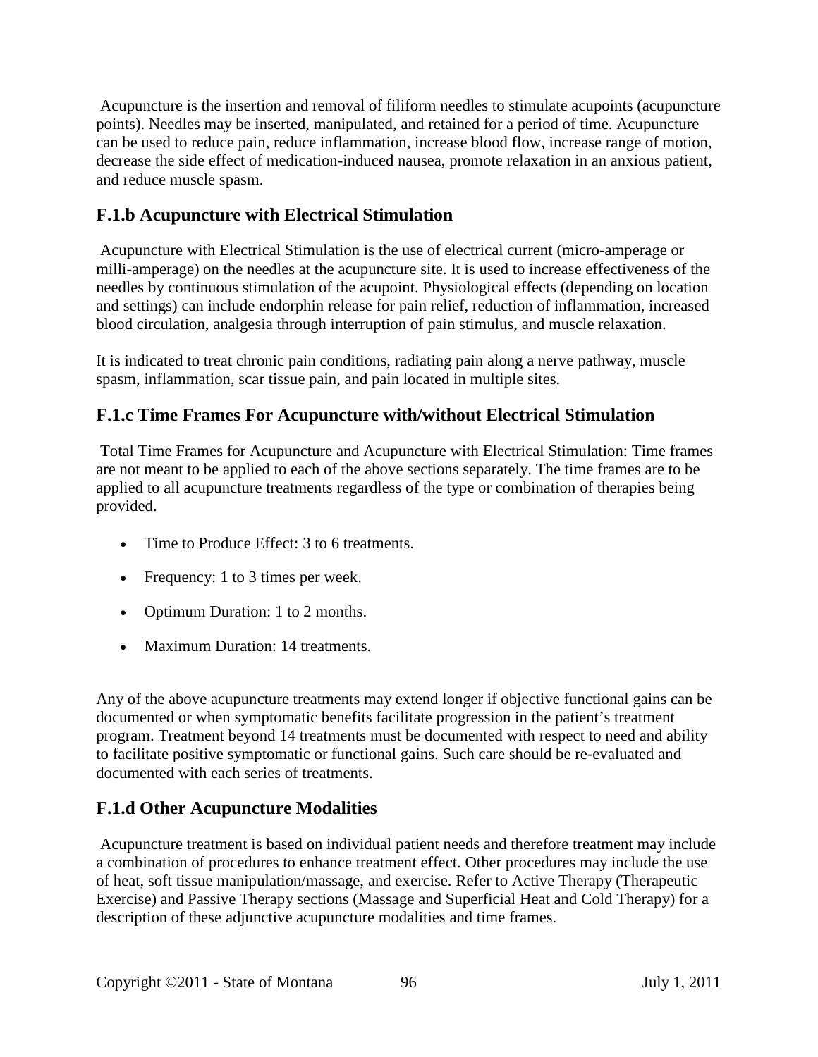Acupuncture is the insertion and removal of filiform needles to stimulate acupoints (acupuncture points). Needles may be inserted, manipulated, and retained for a period of time. Acupuncture can be used to reduce pain, reduce inflammation, increase blood flow, increase range of motion, decrease the side effect of medication-induced nausea, promote relaxation in an anxious patient, and reduce muscle spasm.

## F.1.b Acupuncture with Electrical Stimulation

Acupuncture with Electrical Stimulation is the use of electrical current (micro-amperage or milli-amperage) on the needles at the acupuncture site. It is used to increase effectiveness of the needles by continuous stimulation of the acupoint. Physiological effects (depending on location and settings) can include endorphin release for pain relief, reduction of inflammation, increased blood circulation, analgesia through interruption of pain stimulus, and muscle relaxation.

It is indicated to treat chronic pain conditions, radiating pain along a nerve pathway, muscle spasm, inflammation, scar tissue pain, and pain located in multiple sites.

## F.1.c Time Frames For Acupuncture with/without Electrical Stimulation

Total Time Frames for Acupuncture and Acupuncture with Electrical Stimulation: Time frames are not meant to be applied to each of the above sections separately. The time frames are to be applied to all acupuncture treatments regardless of the type or combination of therapies being provided.

- Time to Produce Effect: 3 to 6 treatments.
- Frequency: 1 to 3 times per week.
- Optimum Duration: 1 to 2 months.
- Maximum Duration: 14 treatments.

Any of the above acupuncture treatments may extend longer if objective functional gains can be documented or when symptomatic benefits facilitate progression in the patient's treatment program. Treatment beyond 14 treatments must be documented with respect to need and ability to facilitate positive symptomatic or functional gains. Such care should be re-evaluated and documented with each series of treatments.

## F.1.d Other Acupuncture Modalities

Acupuncture treatment is based on individual patient needs and therefore treatment may include a combination of procedures to enhance treatment effect. Other procedures may include the use of heat, soft tissue manipulation/massage, and exercise. Refer to Active Therapy (Therapeutic Exercise) and Passive Therapy sections (Massage and Superficial Heat and Cold Therapy) for a description of these adjunctive acupuncture modalities and time frames.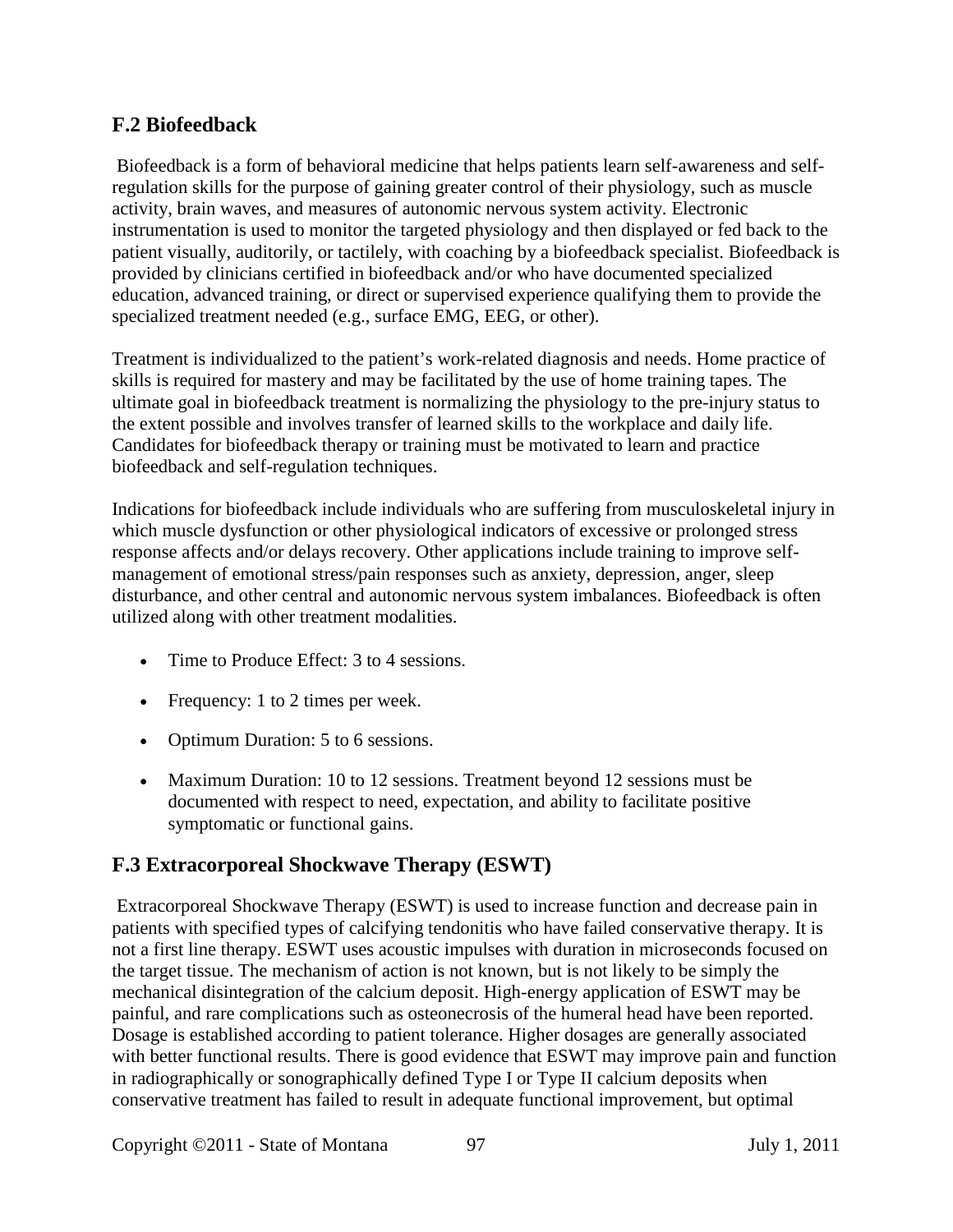## F.2 Biofeedback

Biofeedback is a form of behavioral medicine that helps patients learn self-awareness and self-regulation skills for the purpose of gaining greater control of their physiology, such as muscle activity, brain waves, and measures of autonomic nervous system activity. Electronic instrumentation is used to monitor the targeted physiology and then displayed or fed back to the patient visually, auditorily, or tactilely, with coaching by a biofeedback specialist. Biofeedback is provided by clinicians certified in biofeedback and/or who have documented specialized education, advanced training, or direct or supervised experience qualifying them to provide the specialized treatment needed (e.g., surface EMG, EEG, or other).

Treatment is individualized to the patient's work-related diagnosis and needs. Home practice of skills is required for mastery and may be facilitated by the use of home training tapes. The ultimate goal in biofeedback treatment is normalizing the physiology to the pre-injury status to the extent possible and involves transfer of learned skills to the workplace and daily life. Candidates for biofeedback therapy or training must be motivated to learn and practice biofeedback and self-regulation techniques.

Indications for biofeedback include individuals who are suffering from musculoskeletal injury in which muscle dysfunction or other physiological indicators of excessive or prolonged stress response affects and/or delays recovery. Other applications include training to improve self-management of emotional stress/pain responses such as anxiety, depression, anger, sleep disturbance, and other central and autonomic nervous system imbalances. Biofeedback is often utilized along with other treatment modalities.

- Time to Produce Effect: 3 to 4 sessions.
- Frequency: 1 to 2 times per week.
- Optimum Duration: 5 to 6 sessions.
- Maximum Duration: 10 to 12 sessions. Treatment beyond 12 sessions must be documented with respect to need, expectation, and ability to facilitate positive symptomatic or functional gains.

## F.3 Extracorporeal Shockwave Therapy (ESWT)

Extracorporeal Shockwave Therapy (ESWT) is used to increase function and decrease pain in patients with specified types of calcifying tendonitis who have failed conservative therapy. It is not a first line therapy. ESWT uses acoustic impulses with duration in microseconds focused on the target tissue. The mechanism of action is not known, but is not likely to be simply the mechanical disintegration of the calcium deposit. High-energy application of ESWT may be painful, and rare complications such as osteonecrosis of the humeral head have been reported. Dosage is established according to patient tolerance. Higher dosages are generally associated with better functional results. There is good evidence that ESWT may improve pain and function in radiographically or sonographically defined Type I or Type II calcium deposits when conservative treatment has failed to result in adequate functional improvement, but optimal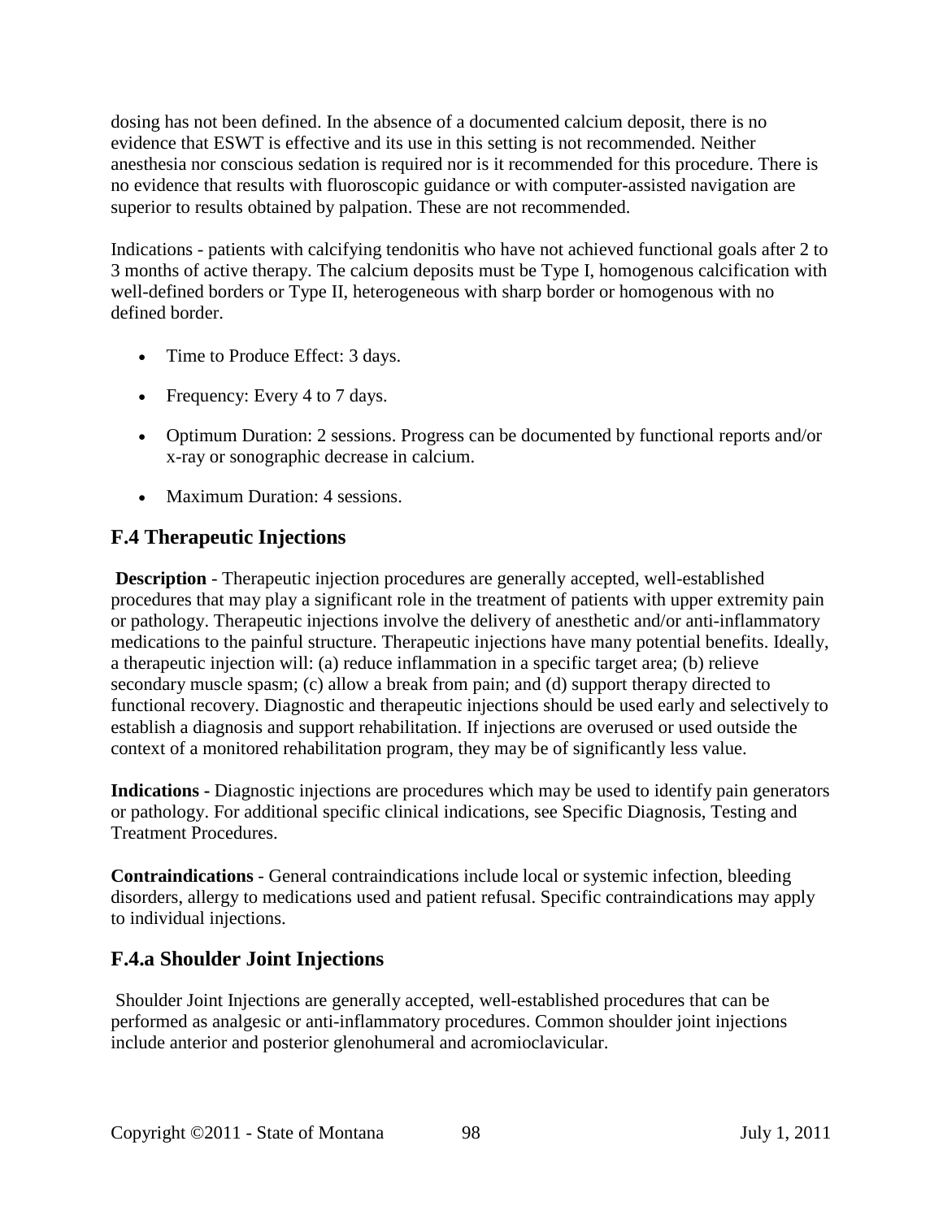dosing has not been defined. In the absence of a documented calcium deposit, there is no evidence that ESWT is effective and its use in this setting is not recommended. Neither anesthesia nor conscious sedation is required nor is it recommended for this procedure. There is no evidence that results with fluoroscopic guidance or with computer-assisted navigation are superior to results obtained by palpation. These are not recommended.

Indications - patients with calcifying tendonitis who have not achieved functional goals after 2 to 3 months of active therapy. The calcium deposits must be Type I, homogenous calcification with well-defined borders or Type II, heterogeneous with sharp border or homogenous with no defined border.

- Time to Produce Effect: 3 days.
- Frequency: Every 4 to 7 days.
- Optimum Duration: 2 sessions. Progress can be documented by functional reports and/or x-ray or sonographic decrease in calcium.
- Maximum Duration: 4 sessions.

## F.4 Therapeutic Injections

**Description** - Therapeutic injection procedures are generally accepted, well-established procedures that may play a significant role in the treatment of patients with upper extremity pain or pathology. Therapeutic injections involve the delivery of anesthetic and/or anti-inflammatory medications to the painful structure. Therapeutic injections have many potential benefits. Ideally, a therapeutic injection will: (a) reduce inflammation in a specific target area; (b) relieve secondary muscle spasm; (c) allow a break from pain; and (d) support therapy directed to functional recovery. Diagnostic and therapeutic injections should be used early and selectively to establish a diagnosis and support rehabilitation. If injections are overused or used outside the context of a monitored rehabilitation program, they may be of significantly less value.

**Indications** - Diagnostic injections are procedures which may be used to identify pain generators or pathology. For additional specific clinical indications, see Specific Diagnosis, Testing and Treatment Procedures.

**Contraindications** - General contraindications include local or systemic infection, bleeding disorders, allergy to medications used and patient refusal. Specific contraindications may apply to individual injections.

## F.4.a Shoulder Joint Injections

Shoulder Joint Injections are generally accepted, well-established procedures that can be performed as analgesic or anti-inflammatory procedures. Common shoulder joint injections include anterior and posterior glenohumeral and acromioclavicular.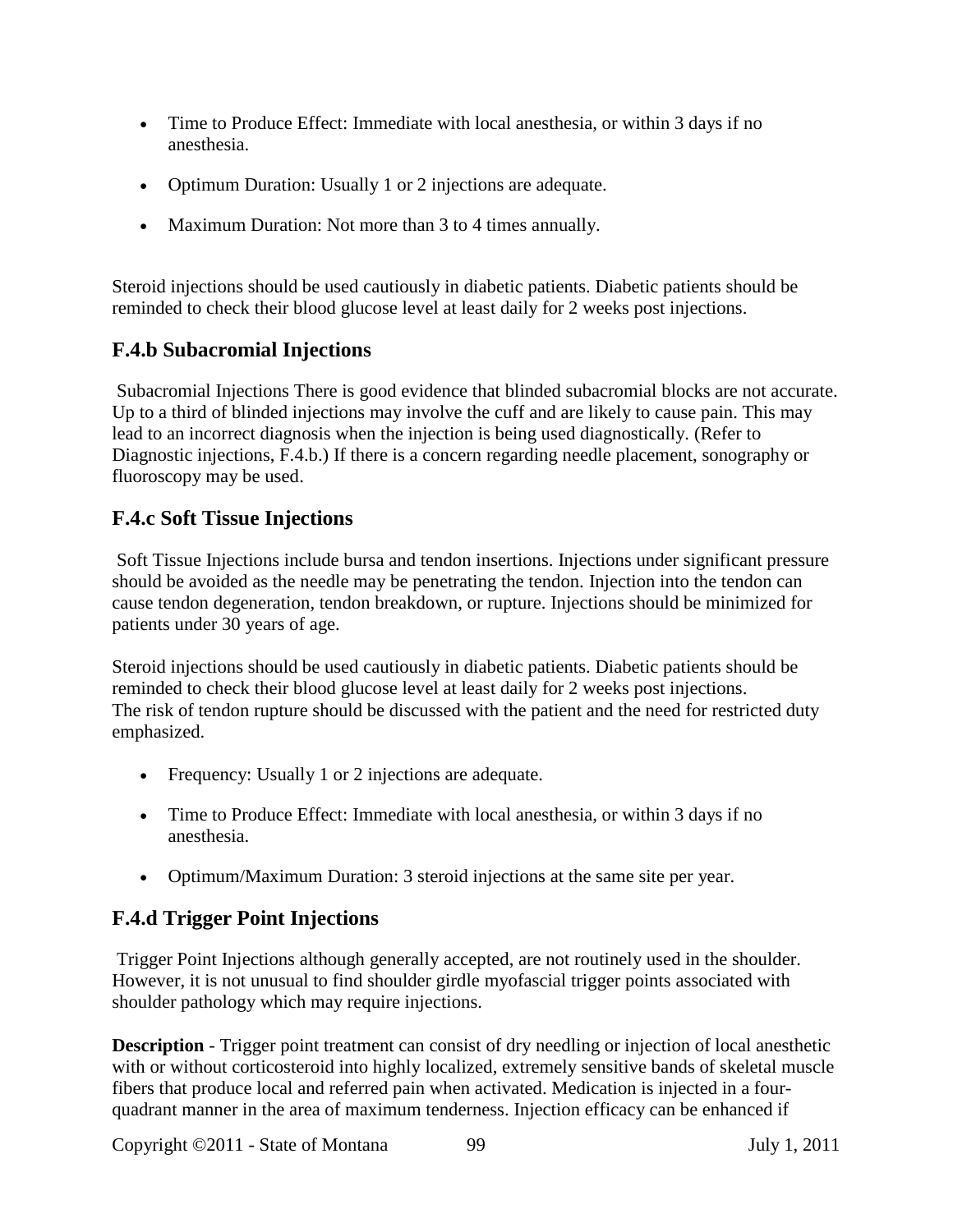- Time to Produce Effect: Immediate with local anesthesia, or within 3 days if no anesthesia.
- Optimum Duration: Usually 1 or 2 injections are adequate.
- Maximum Duration: Not more than 3 to 4 times annually.

Steroid injections should be used cautiously in diabetic patients. Diabetic patients should be reminded to check their blood glucose level at least daily for 2 weeks post injections.

## F.4.b Subacromial Injections

Subacromial Injections There is good evidence that blinded subacromial blocks are not accurate. Up to a third of blinded injections may involve the cuff and are likely to cause pain. This may lead to an incorrect diagnosis when the injection is being used diagnostically. (Refer to Diagnostic injections, F.4.b.) If there is a concern regarding needle placement, sonography or fluoroscopy may be used.

## F.4.c Soft Tissue Injections

Soft Tissue Injections include bursa and tendon insertions. Injections under significant pressure should be avoided as the needle may be penetrating the tendon. Injection into the tendon can cause tendon degeneration, tendon breakdown, or rupture. Injections should be minimized for patients under 30 years of age.

Steroid injections should be used cautiously in diabetic patients. Diabetic patients should be reminded to check their blood glucose level at least daily for 2 weeks post injections.
The risk of tendon rupture should be discussed with the patient and the need for restricted duty emphasized.

- Frequency: Usually 1 or 2 injections are adequate.
- Time to Produce Effect: Immediate with local anesthesia, or within 3 days if no anesthesia.
- Optimum/Maximum Duration: 3 steroid injections at the same site per year.

## F.4.d Trigger Point Injections

Trigger Point Injections although generally accepted, are not routinely used in the shoulder. However, it is not unusual to find shoulder girdle myofascial trigger points associated with shoulder pathology which may require injections.

**Description** - Trigger point treatment can consist of dry needling or injection of local anesthetic with or without corticosteroid into highly localized, extremely sensitive bands of skeletal muscle fibers that produce local and referred pain when activated. Medication is injected in a four-quadrant manner in the area of maximum tenderness. Injection efficacy can be enhanced if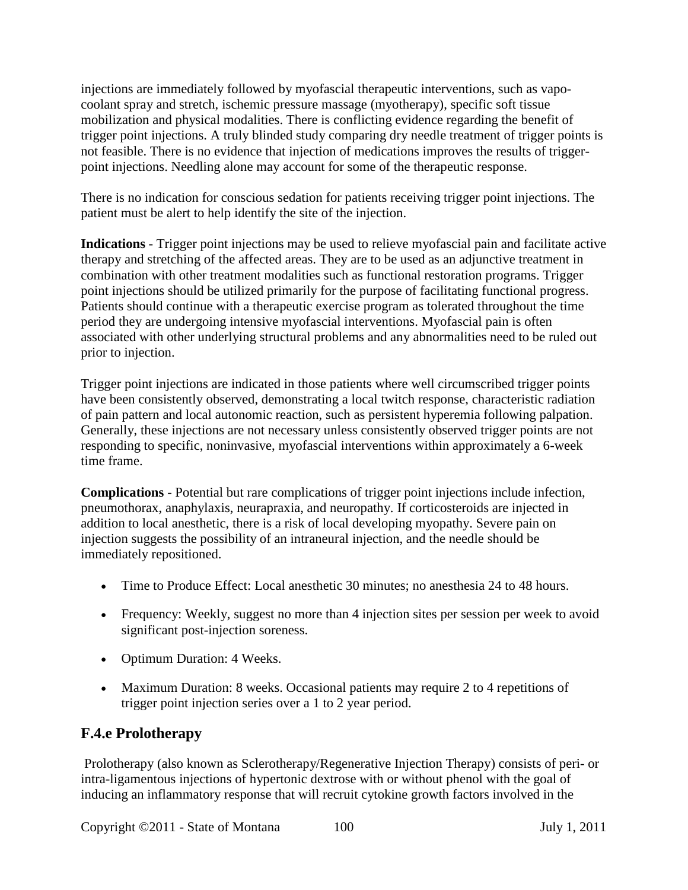injections are immediately followed by myofascial therapeutic interventions, such as vapo-coolant spray and stretch, ischemic pressure massage (myotherapy), specific soft tissue mobilization and physical modalities. There is conflicting evidence regarding the benefit of trigger point injections. A truly blinded study comparing dry needle treatment of trigger points is not feasible. There is no evidence that injection of medications improves the results of trigger-point injections. Needling alone may account for some of the therapeutic response.

There is no indication for conscious sedation for patients receiving trigger point injections. The patient must be alert to help identify the site of the injection.

**Indications** - Trigger point injections may be used to relieve myofascial pain and facilitate active therapy and stretching of the affected areas. They are to be used as an adjunctive treatment in combination with other treatment modalities such as functional restoration programs. Trigger point injections should be utilized primarily for the purpose of facilitating functional progress. Patients should continue with a therapeutic exercise program as tolerated throughout the time period they are undergoing intensive myofascial interventions. Myofascial pain is often associated with other underlying structural problems and any abnormalities need to be ruled out prior to injection.

Trigger point injections are indicated in those patients where well circumscribed trigger points have been consistently observed, demonstrating a local twitch response, characteristic radiation of pain pattern and local autonomic reaction, such as persistent hyperemia following palpation. Generally, these injections are not necessary unless consistently observed trigger points are not responding to specific, noninvasive, myofascial interventions within approximately a 6-week time frame.

**Complications** - Potential but rare complications of trigger point injections include infection, pneumothorax, anaphylaxis, neurapraxia, and neuropathy. If corticosteroids are injected in addition to local anesthetic, there is a risk of local developing myopathy. Severe pain on injection suggests the possibility of an intraneural injection, and the needle should be immediately repositioned.

- Time to Produce Effect: Local anesthetic 30 minutes; no anesthesia 24 to 48 hours.
- Frequency: Weekly, suggest no more than 4 injection sites per session per week to avoid significant post-injection soreness.
- Optimum Duration: 4 Weeks.
- Maximum Duration: 8 weeks. Occasional patients may require 2 to 4 repetitions of trigger point injection series over a 1 to 2 year period.

## F.4.e Prolotherapy

Prolotherapy (also known as Sclerotherapy/Regenerative Injection Therapy) consists of peri- or intra-ligamentous injections of hypertonic dextrose with or without phenol with the goal of inducing an inflammatory response that will recruit cytokine growth factors involved in the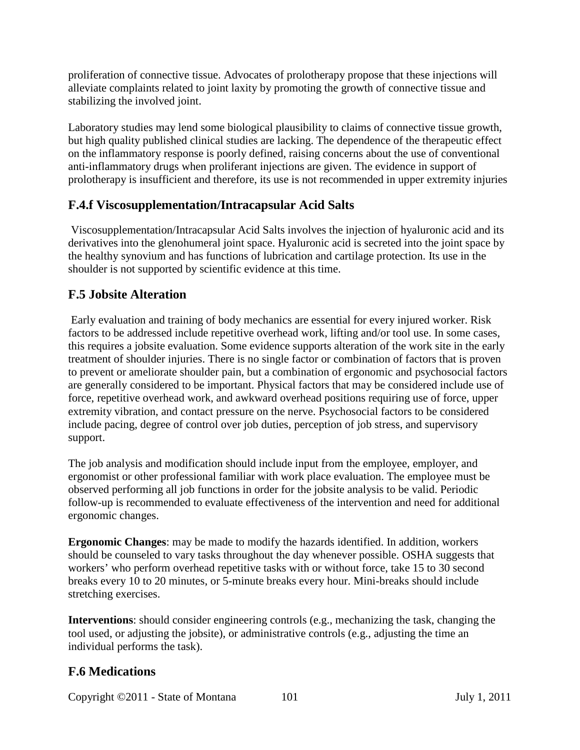proliferation of connective tissue. Advocates of prolotherapy propose that these injections will alleviate complaints related to joint laxity by promoting the growth of connective tissue and stabilizing the involved joint.

Laboratory studies may lend some biological plausibility to claims of connective tissue growth, but high quality published clinical studies are lacking. The dependence of the therapeutic effect on the inflammatory response is poorly defined, raising concerns about the use of conventional anti-inflammatory drugs when proliferant injections are given. The evidence in support of prolotherapy is insufficient and therefore, its use is not recommended in upper extremity injuries

## F.4.f Viscosupplementation/Intracapsular Acid Salts

Viscosupplementation/Intracapsular Acid Salts involves the injection of hyaluronic acid and its derivatives into the glenohumeral joint space. Hyaluronic acid is secreted into the joint space by the healthy synovium and has functions of lubrication and cartilage protection. Its use in the shoulder is not supported by scientific evidence at this time.

## F.5 Jobsite Alteration

Early evaluation and training of body mechanics are essential for every injured worker. Risk factors to be addressed include repetitive overhead work, lifting and/or tool use. In some cases, this requires a jobsite evaluation. Some evidence supports alteration of the work site in the early treatment of shoulder injuries. There is no single factor or combination of factors that is proven to prevent or ameliorate shoulder pain, but a combination of ergonomic and psychosocial factors are generally considered to be important. Physical factors that may be considered include use of force, repetitive overhead work, and awkward overhead positions requiring use of force, upper extremity vibration, and contact pressure on the nerve. Psychosocial factors to be considered include pacing, degree of control over job duties, perception of job stress, and supervisory support.

The job analysis and modification should include input from the employee, employer, and ergonomist or other professional familiar with work place evaluation. The employee must be observed performing all job functions in order for the jobsite analysis to be valid. Periodic follow-up is recommended to evaluate effectiveness of the intervention and need for additional ergonomic changes.

**Ergonomic Changes**: may be made to modify the hazards identified. In addition, workers should be counseled to vary tasks throughout the day whenever possible. OSHA suggests that workers' who perform overhead repetitive tasks with or without force, take 15 to 30 second breaks every 10 to 20 minutes, or 5-minute breaks every hour. Mini-breaks should include stretching exercises.

**Interventions**: should consider engineering controls (e.g., mechanizing the task, changing the tool used, or adjusting the jobsite), or administrative controls (e.g., adjusting the time an individual performs the task).

## F.6 Medications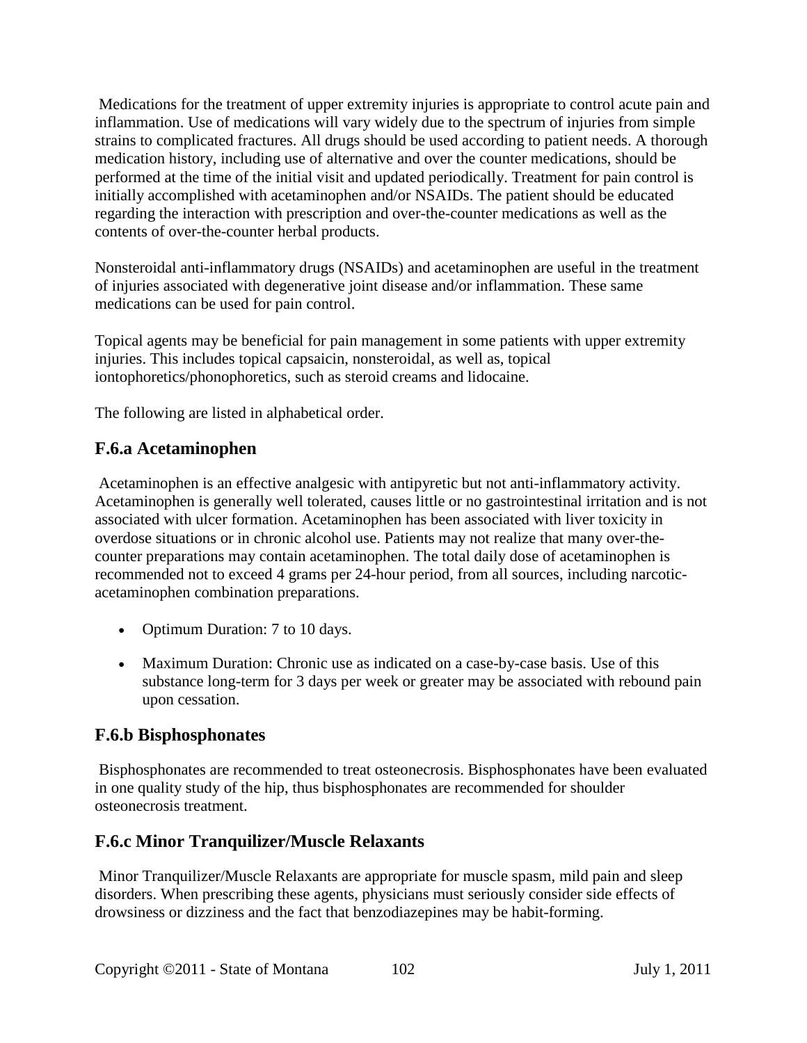Medications for the treatment of upper extremity injuries is appropriate to control acute pain and inflammation. Use of medications will vary widely due to the spectrum of injuries from simple strains to complicated fractures. All drugs should be used according to patient needs. A thorough medication history, including use of alternative and over the counter medications, should be performed at the time of the initial visit and updated periodically. Treatment for pain control is initially accomplished with acetaminophen and/or NSAIDs. The patient should be educated regarding the interaction with prescription and over-the-counter medications as well as the contents of over-the-counter herbal products.

Nonsteroidal anti-inflammatory drugs (NSAIDs) and acetaminophen are useful in the treatment of injuries associated with degenerative joint disease and/or inflammation. These same medications can be used for pain control.

Topical agents may be beneficial for pain management in some patients with upper extremity injuries. This includes topical capsaicin, nonsteroidal, as well as, topical iontophoretics/phonophoretics, such as steroid creams and lidocaine.

The following are listed in alphabetical order.

## F.6.a Acetaminophen

Acetaminophen is an effective analgesic with antipyretic but not anti-inflammatory activity. Acetaminophen is generally well tolerated, causes little or no gastrointestinal irritation and is not associated with ulcer formation. Acetaminophen has been associated with liver toxicity in overdose situations or in chronic alcohol use. Patients may not realize that many over-the-counter preparations may contain acetaminophen. The total daily dose of acetaminophen is recommended not to exceed 4 grams per 24-hour period, from all sources, including narcotic-acetaminophen combination preparations.

- Optimum Duration: 7 to 10 days.
- Maximum Duration: Chronic use as indicated on a case-by-case basis. Use of this substance long-term for 3 days per week or greater may be associated with rebound pain upon cessation.

## F.6.b Bisphosphonates

Bisphosphonates are recommended to treat osteonecrosis. Bisphosphonates have been evaluated in one quality study of the hip, thus bisphosphonates are recommended for shoulder osteonecrosis treatment.

## F.6.c Minor Tranquilizer/Muscle Relaxants

Minor Tranquilizer/Muscle Relaxants are appropriate for muscle spasm, mild pain and sleep disorders. When prescribing these agents, physicians must seriously consider side effects of drowsiness or dizziness and the fact that benzodiazepines may be habit-forming.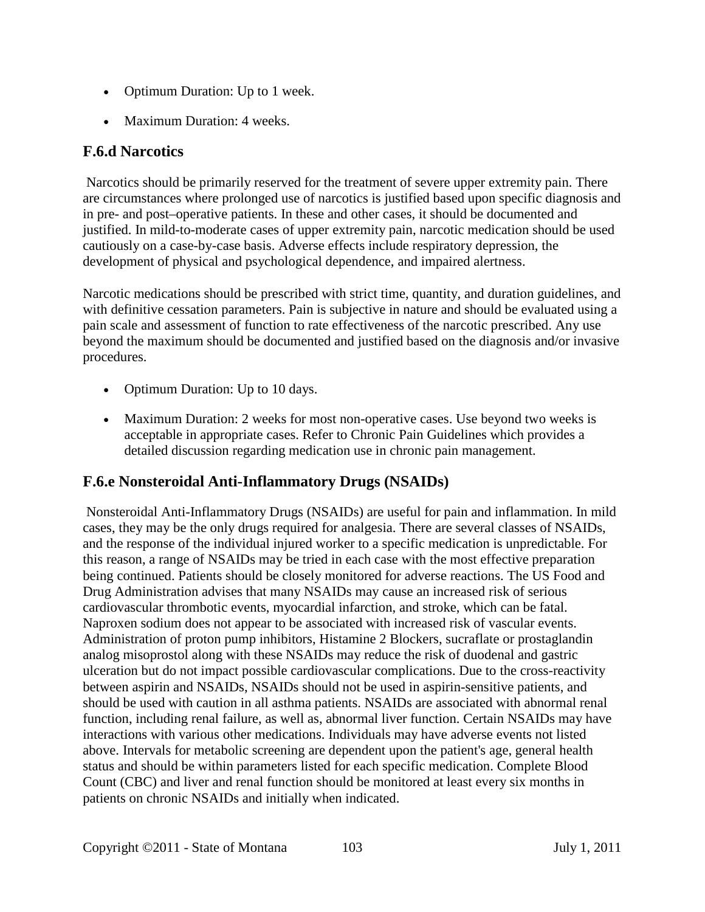- Optimum Duration: Up to 1 week.
- Maximum Duration: 4 weeks.

### F.6.d Narcotics

Narcotics should be primarily reserved for the treatment of severe upper extremity pain. There are circumstances where prolonged use of narcotics is justified based upon specific diagnosis and in pre- and post–operative patients. In these and other cases, it should be documented and justified. In mild-to-moderate cases of upper extremity pain, narcotic medication should be used cautiously on a case-by-case basis. Adverse effects include respiratory depression, the development of physical and psychological dependence, and impaired alertness.

Narcotic medications should be prescribed with strict time, quantity, and duration guidelines, and with definitive cessation parameters. Pain is subjective in nature and should be evaluated using a pain scale and assessment of function to rate effectiveness of the narcotic prescribed. Any use beyond the maximum should be documented and justified based on the diagnosis and/or invasive procedures.

- Optimum Duration: Up to 10 days.
- Maximum Duration: 2 weeks for most non-operative cases. Use beyond two weeks is acceptable in appropriate cases. Refer to Chronic Pain Guidelines which provides a detailed discussion regarding medication use in chronic pain management.

### F.6.e Nonsteroidal Anti-Inflammatory Drugs (NSAIDs)

Nonsteroidal Anti-Inflammatory Drugs (NSAIDs) are useful for pain and inflammation. In mild cases, they may be the only drugs required for analgesia. There are several classes of NSAIDs, and the response of the individual injured worker to a specific medication is unpredictable. For this reason, a range of NSAIDs may be tried in each case with the most effective preparation being continued. Patients should be closely monitored for adverse reactions. The US Food and Drug Administration advises that many NSAIDs may cause an increased risk of serious cardiovascular thrombotic events, myocardial infarction, and stroke, which can be fatal. Naproxen sodium does not appear to be associated with increased risk of vascular events. Administration of proton pump inhibitors, Histamine 2 Blockers, sucraflate or prostaglandin analog misoprostol along with these NSAIDs may reduce the risk of duodenal and gastric ulceration but do not impact possible cardiovascular complications. Due to the cross-reactivity between aspirin and NSAIDs, NSAIDs should not be used in aspirin-sensitive patients, and should be used with caution in all asthma patients. NSAIDs are associated with abnormal renal function, including renal failure, as well as, abnormal liver function. Certain NSAIDs may have interactions with various other medications. Individuals may have adverse events not listed above. Intervals for metabolic screening are dependent upon the patient's age, general health status and should be within parameters listed for each specific medication. Complete Blood Count (CBC) and liver and renal function should be monitored at least every six months in patients on chronic NSAIDs and initially when indicated.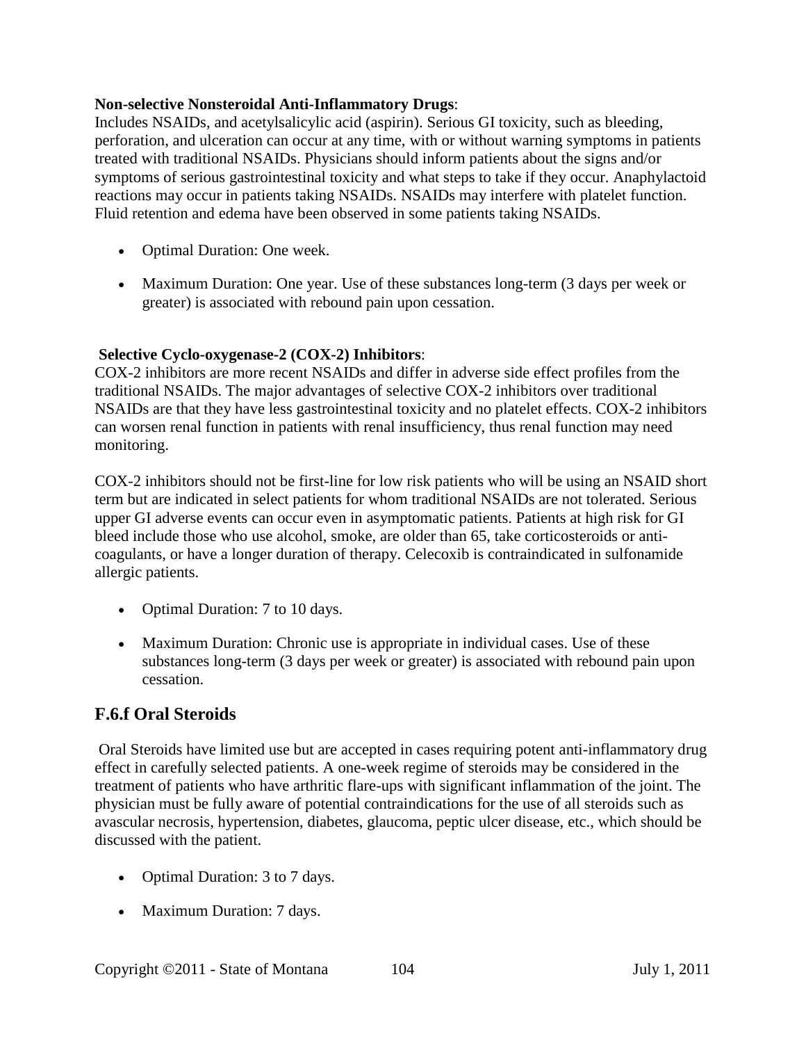**Non-selective Nonsteroidal Anti-Inflammatory Drugs**:

Includes NSAIDs, and acetylsalicylic acid (aspirin). Serious GI toxicity, such as bleeding, perforation, and ulceration can occur at any time, with or without warning symptoms in patients treated with traditional NSAIDs. Physicians should inform patients about the signs and/or symptoms of serious gastrointestinal toxicity and what steps to take if they occur. Anaphylactoid reactions may occur in patients taking NSAIDs. NSAIDs may interfere with platelet function. Fluid retention and edema have been observed in some patients taking NSAIDs.

- Optimal Duration: One week.
- Maximum Duration: One year. Use of these substances long-term (3 days per week or greater) is associated with rebound pain upon cessation.

**Selective Cyclo-oxygenase-2 (COX-2) Inhibitors**:

COX-2 inhibitors are more recent NSAIDs and differ in adverse side effect profiles from the traditional NSAIDs. The major advantages of selective COX-2 inhibitors over traditional NSAIDs are that they have less gastrointestinal toxicity and no platelet effects. COX-2 inhibitors can worsen renal function in patients with renal insufficiency, thus renal function may need monitoring.

COX-2 inhibitors should not be first-line for low risk patients who will be using an NSAID short term but are indicated in select patients for whom traditional NSAIDs are not tolerated. Serious upper GI adverse events can occur even in asymptomatic patients. Patients at high risk for GI bleed include those who use alcohol, smoke, are older than 65, take corticosteroids or anti-coagulants, or have a longer duration of therapy. Celecoxib is contraindicated in sulfonamide allergic patients.

- Optimal Duration: 7 to 10 days.
- Maximum Duration: Chronic use is appropriate in individual cases. Use of these substances long-term (3 days per week or greater) is associated with rebound pain upon cessation.

## F.6.f Oral Steroids

Oral Steroids have limited use but are accepted in cases requiring potent anti-inflammatory drug effect in carefully selected patients. A one-week regime of steroids may be considered in the treatment of patients who have arthritic flare-ups with significant inflammation of the joint. The physician must be fully aware of potential contraindications for the use of all steroids such as avascular necrosis, hypertension, diabetes, glaucoma, peptic ulcer disease, etc., which should be discussed with the patient.

- Optimal Duration: 3 to 7 days.
- Maximum Duration: 7 days.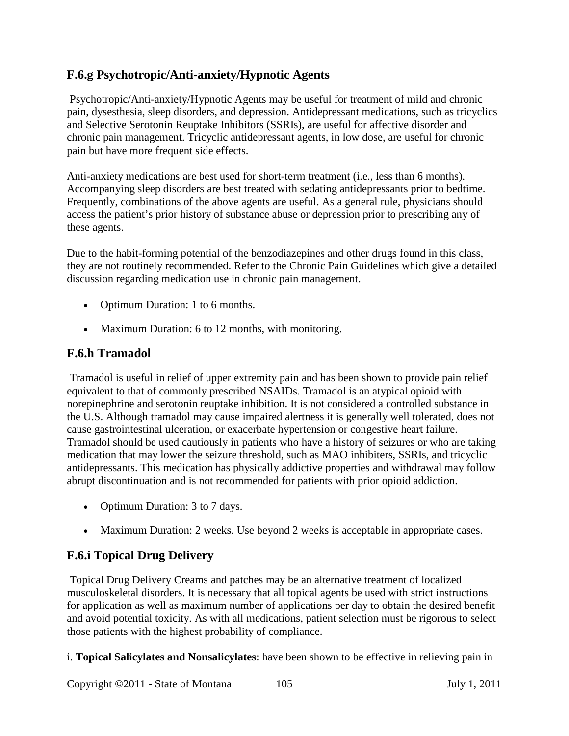## F.6.g Psychotropic/Anti-anxiety/Hypnotic Agents

Psychotropic/Anti-anxiety/Hypnotic Agents may be useful for treatment of mild and chronic pain, dysesthesia, sleep disorders, and depression. Antidepressant medications, such as tricyclics and Selective Serotonin Reuptake Inhibitors (SSRIs), are useful for affective disorder and chronic pain management. Tricyclic antidepressant agents, in low dose, are useful for chronic pain but have more frequent side effects.

Anti-anxiety medications are best used for short-term treatment (i.e., less than 6 months). Accompanying sleep disorders are best treated with sedating antidepressants prior to bedtime. Frequently, combinations of the above agents are useful. As a general rule, physicians should access the patient's prior history of substance abuse or depression prior to prescribing any of these agents.

Due to the habit-forming potential of the benzodiazepines and other drugs found in this class, they are not routinely recommended. Refer to the Chronic Pain Guidelines which give a detailed discussion regarding medication use in chronic pain management.

- Optimum Duration: 1 to 6 months.
- Maximum Duration: 6 to 12 months, with monitoring.

## F.6.h Tramadol

Tramadol is useful in relief of upper extremity pain and has been shown to provide pain relief equivalent to that of commonly prescribed NSAIDs. Tramadol is an atypical opioid with norepinephrine and serotonin reuptake inhibition. It is not considered a controlled substance in the U.S. Although tramadol may cause impaired alertness it is generally well tolerated, does not cause gastrointestinal ulceration, or exacerbate hypertension or congestive heart failure. Tramadol should be used cautiously in patients who have a history of seizures or who are taking medication that may lower the seizure threshold, such as MAO inhibiters, SSRIs, and tricyclic antidepressants. This medication has physically addictive properties and withdrawal may follow abrupt discontinuation and is not recommended for patients with prior opioid addiction.

- Optimum Duration: 3 to 7 days.
- Maximum Duration: 2 weeks. Use beyond 2 weeks is acceptable in appropriate cases.

## F.6.i Topical Drug Delivery

Topical Drug Delivery Creams and patches may be an alternative treatment of localized musculoskeletal disorders. It is necessary that all topical agents be used with strict instructions for application as well as maximum number of applications per day to obtain the desired benefit and avoid potential toxicity. As with all medications, patient selection must be rigorous to select those patients with the highest probability of compliance.

i. **Topical Salicylates and Nonsalicylates**: have been shown to be effective in relieving pain in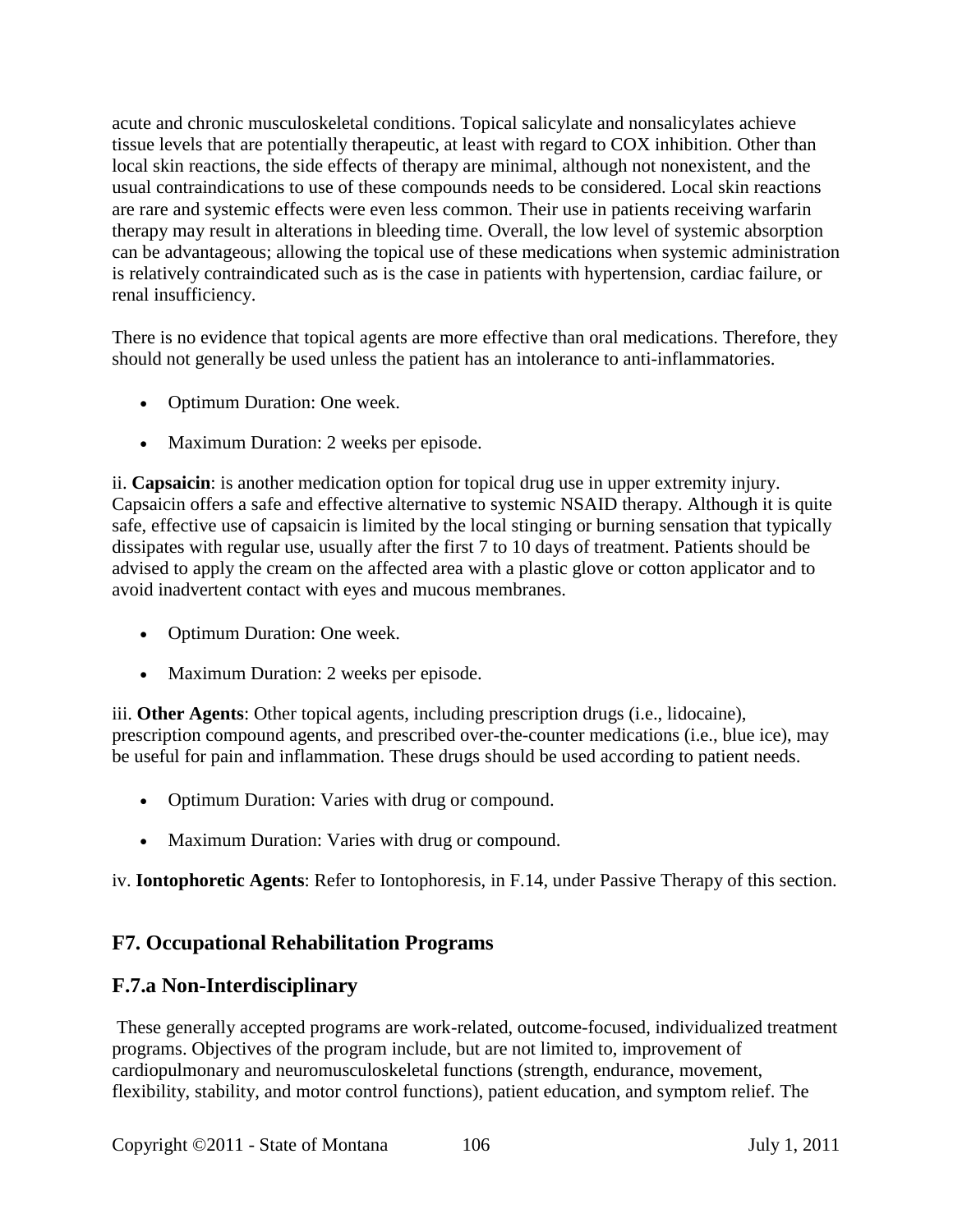acute and chronic musculoskeletal conditions. Topical salicylate and nonsalicylates achieve tissue levels that are potentially therapeutic, at least with regard to COX inhibition. Other than local skin reactions, the side effects of therapy are minimal, although not nonexistent, and the usual contraindications to use of these compounds needs to be considered. Local skin reactions are rare and systemic effects were even less common. Their use in patients receiving warfarin therapy may result in alterations in bleeding time. Overall, the low level of systemic absorption can be advantageous; allowing the topical use of these medications when systemic administration is relatively contraindicated such as is the case in patients with hypertension, cardiac failure, or renal insufficiency.

There is no evidence that topical agents are more effective than oral medications. Therefore, they should not generally be used unless the patient has an intolerance to anti-inflammatories.

- Optimum Duration: One week.
- Maximum Duration: 2 weeks per episode.

ii. **Capsaicin**: is another medication option for topical drug use in upper extremity injury. Capsaicin offers a safe and effective alternative to systemic NSAID therapy. Although it is quite safe, effective use of capsaicin is limited by the local stinging or burning sensation that typically dissipates with regular use, usually after the first 7 to 10 days of treatment. Patients should be advised to apply the cream on the affected area with a plastic glove or cotton applicator and to avoid inadvertent contact with eyes and mucous membranes.

- Optimum Duration: One week.
- Maximum Duration: 2 weeks per episode.

iii. **Other Agents**: Other topical agents, including prescription drugs (i.e., lidocaine), prescription compound agents, and prescribed over-the-counter medications (i.e., blue ice), may be useful for pain and inflammation. These drugs should be used according to patient needs.

- Optimum Duration: Varies with drug or compound.
- Maximum Duration: Varies with drug or compound.

iv. **Iontophoretic Agents**: Refer to Iontophoresis, in F.14, under Passive Therapy of this section.

## F7. Occupational Rehabilitation Programs

## F.7.a Non-Interdisciplinary

These generally accepted programs are work-related, outcome-focused, individualized treatment programs. Objectives of the program include, but are not limited to, improvement of cardiopulmonary and neuromusculoskeletal functions (strength, endurance, movement, flexibility, stability, and motor control functions), patient education, and symptom relief. The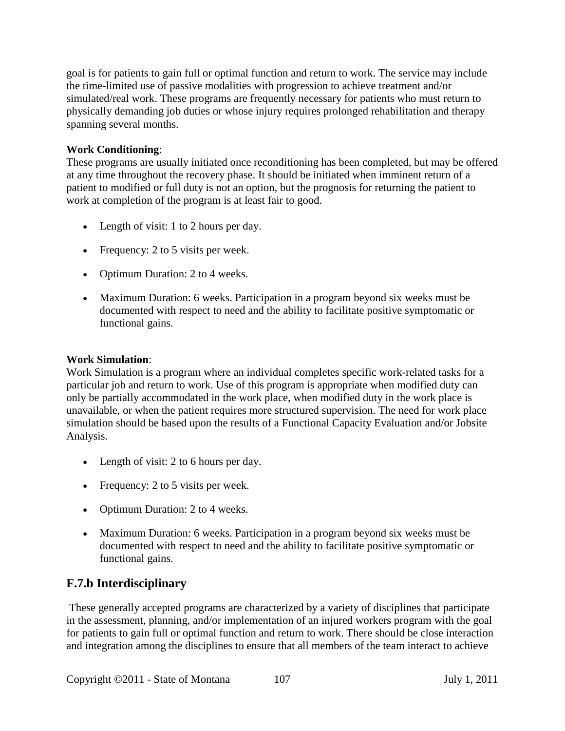goal is for patients to gain full or optimal function and return to work. The service may include the time-limited use of passive modalities with progression to achieve treatment and/or simulated/real work. These programs are frequently necessary for patients who must return to physically demanding job duties or whose injury requires prolonged rehabilitation and therapy spanning several months.

**Work Conditioning**:
These programs are usually initiated once reconditioning has been completed, but may be offered at any time throughout the recovery phase. It should be initiated when imminent return of a patient to modified or full duty is not an option, but the prognosis for returning the patient to work at completion of the program is at least fair to good.

- Length of visit: 1 to 2 hours per day.
- Frequency: 2 to 5 visits per week.
- Optimum Duration: 2 to 4 weeks.
- Maximum Duration: 6 weeks. Participation in a program beyond six weeks must be documented with respect to need and the ability to facilitate positive symptomatic or functional gains.

**Work Simulation**:
Work Simulation is a program where an individual completes specific work-related tasks for a particular job and return to work. Use of this program is appropriate when modified duty can only be partially accommodated in the work place, when modified duty in the work place is unavailable, or when the patient requires more structured supervision. The need for work place simulation should be based upon the results of a Functional Capacity Evaluation and/or Jobsite Analysis.

- Length of visit: 2 to 6 hours per day.
- Frequency: 2 to 5 visits per week.
- Optimum Duration: 2 to 4 weeks.
- Maximum Duration: 6 weeks. Participation in a program beyond six weeks must be documented with respect to need and the ability to facilitate positive symptomatic or functional gains.

## F.7.b Interdisciplinary

These generally accepted programs are characterized by a variety of disciplines that participate in the assessment, planning, and/or implementation of an injured workers program with the goal for patients to gain full or optimal function and return to work. There should be close interaction and integration among the disciplines to ensure that all members of the team interact to achieve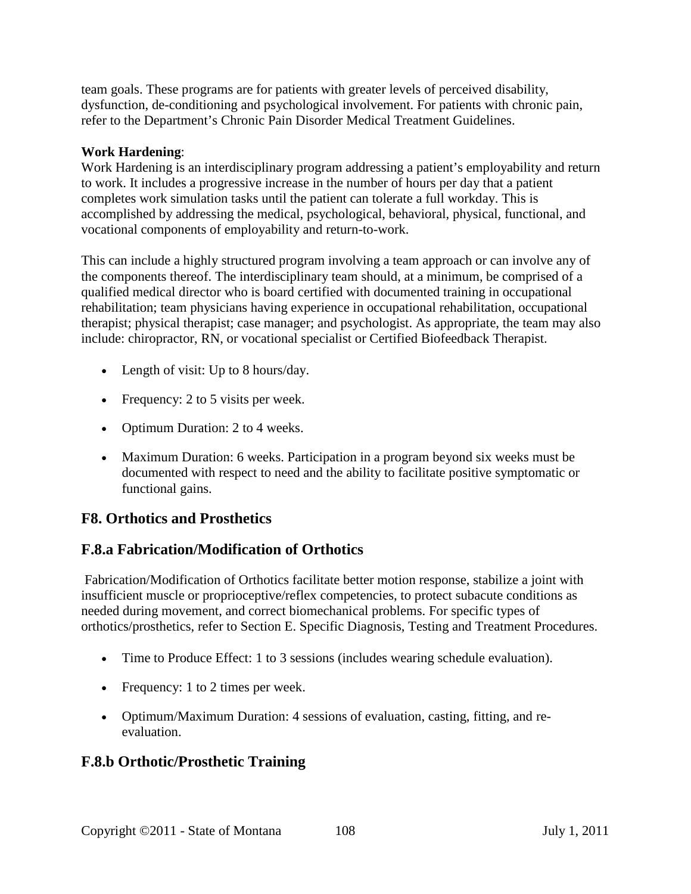team goals. These programs are for patients with greater levels of perceived disability, dysfunction, de-conditioning and psychological involvement. For patients with chronic pain, refer to the Department's Chronic Pain Disorder Medical Treatment Guidelines.

**Work Hardening**:
Work Hardening is an interdisciplinary program addressing a patient's employability and return to work. It includes a progressive increase in the number of hours per day that a patient completes work simulation tasks until the patient can tolerate a full workday. This is accomplished by addressing the medical, psychological, behavioral, physical, functional, and vocational components of employability and return-to-work.

This can include a highly structured program involving a team approach or can involve any of the components thereof. The interdisciplinary team should, at a minimum, be comprised of a qualified medical director who is board certified with documented training in occupational rehabilitation; team physicians having experience in occupational rehabilitation, occupational therapist; physical therapist; case manager; and psychologist. As appropriate, the team may also include: chiropractor, RN, or vocational specialist or Certified Biofeedback Therapist.

- Length of visit: Up to 8 hours/day.
- Frequency: 2 to 5 visits per week.
- Optimum Duration: 2 to 4 weeks.
- Maximum Duration: 6 weeks. Participation in a program beyond six weeks must be documented with respect to need and the ability to facilitate positive symptomatic or functional gains.

## F8. Orthotics and Prosthetics

## F.8.a Fabrication/Modification of Orthotics

Fabrication/Modification of Orthotics facilitate better motion response, stabilize a joint with insufficient muscle or proprioceptive/reflex competencies, to protect subacute conditions as needed during movement, and correct biomechanical problems. For specific types of orthotics/prosthetics, refer to Section E. Specific Diagnosis, Testing and Treatment Procedures.

- Time to Produce Effect: 1 to 3 sessions (includes wearing schedule evaluation).
- Frequency: 1 to 2 times per week.
- Optimum/Maximum Duration: 4 sessions of evaluation, casting, fitting, and re-evaluation.

## F.8.b Orthotic/Prosthetic Training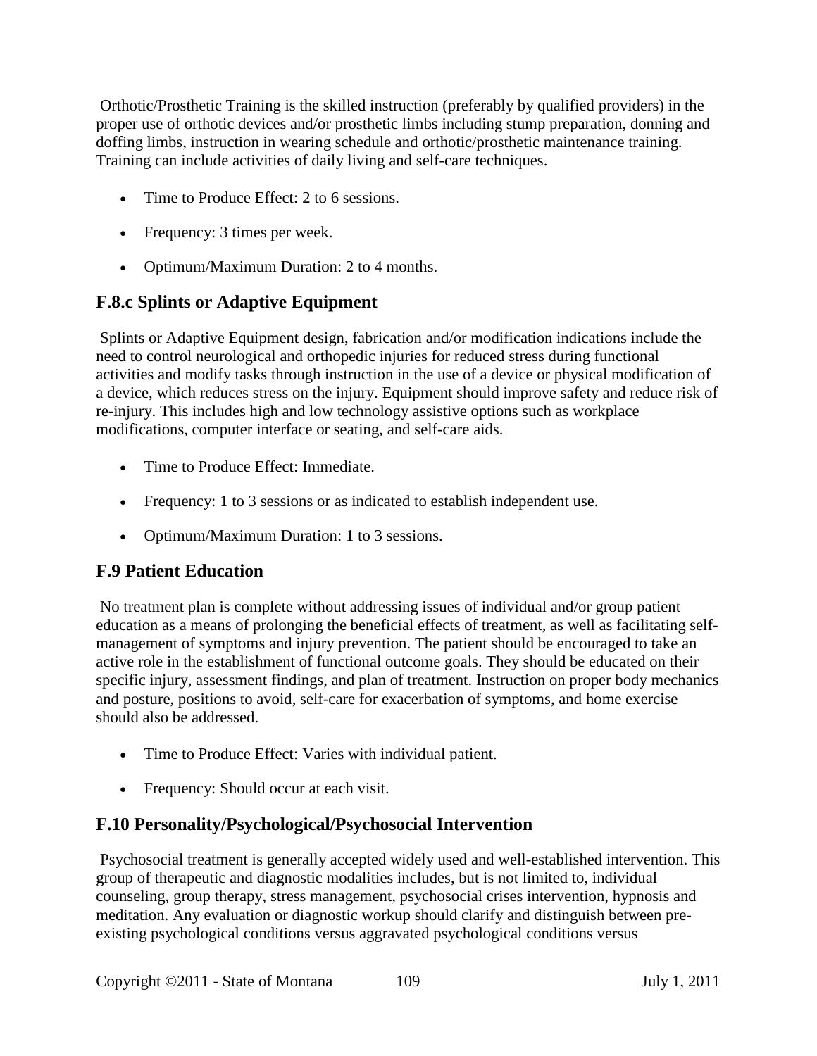Orthotic/Prosthetic Training is the skilled instruction (preferably by qualified providers) in the proper use of orthotic devices and/or prosthetic limbs including stump preparation, donning and doffing limbs, instruction in wearing schedule and orthotic/prosthetic maintenance training. Training can include activities of daily living and self-care techniques.

- Time to Produce Effect: 2 to 6 sessions.
- Frequency: 3 times per week.
- Optimum/Maximum Duration: 2 to 4 months.

## F.8.c Splints or Adaptive Equipment

Splints or Adaptive Equipment design, fabrication and/or modification indications include the need to control neurological and orthopedic injuries for reduced stress during functional activities and modify tasks through instruction in the use of a device or physical modification of a device, which reduces stress on the injury. Equipment should improve safety and reduce risk of re-injury. This includes high and low technology assistive options such as workplace modifications, computer interface or seating, and self-care aids.

- Time to Produce Effect: Immediate.
- Frequency: 1 to 3 sessions or as indicated to establish independent use.
- Optimum/Maximum Duration: 1 to 3 sessions.

## F.9 Patient Education

No treatment plan is complete without addressing issues of individual and/or group patient education as a means of prolonging the beneficial effects of treatment, as well as facilitating self-management of symptoms and injury prevention. The patient should be encouraged to take an active role in the establishment of functional outcome goals. They should be educated on their specific injury, assessment findings, and plan of treatment. Instruction on proper body mechanics and posture, positions to avoid, self-care for exacerbation of symptoms, and home exercise should also be addressed.

- Time to Produce Effect: Varies with individual patient.
- Frequency: Should occur at each visit.

## F.10 Personality/Psychological/Psychosocial Intervention

Psychosocial treatment is generally accepted widely used and well-established intervention. This group of therapeutic and diagnostic modalities includes, but is not limited to, individual counseling, group therapy, stress management, psychosocial crises intervention, hypnosis and meditation. Any evaluation or diagnostic workup should clarify and distinguish between pre-existing psychological conditions versus aggravated psychological conditions versus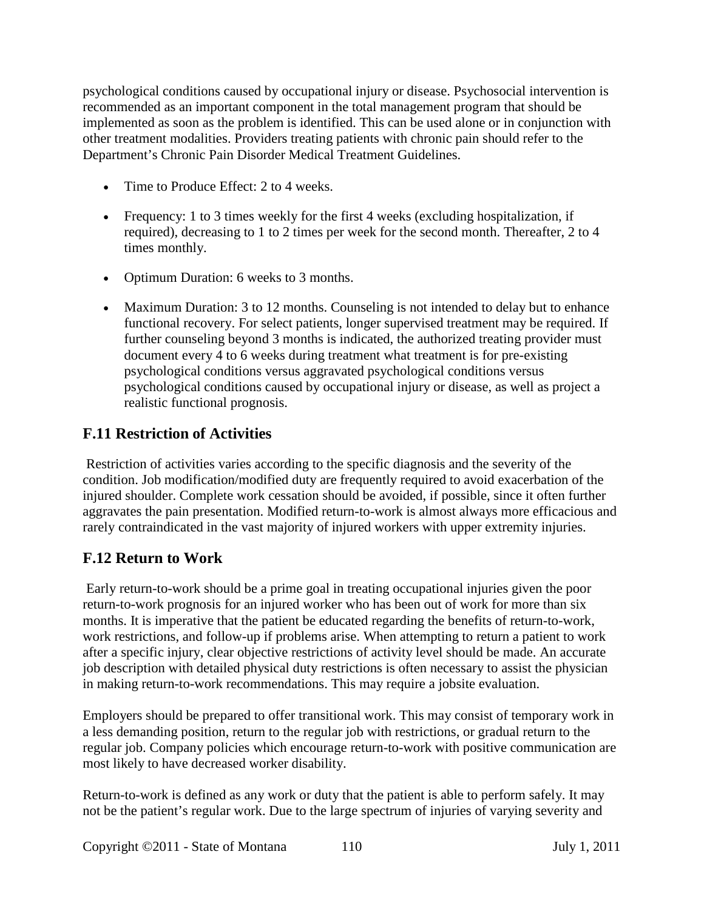psychological conditions caused by occupational injury or disease. Psychosocial intervention is recommended as an important component in the total management program that should be implemented as soon as the problem is identified. This can be used alone or in conjunction with other treatment modalities. Providers treating patients with chronic pain should refer to the Department's Chronic Pain Disorder Medical Treatment Guidelines.

- Time to Produce Effect: 2 to 4 weeks.
- Frequency: 1 to 3 times weekly for the first 4 weeks (excluding hospitalization, if required), decreasing to 1 to 2 times per week for the second month. Thereafter, 2 to 4 times monthly.
- Optimum Duration: 6 weeks to 3 months.
- Maximum Duration: 3 to 12 months. Counseling is not intended to delay but to enhance functional recovery. For select patients, longer supervised treatment may be required. If further counseling beyond 3 months is indicated, the authorized treating provider must document every 4 to 6 weeks during treatment what treatment is for pre-existing psychological conditions versus aggravated psychological conditions versus psychological conditions caused by occupational injury or disease, as well as project a realistic functional prognosis.

## F.11 Restriction of Activities

Restriction of activities varies according to the specific diagnosis and the severity of the condition. Job modification/modified duty are frequently required to avoid exacerbation of the injured shoulder. Complete work cessation should be avoided, if possible, since it often further aggravates the pain presentation. Modified return-to-work is almost always more efficacious and rarely contraindicated in the vast majority of injured workers with upper extremity injuries.

## F.12 Return to Work

Early return-to-work should be a prime goal in treating occupational injuries given the poor return-to-work prognosis for an injured worker who has been out of work for more than six months. It is imperative that the patient be educated regarding the benefits of return-to-work, work restrictions, and follow-up if problems arise. When attempting to return a patient to work after a specific injury, clear objective restrictions of activity level should be made. An accurate job description with detailed physical duty restrictions is often necessary to assist the physician in making return-to-work recommendations. This may require a jobsite evaluation.

Employers should be prepared to offer transitional work. This may consist of temporary work in a less demanding position, return to the regular job with restrictions, or gradual return to the regular job. Company policies which encourage return-to-work with positive communication are most likely to have decreased worker disability.

Return-to-work is defined as any work or duty that the patient is able to perform safely. It may not be the patient's regular work. Due to the large spectrum of injuries of varying severity and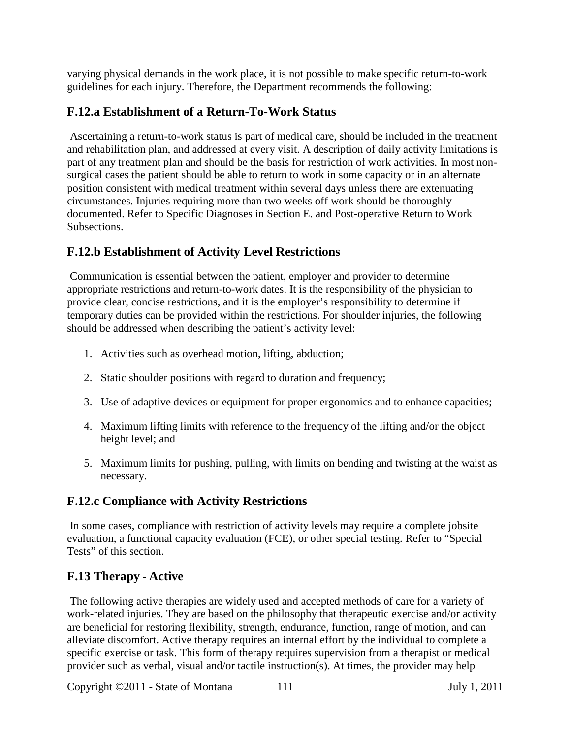varying physical demands in the work place, it is not possible to make specific return-to-work guidelines for each injury. Therefore, the Department recommends the following:

## F.12.a Establishment of a Return-To-Work Status

Ascertaining a return-to-work status is part of medical care, should be included in the treatment and rehabilitation plan, and addressed at every visit. A description of daily activity limitations is part of any treatment plan and should be the basis for restriction of work activities. In most non-surgical cases the patient should be able to return to work in some capacity or in an alternate position consistent with medical treatment within several days unless there are extenuating circumstances. Injuries requiring more than two weeks off work should be thoroughly documented. Refer to Specific Diagnoses in Section E. and Post-operative Return to Work Subsections.

## F.12.b Establishment of Activity Level Restrictions

Communication is essential between the patient, employer and provider to determine appropriate restrictions and return-to-work dates. It is the responsibility of the physician to provide clear, concise restrictions, and it is the employer's responsibility to determine if temporary duties can be provided within the restrictions. For shoulder injuries, the following should be addressed when describing the patient's activity level:

1. Activities such as overhead motion, lifting, abduction;
2. Static shoulder positions with regard to duration and frequency;
3. Use of adaptive devices or equipment for proper ergonomics and to enhance capacities;
4. Maximum lifting limits with reference to the frequency of the lifting and/or the object height level; and
5. Maximum limits for pushing, pulling, with limits on bending and twisting at the waist as necessary.

## F.12.c Compliance with Activity Restrictions

In some cases, compliance with restriction of activity levels may require a complete jobsite evaluation, a functional capacity evaluation (FCE), or other special testing. Refer to "Special Tests" of this section.

## F.13 Therapy - Active

The following active therapies are widely used and accepted methods of care for a variety of work-related injuries. They are based on the philosophy that therapeutic exercise and/or activity are beneficial for restoring flexibility, strength, endurance, function, range of motion, and can alleviate discomfort. Active therapy requires an internal effort by the individual to complete a specific exercise or task. This form of therapy requires supervision from a therapist or medical provider such as verbal, visual and/or tactile instruction(s). At times, the provider may help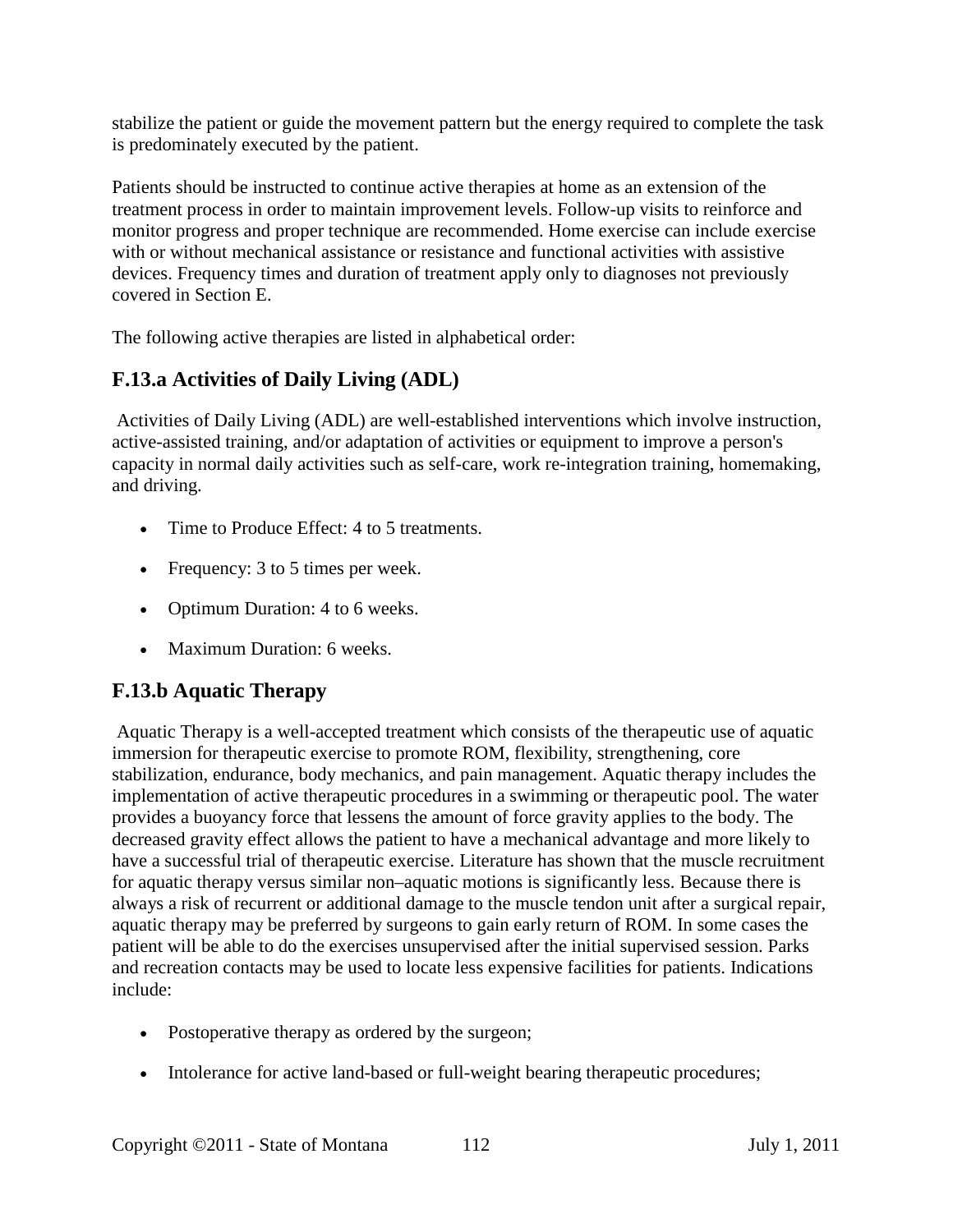stabilize the patient or guide the movement pattern but the energy required to complete the task is predominately executed by the patient.

Patients should be instructed to continue active therapies at home as an extension of the treatment process in order to maintain improvement levels. Follow-up visits to reinforce and monitor progress and proper technique are recommended. Home exercise can include exercise with or without mechanical assistance or resistance and functional activities with assistive devices. Frequency times and duration of treatment apply only to diagnoses not previously covered in Section E.

The following active therapies are listed in alphabetical order:

## F.13.a Activities of Daily Living (ADL)

Activities of Daily Living (ADL) are well-established interventions which involve instruction, active-assisted training, and/or adaptation of activities or equipment to improve a person's capacity in normal daily activities such as self-care, work re-integration training, homemaking, and driving.

- Time to Produce Effect: 4 to 5 treatments.
- Frequency: 3 to 5 times per week.
- Optimum Duration: 4 to 6 weeks.
- Maximum Duration: 6 weeks.

## F.13.b Aquatic Therapy

Aquatic Therapy is a well-accepted treatment which consists of the therapeutic use of aquatic immersion for therapeutic exercise to promote ROM, flexibility, strengthening, core stabilization, endurance, body mechanics, and pain management. Aquatic therapy includes the implementation of active therapeutic procedures in a swimming or therapeutic pool. The water provides a buoyancy force that lessens the amount of force gravity applies to the body. The decreased gravity effect allows the patient to have a mechanical advantage and more likely to have a successful trial of therapeutic exercise. Literature has shown that the muscle recruitment for aquatic therapy versus similar non–aquatic motions is significantly less. Because there is always a risk of recurrent or additional damage to the muscle tendon unit after a surgical repair, aquatic therapy may be preferred by surgeons to gain early return of ROM. In some cases the patient will be able to do the exercises unsupervised after the initial supervised session. Parks and recreation contacts may be used to locate less expensive facilities for patients. Indications include:

- Postoperative therapy as ordered by the surgeon;
- Intolerance for active land-based or full-weight bearing therapeutic procedures;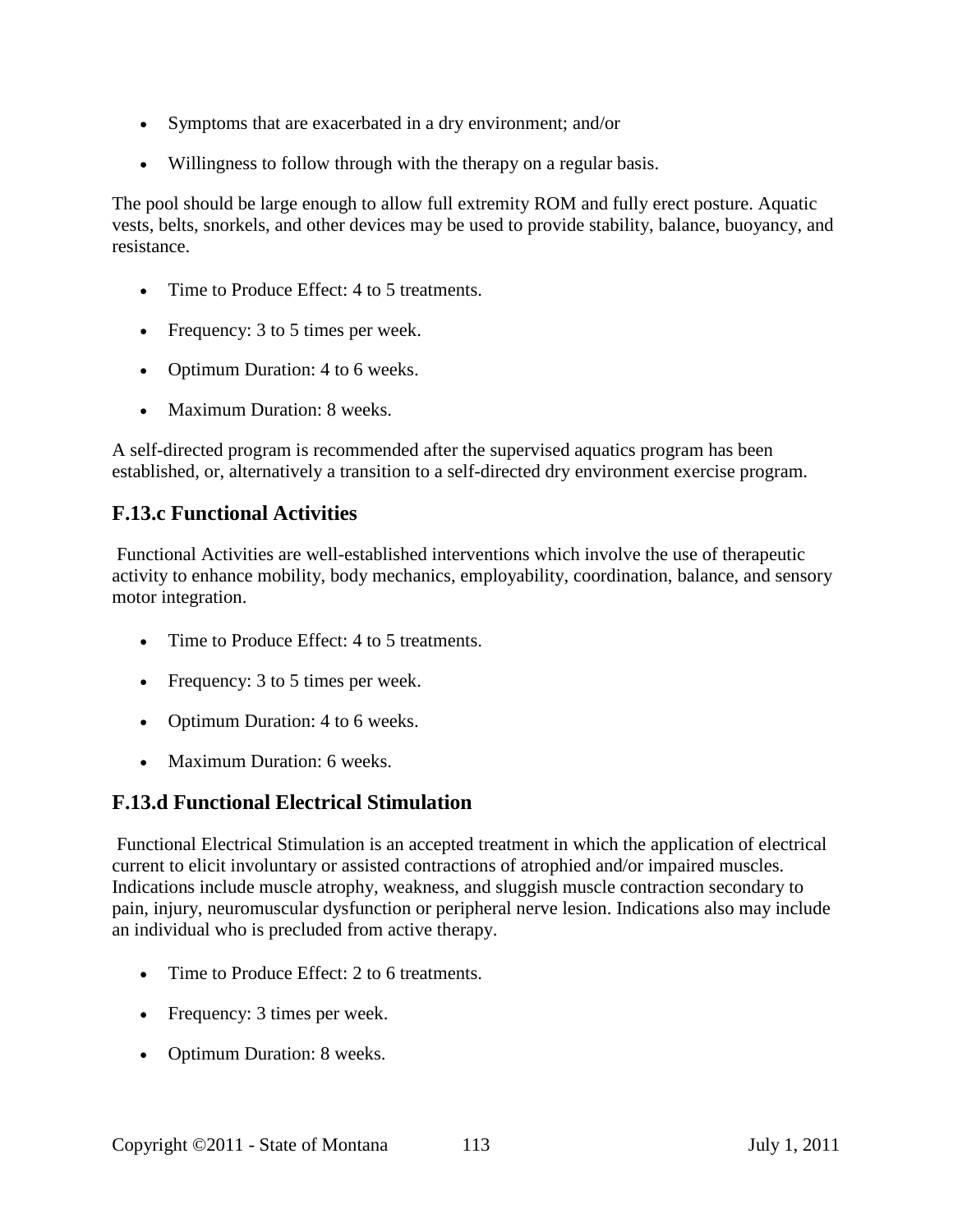- Symptoms that are exacerbated in a dry environment; and/or
- Willingness to follow through with the therapy on a regular basis.

The pool should be large enough to allow full extremity ROM and fully erect posture. Aquatic vests, belts, snorkels, and other devices may be used to provide stability, balance, buoyancy, and resistance.

- Time to Produce Effect: 4 to 5 treatments.
- Frequency: 3 to 5 times per week.
- Optimum Duration: 4 to 6 weeks.
- Maximum Duration: 8 weeks.

A self-directed program is recommended after the supervised aquatics program has been established, or, alternatively a transition to a self-directed dry environment exercise program.

## F.13.c Functional Activities

Functional Activities are well-established interventions which involve the use of therapeutic activity to enhance mobility, body mechanics, employability, coordination, balance, and sensory motor integration.

- Time to Produce Effect: 4 to 5 treatments.
- Frequency: 3 to 5 times per week.
- Optimum Duration: 4 to 6 weeks.
- Maximum Duration: 6 weeks.

## F.13.d Functional Electrical Stimulation

Functional Electrical Stimulation is an accepted treatment in which the application of electrical current to elicit involuntary or assisted contractions of atrophied and/or impaired muscles. Indications include muscle atrophy, weakness, and sluggish muscle contraction secondary to pain, injury, neuromuscular dysfunction or peripheral nerve lesion. Indications also may include an individual who is precluded from active therapy.

- Time to Produce Effect: 2 to 6 treatments.
- Frequency: 3 times per week.
- Optimum Duration: 8 weeks.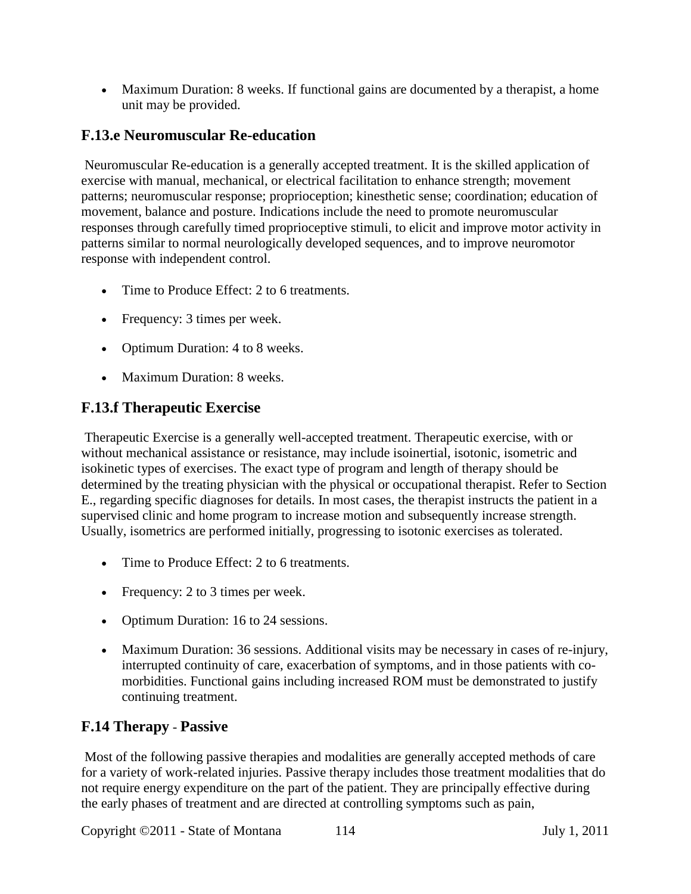- Maximum Duration: 8 weeks. If functional gains are documented by a therapist, a home unit may be provided.

## F.13.e Neuromuscular Re-education

Neuromuscular Re-education is a generally accepted treatment. It is the skilled application of exercise with manual, mechanical, or electrical facilitation to enhance strength; movement patterns; neuromuscular response; proprioception; kinesthetic sense; coordination; education of movement, balance and posture. Indications include the need to promote neuromuscular responses through carefully timed proprioceptive stimuli, to elicit and improve motor activity in patterns similar to normal neurologically developed sequences, and to improve neuromotor response with independent control.

- Time to Produce Effect: 2 to 6 treatments.
- Frequency: 3 times per week.
- Optimum Duration: 4 to 8 weeks.
- Maximum Duration: 8 weeks.

## F.13.f Therapeutic Exercise

Therapeutic Exercise is a generally well-accepted treatment. Therapeutic exercise, with or without mechanical assistance or resistance, may include isoinertial, isotonic, isometric and isokinetic types of exercises. The exact type of program and length of therapy should be determined by the treating physician with the physical or occupational therapist. Refer to Section E., regarding specific diagnoses for details. In most cases, the therapist instructs the patient in a supervised clinic and home program to increase motion and subsequently increase strength. Usually, isometrics are performed initially, progressing to isotonic exercises as tolerated.

- Time to Produce Effect: 2 to 6 treatments.
- Frequency: 2 to 3 times per week.
- Optimum Duration: 16 to 24 sessions.
- Maximum Duration: 36 sessions. Additional visits may be necessary in cases of re-injury, interrupted continuity of care, exacerbation of symptoms, and in those patients with co-morbidities. Functional gains including increased ROM must be demonstrated to justify continuing treatment.

## F.14 Therapy - Passive

Most of the following passive therapies and modalities are generally accepted methods of care for a variety of work-related injuries. Passive therapy includes those treatment modalities that do not require energy expenditure on the part of the patient. They are principally effective during the early phases of treatment and are directed at controlling symptoms such as pain,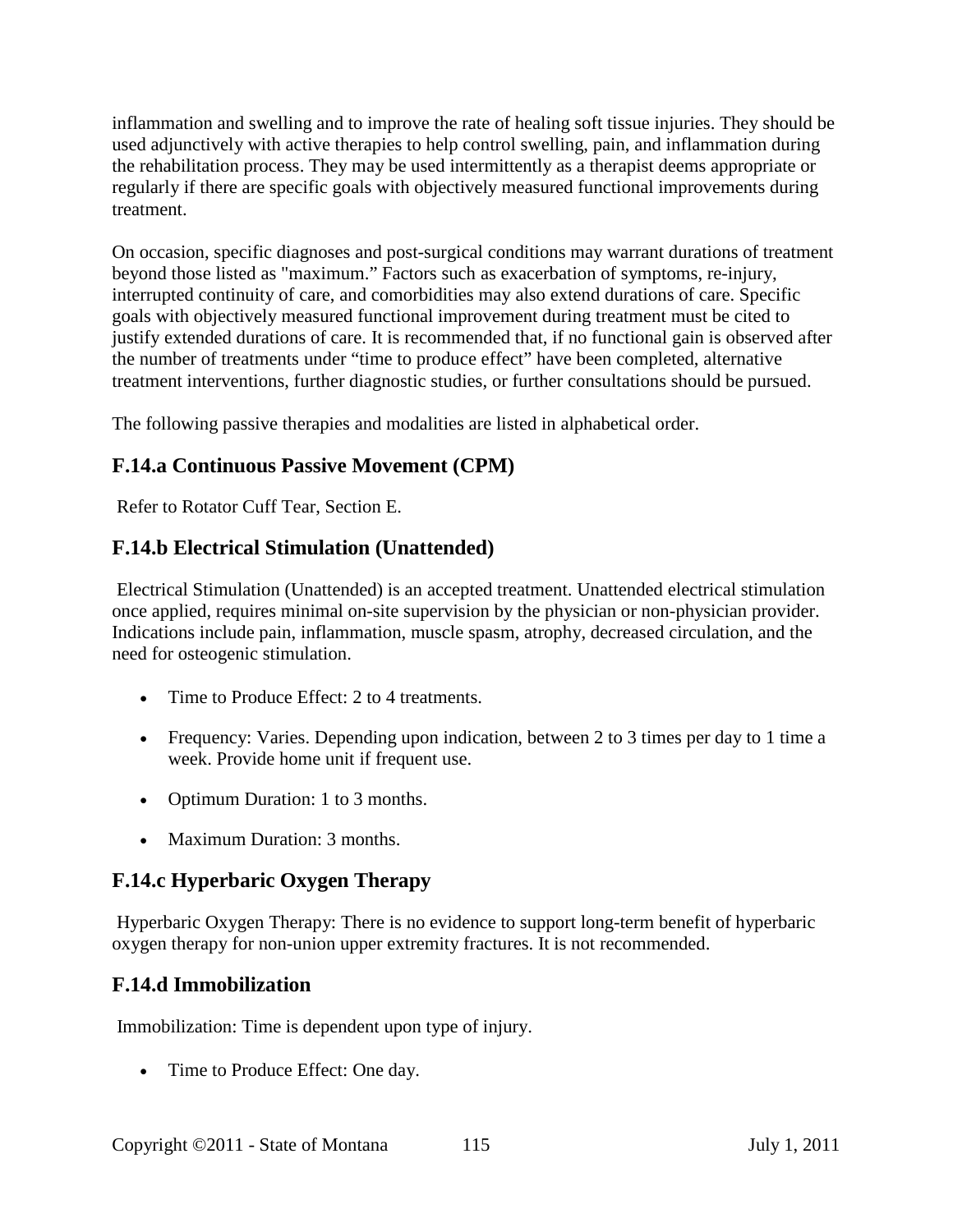inflammation and swelling and to improve the rate of healing soft tissue injuries. They should be used adjunctively with active therapies to help control swelling, pain, and inflammation during the rehabilitation process. They may be used intermittently as a therapist deems appropriate or regularly if there are specific goals with objectively measured functional improvements during treatment.

On occasion, specific diagnoses and post-surgical conditions may warrant durations of treatment beyond those listed as "maximum." Factors such as exacerbation of symptoms, re-injury, interrupted continuity of care, and comorbidities may also extend durations of care. Specific goals with objectively measured functional improvement during treatment must be cited to justify extended durations of care. It is recommended that, if no functional gain is observed after the number of treatments under "time to produce effect" have been completed, alternative treatment interventions, further diagnostic studies, or further consultations should be pursued.

The following passive therapies and modalities are listed in alphabetical order.

## F.14.a Continuous Passive Movement (CPM)

Refer to Rotator Cuff Tear, Section E.

## F.14.b Electrical Stimulation (Unattended)

Electrical Stimulation (Unattended) is an accepted treatment. Unattended electrical stimulation once applied, requires minimal on-site supervision by the physician or non-physician provider. Indications include pain, inflammation, muscle spasm, atrophy, decreased circulation, and the need for osteogenic stimulation.

- Time to Produce Effect: 2 to 4 treatments.
- Frequency: Varies. Depending upon indication, between 2 to 3 times per day to 1 time a week. Provide home unit if frequent use.
- Optimum Duration: 1 to 3 months.
- Maximum Duration: 3 months.

## F.14.c Hyperbaric Oxygen Therapy

Hyperbaric Oxygen Therapy: There is no evidence to support long-term benefit of hyperbaric oxygen therapy for non-union upper extremity fractures. It is not recommended.

## F.14.d Immobilization

Immobilization: Time is dependent upon type of injury.

- Time to Produce Effect: One day.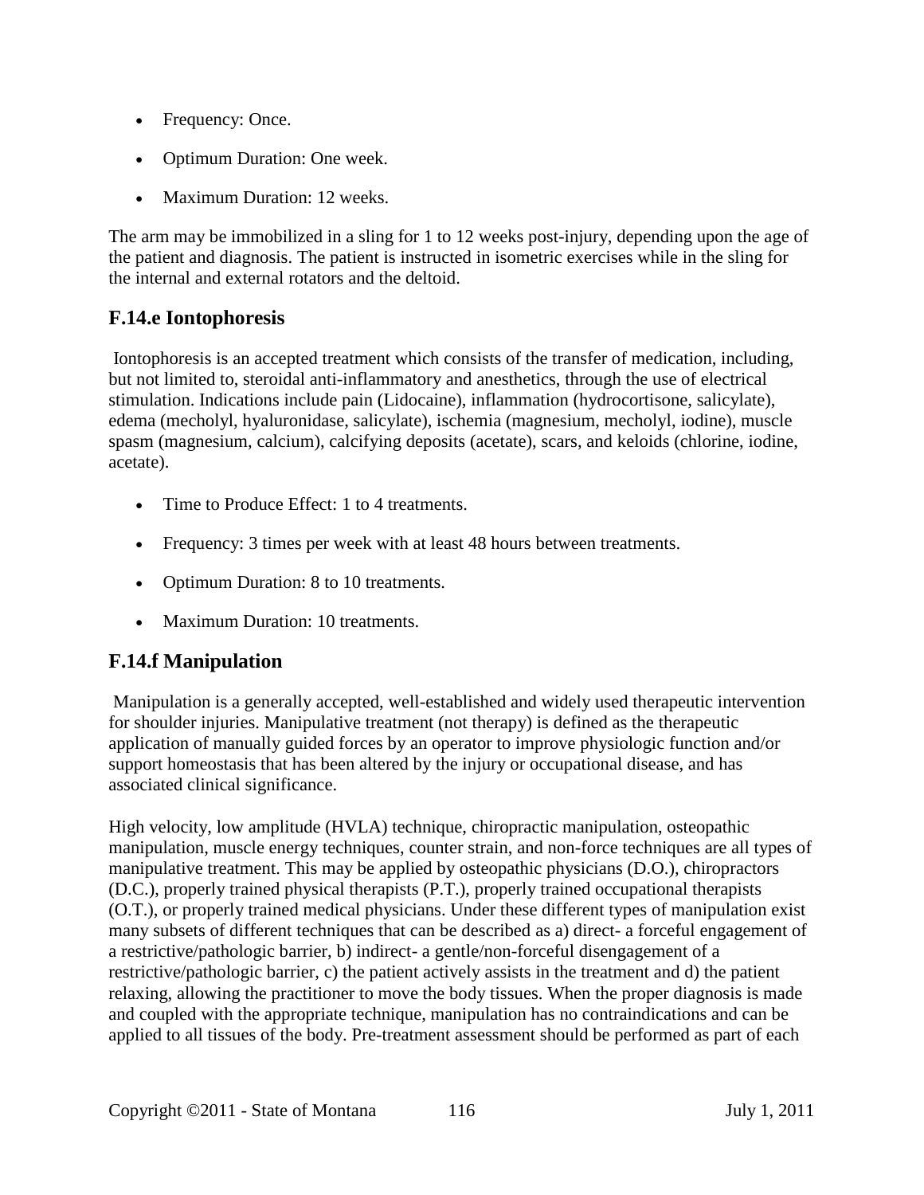- Frequency: Once.
- Optimum Duration: One week.
- Maximum Duration: 12 weeks.

The arm may be immobilized in a sling for 1 to 12 weeks post-injury, depending upon the age of the patient and diagnosis. The patient is instructed in isometric exercises while in the sling for the internal and external rotators and the deltoid.

## F.14.e Iontophoresis

Iontophoresis is an accepted treatment which consists of the transfer of medication, including, but not limited to, steroidal anti-inflammatory and anesthetics, through the use of electrical stimulation. Indications include pain (Lidocaine), inflammation (hydrocortisone, salicylate), edema (mecholyl, hyaluronidase, salicylate), ischemia (magnesium, mecholyl, iodine), muscle spasm (magnesium, calcium), calcifying deposits (acetate), scars, and keloids (chlorine, iodine, acetate).

- Time to Produce Effect: 1 to 4 treatments.
- Frequency: 3 times per week with at least 48 hours between treatments.
- Optimum Duration: 8 to 10 treatments.
- Maximum Duration: 10 treatments.

## F.14.f Manipulation

Manipulation is a generally accepted, well-established and widely used therapeutic intervention for shoulder injuries. Manipulative treatment (not therapy) is defined as the therapeutic application of manually guided forces by an operator to improve physiologic function and/or support homeostasis that has been altered by the injury or occupational disease, and has associated clinical significance.

High velocity, low amplitude (HVLA) technique, chiropractic manipulation, osteopathic manipulation, muscle energy techniques, counter strain, and non-force techniques are all types of manipulative treatment. This may be applied by osteopathic physicians (D.O.), chiropractors (D.C.), properly trained physical therapists (P.T.), properly trained occupational therapists (O.T.), or properly trained medical physicians. Under these different types of manipulation exist many subsets of different techniques that can be described as a) direct- a forceful engagement of a restrictive/pathologic barrier, b) indirect- a gentle/non-forceful disengagement of a restrictive/pathologic barrier, c) the patient actively assists in the treatment and d) the patient relaxing, allowing the practitioner to move the body tissues. When the proper diagnosis is made and coupled with the appropriate technique, manipulation has no contraindications and can be applied to all tissues of the body. Pre-treatment assessment should be performed as part of each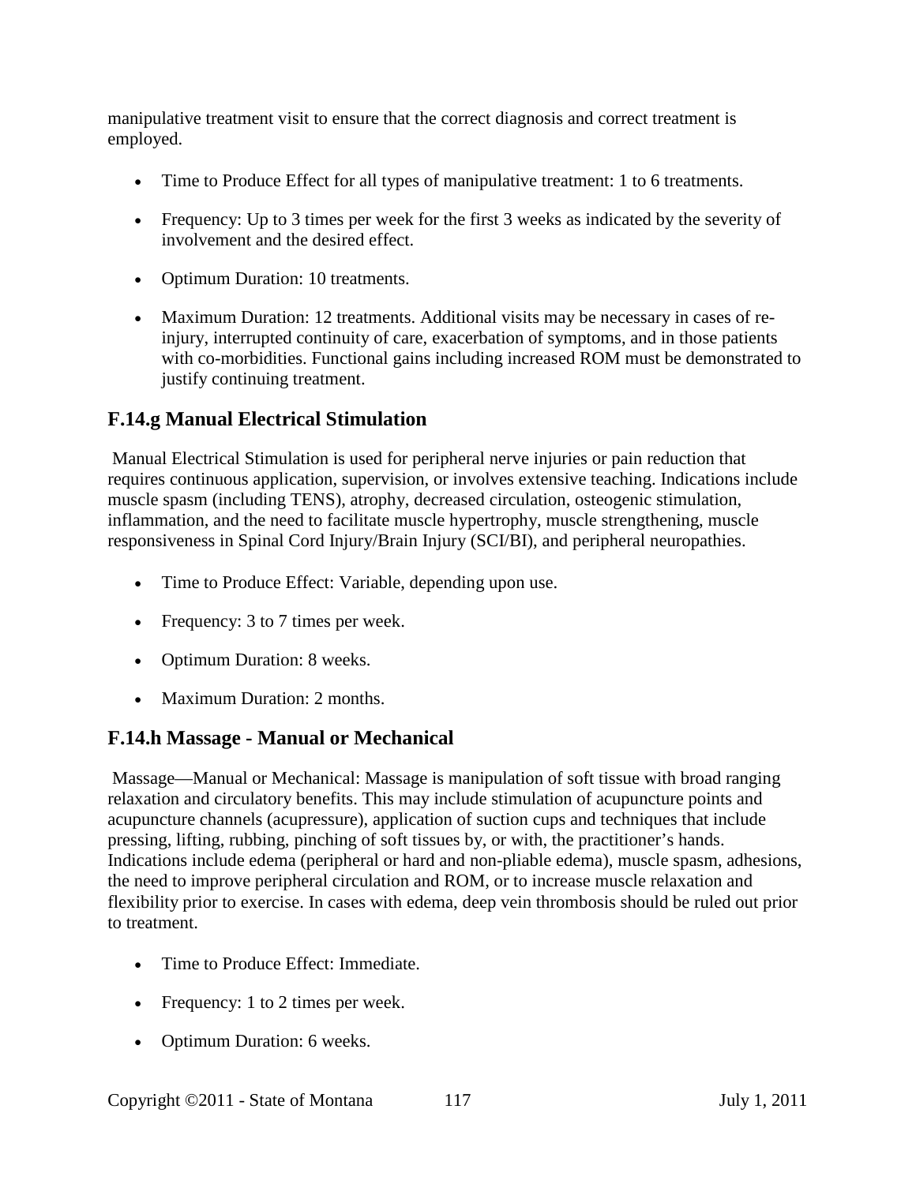manipulative treatment visit to ensure that the correct diagnosis and correct treatment is employed.

- Time to Produce Effect for all types of manipulative treatment: 1 to 6 treatments.
- Frequency: Up to 3 times per week for the first 3 weeks as indicated by the severity of involvement and the desired effect.
- Optimum Duration: 10 treatments.
- Maximum Duration: 12 treatments. Additional visits may be necessary in cases of re-injury, interrupted continuity of care, exacerbation of symptoms, and in those patients with co-morbidities. Functional gains including increased ROM must be demonstrated to justify continuing treatment.

## F.14.g Manual Electrical Stimulation

Manual Electrical Stimulation is used for peripheral nerve injuries or pain reduction that requires continuous application, supervision, or involves extensive teaching. Indications include muscle spasm (including TENS), atrophy, decreased circulation, osteogenic stimulation, inflammation, and the need to facilitate muscle hypertrophy, muscle strengthening, muscle responsiveness in Spinal Cord Injury/Brain Injury (SCI/BI), and peripheral neuropathies.

- Time to Produce Effect: Variable, depending upon use.
- Frequency: 3 to 7 times per week.
- Optimum Duration: 8 weeks.
- Maximum Duration: 2 months.

## F.14.h Massage - Manual or Mechanical

Massage—Manual or Mechanical: Massage is manipulation of soft tissue with broad ranging relaxation and circulatory benefits. This may include stimulation of acupuncture points and acupuncture channels (acupressure), application of suction cups and techniques that include pressing, lifting, rubbing, pinching of soft tissues by, or with, the practitioner's hands. Indications include edema (peripheral or hard and non-pliable edema), muscle spasm, adhesions, the need to improve peripheral circulation and ROM, or to increase muscle relaxation and flexibility prior to exercise. In cases with edema, deep vein thrombosis should be ruled out prior to treatment.

- Time to Produce Effect: Immediate.
- Frequency: 1 to 2 times per week.
- Optimum Duration: 6 weeks.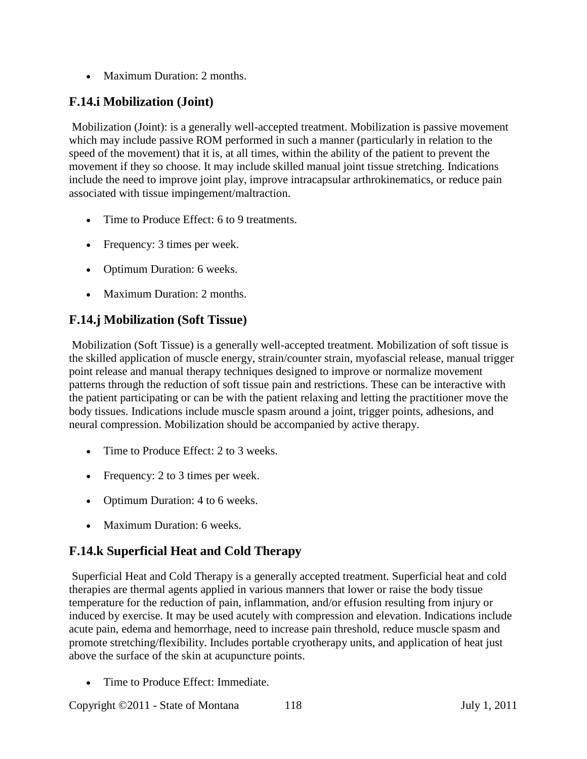- Maximum Duration: 2 months.

## F.14.i Mobilization (Joint)

Mobilization (Joint): is a generally well-accepted treatment. Mobilization is passive movement which may include passive ROM performed in such a manner (particularly in relation to the speed of the movement) that it is, at all times, within the ability of the patient to prevent the movement if they so choose. It may include skilled manual joint tissue stretching. Indications include the need to improve joint play, improve intracapsular arthrokinematics, or reduce pain associated with tissue impingement/maltraction.

- Time to Produce Effect: 6 to 9 treatments.
- Frequency: 3 times per week.
- Optimum Duration: 6 weeks.
- Maximum Duration: 2 months.

## F.14.j Mobilization (Soft Tissue)

Mobilization (Soft Tissue) is a generally well-accepted treatment. Mobilization of soft tissue is the skilled application of muscle energy, strain/counter strain, myofascial release, manual trigger point release and manual therapy techniques designed to improve or normalize movement patterns through the reduction of soft tissue pain and restrictions. These can be interactive with the patient participating or can be with the patient relaxing and letting the practitioner move the body tissues. Indications include muscle spasm around a joint, trigger points, adhesions, and neural compression. Mobilization should be accompanied by active therapy.

- Time to Produce Effect: 2 to 3 weeks.
- Frequency: 2 to 3 times per week.
- Optimum Duration: 4 to 6 weeks.
- Maximum Duration: 6 weeks.

## F.14.k Superficial Heat and Cold Therapy

Superficial Heat and Cold Therapy is a generally accepted treatment. Superficial heat and cold therapies are thermal agents applied in various manners that lower or raise the body tissue temperature for the reduction of pain, inflammation, and/or effusion resulting from injury or induced by exercise. It may be used acutely with compression and elevation. Indications include acute pain, edema and hemorrhage, need to increase pain threshold, reduce muscle spasm and promote stretching/flexibility. Includes portable cryotherapy units, and application of heat just above the surface of the skin at acupuncture points.

- Time to Produce Effect: Immediate.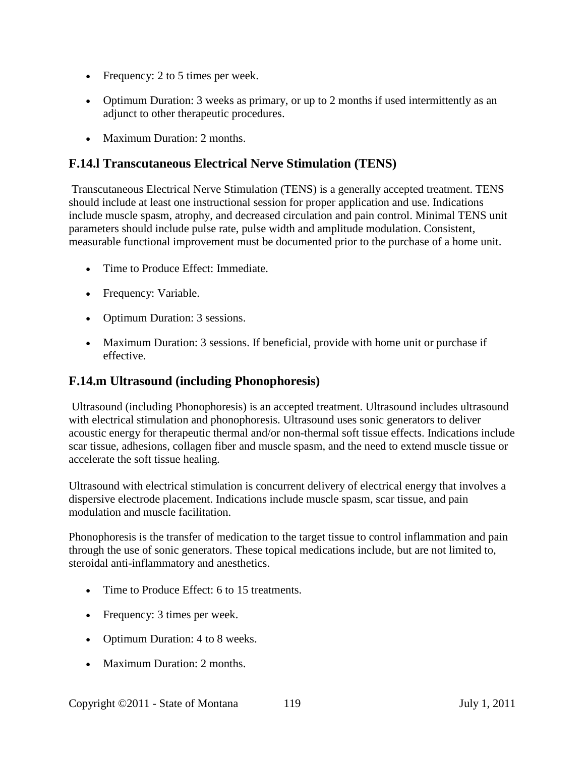- Frequency: 2 to 5 times per week.
- Optimum Duration: 3 weeks as primary, or up to 2 months if used intermittently as an adjunct to other therapeutic procedures.
- Maximum Duration: 2 months.

### F.14.l Transcutaneous Electrical Nerve Stimulation (TENS)

Transcutaneous Electrical Nerve Stimulation (TENS) is a generally accepted treatment. TENS should include at least one instructional session for proper application and use. Indications include muscle spasm, atrophy, and decreased circulation and pain control. Minimal TENS unit parameters should include pulse rate, pulse width and amplitude modulation. Consistent, measurable functional improvement must be documented prior to the purchase of a home unit.

- Time to Produce Effect: Immediate.
- Frequency: Variable.
- Optimum Duration: 3 sessions.
- Maximum Duration: 3 sessions. If beneficial, provide with home unit or purchase if effective.

### F.14.m Ultrasound (including Phonophoresis)

Ultrasound (including Phonophoresis) is an accepted treatment. Ultrasound includes ultrasound with electrical stimulation and phonophoresis. Ultrasound uses sonic generators to deliver acoustic energy for therapeutic thermal and/or non-thermal soft tissue effects. Indications include scar tissue, adhesions, collagen fiber and muscle spasm, and the need to extend muscle tissue or accelerate the soft tissue healing.

Ultrasound with electrical stimulation is concurrent delivery of electrical energy that involves a dispersive electrode placement. Indications include muscle spasm, scar tissue, and pain modulation and muscle facilitation.

Phonophoresis is the transfer of medication to the target tissue to control inflammation and pain through the use of sonic generators. These topical medications include, but are not limited to, steroidal anti-inflammatory and anesthetics.

- Time to Produce Effect: 6 to 15 treatments.
- Frequency: 3 times per week.
- Optimum Duration: 4 to 8 weeks.
- Maximum Duration: 2 months.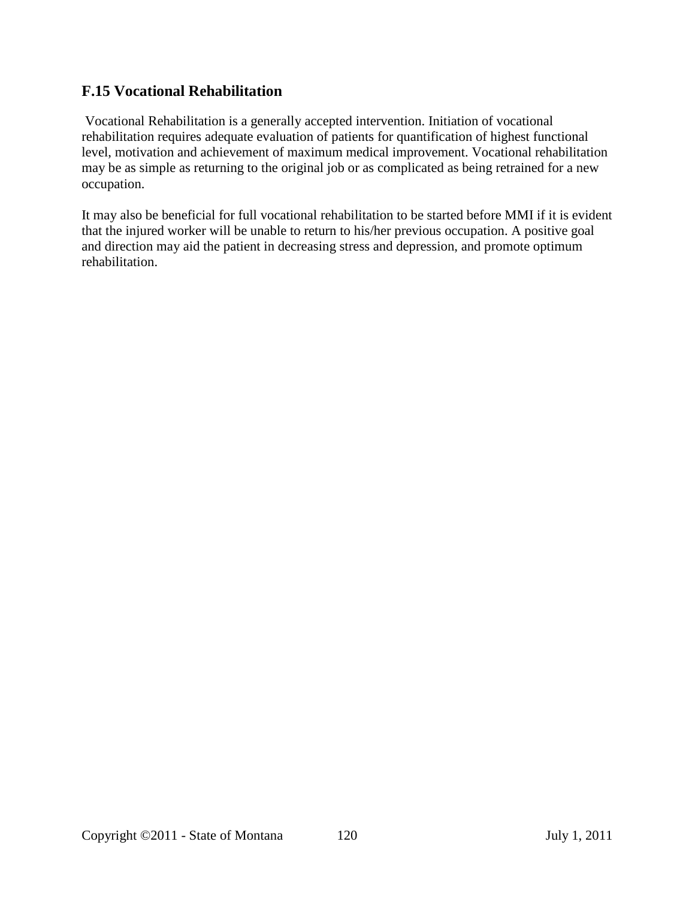## F.15 Vocational Rehabilitation

Vocational Rehabilitation is a generally accepted intervention. Initiation of vocational rehabilitation requires adequate evaluation of patients for quantification of highest functional level, motivation and achievement of maximum medical improvement. Vocational rehabilitation may be as simple as returning to the original job or as complicated as being retrained for a new occupation.

It may also be beneficial for full vocational rehabilitation to be started before MMI if it is evident that the injured worker will be unable to return to his/her previous occupation. A positive goal and direction may aid the patient in decreasing stress and depression, and promote optimum rehabilitation.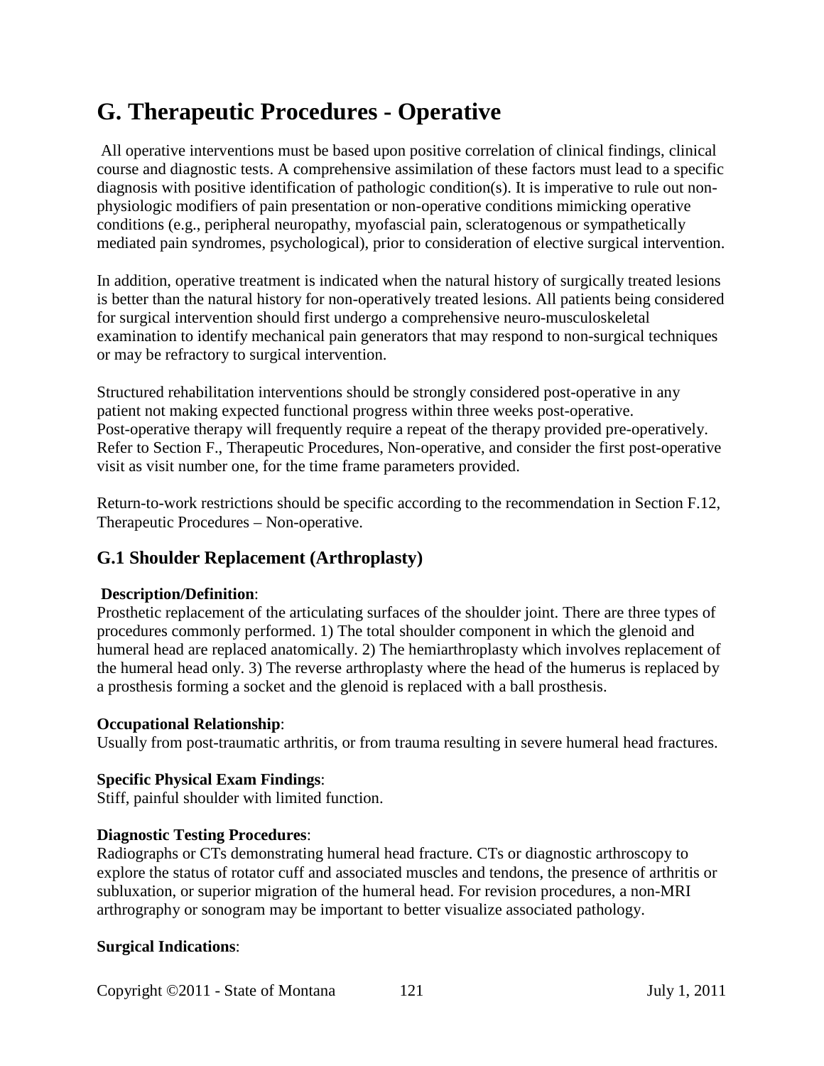# G. Therapeutic Procedures - Operative

All operative interventions must be based upon positive correlation of clinical findings, clinical course and diagnostic tests. A comprehensive assimilation of these factors must lead to a specific diagnosis with positive identification of pathologic condition(s). It is imperative to rule out non-physiologic modifiers of pain presentation or non-operative conditions mimicking operative conditions (e.g., peripheral neuropathy, myofascial pain, scleratogenous or sympathetically mediated pain syndromes, psychological), prior to consideration of elective surgical intervention.

In addition, operative treatment is indicated when the natural history of surgically treated lesions is better than the natural history for non-operatively treated lesions. All patients being considered for surgical intervention should first undergo a comprehensive neuro-musculoskeletal examination to identify mechanical pain generators that may respond to non-surgical techniques or may be refractory to surgical intervention.

Structured rehabilitation interventions should be strongly considered post-operative in any patient not making expected functional progress within three weeks post-operative. Post-operative therapy will frequently require a repeat of the therapy provided pre-operatively. Refer to Section F., Therapeutic Procedures, Non-operative, and consider the first post-operative visit as visit number one, for the time frame parameters provided.

Return-to-work restrictions should be specific according to the recommendation in Section F.12, Therapeutic Procedures – Non-operative.

## G.1 Shoulder Replacement (Arthroplasty)

**Description/Definition**:
Prosthetic replacement of the articulating surfaces of the shoulder joint. There are three types of procedures commonly performed. 1) The total shoulder component in which the glenoid and humeral head are replaced anatomically. 2) The hemiarthroplasty which involves replacement of the humeral head only. 3) The reverse arthroplasty where the head of the humerus is replaced by a prosthesis forming a socket and the glenoid is replaced with a ball prosthesis.

**Occupational Relationship**:
Usually from post-traumatic arthritis, or from trauma resulting in severe humeral head fractures.

**Specific Physical Exam Findings**:
Stiff, painful shoulder with limited function.

**Diagnostic Testing Procedures**:
Radiographs or CTs demonstrating humeral head fracture. CTs or diagnostic arthroscopy to explore the status of rotator cuff and associated muscles and tendons, the presence of arthritis or subluxation, or superior migration of the humeral head. For revision procedures, a non-MRI arthrography or sonogram may be important to better visualize associated pathology.

**Surgical Indications**: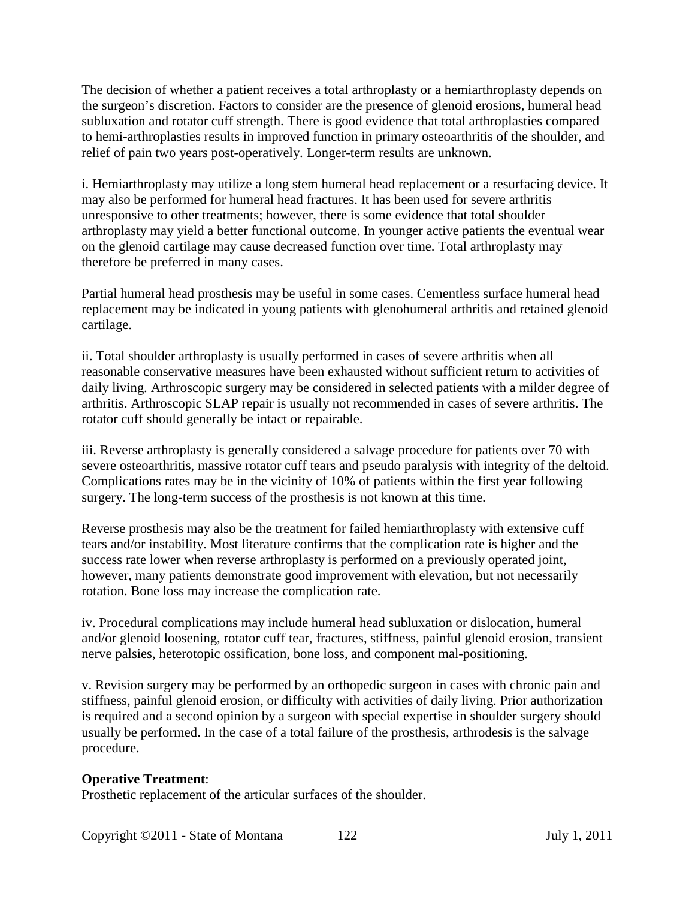The decision of whether a patient receives a total arthroplasty or a hemiarthroplasty depends on the surgeon's discretion. Factors to consider are the presence of glenoid erosions, humeral head subluxation and rotator cuff strength. There is good evidence that total arthroplasties compared to hemi-arthroplasties results in improved function in primary osteoarthritis of the shoulder, and relief of pain two years post-operatively. Longer-term results are unknown.

i. Hemiarthroplasty may utilize a long stem humeral head replacement or a resurfacing device. It may also be performed for humeral head fractures. It has been used for severe arthritis unresponsive to other treatments; however, there is some evidence that total shoulder arthroplasty may yield a better functional outcome. In younger active patients the eventual wear on the glenoid cartilage may cause decreased function over time. Total arthroplasty may therefore be preferred in many cases.

Partial humeral head prosthesis may be useful in some cases. Cementless surface humeral head replacement may be indicated in young patients with glenohumeral arthritis and retained glenoid cartilage.

ii. Total shoulder arthroplasty is usually performed in cases of severe arthritis when all reasonable conservative measures have been exhausted without sufficient return to activities of daily living. Arthroscopic surgery may be considered in selected patients with a milder degree of arthritis. Arthroscopic SLAP repair is usually not recommended in cases of severe arthritis. The rotator cuff should generally be intact or repairable.

iii. Reverse arthroplasty is generally considered a salvage procedure for patients over 70 with severe osteoarthritis, massive rotator cuff tears and pseudo paralysis with integrity of the deltoid. Complications rates may be in the vicinity of 10% of patients within the first year following surgery. The long-term success of the prosthesis is not known at this time.

Reverse prosthesis may also be the treatment for failed hemiarthroplasty with extensive cuff tears and/or instability. Most literature confirms that the complication rate is higher and the success rate lower when reverse arthroplasty is performed on a previously operated joint, however, many patients demonstrate good improvement with elevation, but not necessarily rotation. Bone loss may increase the complication rate.

iv. Procedural complications may include humeral head subluxation or dislocation, humeral and/or glenoid loosening, rotator cuff tear, fractures, stiffness, painful glenoid erosion, transient nerve palsies, heterotopic ossification, bone loss, and component mal-positioning.

v. Revision surgery may be performed by an orthopedic surgeon in cases with chronic pain and stiffness, painful glenoid erosion, or difficulty with activities of daily living. Prior authorization is required and a second opinion by a surgeon with special expertise in shoulder surgery should usually be performed. In the case of a total failure of the prosthesis, arthrodesis is the salvage procedure.

**Operative Treatment**:
Prosthetic replacement of the articular surfaces of the shoulder.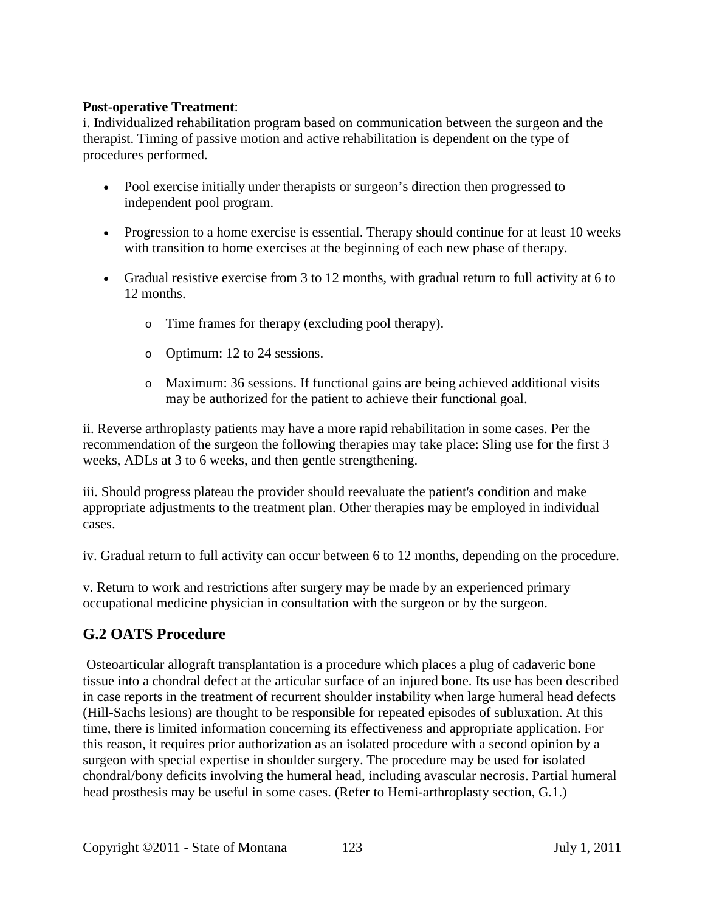**Post-operative Treatment**:

i. Individualized rehabilitation program based on communication between the surgeon and the therapist. Timing of passive motion and active rehabilitation is dependent on the type of procedures performed.

- Pool exercise initially under therapists or surgeon's direction then progressed to independent pool program.
- Progression to a home exercise is essential. Therapy should continue for at least 10 weeks with transition to home exercises at the beginning of each new phase of therapy.
- Gradual resistive exercise from 3 to 12 months, with gradual return to full activity at 6 to 12 months.
    - Time frames for therapy (excluding pool therapy).
    - Optimum: 12 to 24 sessions.
    - Maximum: 36 sessions. If functional gains are being achieved additional visits may be authorized for the patient to achieve their functional goal.

ii. Reverse arthroplasty patients may have a more rapid rehabilitation in some cases. Per the recommendation of the surgeon the following therapies may take place: Sling use for the first 3 weeks, ADLs at 3 to 6 weeks, and then gentle strengthening.

iii. Should progress plateau the provider should reevaluate the patient's condition and make appropriate adjustments to the treatment plan. Other therapies may be employed in individual cases.

iv. Gradual return to full activity can occur between 6 to 12 months, depending on the procedure.

v. Return to work and restrictions after surgery may be made by an experienced primary occupational medicine physician in consultation with the surgeon or by the surgeon.

## G.2 OATS Procedure

Osteoarticular allograft transplantation is a procedure which places a plug of cadaveric bone tissue into a chondral defect at the articular surface of an injured bone. Its use has been described in case reports in the treatment of recurrent shoulder instability when large humeral head defects (Hill-Sachs lesions) are thought to be responsible for repeated episodes of subluxation. At this time, there is limited information concerning its effectiveness and appropriate application. For this reason, it requires prior authorization as an isolated procedure with a second opinion by a surgeon with special expertise in shoulder surgery. The procedure may be used for isolated chondral/bony deficits involving the humeral head, including avascular necrosis. Partial humeral head prosthesis may be useful in some cases. (Refer to Hemi-arthroplasty section, G.1.)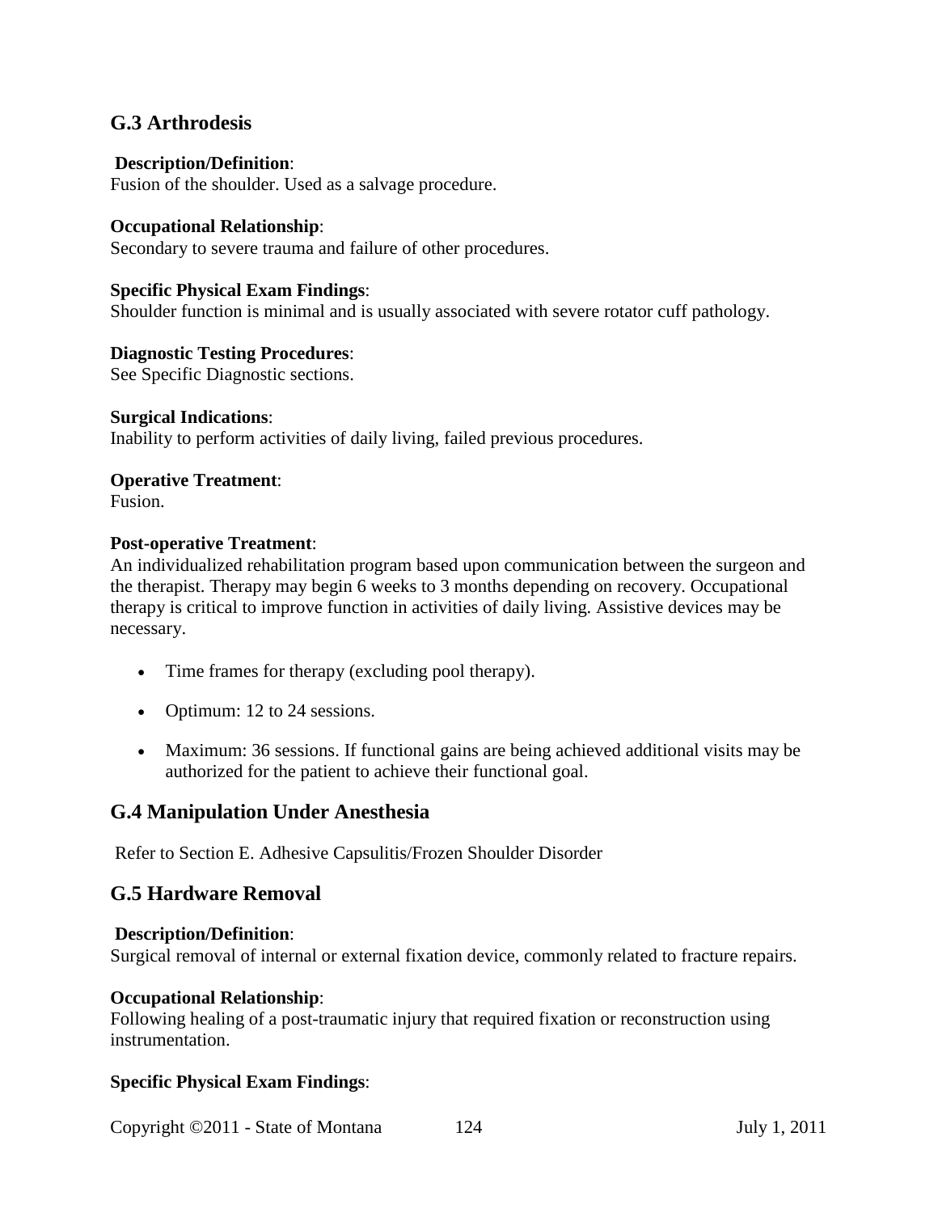## G.3 Arthrodesis

**Description/Definition**:
Fusion of the shoulder. Used as a salvage procedure.

**Occupational Relationship**:
Secondary to severe trauma and failure of other procedures.

**Specific Physical Exam Findings**:
Shoulder function is minimal and is usually associated with severe rotator cuff pathology.

**Diagnostic Testing Procedures**:
See Specific Diagnostic sections.

**Surgical Indications**:
Inability to perform activities of daily living, failed previous procedures.

**Operative Treatment**:
Fusion.

**Post-operative Treatment**:
An individualized rehabilitation program based upon communication between the surgeon and the therapist. Therapy may begin 6 weeks to 3 months depending on recovery. Occupational therapy is critical to improve function in activities of daily living. Assistive devices may be necessary.

- Time frames for therapy (excluding pool therapy).
- Optimum: 12 to 24 sessions.
- Maximum: 36 sessions. If functional gains are being achieved additional visits may be authorized for the patient to achieve their functional goal.

## G.4 Manipulation Under Anesthesia

Refer to Section E. Adhesive Capsulitis/Frozen Shoulder Disorder

## G.5 Hardware Removal

**Description/Definition**:
Surgical removal of internal or external fixation device, commonly related to fracture repairs.

**Occupational Relationship**:
Following healing of a post-traumatic injury that required fixation or reconstruction using instrumentation.

**Specific Physical Exam Findings**: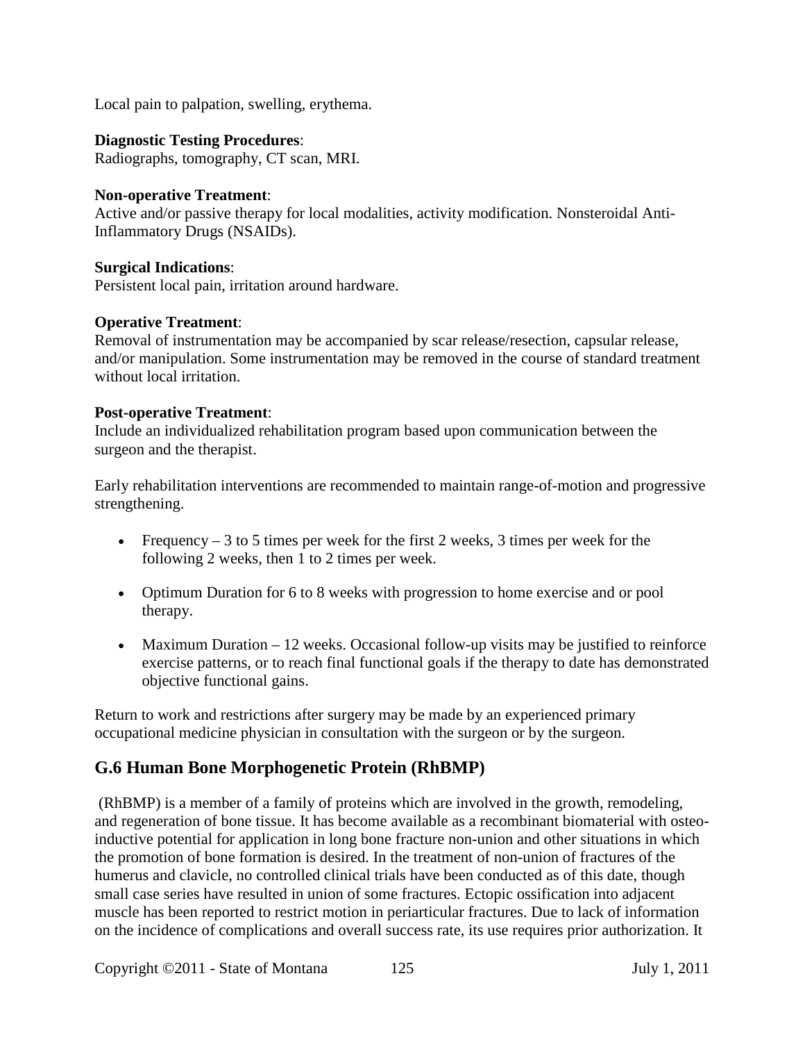Local pain to palpation, swelling, erythema.

**Diagnostic Testing Procedures**:
Radiographs, tomography, CT scan, MRI.

**Non-operative Treatment**:
Active and/or passive therapy for local modalities, activity modification. Nonsteroidal Anti-Inflammatory Drugs (NSAIDs).

**Surgical Indications**:
Persistent local pain, irritation around hardware.

**Operative Treatment**:
Removal of instrumentation may be accompanied by scar release/resection, capsular release, and/or manipulation. Some instrumentation may be removed in the course of standard treatment without local irritation.

**Post-operative Treatment**:
Include an individualized rehabilitation program based upon communication between the surgeon and the therapist.

Early rehabilitation interventions are recommended to maintain range-of-motion and progressive strengthening.

- Frequency – 3 to 5 times per week for the first 2 weeks, 3 times per week for the following 2 weeks, then 1 to 2 times per week.
- Optimum Duration for 6 to 8 weeks with progression to home exercise and or pool therapy.
- Maximum Duration – 12 weeks. Occasional follow-up visits may be justified to reinforce exercise patterns, or to reach final functional goals if the therapy to date has demonstrated objective functional gains.

Return to work and restrictions after surgery may be made by an experienced primary occupational medicine physician in consultation with the surgeon or by the surgeon.

## G.6 Human Bone Morphogenetic Protein (RhBMP)

(RhBMP) is a member of a family of proteins which are involved in the growth, remodeling, and regeneration of bone tissue. It has become available as a recombinant biomaterial with osteo-inductive potential for application in long bone fracture non-union and other situations in which the promotion of bone formation is desired. In the treatment of non-union of fractures of the humerus and clavicle, no controlled clinical trials have been conducted as of this date, though small case series have resulted in union of some fractures. Ectopic ossification into adjacent muscle has been reported to restrict motion in periarticular fractures. Due to lack of information on the incidence of complications and overall success rate, its use requires prior authorization. It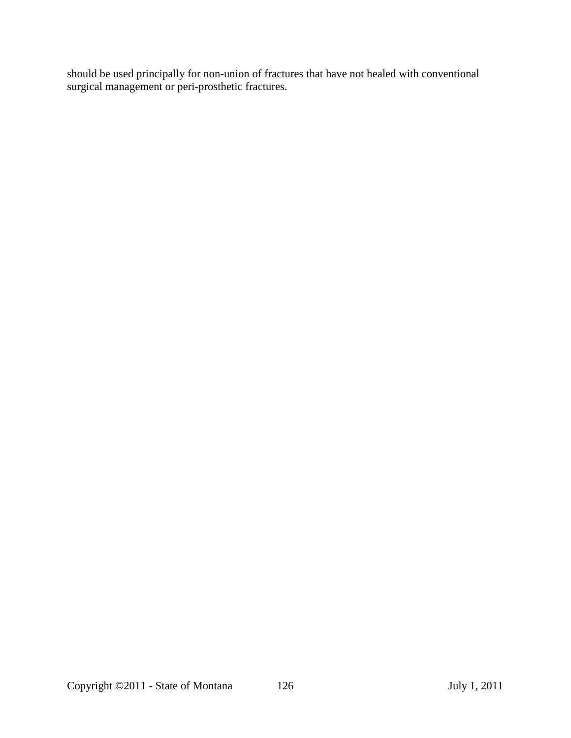should be used principally for non-union of fractures that have not healed with conventional surgical management or peri-prosthetic fractures.